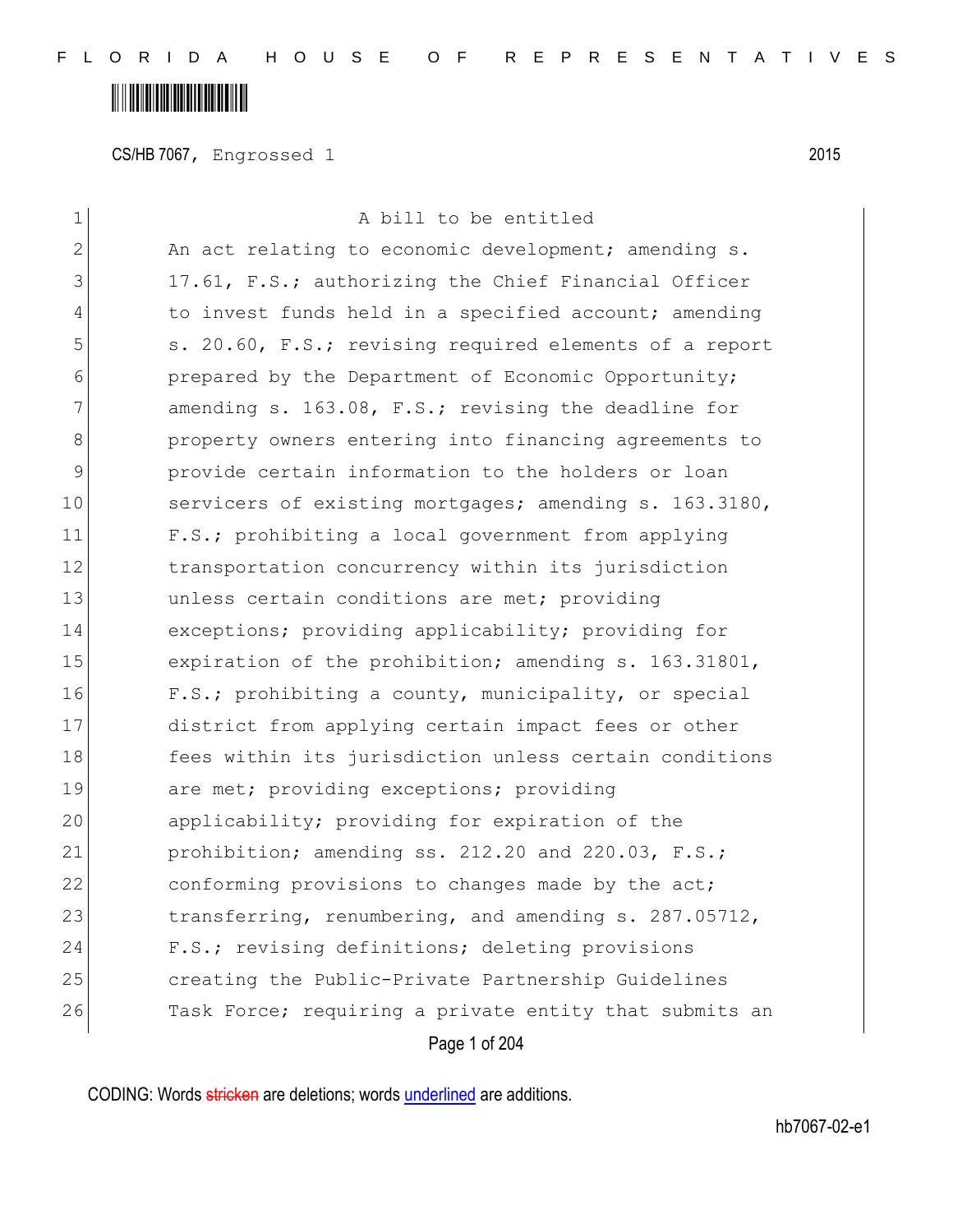CS/HB 7067, Engrossed 1 2015

A bill to be entitled

An act relating to economic development; amending s. 17.61, F.S.; authorizing the Chief Financial Officer to invest funds held in a specified account; amending s. 20.60, F.S.; revising required elements of a report prepared by the Department of Economic Opportunity; amending s. 163.08, F.S.; revising the deadline for property owners entering into financing agreements to provide certain information to the holders or loan servicers of existing mortgages; amending s. 163.3180, F.S.; prohibiting a local government from applying transportation concurrency within its jurisdiction unless certain conditions are met; providing exceptions; providing applicability; providing for expiration of the prohibition; amending s. 163.31801, F.S.; prohibiting a county, municipality, or special district from applying certain impact fees or other fees within its jurisdiction unless certain conditions are met; providing exceptions; providing applicability; providing for expiration of the prohibition; amending ss. 212.20 and 220.03, F.S.; conforming provisions to changes made by the act; transferring, renumbering, and amending s. 287.05712, F.S.; revising definitions; deleting provisions creating the Public-Private Partnership Guidelines Task Force; requiring a private entity that submits an

CODING: Words stricken are deletions; words underlined are additions.

hb7067-02-e1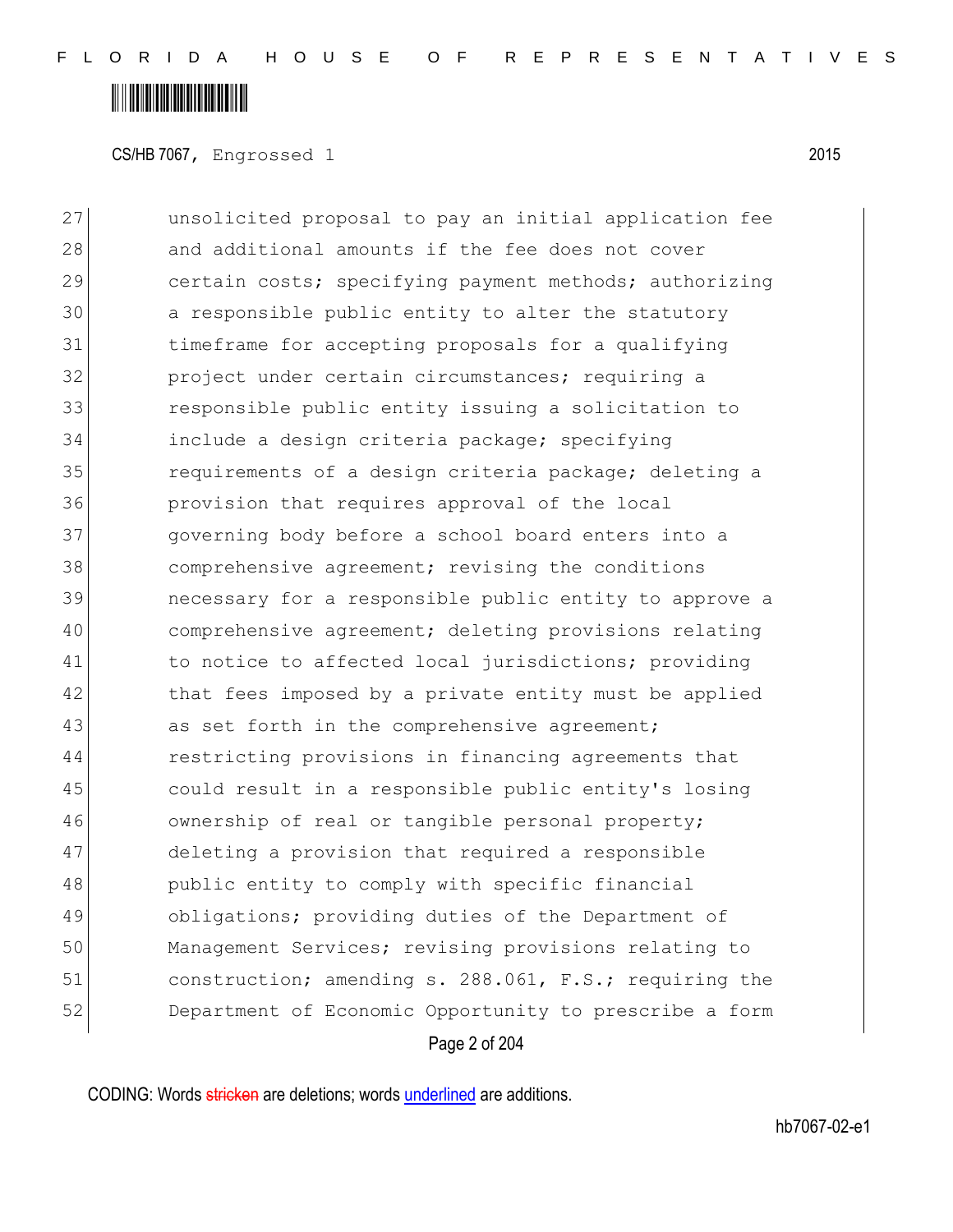27 unsolicited proposal to pay an initial application fee
28 and additional amounts if the fee does not cover
29 certain costs; specifying payment methods; authorizing
30 a responsible public entity to alter the statutory
31 timeframe for accepting proposals for a qualifying
32 project under certain circumstances; requiring a
33 responsible public entity issuing a solicitation to
34 include a design criteria package; specifying
35 requirements of a design criteria package; deleting a
36 provision that requires approval of the local
37 governing body before a school board enters into a
38 comprehensive agreement; revising the conditions
39 necessary for a responsible public entity to approve a
40 comprehensive agreement; deleting provisions relating
41 to notice to affected local jurisdictions; providing
42 that fees imposed by a private entity must be applied
43 as set forth in the comprehensive agreement;
44 restricting provisions in financing agreements that
45 could result in a responsible public entity's losing
46 ownership of real or tangible personal property;
47 deleting a provision that required a responsible
48 public entity to comply with specific financial
49 obligations; providing duties of the Department of
50 Management Services; revising provisions relating to
51 construction; amending s. 288.061, F.S.; requiring the
52 Department of Economic Opportunity to prescribe a form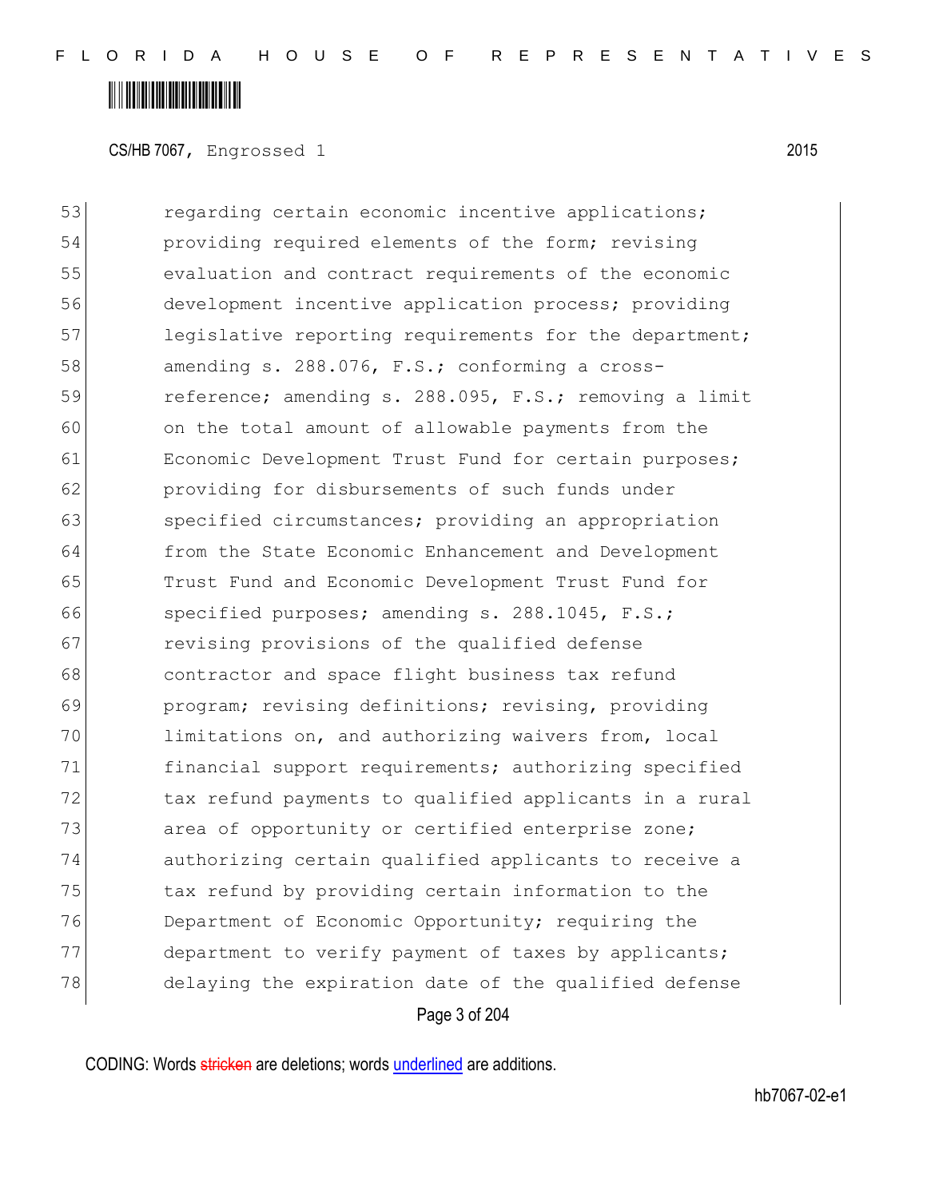53 regarding certain economic incentive applications;
54 providing required elements of the form; revising
55 evaluation and contract requirements of the economic
56 development incentive application process; providing
57 legislative reporting requirements for the department;
58 amending s. 288.076, F.S.; conforming a cross-
59 reference; amending s. 288.095, F.S.; removing a limit
60 on the total amount of allowable payments from the
61 Economic Development Trust Fund for certain purposes;
62 providing for disbursements of such funds under
63 specified circumstances; providing an appropriation
64 from the State Economic Enhancement and Development
65 Trust Fund and Economic Development Trust Fund for
66 specified purposes; amending s. 288.1045, F.S.;
67 revising provisions of the qualified defense
68 contractor and space flight business tax refund
69 program; revising definitions; revising, providing
70 limitations on, and authorizing waivers from, local
71 financial support requirements; authorizing specified
72 tax refund payments to qualified applicants in a rural
73 area of opportunity or certified enterprise zone;
74 authorizing certain qualified applicants to receive a
75 tax refund by providing certain information to the
76 Department of Economic Opportunity; requiring the
77 department to verify payment of taxes by applicants;
78 delaying the expiration date of the qualified defense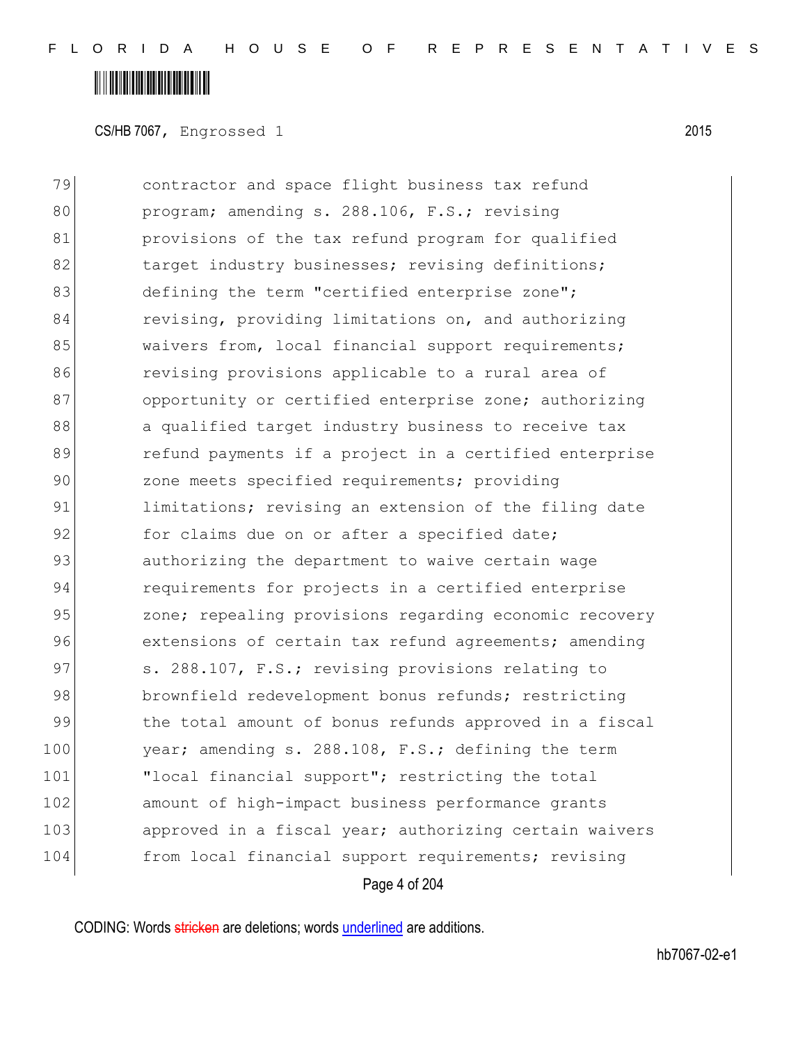79 contractor and space flight business tax refund
80 program; amending s. 288.106, F.S.; revising
81 provisions of the tax refund program for qualified
82 target industry businesses; revising definitions;
83 defining the term "certified enterprise zone";
84 revising, providing limitations on, and authorizing
85 waivers from, local financial support requirements;
86 revising provisions applicable to a rural area of
87 opportunity or certified enterprise zone; authorizing
88 a qualified target industry business to receive tax
89 refund payments if a project in a certified enterprise
90 zone meets specified requirements; providing
91 limitations; revising an extension of the filing date
92 for claims due on or after a specified date;
93 authorizing the department to waive certain wage
94 requirements for projects in a certified enterprise
95 zone; repealing provisions regarding economic recovery
96 extensions of certain tax refund agreements; amending
97 s. 288.107, F.S.; revising provisions relating to
98 brownfield redevelopment bonus refunds; restricting
99 the total amount of bonus refunds approved in a fiscal
100 year; amending s. 288.108, F.S.; defining the term
101 "local financial support"; restricting the total
102 amount of high-impact business performance grants
103 approved in a fiscal year; authorizing certain waivers
104 from local financial support requirements; revising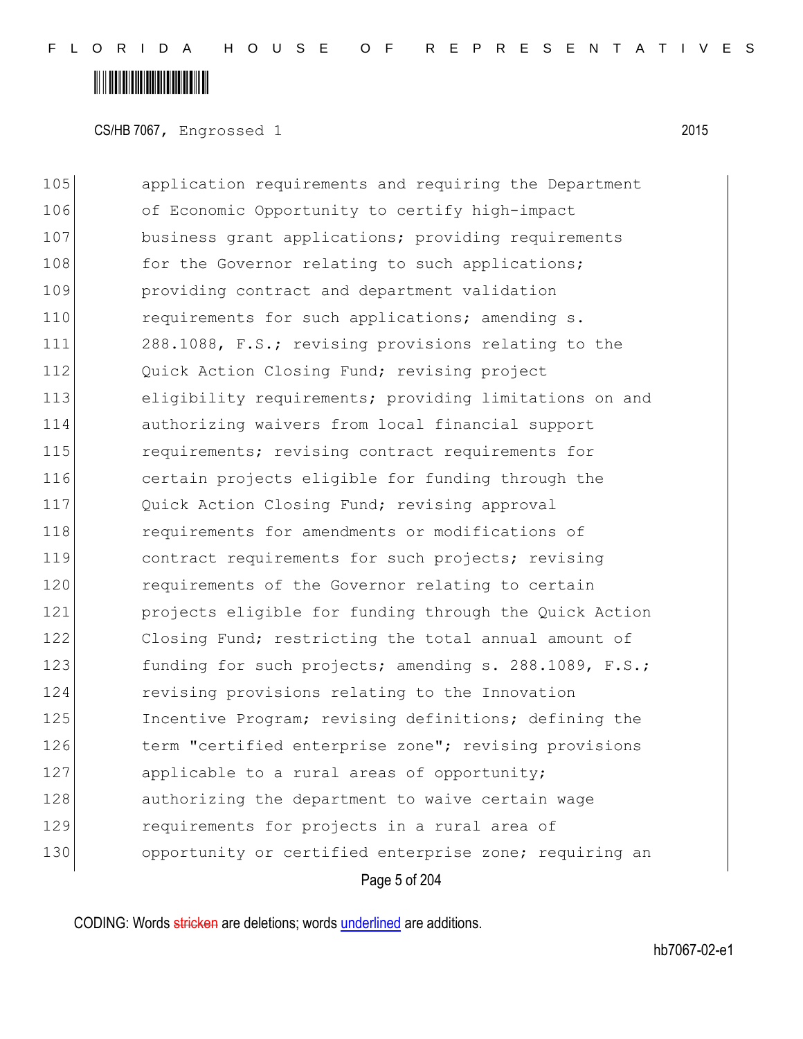105 application requirements and requiring the Department
106 of Economic Opportunity to certify high-impact
107 business grant applications; providing requirements
108 for the Governor relating to such applications;
109 providing contract and department validation
110 requirements for such applications; amending s.
111 288.1088, F.S.; revising provisions relating to the
112 Quick Action Closing Fund; revising project
113 eligibility requirements; providing limitations on and
114 authorizing waivers from local financial support
115 requirements; revising contract requirements for
116 certain projects eligible for funding through the
117 Quick Action Closing Fund; revising approval
118 requirements for amendments or modifications of
119 contract requirements for such projects; revising
120 requirements of the Governor relating to certain
121 projects eligible for funding through the Quick Action
122 Closing Fund; restricting the total annual amount of
123 funding for such projects; amending s. 288.1089, F.S.;
124 revising provisions relating to the Innovation
125 Incentive Program; revising definitions; defining the
126 term "certified enterprise zone"; revising provisions
127 applicable to a rural areas of opportunity;
128 authorizing the department to waive certain wage
129 requirements for projects in a rural area of
130 opportunity or certified enterprise zone; requiring an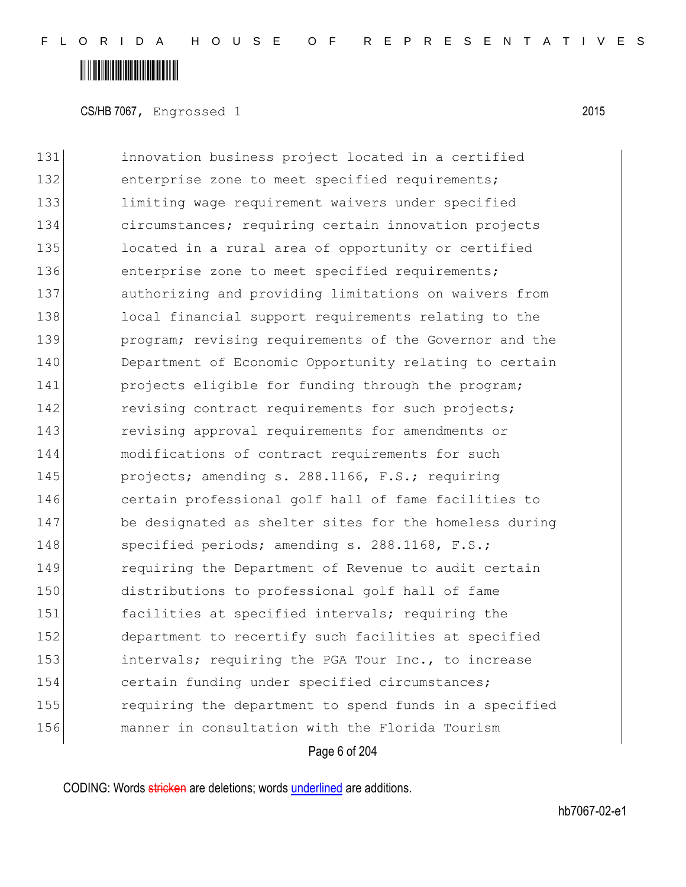CS/HB 7067, Engrossed 1 2015

131 innovation business project located in a certified
132 enterprise zone to meet specified requirements;
133 limiting wage requirement waivers under specified
134 circumstances; requiring certain innovation projects
135 located in a rural area of opportunity or certified
136 enterprise zone to meet specified requirements;
137 authorizing and providing limitations on waivers from
138 local financial support requirements relating to the
139 program; revising requirements of the Governor and the
140 Department of Economic Opportunity relating to certain
141 projects eligible for funding through the program;
142 revising contract requirements for such projects;
143 revising approval requirements for amendments or
144 modifications of contract requirements for such
145 projects; amending s. 288.1166, F.S.; requiring
146 certain professional golf hall of fame facilities to
147 be designated as shelter sites for the homeless during
148 specified periods; amending s. 288.1168, F.S.;
149 requiring the Department of Revenue to audit certain
150 distributions to professional golf hall of fame
151 facilities at specified intervals; requiring the
152 department to recertify such facilities at specified
153 intervals; requiring the PGA Tour Inc., to increase
154 certain funding under specified circumstances;
155 requiring the department to spend funds in a specified
156 manner in consultation with the Florida Tourism

CODING: Words stricken are deletions; words underlined are additions.

hb7067-02-e1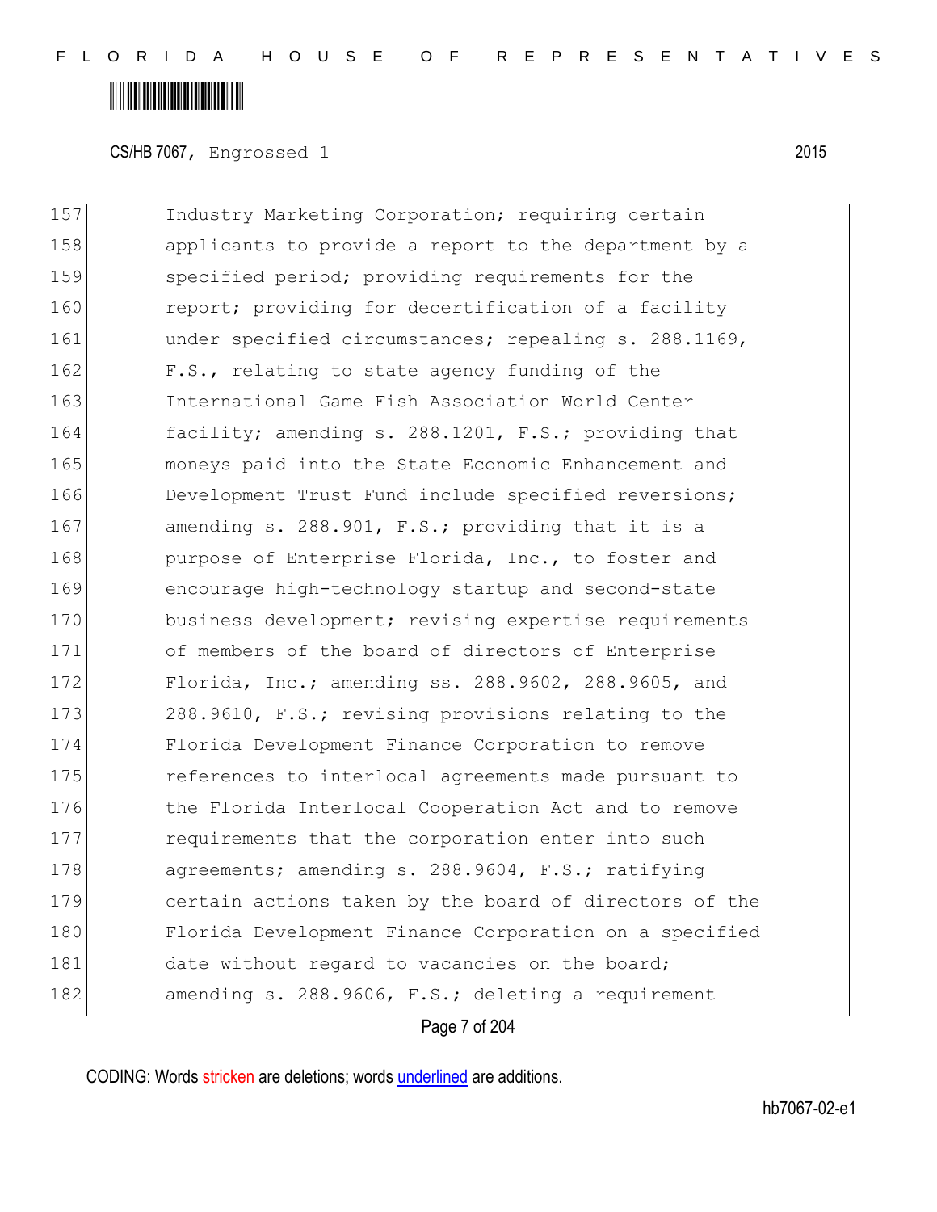CS/HB 7067, Engrossed 1 2015

157 Industry Marketing Corporation; requiring certain
158 applicants to provide a report to the department by a
159 specified period; providing requirements for the
160 report; providing for decertification of a facility
161 under specified circumstances; repealing s. 288.1169,
162 F.S., relating to state agency funding of the
163 International Game Fish Association World Center
164 facility; amending s. 288.1201, F.S.; providing that
165 moneys paid into the State Economic Enhancement and
166 Development Trust Fund include specified reversions;
167 amending s. 288.901, F.S.; providing that it is a
168 purpose of Enterprise Florida, Inc., to foster and
169 encourage high-technology startup and second-state
170 business development; revising expertise requirements
171 of members of the board of directors of Enterprise
172 Florida, Inc.; amending ss. 288.9602, 288.9605, and
173 288.9610, F.S.; revising provisions relating to the
174 Florida Development Finance Corporation to remove
175 references to interlocal agreements made pursuant to
176 the Florida Interlocal Cooperation Act and to remove
177 requirements that the corporation enter into such
178 agreements; amending s. 288.9604, F.S.; ratifying
179 certain actions taken by the board of directors of the
180 Florida Development Finance Corporation on a specified
181 date without regard to vacancies on the board;
182 amending s. 288.9606, F.S.; deleting a requirement

CODING: Words stricken are deletions; words underlined are additions.

hb7067-02-e1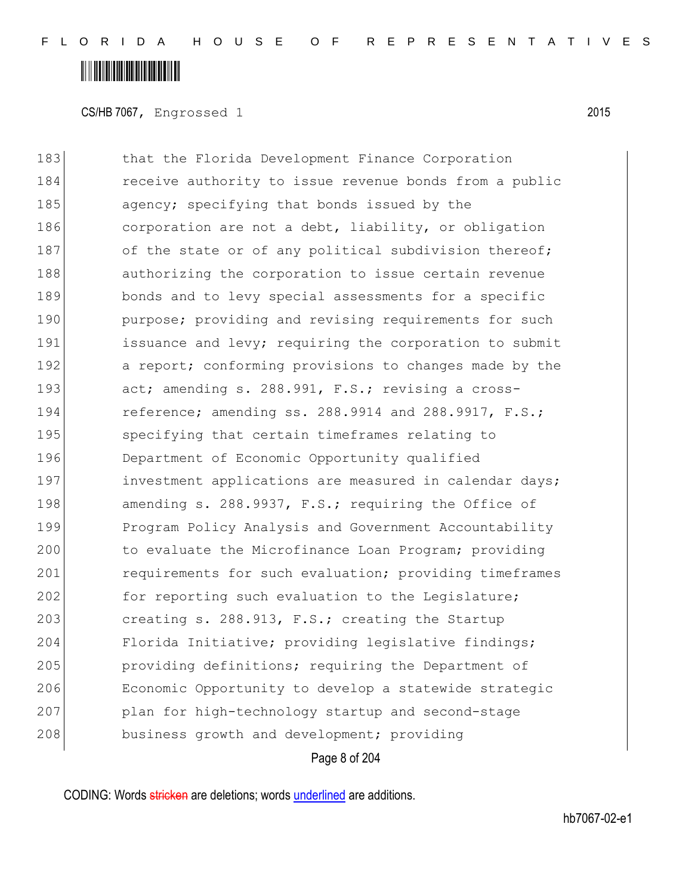183 that the Florida Development Finance Corporation
184 receive authority to issue revenue bonds from a public
185 agency; specifying that bonds issued by the
186 corporation are not a debt, liability, or obligation
187 of the state or of any political subdivision thereof;
188 authorizing the corporation to issue certain revenue
189 bonds and to levy special assessments for a specific
190 purpose; providing and revising requirements for such
191 issuance and levy; requiring the corporation to submit
192 a report; conforming provisions to changes made by the
193 act; amending s. 288.991, F.S.; revising a cross-
194 reference; amending ss. 288.9914 and 288.9917, F.S.;
195 specifying that certain timeframes relating to
196 Department of Economic Opportunity qualified
197 investment applications are measured in calendar days;
198 amending s. 288.9937, F.S.; requiring the Office of
199 Program Policy Analysis and Government Accountability
200 to evaluate the Microfinance Loan Program; providing
201 requirements for such evaluation; providing timeframes
202 for reporting such evaluation to the Legislature;
203 creating s. 288.913, F.S.; creating the Startup
204 Florida Initiative; providing legislative findings;
205 providing definitions; requiring the Department of
206 Economic Opportunity to develop a statewide strategic
207 plan for high-technology startup and second-stage
208 business growth and development; providing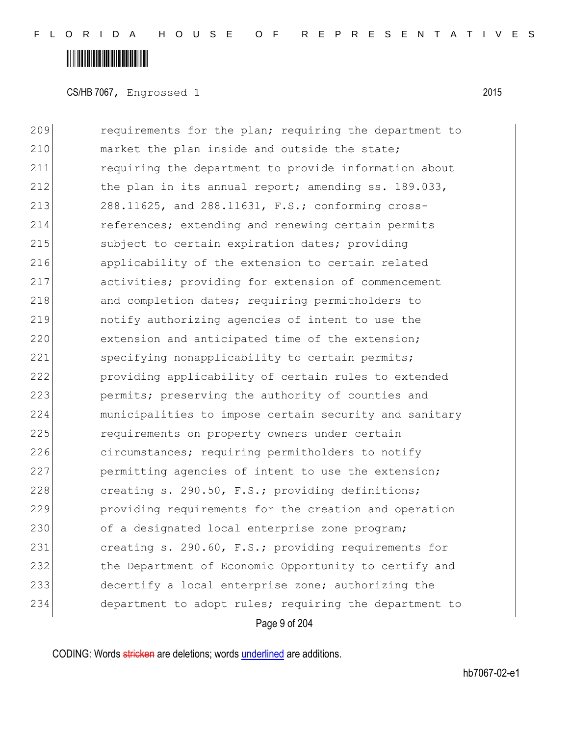requirements for the plan; requiring the department to market the plan inside and outside the state; requiring the department to provide information about the plan in its annual report; amending ss. 189.033, 288.11625, and 288.11631, F.S.; conforming cross-references; extending and renewing certain permits subject to certain expiration dates; providing applicability of the extension to certain related activities; providing for extension of commencement and completion dates; requiring permitholders to notify authorizing agencies of intent to use the extension and anticipated time of the extension; specifying nonapplicability to certain permits; providing applicability of certain rules to extended permits; preserving the authority of counties and municipalities to impose certain security and sanitary requirements on property owners under certain circumstances; requiring permitholders to notify permitting agencies of intent to use the extension; creating s. 290.50, F.S.; providing definitions; providing requirements for the creation and operation of a designated local enterprise zone program; creating s. 290.60, F.S.; providing requirements for the Department of Economic Opportunity to certify and decertify a local enterprise zone; authorizing the department to adopt rules; requiring the department to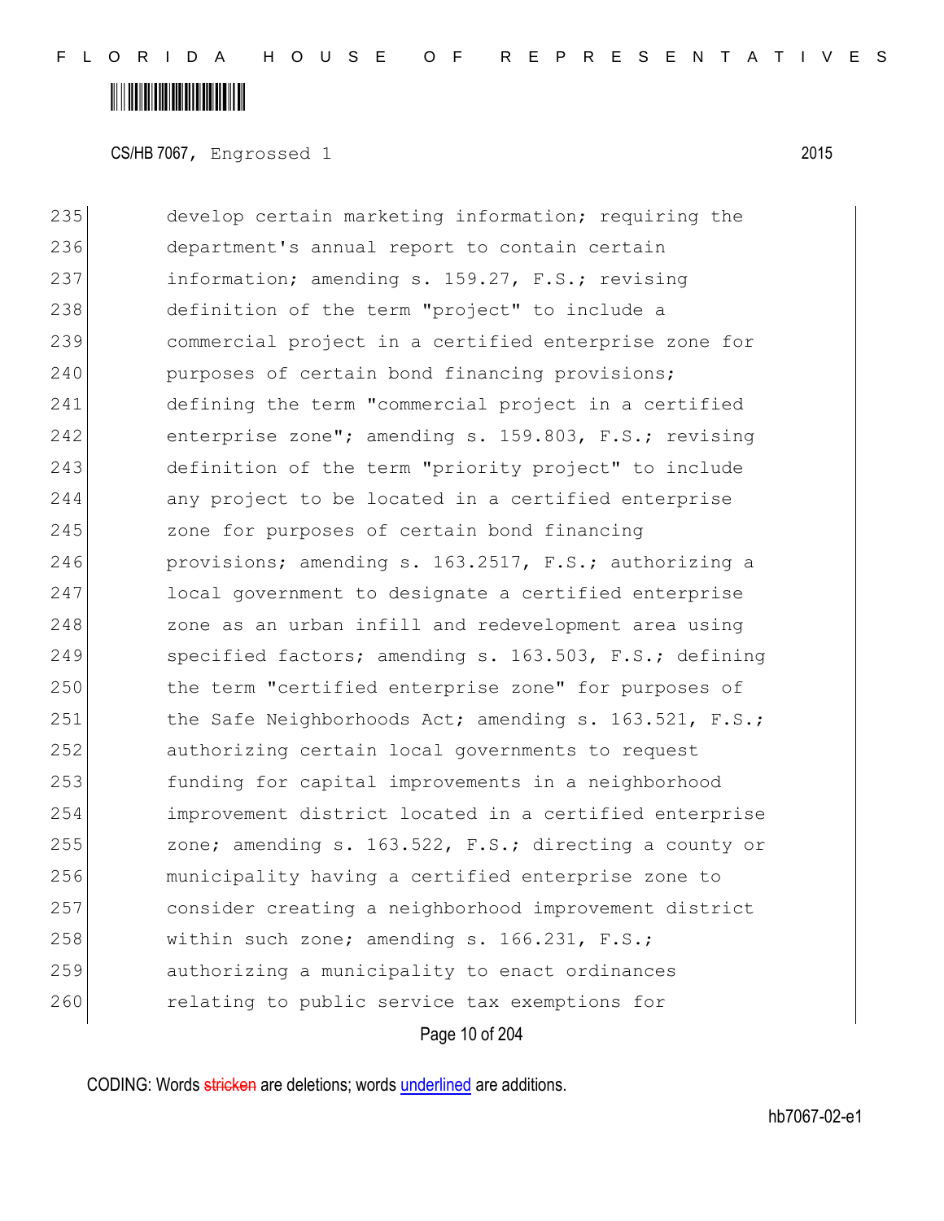235 develop certain marketing information; requiring the
236 department's annual report to contain certain
237 information; amending s. 159.27, F.S.; revising
238 definition of the term "project" to include a
239 commercial project in a certified enterprise zone for
240 purposes of certain bond financing provisions;
241 defining the term "commercial project in a certified
242 enterprise zone"; amending s. 159.803, F.S.; revising
243 definition of the term "priority project" to include
244 any project to be located in a certified enterprise
245 zone for purposes of certain bond financing
246 provisions; amending s. 163.2517, F.S.; authorizing a
247 local government to designate a certified enterprise
248 zone as an urban infill and redevelopment area using
249 specified factors; amending s. 163.503, F.S.; defining
250 the term "certified enterprise zone" for purposes of
251 the Safe Neighborhoods Act; amending s. 163.521, F.S.;
252 authorizing certain local governments to request
253 funding for capital improvements in a neighborhood
254 improvement district located in a certified enterprise
255 zone; amending s. 163.522, F.S.; directing a county or
256 municipality having a certified enterprise zone to
257 consider creating a neighborhood improvement district
258 within such zone; amending s. 166.231, F.S.;
259 authorizing a municipality to enact ordinances
260 relating to public service tax exemptions for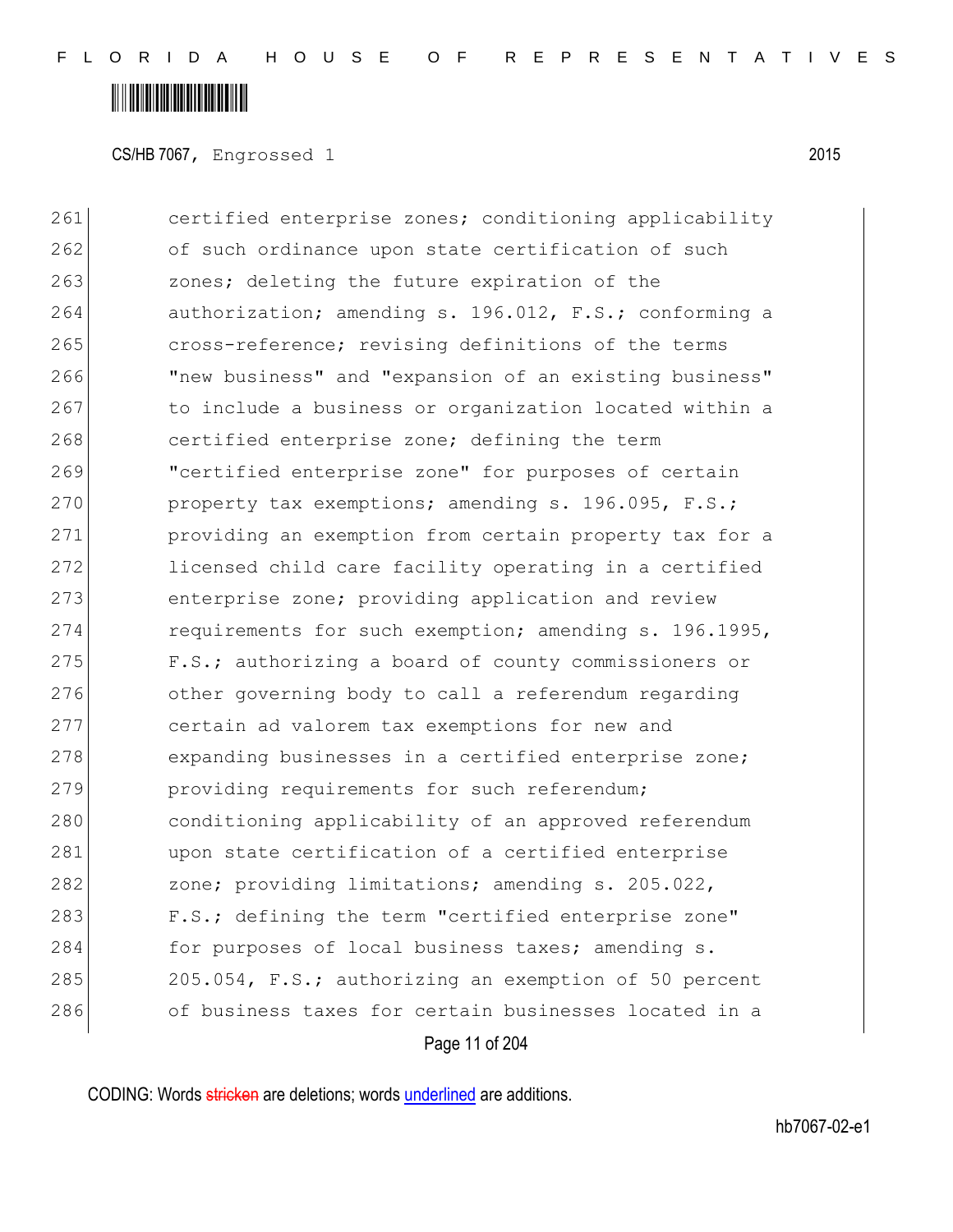261 certified enterprise zones; conditioning applicability
262 of such ordinance upon state certification of such
263 zones; deleting the future expiration of the
264 authorization; amending s. 196.012, F.S.; conforming a
265 cross-reference; revising definitions of the terms
266 "new business" and "expansion of an existing business"
267 to include a business or organization located within a
268 certified enterprise zone; defining the term
269 "certified enterprise zone" for purposes of certain
270 property tax exemptions; amending s. 196.095, F.S.;
271 providing an exemption from certain property tax for a
272 licensed child care facility operating in a certified
273 enterprise zone; providing application and review
274 requirements for such exemption; amending s. 196.1995,
275 F.S.; authorizing a board of county commissioners or
276 other governing body to call a referendum regarding
277 certain ad valorem tax exemptions for new and
278 expanding businesses in a certified enterprise zone;
279 providing requirements for such referendum;
280 conditioning applicability of an approved referendum
281 upon state certification of a certified enterprise
282 zone; providing limitations; amending s. 205.022,
283 F.S.; defining the term "certified enterprise zone"
284 for purposes of local business taxes; amending s.
285 205.054, F.S.; authorizing an exemption of 50 percent
286 of business taxes for certain businesses located in a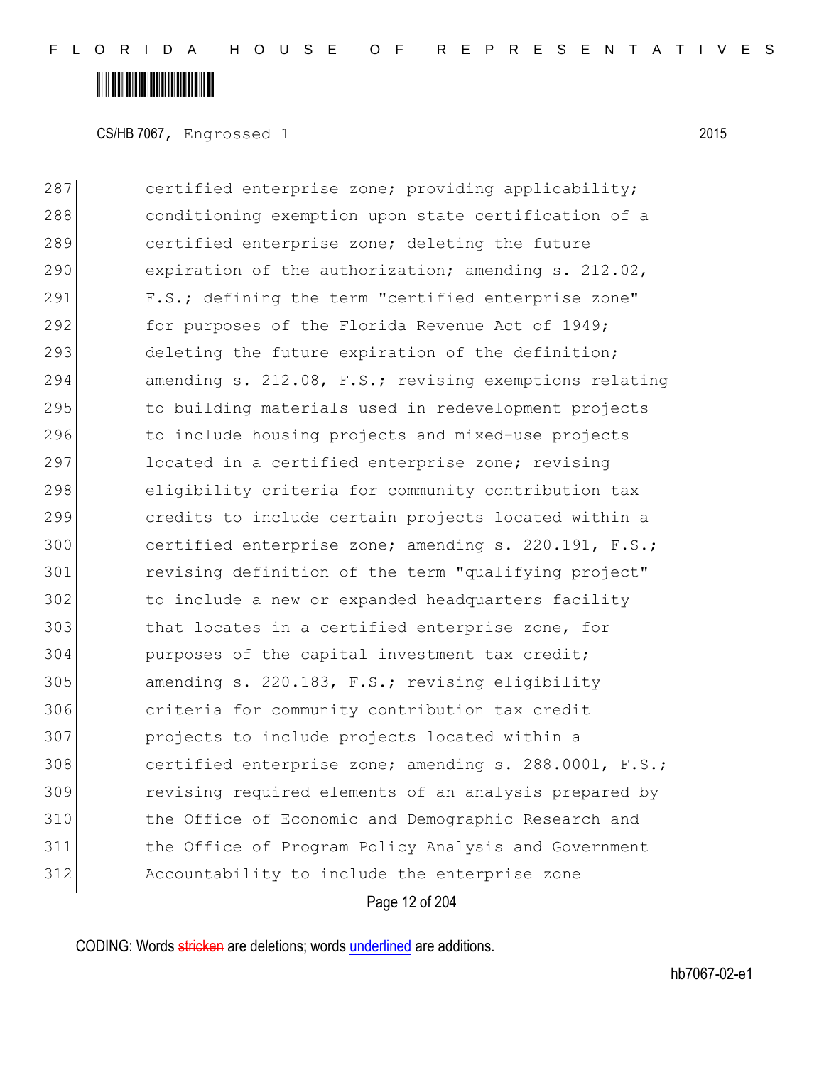287 certified enterprise zone; providing applicability;
288 conditioning exemption upon state certification of a
289 certified enterprise zone; deleting the future
290 expiration of the authorization; amending s. 212.02,
291 F.S.; defining the term "certified enterprise zone"
292 for purposes of the Florida Revenue Act of 1949;
293 deleting the future expiration of the definition;
294 amending s. 212.08, F.S.; revising exemptions relating
295 to building materials used in redevelopment projects
296 to include housing projects and mixed-use projects
297 located in a certified enterprise zone; revising
298 eligibility criteria for community contribution tax
299 credits to include certain projects located within a
300 certified enterprise zone; amending s. 220.191, F.S.;
301 revising definition of the term "qualifying project"
302 to include a new or expanded headquarters facility
303 that locates in a certified enterprise zone, for
304 purposes of the capital investment tax credit;
305 amending s. 220.183, F.S.; revising eligibility
306 criteria for community contribution tax credit
307 projects to include projects located within a
308 certified enterprise zone; amending s. 288.0001, F.S.;
309 revising required elements of an analysis prepared by
310 the Office of Economic and Demographic Research and
311 the Office of Program Policy Analysis and Government
312 Accountability to include the enterprise zone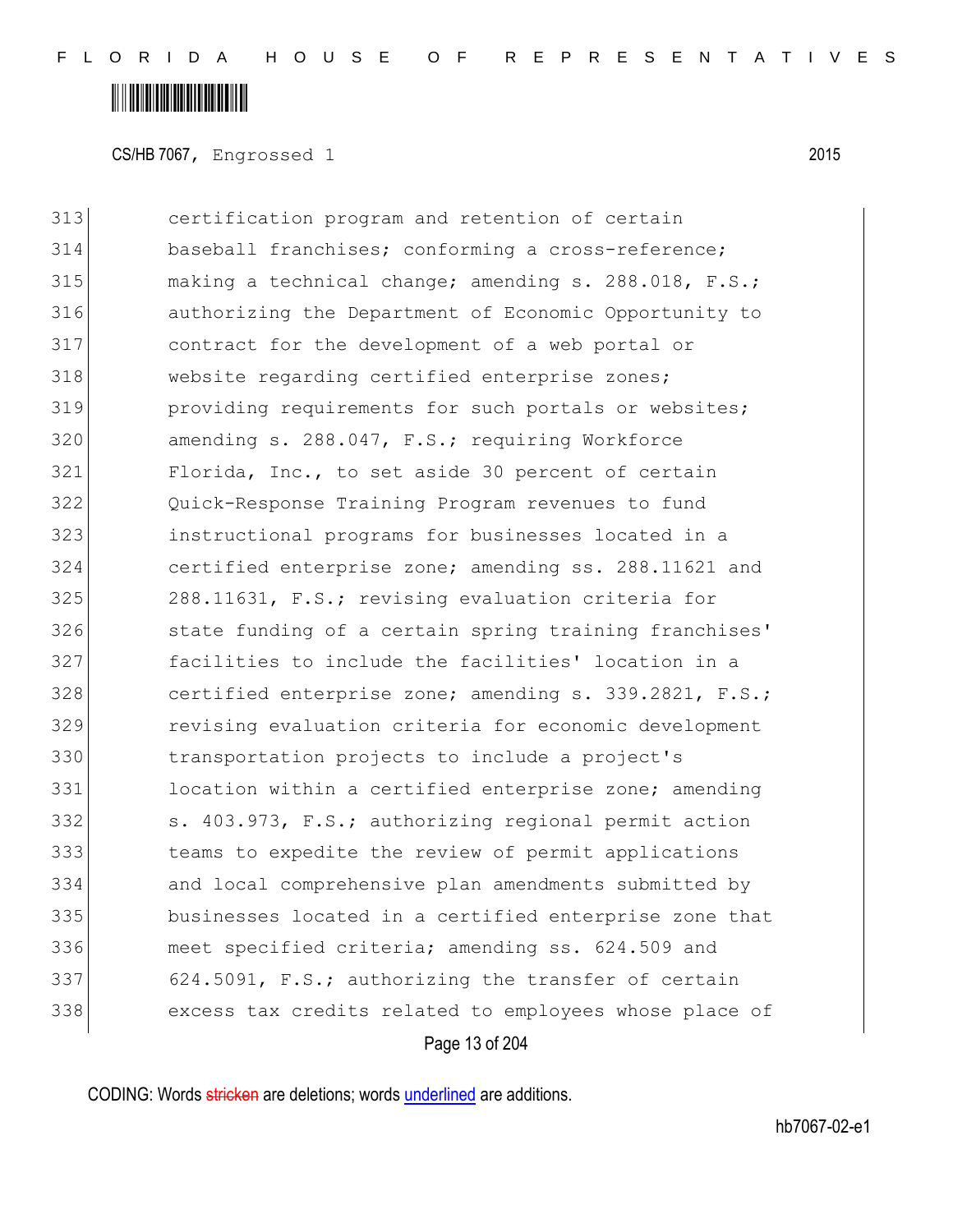CS/HB 7067, Engrossed 1 2015

313 certification program and retention of certain
314 baseball franchises; conforming a cross-reference;
315 making a technical change; amending s. 288.018, F.S.;
316 authorizing the Department of Economic Opportunity to
317 contract for the development of a web portal or
318 website regarding certified enterprise zones;
319 providing requirements for such portals or websites;
320 amending s. 288.047, F.S.; requiring Workforce
321 Florida, Inc., to set aside 30 percent of certain
322 Quick-Response Training Program revenues to fund
323 instructional programs for businesses located in a
324 certified enterprise zone; amending ss. 288.11621 and
325 288.11631, F.S.; revising evaluation criteria for
326 state funding of a certain spring training franchises'
327 facilities to include the facilities' location in a
328 certified enterprise zone; amending s. 339.2821, F.S.;
329 revising evaluation criteria for economic development
330 transportation projects to include a project's
331 location within a certified enterprise zone; amending
332 s. 403.973, F.S.; authorizing regional permit action
333 teams to expedite the review of permit applications
334 and local comprehensive plan amendments submitted by
335 businesses located in a certified enterprise zone that
336 meet specified criteria; amending ss. 624.509 and
337 624.5091, F.S.; authorizing the transfer of certain
338 excess tax credits related to employees whose place of

CODING: Words stricken are deletions; words underlined are additions.

hb7067-02-e1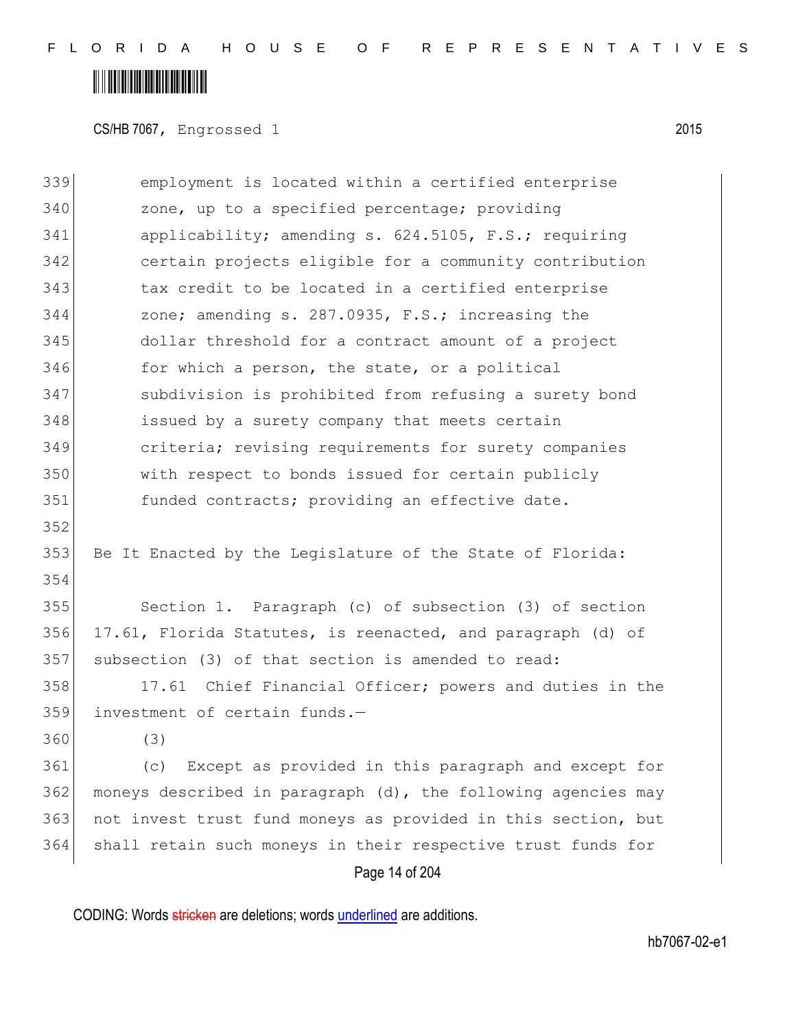employment is located within a certified enterprise zone, up to a specified percentage; providing applicability; amending s. 624.5105, F.S.; requiring certain projects eligible for a community contribution tax credit to be located in a certified enterprise zone; amending s. 287.0935, F.S.; increasing the dollar threshold for a contract amount of a project for which a person, the state, or a political subdivision is prohibited from refusing a surety bond issued by a surety company that meets certain criteria; revising requirements for surety companies with respect to bonds issued for certain publicly funded contracts; providing an effective date.

Be It Enacted by the Legislature of the State of Florida:

Section 1. Paragraph (c) of subsection (3) of section 17.61, Florida Statutes, is reenacted, and paragraph (d) of subsection (3) of that section is amended to read:

17.61 Chief Financial Officer; powers and duties in the investment of certain funds.—

(3)

(c) Except as provided in this paragraph and except for moneys described in paragraph (d), the following agencies may not invest trust fund moneys as provided in this section, but shall retain such moneys in their respective trust funds for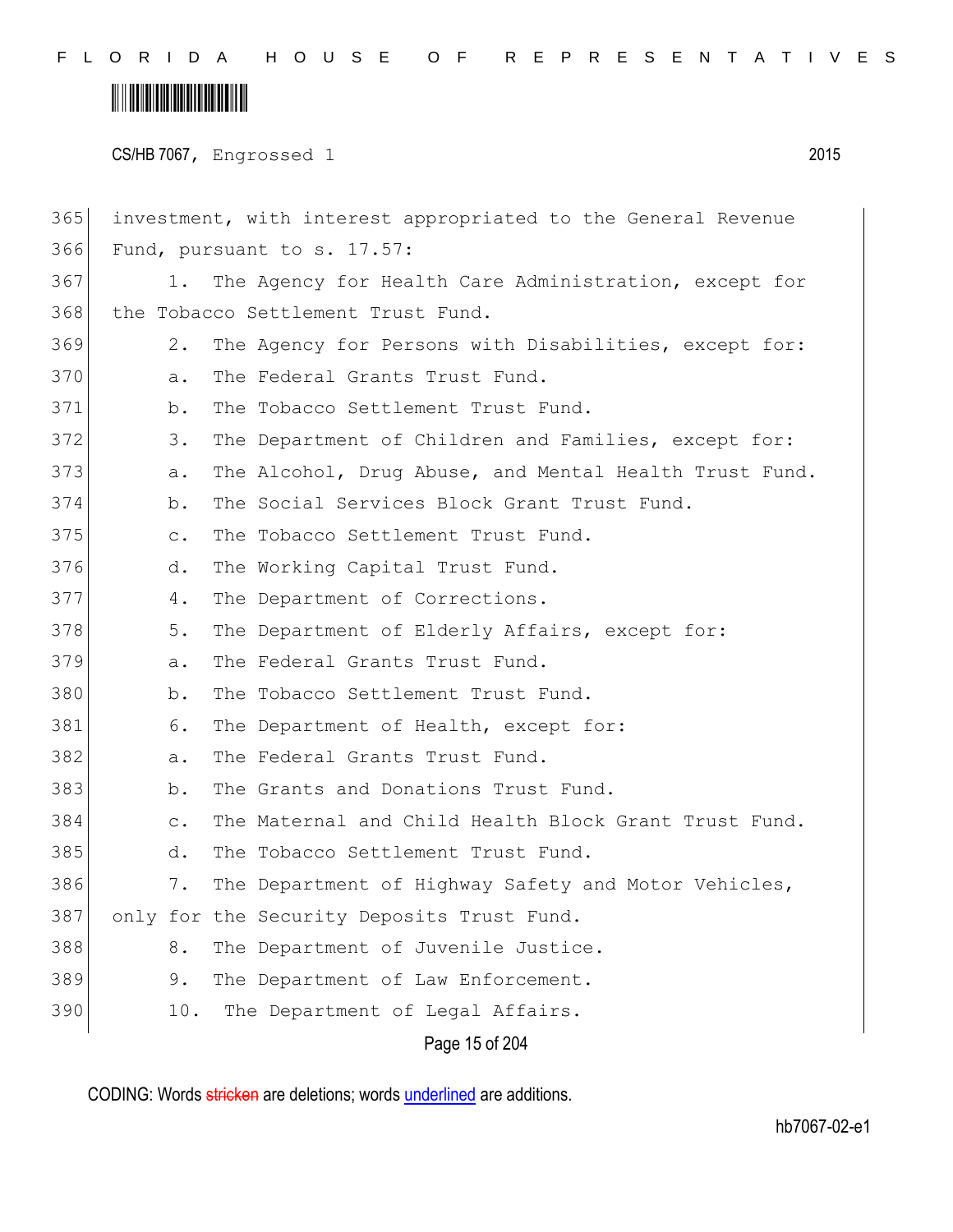investment, with interest appropriated to the General Revenue Fund, pursuant to s. 17.57:

1. The Agency for Health Care Administration, except for the Tobacco Settlement Trust Fund.

2. The Agency for Persons with Disabilities, except for:

a. The Federal Grants Trust Fund.

b. The Tobacco Settlement Trust Fund.

3. The Department of Children and Families, except for:

a. The Alcohol, Drug Abuse, and Mental Health Trust Fund.

b. The Social Services Block Grant Trust Fund.

c. The Tobacco Settlement Trust Fund.

d. The Working Capital Trust Fund.

4. The Department of Corrections.

5. The Department of Elderly Affairs, except for:

a. The Federal Grants Trust Fund.

b. The Tobacco Settlement Trust Fund.

6. The Department of Health, except for:

a. The Federal Grants Trust Fund.

b. The Grants and Donations Trust Fund.

c. The Maternal and Child Health Block Grant Trust Fund.

d. The Tobacco Settlement Trust Fund.

7. The Department of Highway Safety and Motor Vehicles, only for the Security Deposits Trust Fund.

8. The Department of Juvenile Justice.

9. The Department of Law Enforcement.

10. The Department of Legal Affairs.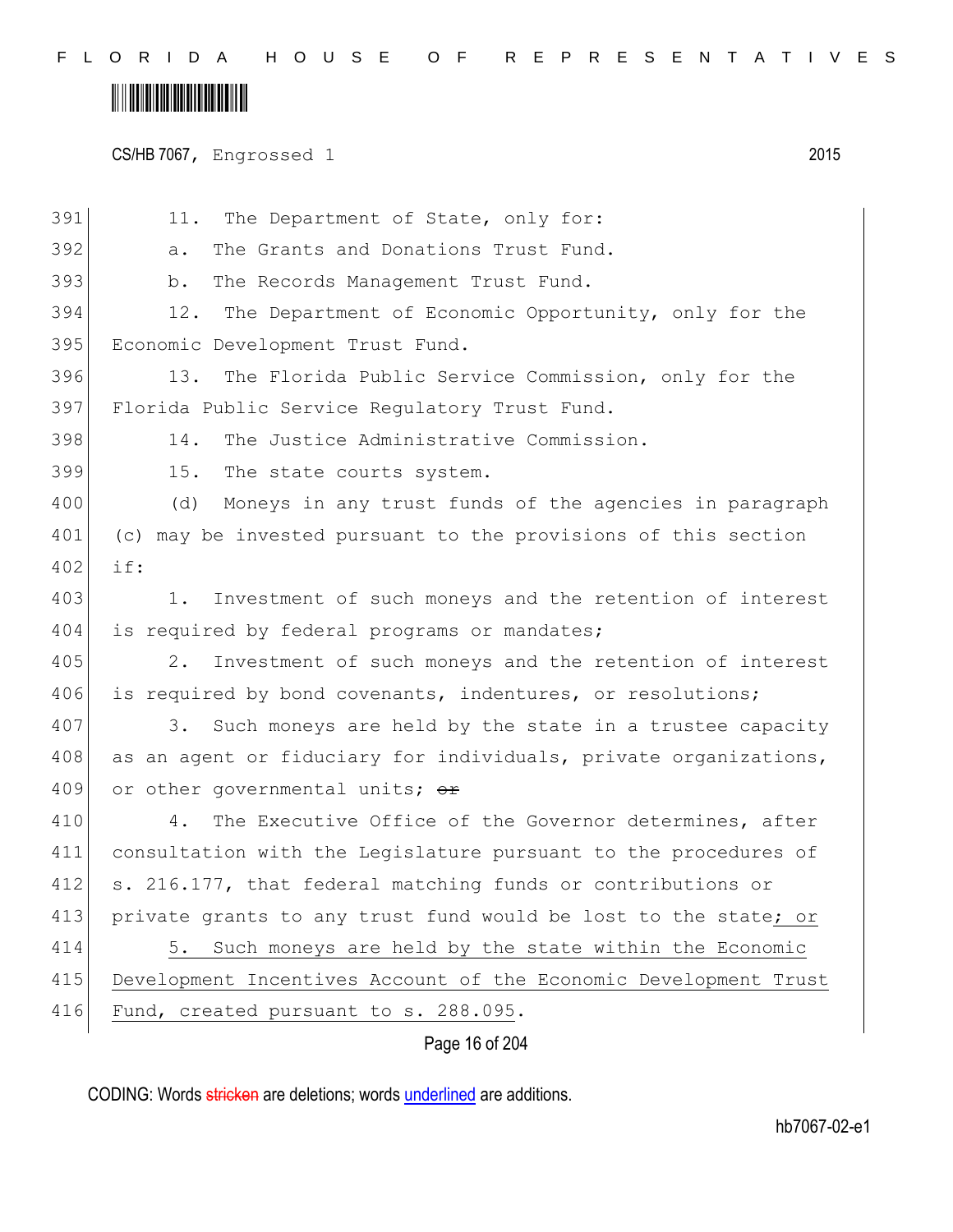11. The Department of State, only for:

a. The Grants and Donations Trust Fund.

b. The Records Management Trust Fund.

12. The Department of Economic Opportunity, only for the Economic Development Trust Fund.

13. The Florida Public Service Commission, only for the Florida Public Service Regulatory Trust Fund.

14. The Justice Administrative Commission.

15. The state courts system.

(d) Moneys in any trust funds of the agencies in paragraph (c) may be invested pursuant to the provisions of this section if:

1. Investment of such moneys and the retention of interest is required by federal programs or mandates;

2. Investment of such moneys and the retention of interest is required by bond covenants, indentures, or resolutions;

3. Such moneys are held by the state in a trustee capacity as an agent or fiduciary for individuals, private organizations, or other governmental units; ~~or~~

4. The Executive Office of the Governor determines, after consultation with the Legislature pursuant to the procedures of s. 216.177, that federal matching funds or contributions or private grants to any trust fund would be lost to the state; or

5. Such moneys are held by the state within the Economic Development Incentives Account of the Economic Development Trust Fund, created pursuant to s. 288.095.

CODING: Words ~~stricken~~ are deletions; words underlined are additions.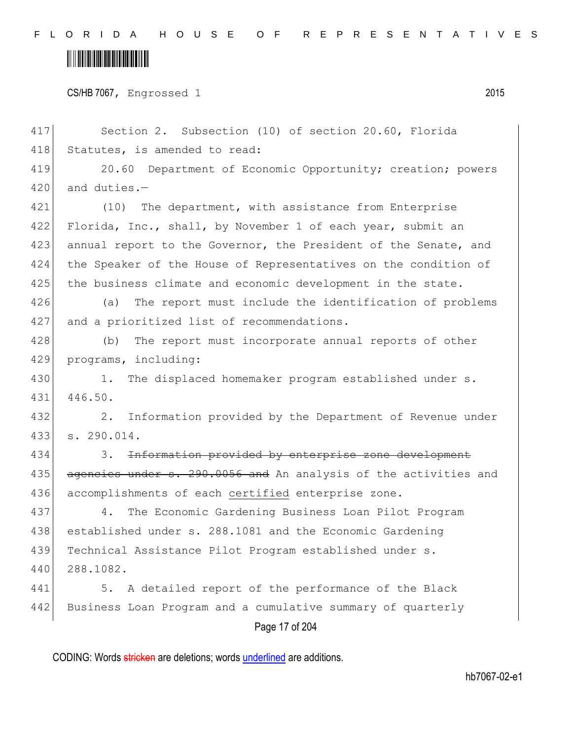Section 2. Subsection (10) of section 20.60, Florida Statutes, is amended to read:

20.60 Department of Economic Opportunity; creation; powers and duties.—

(10) The department, with assistance from Enterprise Florida, Inc., shall, by November 1 of each year, submit an annual report to the Governor, the President of the Senate, and the Speaker of the House of Representatives on the condition of the business climate and economic development in the state.

(a) The report must include the identification of problems and a prioritized list of recommendations.

(b) The report must incorporate annual reports of other programs, including:

1. The displaced homemaker program established under s. 446.50.

2. Information provided by the Department of Revenue under s. 290.014.

3. ~~Information provided by enterprise zone development agencies under s. 290.0056 and~~ An analysis of the activities and accomplishments of each <u>certified</u> enterprise zone.

4. The Economic Gardening Business Loan Pilot Program established under s. 288.1081 and the Economic Gardening Technical Assistance Pilot Program established under s. 288.1082.

5. A detailed report of the performance of the Black Business Loan Program and a cumulative summary of quarterly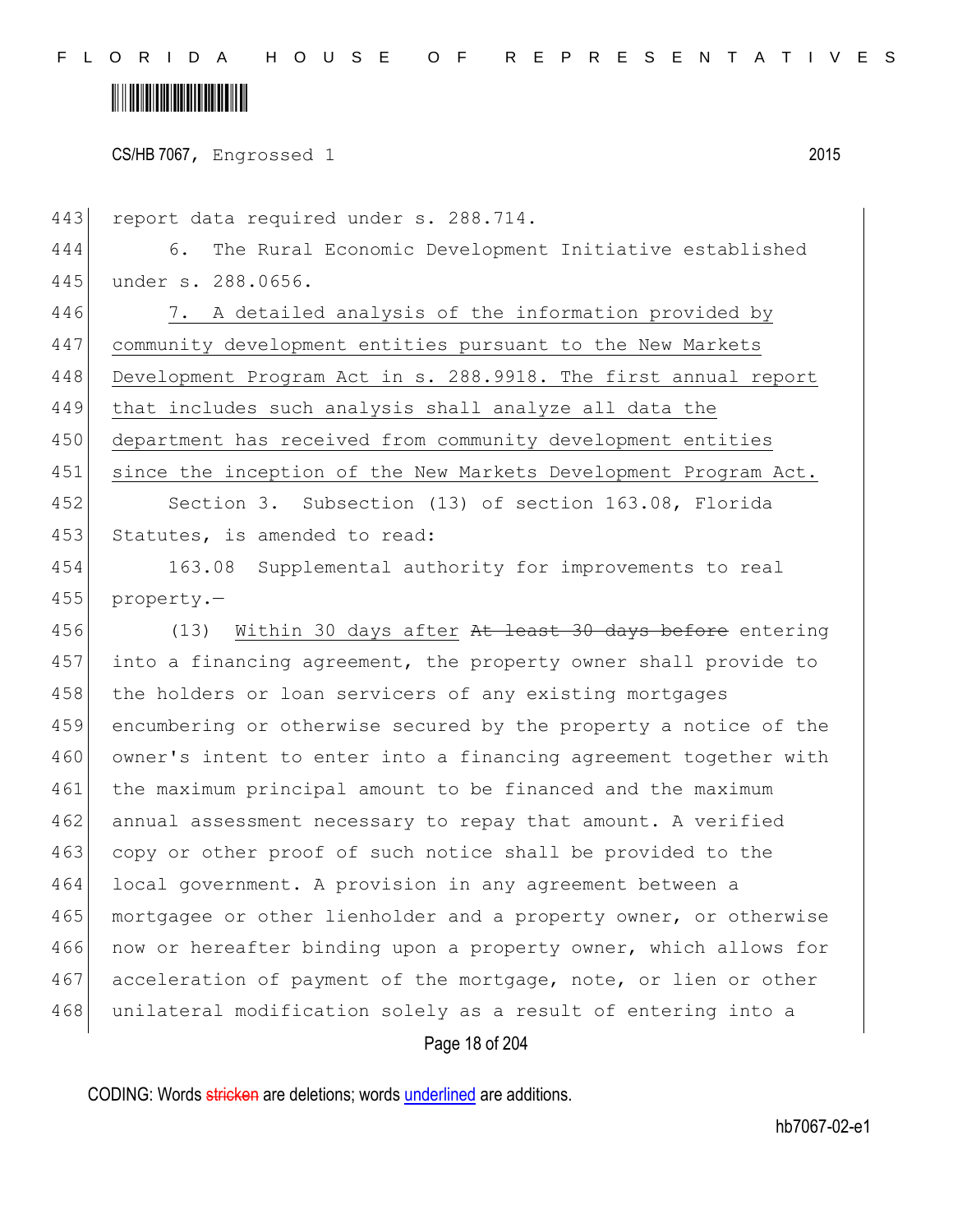report data required under s. 288.714.

6. The Rural Economic Development Initiative established under s. 288.0656.

<u>7. A detailed analysis of the information provided by community development entities pursuant to the New Markets Development Program Act in s. 288.9918. The first annual report that includes such analysis shall analyze all data the department has received from community development entities since the inception of the New Markets Development Program Act.</u>

Section 3. Subsection (13) of section 163.08, Florida Statutes, is amended to read:

163.08 Supplemental authority for improvements to real property.—

(13) <u>Within 30 days after</u> ~~At least 30 days before~~ entering into a financing agreement, the property owner shall provide to the holders or loan servicers of any existing mortgages encumbering or otherwise secured by the property a notice of the owner's intent to enter into a financing agreement together with the maximum principal amount to be financed and the maximum annual assessment necessary to repay that amount. A verified copy or other proof of such notice shall be provided to the local government. A provision in any agreement between a mortgagee or other lienholder and a property owner, or otherwise now or hereafter binding upon a property owner, which allows for acceleration of payment of the mortgage, note, or lien or other unilateral modification solely as a result of entering into a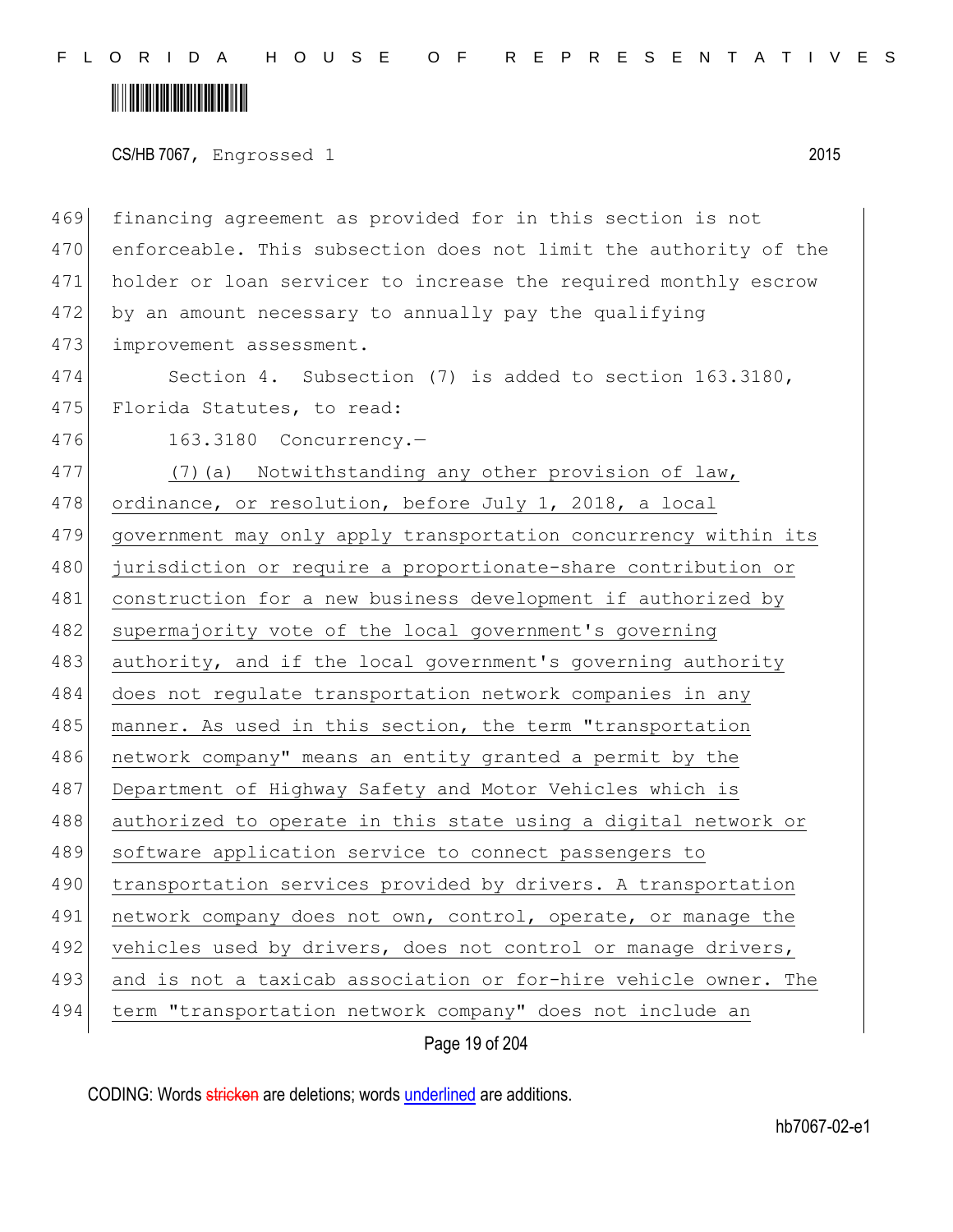financing agreement as provided for in this section is not enforceable. This subsection does not limit the authority of the holder or loan servicer to increase the required monthly escrow by an amount necessary to annually pay the qualifying improvement assessment.

Section 4. Subsection (7) is added to section 163.3180, Florida Statutes, to read:

163.3180 Concurrency.—

<u>(7)(a) Notwithstanding any other provision of law, ordinance, or resolution, before July 1, 2018, a local government may only apply transportation concurrency within its jurisdiction or require a proportionate-share contribution or construction for a new business development if authorized by supermajority vote of the local government's governing authority, and if the local government's governing authority does not regulate transportation network companies in any manner. As used in this section, the term "transportation network company" means an entity granted a permit by the Department of Highway Safety and Motor Vehicles which is authorized to operate in this state using a digital network or software application service to connect passengers to transportation services provided by drivers. A transportation network company does not own, control, operate, or manage the vehicles used by drivers, does not control or manage drivers, and is not a taxicab association or for-hire vehicle owner. The term "transportation network company" does not include an</u>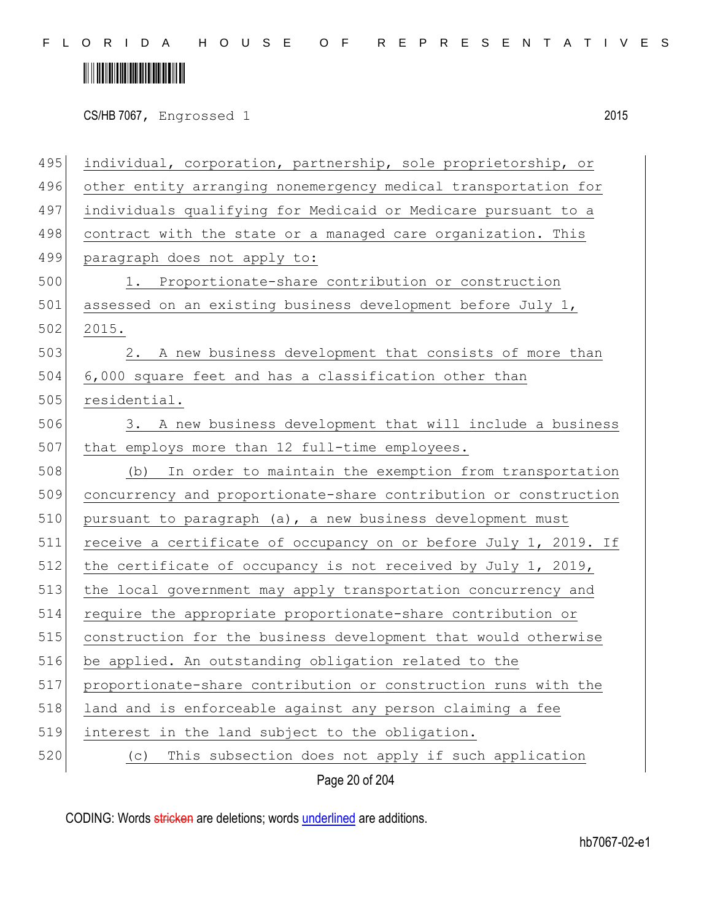individual, corporation, partnership, sole proprietorship, or other entity arranging nonemergency medical transportation for individuals qualifying for Medicaid or Medicare pursuant to a contract with the state or a managed care organization. This paragraph does not apply to:

1. Proportionate-share contribution or construction assessed on an existing business development before July 1, 2015.

2. A new business development that consists of more than 6,000 square feet and has a classification other than residential.

3. A new business development that will include a business that employs more than 12 full-time employees.

(b) In order to maintain the exemption from transportation concurrency and proportionate-share contribution or construction pursuant to paragraph (a), a new business development must receive a certificate of occupancy on or before July 1, 2019. If the certificate of occupancy is not received by July 1, 2019, the local government may apply transportation concurrency and require the appropriate proportionate-share contribution or construction for the business development that would otherwise be applied. An outstanding obligation related to the proportionate-share contribution or construction runs with the land and is enforceable against any person claiming a fee interest in the land subject to the obligation.

(c) This subsection does not apply if such application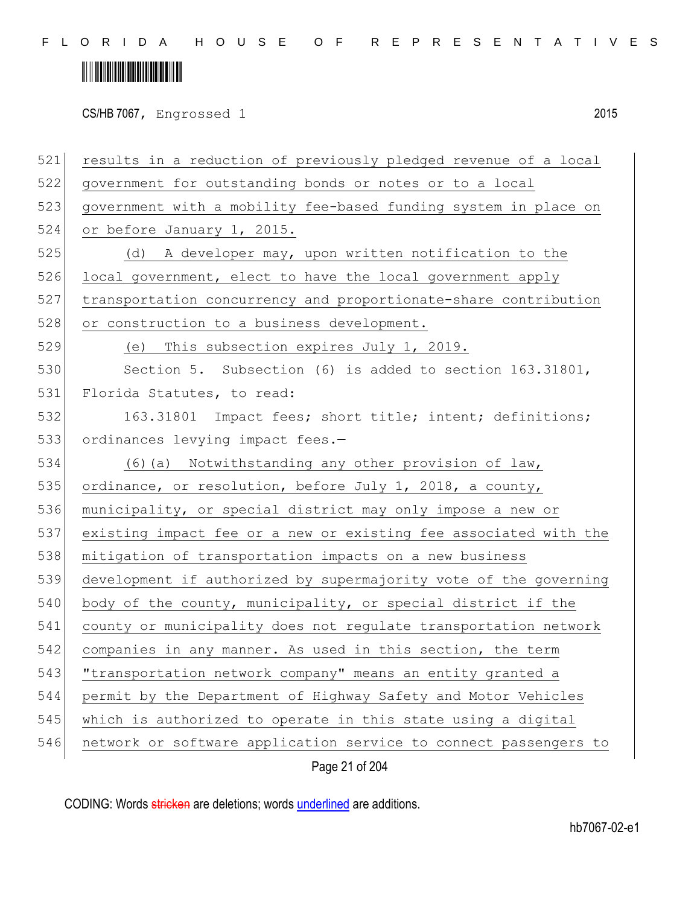results in a reduction of previously pledged revenue of a local government for outstanding bonds or notes or to a local government with a mobility fee-based funding system in place on or before January 1, 2015.

(d) A developer may, upon written notification to the local government, elect to have the local government apply transportation concurrency and proportionate-share contribution or construction to a business development.

(e) This subsection expires July 1, 2019.

Section 5. Subsection (6) is added to section 163.31801, Florida Statutes, to read:

163.31801 Impact fees; short title; intent; definitions; ordinances levying impact fees.—

(6)(a) Notwithstanding any other provision of law, ordinance, or resolution, before July 1, 2018, a county, municipality, or special district may only impose a new or existing impact fee or a new or existing fee associated with the mitigation of transportation impacts on a new business development if authorized by supermajority vote of the governing body of the county, municipality, or special district if the county or municipality does not regulate transportation network companies in any manner. As used in this section, the term "transportation network company" means an entity granted a permit by the Department of Highway Safety and Motor Vehicles which is authorized to operate in this state using a digital network or software application service to connect passengers to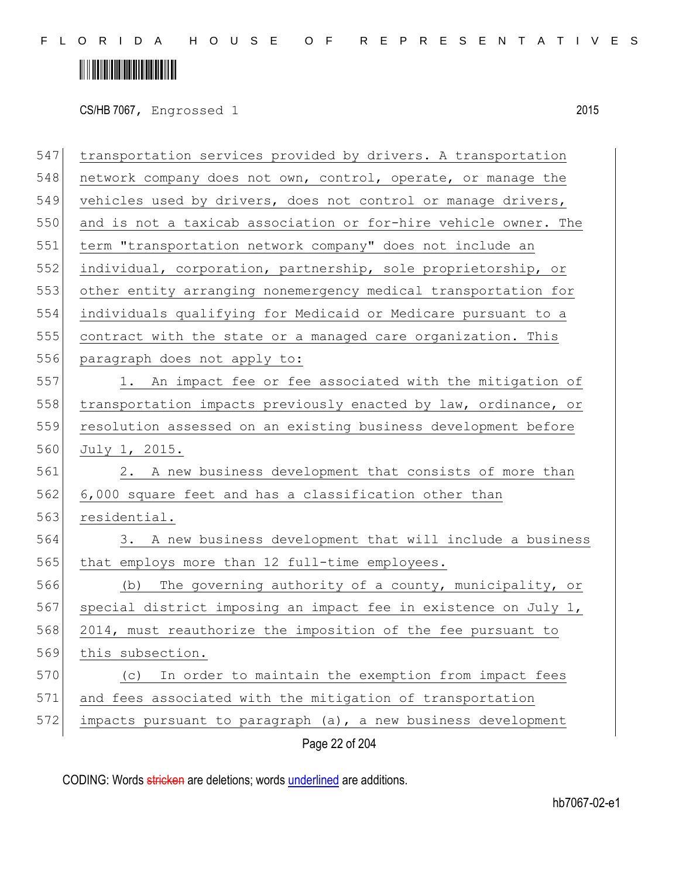transportation services provided by drivers. A transportation network company does not own, control, operate, or manage the vehicles used by drivers, does not control or manage drivers, and is not a taxicab association or for-hire vehicle owner. The term "transportation network company" does not include an individual, corporation, partnership, sole proprietorship, or other entity arranging nonemergency medical transportation for individuals qualifying for Medicaid or Medicare pursuant to a contract with the state or a managed care organization. This paragraph does not apply to:

1. An impact fee or fee associated with the mitigation of transportation impacts previously enacted by law, ordinance, or resolution assessed on an existing business development before July 1, 2015.

2. A new business development that consists of more than 6,000 square feet and has a classification other than residential.

3. A new business development that will include a business that employs more than 12 full-time employees.

(b) The governing authority of a county, municipality, or special district imposing an impact fee in existence on July 1, 2014, must reauthorize the imposition of the fee pursuant to this subsection.

(c) In order to maintain the exemption from impact fees and fees associated with the mitigation of transportation impacts pursuant to paragraph (a), a new business development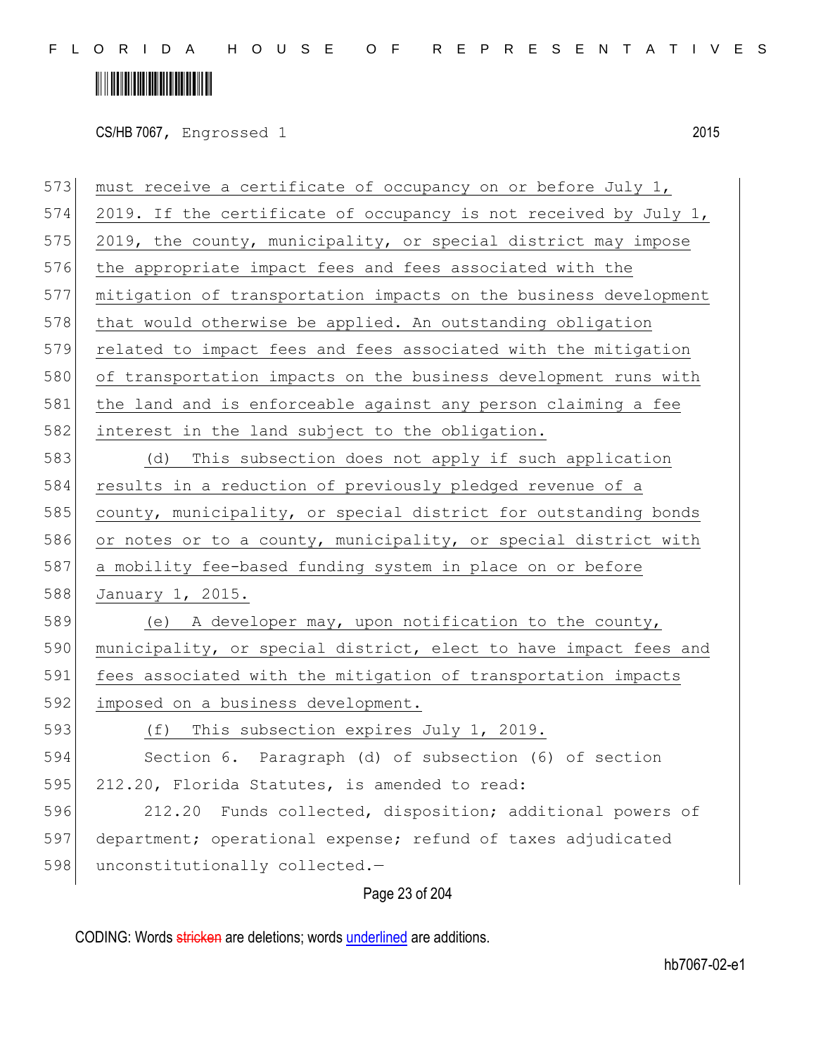must receive a certificate of occupancy on or before July 1, 2019. If the certificate of occupancy is not received by July 1, 2019, the county, municipality, or special district may impose the appropriate impact fees and fees associated with the mitigation of transportation impacts on the business development that would otherwise be applied. An outstanding obligation related to impact fees and fees associated with the mitigation of transportation impacts on the business development runs with the land and is enforceable against any person claiming a fee interest in the land subject to the obligation.

(d) This subsection does not apply if such application results in a reduction of previously pledged revenue of a county, municipality, or special district for outstanding bonds or notes or to a county, municipality, or special district with a mobility fee-based funding system in place on or before January 1, 2015.

(e) A developer may, upon notification to the county, municipality, or special district, elect to have impact fees and fees associated with the mitigation of transportation impacts imposed on a business development.

(f) This subsection expires July 1, 2019.

Section 6. Paragraph (d) of subsection (6) of section 212.20, Florida Statutes, is amended to read:

212.20 Funds collected, disposition; additional powers of department; operational expense; refund of taxes adjudicated unconstitutionally collected.—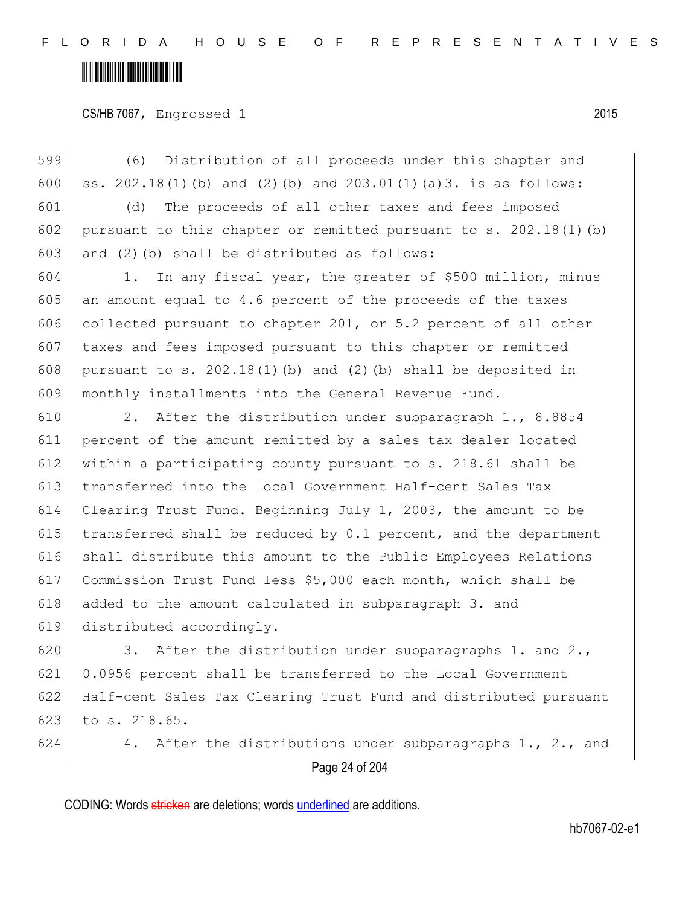(6) Distribution of all proceeds under this chapter and ss. 202.18(1)(b) and (2)(b) and 203.01(1)(a)3. is as follows:

(d) The proceeds of all other taxes and fees imposed pursuant to this chapter or remitted pursuant to s. 202.18(1)(b) and (2)(b) shall be distributed as follows:

1. In any fiscal year, the greater of $500 million, minus an amount equal to 4.6 percent of the proceeds of the taxes collected pursuant to chapter 201, or 5.2 percent of all other taxes and fees imposed pursuant to this chapter or remitted pursuant to s. 202.18(1)(b) and (2)(b) shall be deposited in monthly installments into the General Revenue Fund.

2. After the distribution under subparagraph 1., 8.8854 percent of the amount remitted by a sales tax dealer located within a participating county pursuant to s. 218.61 shall be transferred into the Local Government Half-cent Sales Tax Clearing Trust Fund. Beginning July 1, 2003, the amount to be transferred shall be reduced by 0.1 percent, and the department shall distribute this amount to the Public Employees Relations Commission Trust Fund less $5,000 each month, which shall be added to the amount calculated in subparagraph 3. and distributed accordingly.

3. After the distribution under subparagraphs 1. and 2., 0.0956 percent shall be transferred to the Local Government Half-cent Sales Tax Clearing Trust Fund and distributed pursuant to s. 218.65.

4. After the distributions under subparagraphs 1., 2., and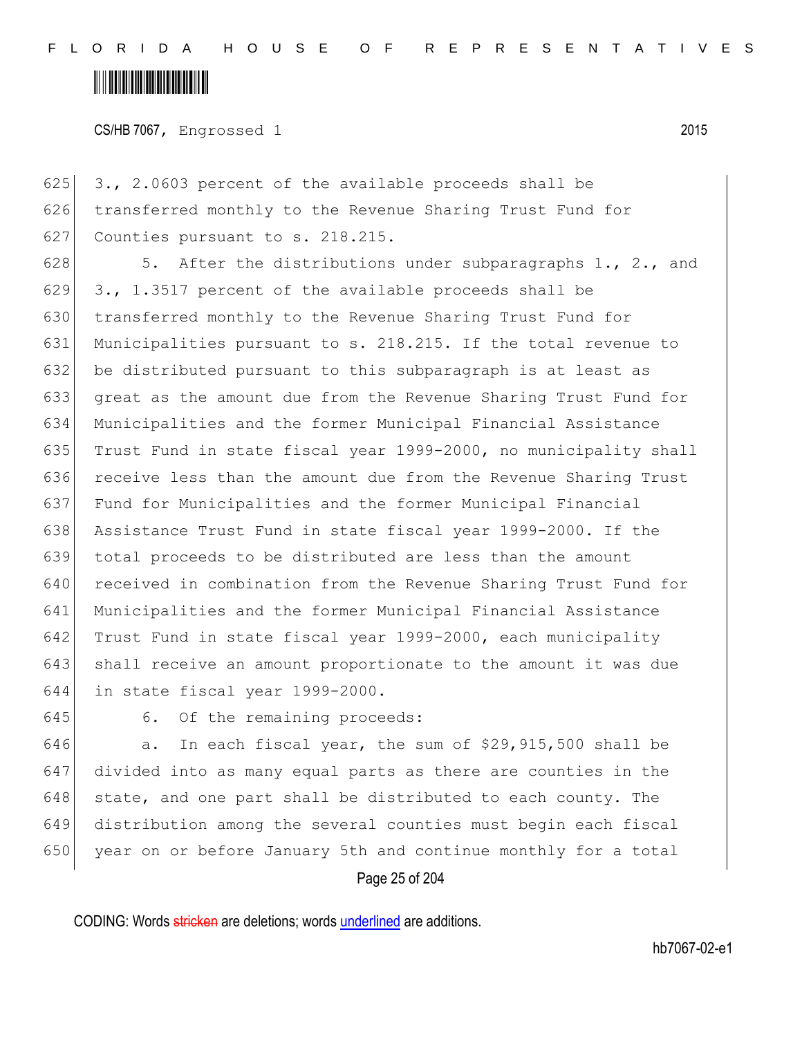3., 2.0603 percent of the available proceeds shall be transferred monthly to the Revenue Sharing Trust Fund for Counties pursuant to s. 218.215.

5. After the distributions under subparagraphs 1., 2., and 3., 1.3517 percent of the available proceeds shall be transferred monthly to the Revenue Sharing Trust Fund for Municipalities pursuant to s. 218.215. If the total revenue to be distributed pursuant to this subparagraph is at least as great as the amount due from the Revenue Sharing Trust Fund for Municipalities and the former Municipal Financial Assistance Trust Fund in state fiscal year 1999-2000, no municipality shall receive less than the amount due from the Revenue Sharing Trust Fund for Municipalities and the former Municipal Financial Assistance Trust Fund in state fiscal year 1999-2000. If the total proceeds to be distributed are less than the amount received in combination from the Revenue Sharing Trust Fund for Municipalities and the former Municipal Financial Assistance Trust Fund in state fiscal year 1999-2000, each municipality shall receive an amount proportionate to the amount it was due in state fiscal year 1999-2000.

6. Of the remaining proceeds:

a. In each fiscal year, the sum of $29,915,500 shall be divided into as many equal parts as there are counties in the state, and one part shall be distributed to each county. The distribution among the several counties must begin each fiscal year on or before January 5th and continue monthly for a total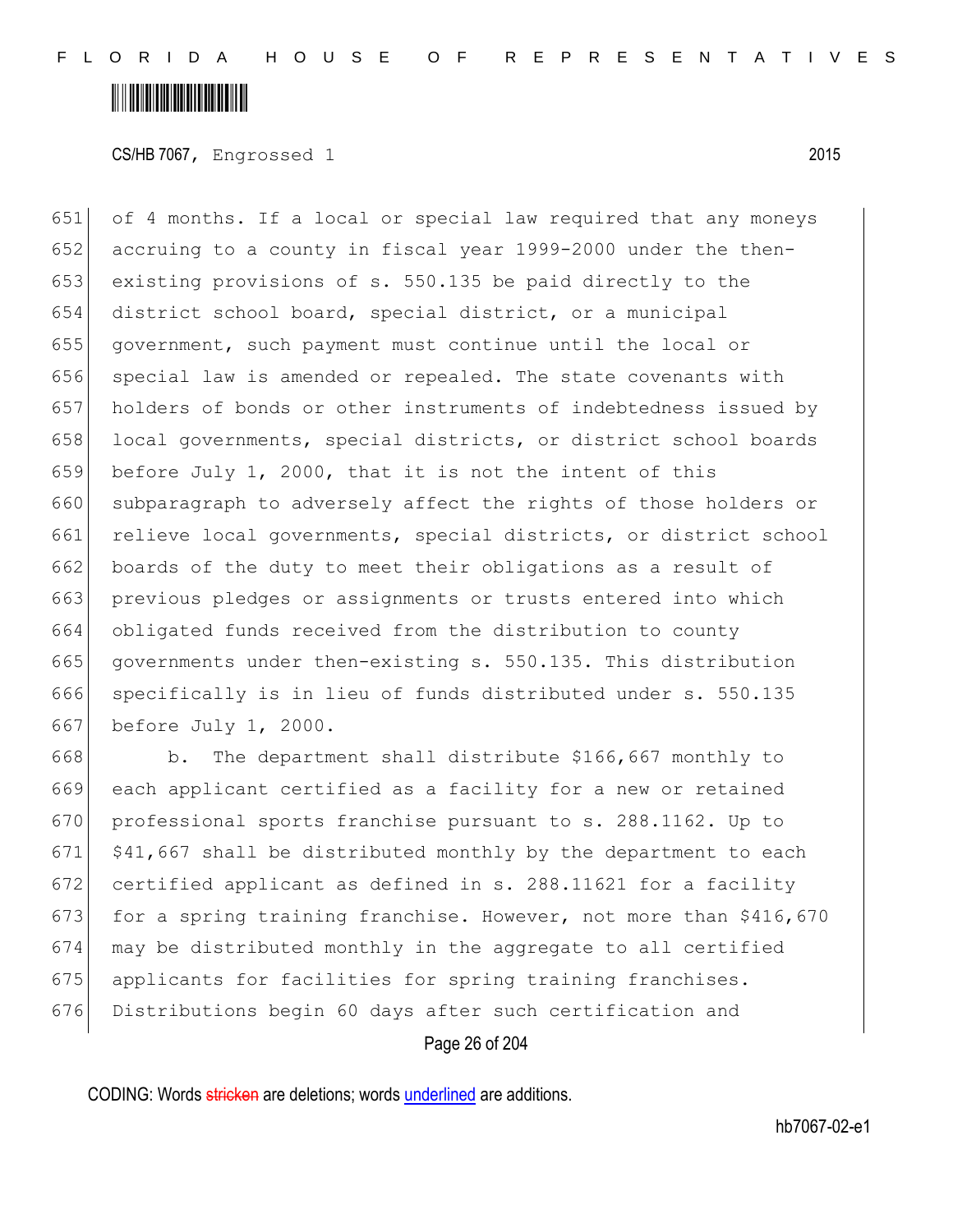of 4 months. If a local or special law required that any moneys accruing to a county in fiscal year 1999-2000 under the then-existing provisions of s. 550.135 be paid directly to the district school board, special district, or a municipal government, such payment must continue until the local or special law is amended or repealed. The state covenants with holders of bonds or other instruments of indebtedness issued by local governments, special districts, or district school boards before July 1, 2000, that it is not the intent of this subparagraph to adversely affect the rights of those holders or relieve local governments, special districts, or district school boards of the duty to meet their obligations as a result of previous pledges or assignments or trusts entered into which obligated funds received from the distribution to county governments under then-existing s. 550.135. This distribution specifically is in lieu of funds distributed under s. 550.135 before July 1, 2000.

b. The department shall distribute $166,667 monthly to each applicant certified as a facility for a new or retained professional sports franchise pursuant to s. 288.1162. Up to $41,667 shall be distributed monthly by the department to each certified applicant as defined in s. 288.11621 for a facility for a spring training franchise. However, not more than $416,670 may be distributed monthly in the aggregate to all certified applicants for facilities for spring training franchises. Distributions begin 60 days after such certification and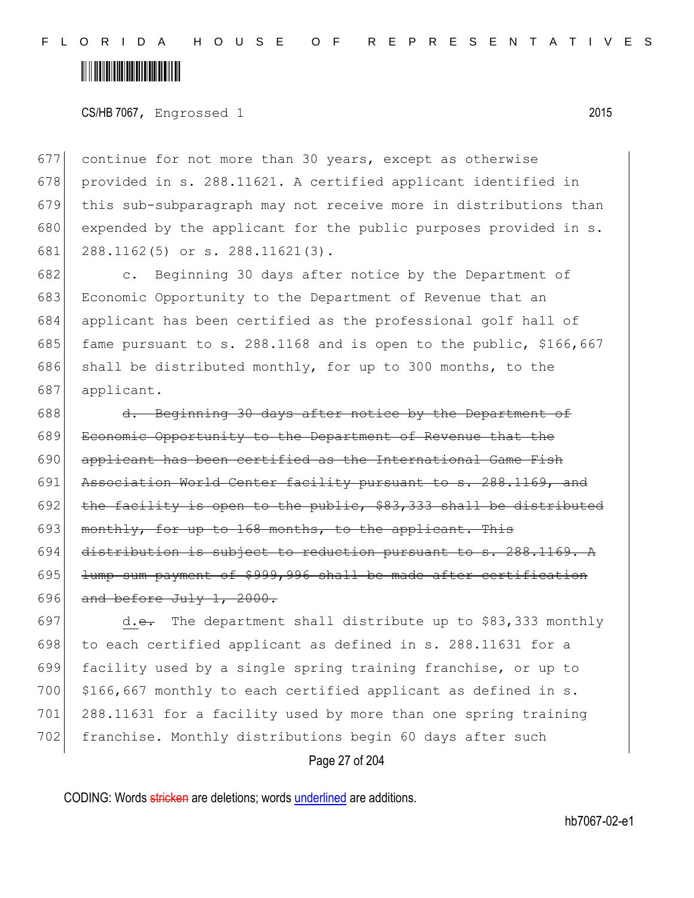continue for not more than 30 years, except as otherwise provided in s. 288.11621. A certified applicant identified in this sub-subparagraph may not receive more in distributions than expended by the applicant for the public purposes provided in s. 288.1162(5) or s. 288.11621(3).

c. Beginning 30 days after notice by the Department of Economic Opportunity to the Department of Revenue that an applicant has been certified as the professional golf hall of fame pursuant to s. 288.1168 and is open to the public, $166,667 shall be distributed monthly, for up to 300 months, to the applicant.

~~d. Beginning 30 days after notice by the Department of Economic Opportunity to the Department of Revenue that the applicant has been certified as the International Game Fish Association World Center facility pursuant to s. 288.1169, and the facility is open to the public, $83,333 shall be distributed monthly, for up to 168 months, to the applicant. This distribution is subject to reduction pursuant to s. 288.1169. A lump-sum payment of $999,996 shall be made after certification and before July 1, 2000.~~

<u>d.</u>~~e.~~ The department shall distribute up to $83,333 monthly to each certified applicant as defined in s. 288.11631 for a facility used by a single spring training franchise, or up to $166,667 monthly to each certified applicant as defined in s. 288.11631 for a facility used by more than one spring training franchise. Monthly distributions begin 60 days after such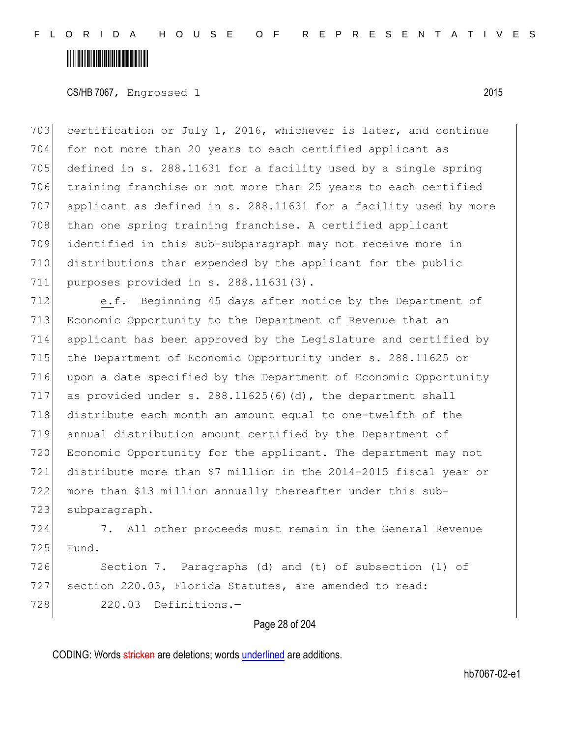certification or July 1, 2016, whichever is later, and continue for not more than 20 years to each certified applicant as defined in s. 288.11631 for a facility used by a single spring training franchise or not more than 25 years to each certified applicant as defined in s. 288.11631 for a facility used by more than one spring training franchise. A certified applicant identified in this sub-subparagraph may not receive more in distributions than expended by the applicant for the public purposes provided in s. 288.11631(3).

e.~~f.~~ Beginning 45 days after notice by the Department of Economic Opportunity to the Department of Revenue that an applicant has been approved by the Legislature and certified by the Department of Economic Opportunity under s. 288.11625 or upon a date specified by the Department of Economic Opportunity as provided under s. 288.11625(6)(d), the department shall distribute each month an amount equal to one-twelfth of the annual distribution amount certified by the Department of Economic Opportunity for the applicant. The department may not distribute more than $7 million in the 2014-2015 fiscal year or more than $13 million annually thereafter under this sub-subparagraph.

7. All other proceeds must remain in the General Revenue Fund.

Section 7. Paragraphs (d) and (t) of subsection (1) of section 220.03, Florida Statutes, are amended to read:

220.03 Definitions.—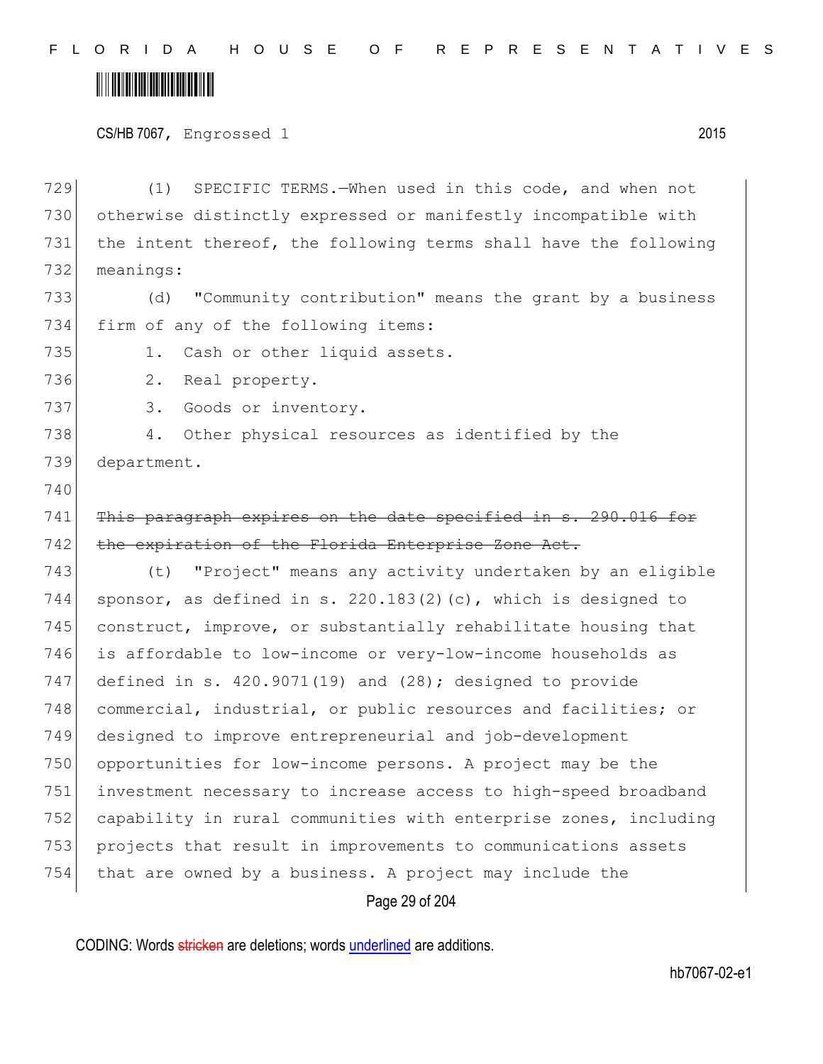(1) SPECIFIC TERMS.—When used in this code, and when not otherwise distinctly expressed or manifestly incompatible with the intent thereof, the following terms shall have the following meanings:

(d) "Community contribution" means the grant by a business firm of any of the following items:

1. Cash or other liquid assets.
2. Real property.
3. Goods or inventory.
4. Other physical resources as identified by the department.

~~This paragraph expires on the date specified in s. 290.016 for the expiration of the Florida Enterprise Zone Act.~~

(t) "Project" means any activity undertaken by an eligible sponsor, as defined in s. 220.183(2)(c), which is designed to construct, improve, or substantially rehabilitate housing that is affordable to low-income or very-low-income households as defined in s. 420.9071(19) and (28); designed to provide commercial, industrial, or public resources and facilities; or designed to improve entrepreneurial and job-development opportunities for low-income persons. A project may be the investment necessary to increase access to high-speed broadband capability in rural communities with enterprise zones, including projects that result in improvements to communications assets that are owned by a business. A project may include the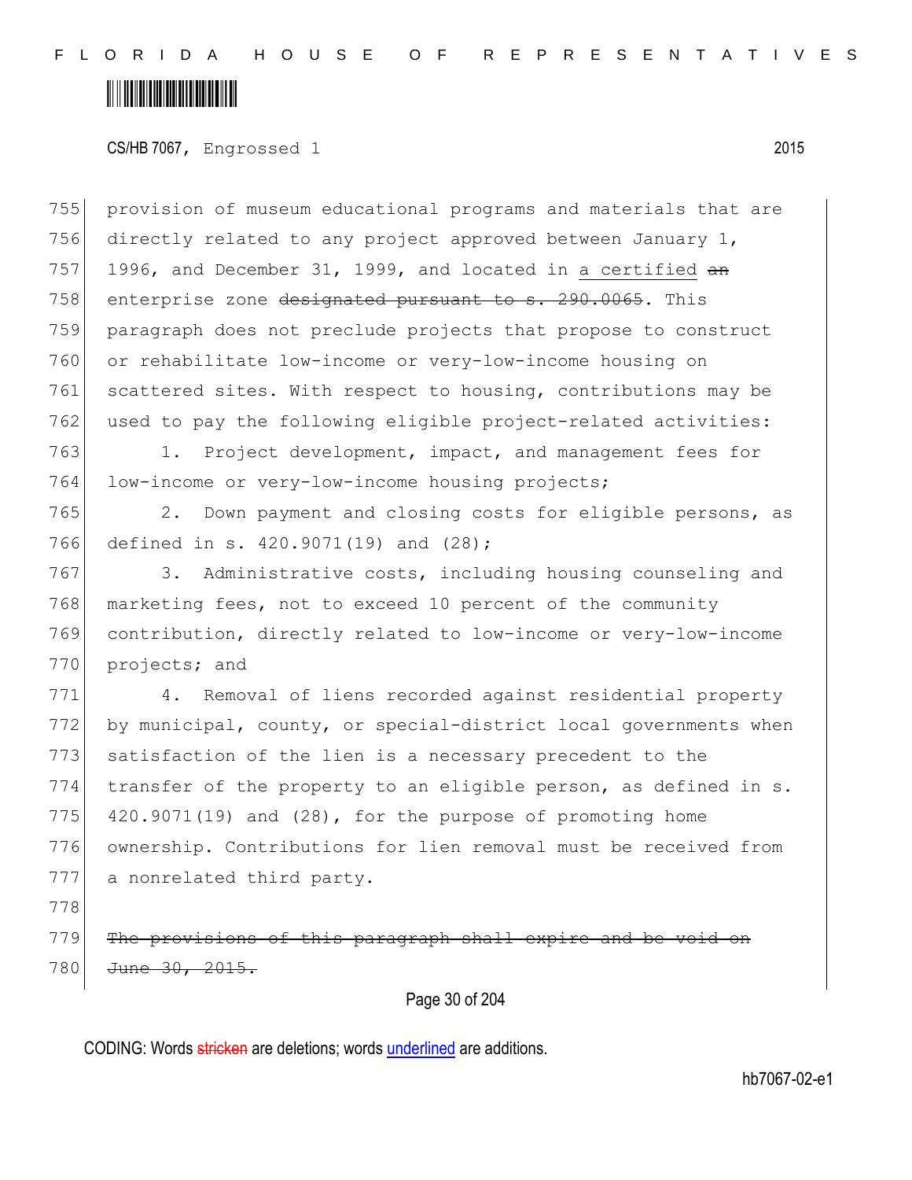provision of museum educational programs and materials that are directly related to any project approved between January 1, 1996, and December 31, 1999, and located in <u>a certified</u> ~~an~~ enterprise zone ~~designated pursuant to s. 290.0065~~. This paragraph does not preclude projects that propose to construct or rehabilitate low-income or very-low-income housing on scattered sites. With respect to housing, contributions may be used to pay the following eligible project-related activities:

1. Project development, impact, and management fees for low-income or very-low-income housing projects;

2. Down payment and closing costs for eligible persons, as defined in s. 420.9071(19) and (28);

3. Administrative costs, including housing counseling and marketing fees, not to exceed 10 percent of the community contribution, directly related to low-income or very-low-income projects; and

4. Removal of liens recorded against residential property by municipal, county, or special-district local governments when satisfaction of the lien is a necessary precedent to the transfer of the property to an eligible person, as defined in s. 420.9071(19) and (28), for the purpose of promoting home ownership. Contributions for lien removal must be received from a nonrelated third party.

~~The provisions of this paragraph shall expire and be void on June 30, 2015.~~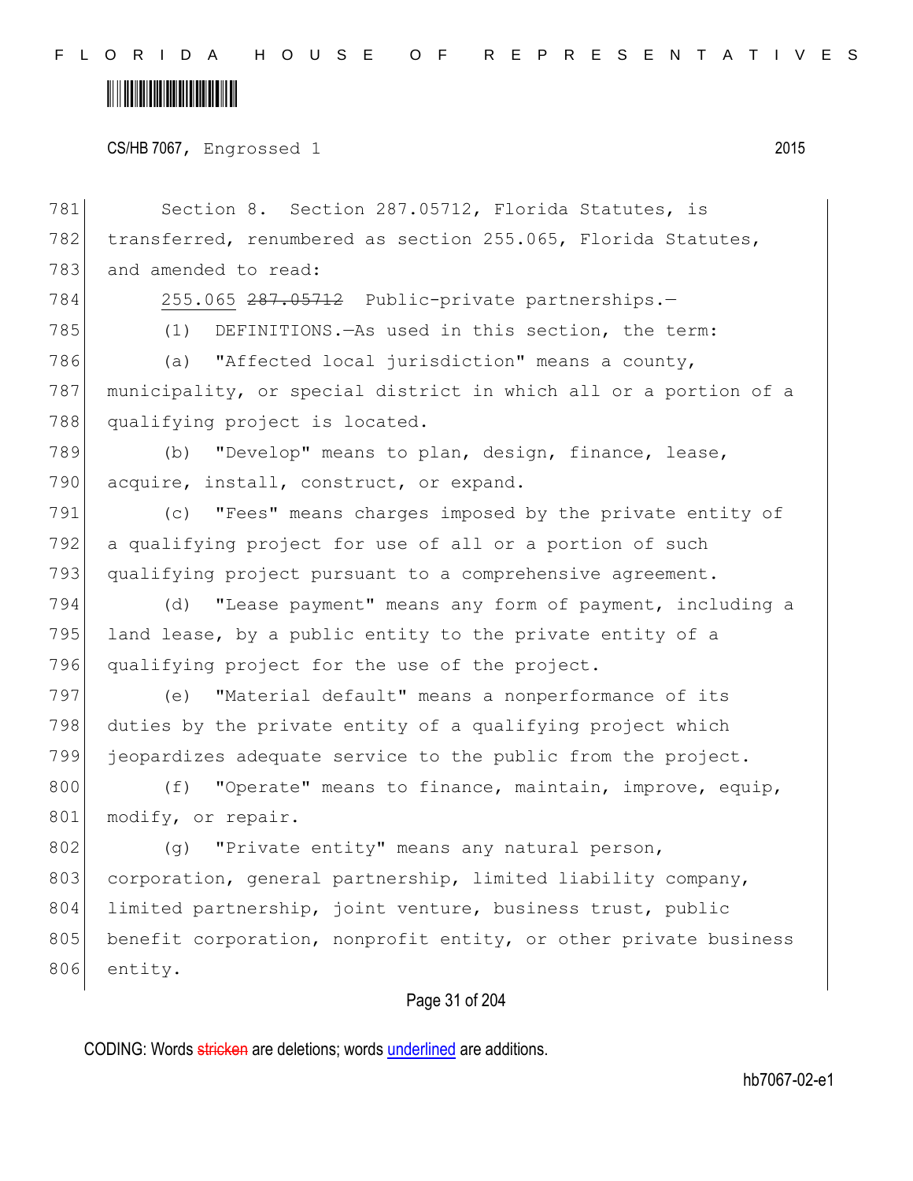Section 8. Section 287.05712, Florida Statutes, is transferred, renumbered as section 255.065, Florida Statutes, and amended to read:

<u>255.065</u> ~~287.05712~~ Public-private partnerships.—

(1) DEFINITIONS.—As used in this section, the term:

(a) "Affected local jurisdiction" means a county, municipality, or special district in which all or a portion of a qualifying project is located.

(b) "Develop" means to plan, design, finance, lease, acquire, install, construct, or expand.

(c) "Fees" means charges imposed by the private entity of a qualifying project for use of all or a portion of such qualifying project pursuant to a comprehensive agreement.

(d) "Lease payment" means any form of payment, including a land lease, by a public entity to the private entity of a qualifying project for the use of the project.

(e) "Material default" means a nonperformance of its duties by the private entity of a qualifying project which jeopardizes adequate service to the public from the project.

(f) "Operate" means to finance, maintain, improve, equip, modify, or repair.

(g) "Private entity" means any natural person, corporation, general partnership, limited liability company, limited partnership, joint venture, business trust, public benefit corporation, nonprofit entity, or other private business entity.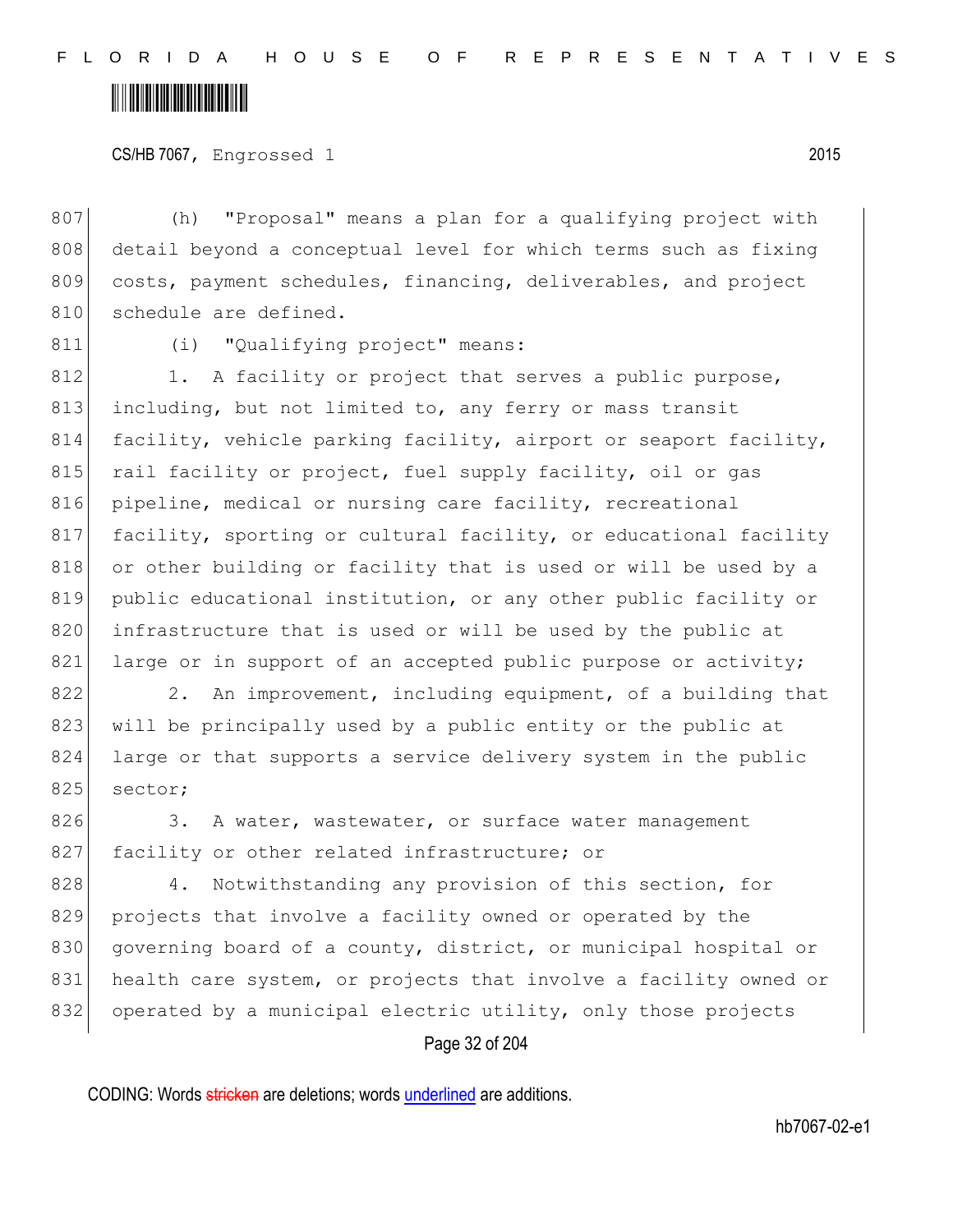(h) "Proposal" means a plan for a qualifying project with detail beyond a conceptual level for which terms such as fixing costs, payment schedules, financing, deliverables, and project schedule are defined.

(i) "Qualifying project" means:

1. A facility or project that serves a public purpose, including, but not limited to, any ferry or mass transit facility, vehicle parking facility, airport or seaport facility, rail facility or project, fuel supply facility, oil or gas pipeline, medical or nursing care facility, recreational facility, sporting or cultural facility, or educational facility or other building or facility that is used or will be used by a public educational institution, or any other public facility or infrastructure that is used or will be used by the public at large or in support of an accepted public purpose or activity;

2. An improvement, including equipment, of a building that will be principally used by a public entity or the public at large or that supports a service delivery system in the public sector;

3. A water, wastewater, or surface water management facility or other related infrastructure; or

4. Notwithstanding any provision of this section, for projects that involve a facility owned or operated by the governing board of a county, district, or municipal hospital or health care system, or projects that involve a facility owned or operated by a municipal electric utility, only those projects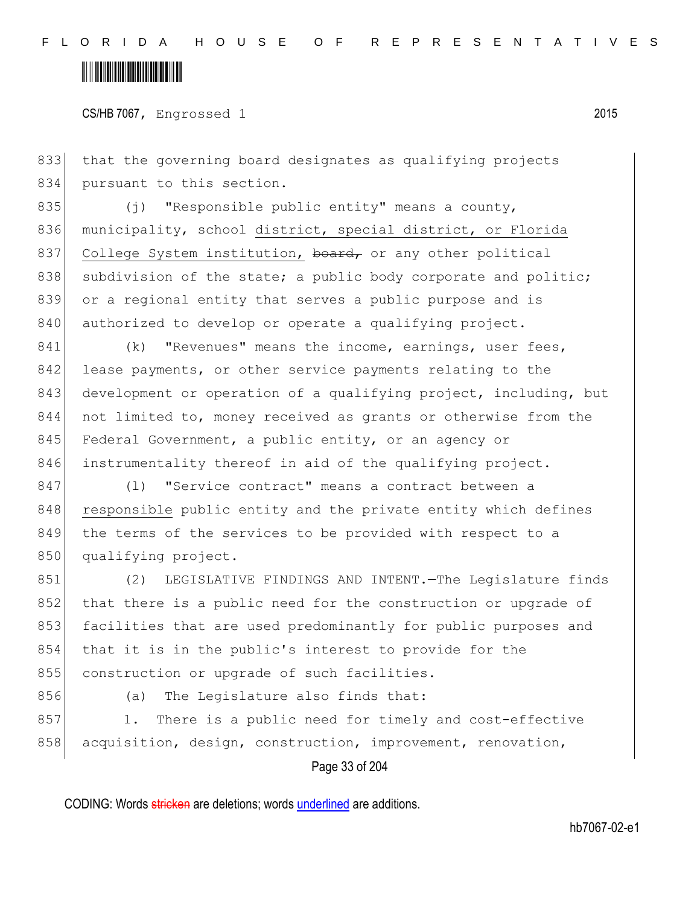833 that the governing board designates as qualifying projects
834 pursuant to this section.

835 (j) "Responsible public entity" means a county,
836 municipality, school <u>district, special district, or Florida</u>
837 <u>College System institution,</u> ~~board,~~ or any other political
838 subdivision of the state; a public body corporate and politic;
839 or a regional entity that serves a public purpose and is
840 authorized to develop or operate a qualifying project.

841 (k) "Revenues" means the income, earnings, user fees,
842 lease payments, or other service payments relating to the
843 development or operation of a qualifying project, including, but
844 not limited to, money received as grants or otherwise from the
845 Federal Government, a public entity, or an agency or
846 instrumentality thereof in aid of the qualifying project.

847 (l) "Service contract" means a contract between a
848 <u>responsible</u> public entity and the private entity which defines
849 the terms of the services to be provided with respect to a
850 qualifying project.

851 (2) LEGISLATIVE FINDINGS AND INTENT.—The Legislature finds
852 that there is a public need for the construction or upgrade of
853 facilities that are used predominantly for public purposes and
854 that it is in the public's interest to provide for the
855 construction or upgrade of such facilities.

856 (a) The Legislature also finds that:

857 1. There is a public need for timely and cost-effective
858 acquisition, design, construction, improvement, renovation,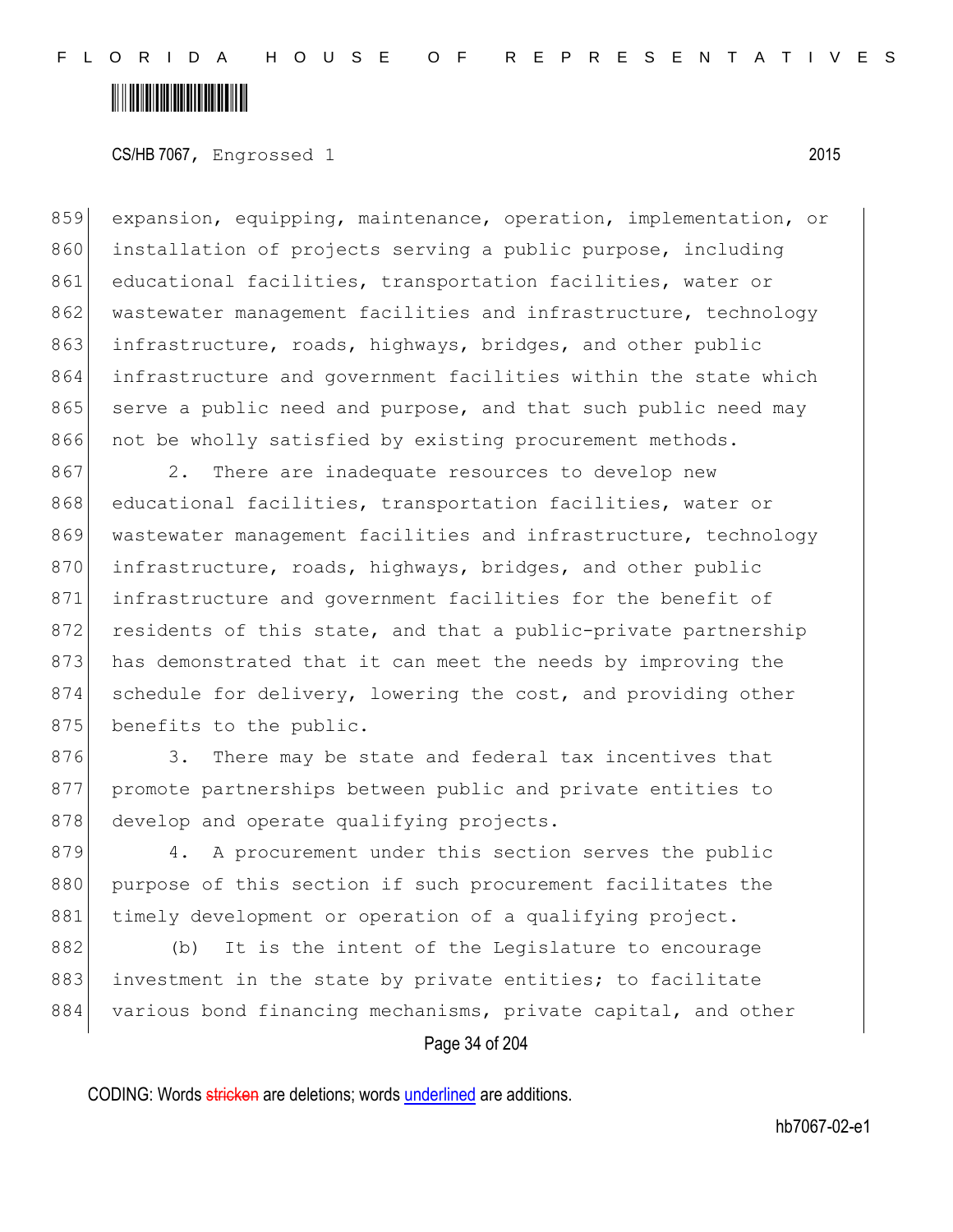expansion, equipping, maintenance, operation, implementation, or installation of projects serving a public purpose, including educational facilities, transportation facilities, water or wastewater management facilities and infrastructure, technology infrastructure, roads, highways, bridges, and other public infrastructure and government facilities within the state which serve a public need and purpose, and that such public need may not be wholly satisfied by existing procurement methods.

2. There are inadequate resources to develop new educational facilities, transportation facilities, water or wastewater management facilities and infrastructure, technology infrastructure, roads, highways, bridges, and other public infrastructure and government facilities for the benefit of residents of this state, and that a public-private partnership has demonstrated that it can meet the needs by improving the schedule for delivery, lowering the cost, and providing other benefits to the public.

3. There may be state and federal tax incentives that promote partnerships between public and private entities to develop and operate qualifying projects.

4. A procurement under this section serves the public purpose of this section if such procurement facilitates the timely development or operation of a qualifying project.

(b) It is the intent of the Legislature to encourage investment in the state by private entities; to facilitate various bond financing mechanisms, private capital, and other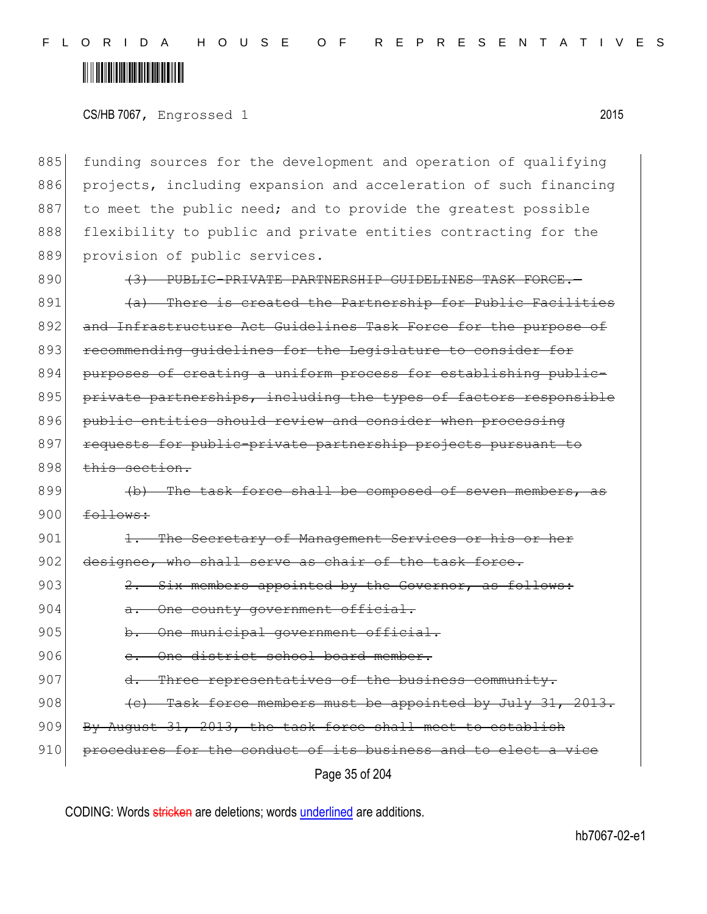funding sources for the development and operation of qualifying projects, including expansion and acceleration of such financing to meet the public need; and to provide the greatest possible flexibility to public and private entities contracting for the provision of public services.

~~(3) PUBLIC-PRIVATE PARTNERSHIP GUIDELINES TASK FORCE.—~~

~~(a) There is created the Partnership for Public Facilities and Infrastructure Act Guidelines Task Force for the purpose of recommending guidelines for the Legislature to consider for purposes of creating a uniform process for establishing public-private partnerships, including the types of factors responsible public entities should review and consider when processing requests for public-private partnership projects pursuant to this section.~~

~~(b) The task force shall be composed of seven members, as follows:~~

~~1. The Secretary of Management Services or his or her designee, who shall serve as chair of the task force.~~

~~2. Six members appointed by the Governor, as follows:~~

~~a. One county government official.~~

~~b. One municipal government official.~~

~~c. One district school board member.~~

~~d. Three representatives of the business community.~~

~~(c) Task force members must be appointed by July 31, 2013. By August 31, 2013, the task force shall meet to establish procedures for the conduct of its business and to elect a vice~~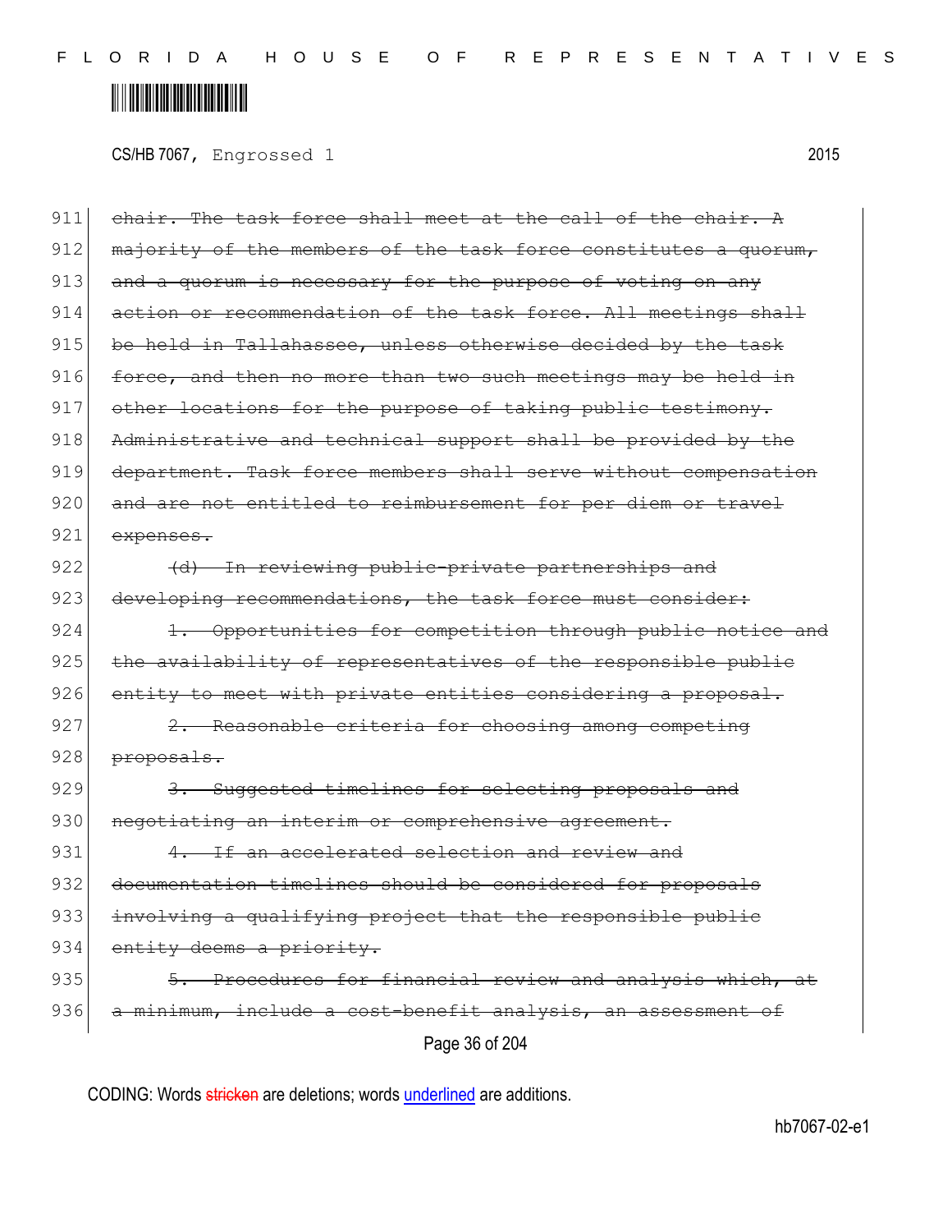CS/HB 7067, Engrossed 1 2015

911 ~~chair. The task force shall meet at the call of the chair. A~~
912 ~~majority of the members of the task force constitutes a quorum,~~
913 ~~and a quorum is necessary for the purpose of voting on any~~
914 ~~action or recommendation of the task force. All meetings shall~~
915 ~~be held in Tallahassee, unless otherwise decided by the task~~
916 ~~force, and then no more than two such meetings may be held in~~
917 ~~other locations for the purpose of taking public testimony.~~
918 ~~Administrative and technical support shall be provided by the~~
919 ~~department. Task force members shall serve without compensation~~
920 ~~and are not entitled to reimbursement for per diem or travel~~
921 ~~expenses.~~

922 ~~(d) In reviewing public-private partnerships and~~
923 ~~developing recommendations, the task force must consider:~~

924 ~~1. Opportunities for competition through public notice and~~
925 ~~the availability of representatives of the responsible public~~
926 ~~entity to meet with private entities considering a proposal.~~

927 ~~2. Reasonable criteria for choosing among competing~~
928 ~~proposals.~~

929 ~~3. Suggested timelines for selecting proposals and~~
930 ~~negotiating an interim or comprehensive agreement.~~

931 ~~4. If an accelerated selection and review and~~
932 ~~documentation timelines should be considered for proposals~~
933 ~~involving a qualifying project that the responsible public~~
934 ~~entity deems a priority.~~

935 ~~5. Procedures for financial review and analysis which, at~~
936 ~~a minimum, include a cost-benefit analysis, an assessment of~~

CODING: Words ~~stricken~~ are deletions; words underlined are additions.

hb7067-02-e1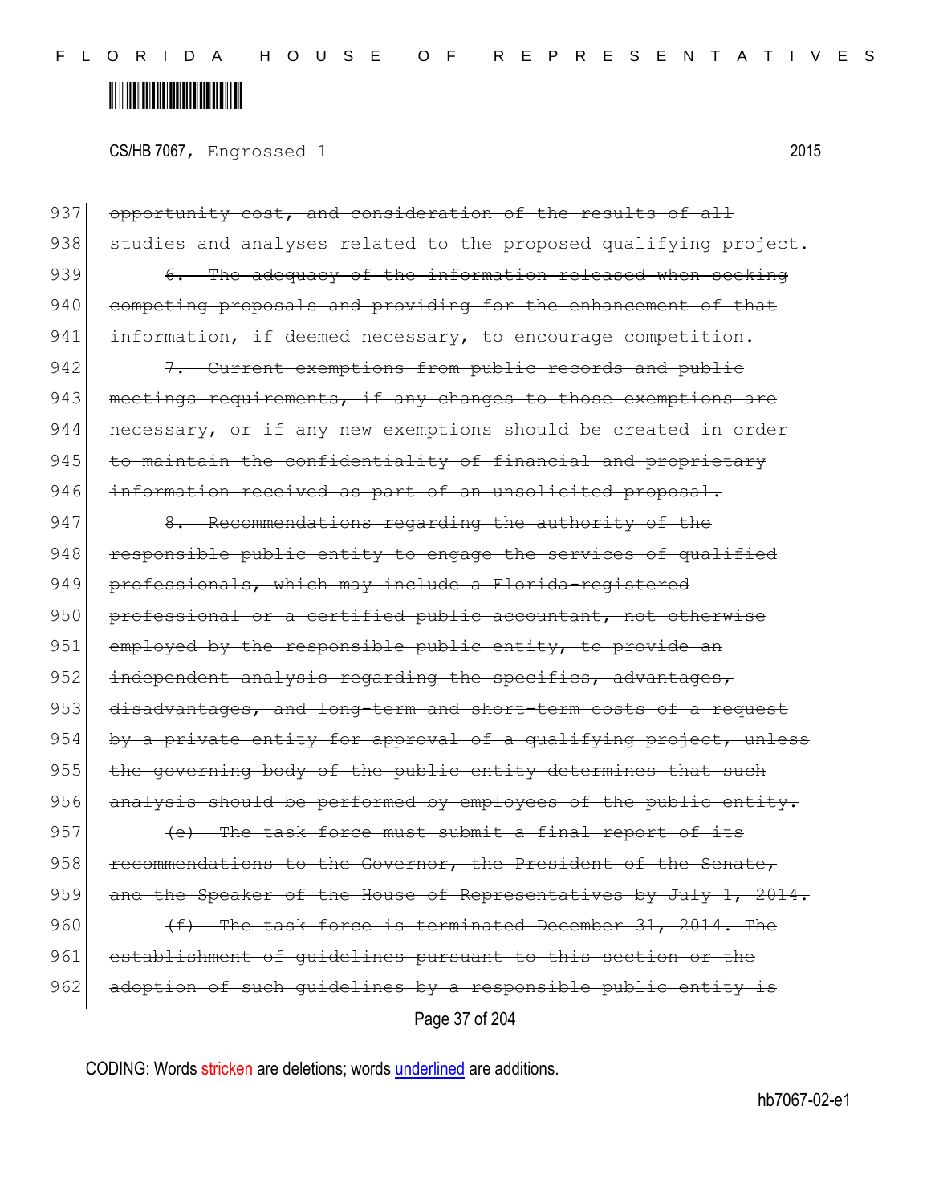CS/HB 7067, Engrossed 1 2015

937 ~~opportunity cost, and consideration of the results of all~~
938 ~~studies and analyses related to the proposed qualifying project.~~
939 ~~6. The adequacy of the information released when seeking~~
940 ~~competing proposals and providing for the enhancement of that~~
941 ~~information, if deemed necessary, to encourage competition.~~
942 ~~7. Current exemptions from public records and public~~
943 ~~meetings requirements, if any changes to those exemptions are~~
944 ~~necessary, or if any new exemptions should be created in order~~
945 ~~to maintain the confidentiality of financial and proprietary~~
946 ~~information received as part of an unsolicited proposal.~~
947 ~~8. Recommendations regarding the authority of the~~
948 ~~responsible public entity to engage the services of qualified~~
949 ~~professionals, which may include a Florida-registered~~
950 ~~professional or a certified public accountant, not otherwise~~
951 ~~employed by the responsible public entity, to provide an~~
952 ~~independent analysis regarding the specifics, advantages,~~
953 ~~disadvantages, and long-term and short-term costs of a request~~
954 ~~by a private entity for approval of a qualifying project, unless~~
955 ~~the governing body of the public entity determines that such~~
956 ~~analysis should be performed by employees of the public entity.~~
957 ~~(e) The task force must submit a final report of its~~
958 ~~recommendations to the Governor, the President of the Senate,~~
959 ~~and the Speaker of the House of Representatives by July 1, 2014.~~
960 ~~(f) The task force is terminated December 31, 2014. The~~
961 ~~establishment of guidelines pursuant to this section or the~~
962 ~~adoption of such guidelines by a responsible public entity is~~

CODING: Words ~~stricken~~ are deletions; words underlined are additions.

hb7067-02-e1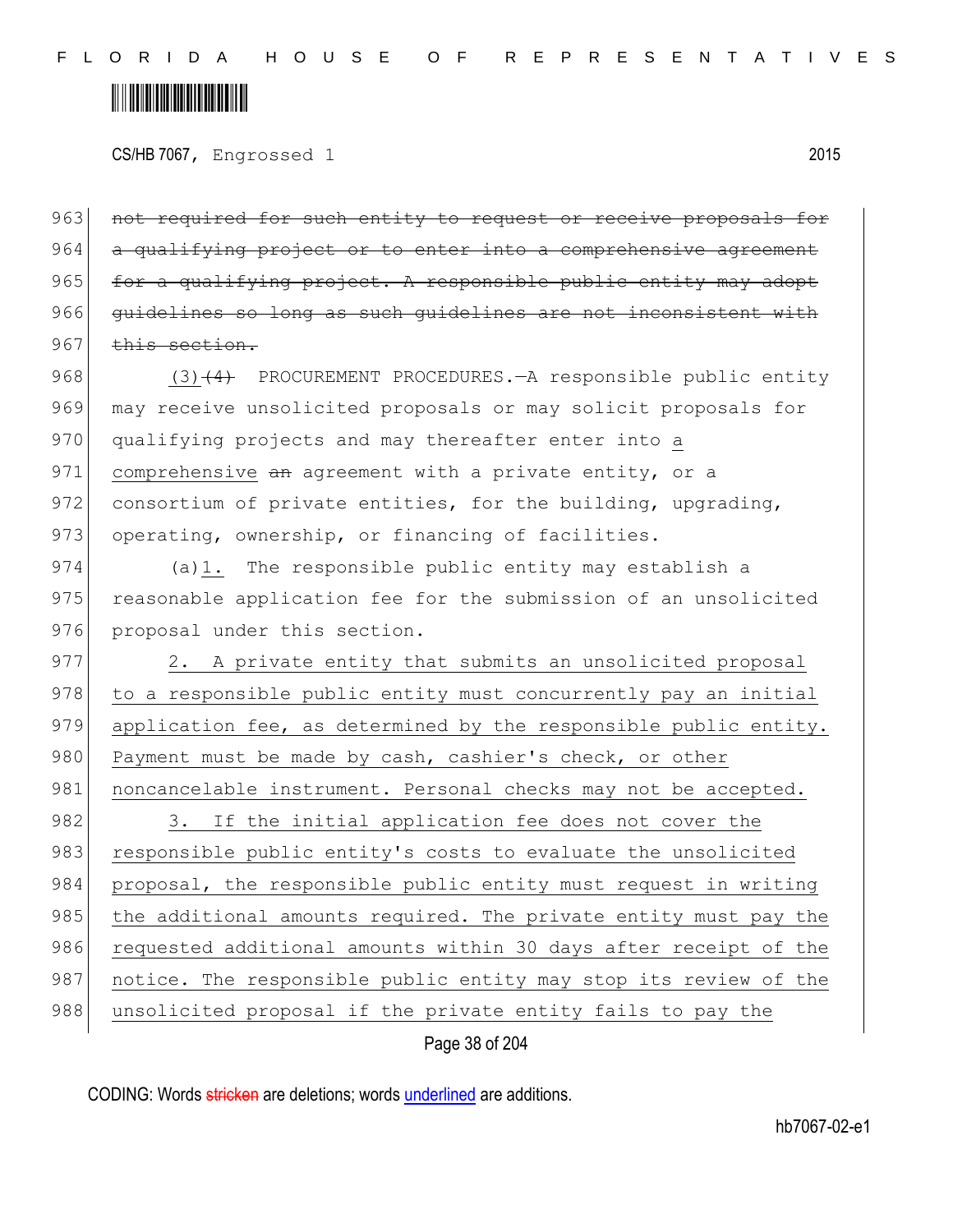~~not required for such entity to request or receive proposals for a qualifying project or to enter into a comprehensive agreement for a qualifying project. A responsible public entity may adopt guidelines so long as such guidelines are not inconsistent with this section.~~

(3)~~(4)~~ PROCUREMENT PROCEDURES.—A responsible public entity may receive unsolicited proposals or may solicit proposals for qualifying projects and may thereafter enter into <u>a comprehensive</u> ~~an~~ agreement with a private entity, or a consortium of private entities, for the building, upgrading, operating, ownership, or financing of facilities.

(a)<u>1.</u> The responsible public entity may establish a reasonable application fee for the submission of an unsolicited proposal under this section.

<u>2. A private entity that submits an unsolicited proposal to a responsible public entity must concurrently pay an initial application fee, as determined by the responsible public entity. Payment must be made by cash, cashier's check, or other noncancelable instrument. Personal checks may not be accepted.</u>

<u>3. If the initial application fee does not cover the responsible public entity's costs to evaluate the unsolicited proposal, the responsible public entity must request in writing the additional amounts required. The private entity must pay the requested additional amounts within 30 days after receipt of the notice. The responsible public entity may stop its review of the unsolicited proposal if the private entity fails to pay the</u>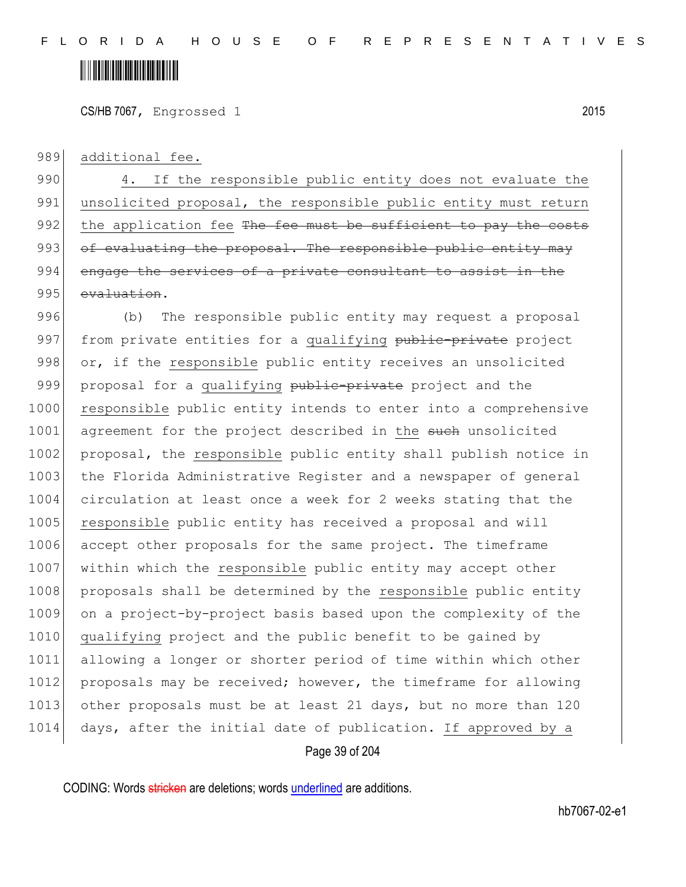additional fee.

4. If the responsible public entity does not evaluate the unsolicited proposal, the responsible public entity must return the application fee ~~The fee must be sufficient to pay the costs of evaluating the proposal. The responsible public entity may engage the services of a private consultant to assist in the evaluation~~.

(b) The responsible public entity may request a proposal from private entities for a qualifying ~~public-private~~ project or, if the responsible public entity receives an unsolicited proposal for a qualifying ~~public-private~~ project and the responsible public entity intends to enter into a comprehensive agreement for the project described in the ~~such~~ unsolicited proposal, the responsible public entity shall publish notice in the Florida Administrative Register and a newspaper of general circulation at least once a week for 2 weeks stating that the responsible public entity has received a proposal and will accept other proposals for the same project. The timeframe within which the responsible public entity may accept other proposals shall be determined by the responsible public entity on a project-by-project basis based upon the complexity of the qualifying project and the public benefit to be gained by allowing a longer or shorter period of time within which other proposals may be received; however, the timeframe for allowing other proposals must be at least 21 days, but no more than 120 days, after the initial date of publication. If approved by a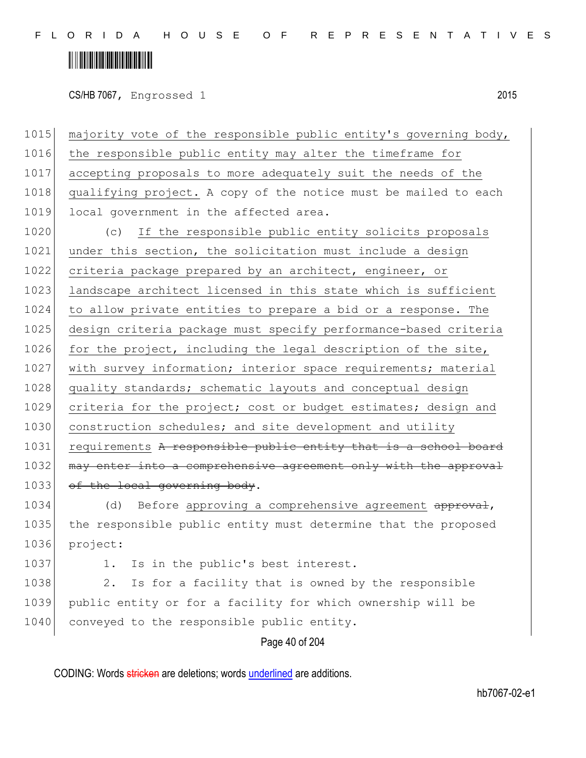majority vote of the responsible public entity's governing body, the responsible public entity may alter the timeframe for accepting proposals to more adequately suit the needs of the qualifying project. A copy of the notice must be mailed to each local government in the affected area.

(c) If the responsible public entity solicits proposals under this section, the solicitation must include a design criteria package prepared by an architect, engineer, or landscape architect licensed in this state which is sufficient to allow private entities to prepare a bid or a response. The design criteria package must specify performance-based criteria for the project, including the legal description of the site, with survey information; interior space requirements; material quality standards; schematic layouts and conceptual design criteria for the project; cost or budget estimates; design and construction schedules; and site development and utility requirements ~~A responsible public entity that is a school board may enter into a comprehensive agreement only with the approval of the local governing body~~.

(d) Before approving a comprehensive agreement ~~approval~~, the responsible public entity must determine that the proposed project:

1. Is in the public's best interest.

2. Is for a facility that is owned by the responsible public entity or for a facility for which ownership will be conveyed to the responsible public entity.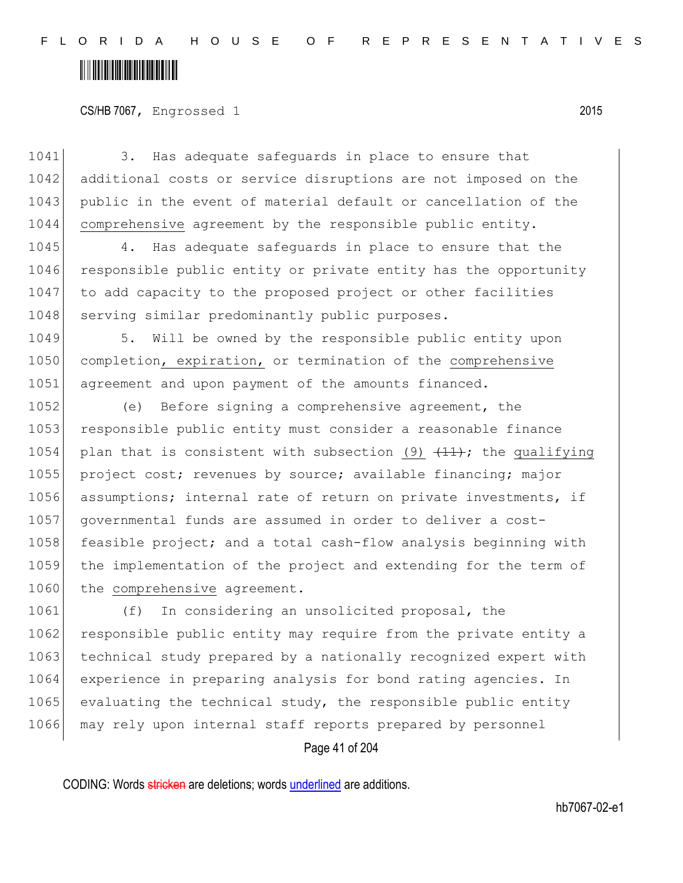3. Has adequate safeguards in place to ensure that additional costs or service disruptions are not imposed on the public in the event of material default or cancellation of the comprehensive agreement by the responsible public entity.

4. Has adequate safeguards in place to ensure that the responsible public entity or private entity has the opportunity to add capacity to the proposed project or other facilities serving similar predominantly public purposes.

5. Will be owned by the responsible public entity upon completion, expiration, or termination of the comprehensive agreement and upon payment of the amounts financed.

(e) Before signing a comprehensive agreement, the responsible public entity must consider a reasonable finance plan that is consistent with subsection (9) ~~(11)~~; the qualifying project cost; revenues by source; available financing; major assumptions; internal rate of return on private investments, if governmental funds are assumed in order to deliver a cost-feasible project; and a total cash-flow analysis beginning with the implementation of the project and extending for the term of the comprehensive agreement.

(f) In considering an unsolicited proposal, the responsible public entity may require from the private entity a technical study prepared by a nationally recognized expert with experience in preparing analysis for bond rating agencies. In evaluating the technical study, the responsible public entity may rely upon internal staff reports prepared by personnel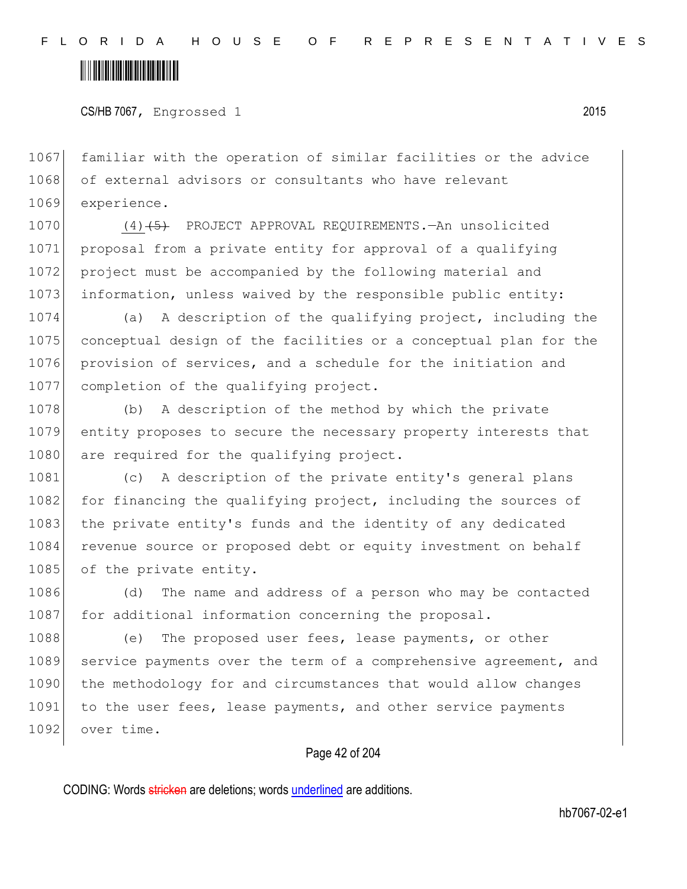familiar with the operation of similar facilities or the advice of external advisors or consultants who have relevant experience.

(4) ~~(5)~~ PROJECT APPROVAL REQUIREMENTS.—An unsolicited proposal from a private entity for approval of a qualifying project must be accompanied by the following material and information, unless waived by the responsible public entity:

(a) A description of the qualifying project, including the conceptual design of the facilities or a conceptual plan for the provision of services, and a schedule for the initiation and completion of the qualifying project.

(b) A description of the method by which the private entity proposes to secure the necessary property interests that are required for the qualifying project.

(c) A description of the private entity's general plans for financing the qualifying project, including the sources of the private entity's funds and the identity of any dedicated revenue source or proposed debt or equity investment on behalf of the private entity.

(d) The name and address of a person who may be contacted for additional information concerning the proposal.

(e) The proposed user fees, lease payments, or other service payments over the term of a comprehensive agreement, and the methodology for and circumstances that would allow changes to the user fees, lease payments, and other service payments over time.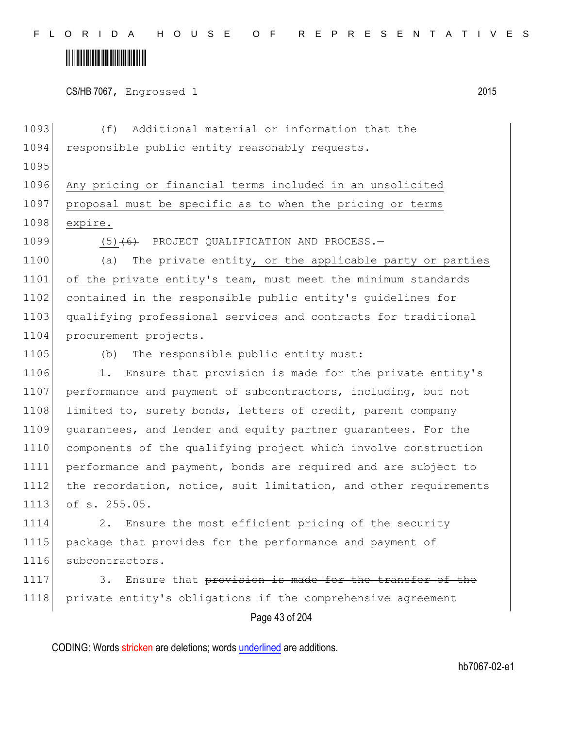(f) Additional material or information that the responsible public entity reasonably requests.

Any pricing or financial terms included in an unsolicited proposal must be specific as to when the pricing or terms expire.

(5)~~(6)~~ PROJECT QUALIFICATION AND PROCESS.—

(a) The private entity, or the applicable party or parties of the private entity's team, must meet the minimum standards contained in the responsible public entity's guidelines for qualifying professional services and contracts for traditional procurement projects.

(b) The responsible public entity must:

1. Ensure that provision is made for the private entity's performance and payment of subcontractors, including, but not limited to, surety bonds, letters of credit, parent company guarantees, and lender and equity partner guarantees. For the components of the qualifying project which involve construction performance and payment, bonds are required and are subject to the recordation, notice, suit limitation, and other requirements of s. 255.05.

2. Ensure the most efficient pricing of the security package that provides for the performance and payment of subcontractors.

3. Ensure that ~~provision is made for the transfer of the private entity's obligations if~~ the comprehensive agreement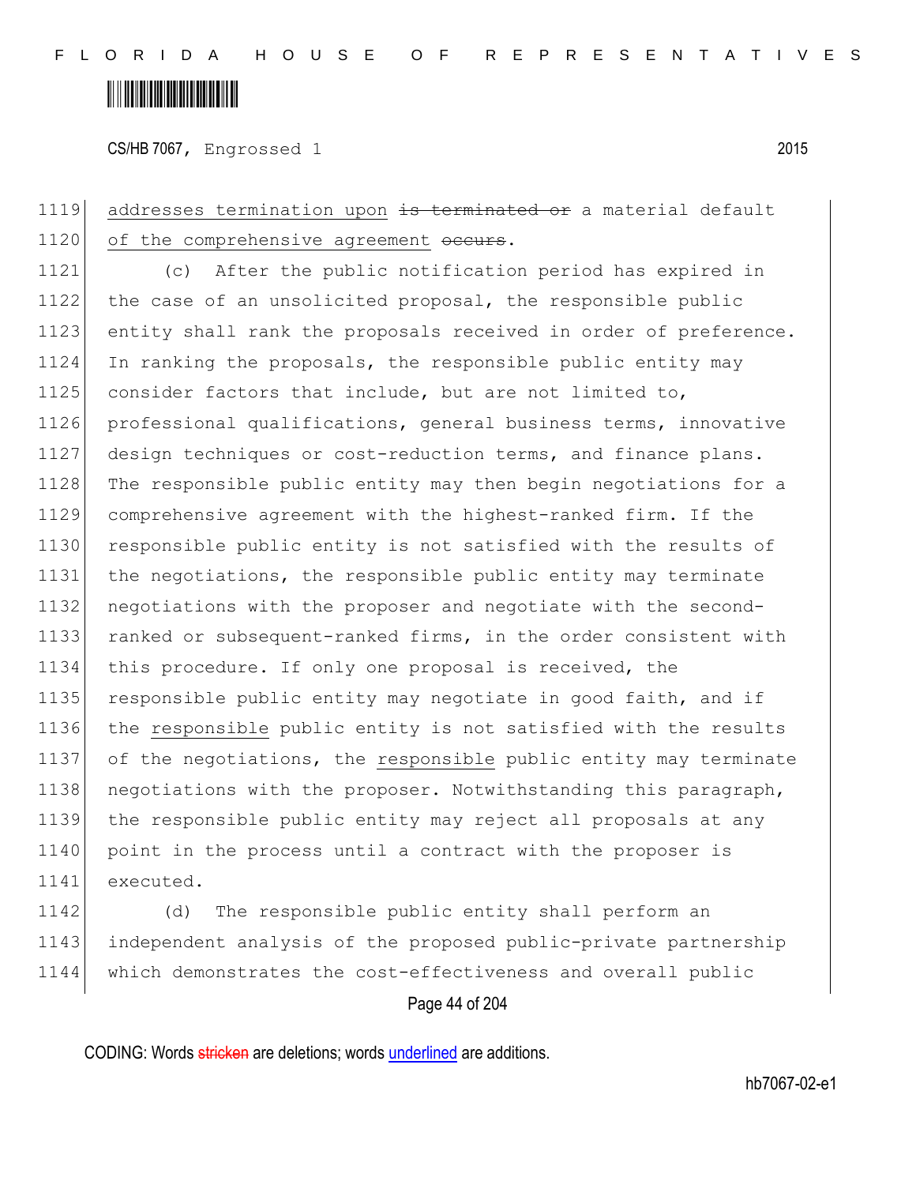addresses termination upon ~~is terminated or~~ a material default of the comprehensive agreement ~~occurs~~.

(c) After the public notification period has expired in the case of an unsolicited proposal, the responsible public entity shall rank the proposals received in order of preference. In ranking the proposals, the responsible public entity may consider factors that include, but are not limited to, professional qualifications, general business terms, innovative design techniques or cost-reduction terms, and finance plans. The responsible public entity may then begin negotiations for a comprehensive agreement with the highest-ranked firm. If the responsible public entity is not satisfied with the results of the negotiations, the responsible public entity may terminate negotiations with the proposer and negotiate with the second-ranked or subsequent-ranked firms, in the order consistent with this procedure. If only one proposal is received, the responsible public entity may negotiate in good faith, and if the <u>responsible</u> public entity is not satisfied with the results of the negotiations, the <u>responsible</u> public entity may terminate negotiations with the proposer. Notwithstanding this paragraph, the responsible public entity may reject all proposals at any point in the process until a contract with the proposer is executed.

(d) The responsible public entity shall perform an independent analysis of the proposed public-private partnership which demonstrates the cost-effectiveness and overall public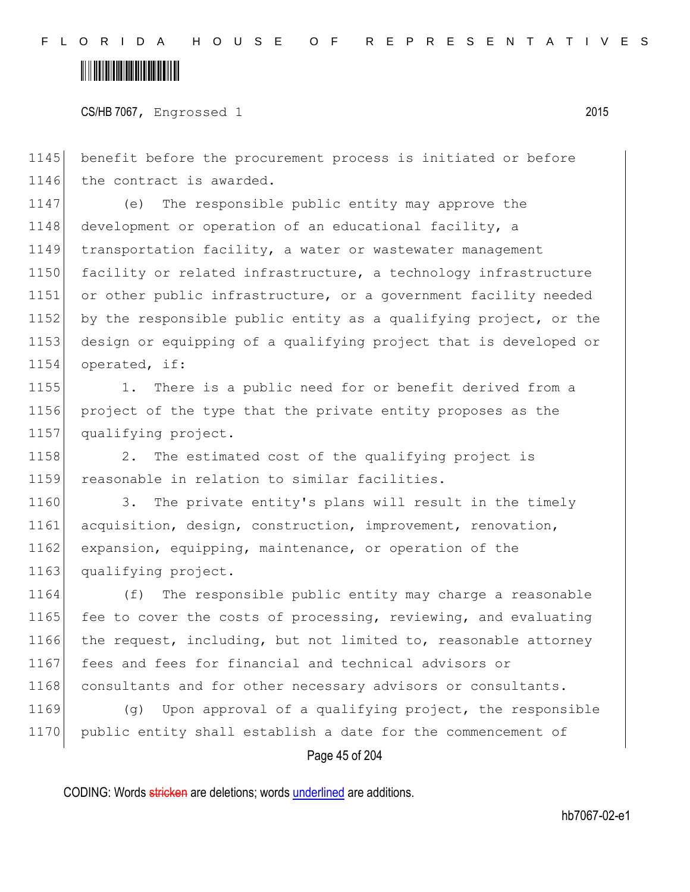benefit before the procurement process is initiated or before the contract is awarded.

(e) The responsible public entity may approve the development or operation of an educational facility, a transportation facility, a water or wastewater management facility or related infrastructure, a technology infrastructure or other public infrastructure, or a government facility needed by the responsible public entity as a qualifying project, or the design or equipping of a qualifying project that is developed or operated, if:

1. There is a public need for or benefit derived from a project of the type that the private entity proposes as the qualifying project.

2. The estimated cost of the qualifying project is reasonable in relation to similar facilities.

3. The private entity's plans will result in the timely acquisition, design, construction, improvement, renovation, expansion, equipping, maintenance, or operation of the qualifying project.

(f) The responsible public entity may charge a reasonable fee to cover the costs of processing, reviewing, and evaluating the request, including, but not limited to, reasonable attorney fees and fees for financial and technical advisors or consultants and for other necessary advisors or consultants.

(g) Upon approval of a qualifying project, the responsible public entity shall establish a date for the commencement of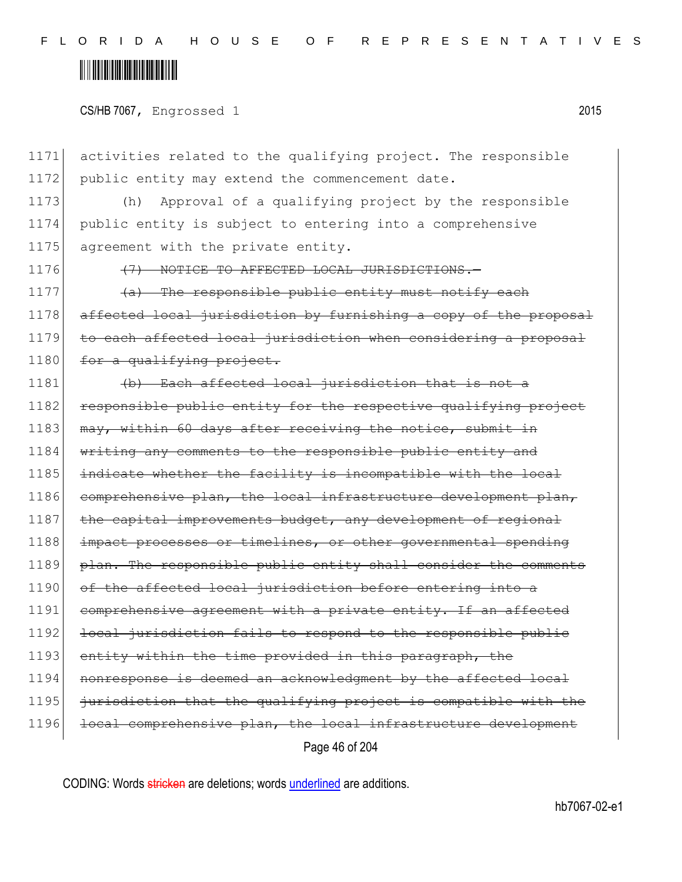activities related to the qualifying project. The responsible public entity may extend the commencement date.

(h) Approval of a qualifying project by the responsible public entity is subject to entering into a comprehensive agreement with the private entity.

~~(7) NOTICE TO AFFECTED LOCAL JURISDICTIONS.—~~

~~(a) The responsible public entity must notify each affected local jurisdiction by furnishing a copy of the proposal to each affected local jurisdiction when considering a proposal for a qualifying project.~~

~~(b) Each affected local jurisdiction that is not a responsible public entity for the respective qualifying project may, within 60 days after receiving the notice, submit in writing any comments to the responsible public entity and indicate whether the facility is incompatible with the local comprehensive plan, the local infrastructure development plan, the capital improvements budget, any development of regional impact processes or timelines, or other governmental spending plan. The responsible public entity shall consider the comments of the affected local jurisdiction before entering into a comprehensive agreement with a private entity. If an affected local jurisdiction fails to respond to the responsible public entity within the time provided in this paragraph, the nonresponse is deemed an acknowledgment by the affected local jurisdiction that the qualifying project is compatible with the local comprehensive plan, the local infrastructure development~~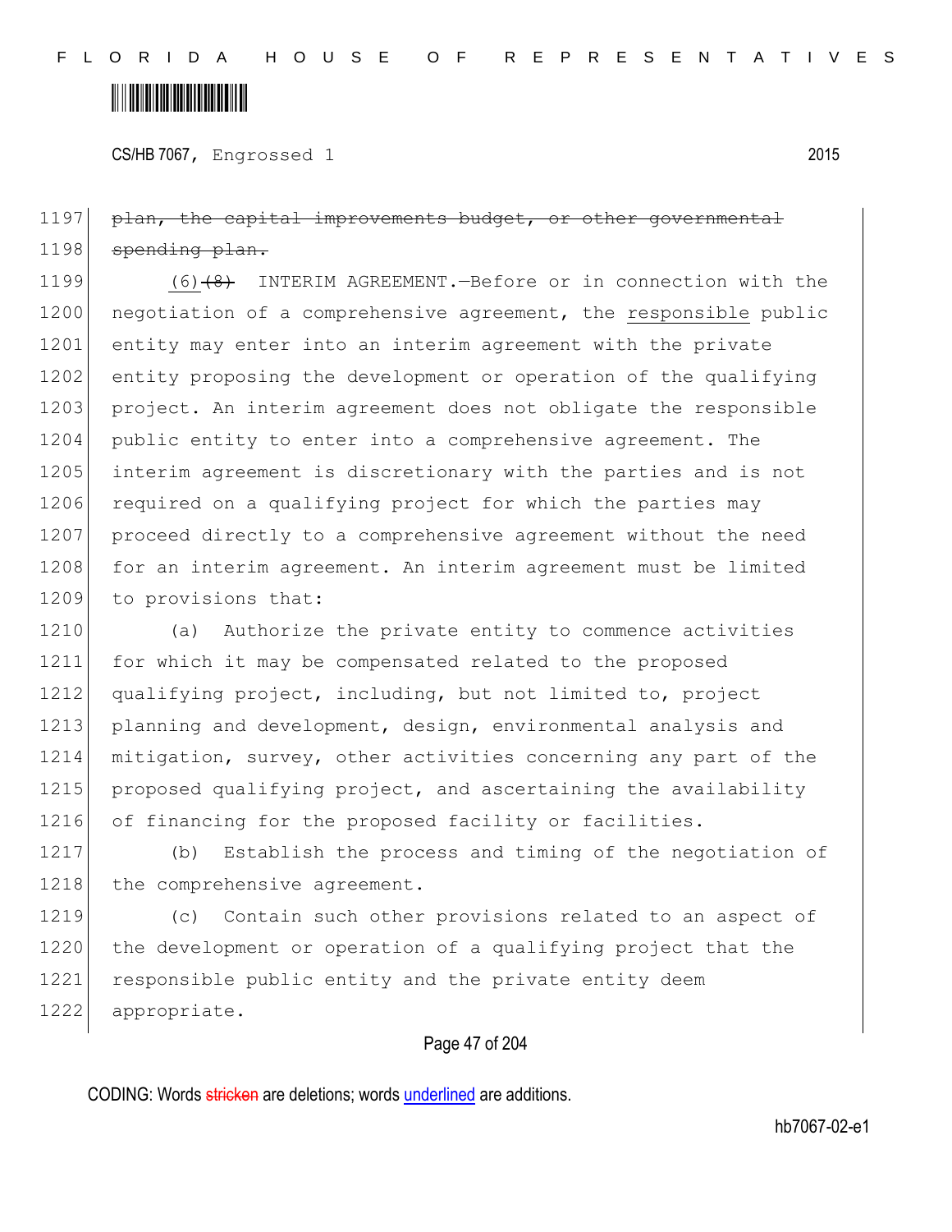~~plan, the capital improvements budget, or other governmental spending plan.~~

(6)~~(8)~~ INTERIM AGREEMENT.—Before or in connection with the negotiation of a comprehensive agreement, the <u>responsible</u> public entity may enter into an interim agreement with the private entity proposing the development or operation of the qualifying project. An interim agreement does not obligate the responsible public entity to enter into a comprehensive agreement. The interim agreement is discretionary with the parties and is not required on a qualifying project for which the parties may proceed directly to a comprehensive agreement without the need for an interim agreement. An interim agreement must be limited to provisions that:

(a) Authorize the private entity to commence activities for which it may be compensated related to the proposed qualifying project, including, but not limited to, project planning and development, design, environmental analysis and mitigation, survey, other activities concerning any part of the proposed qualifying project, and ascertaining the availability of financing for the proposed facility or facilities.

(b) Establish the process and timing of the negotiation of the comprehensive agreement.

(c) Contain such other provisions related to an aspect of the development or operation of a qualifying project that the responsible public entity and the private entity deem appropriate.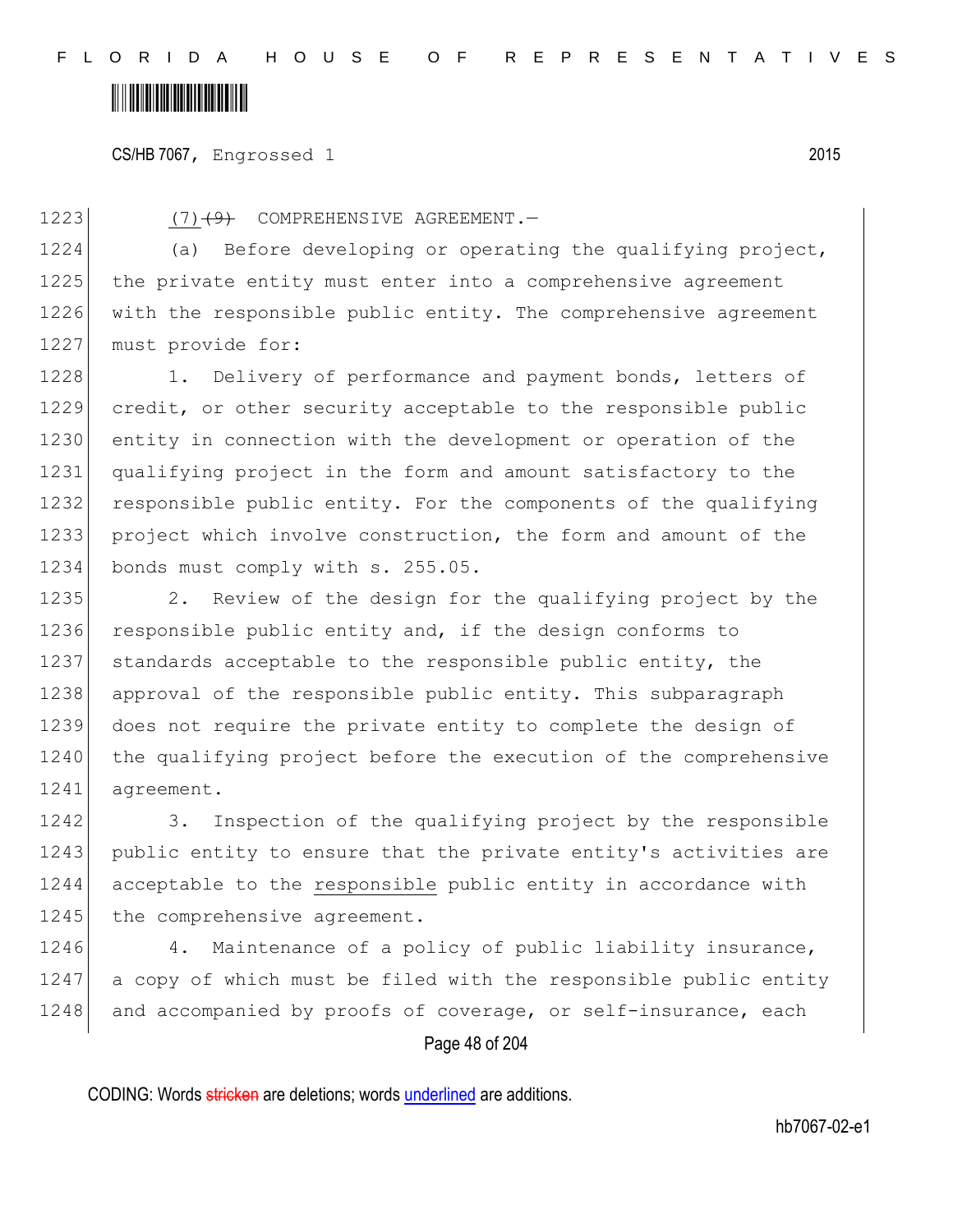(7) ~~(9)~~ COMPREHENSIVE AGREEMENT.—

(a) Before developing or operating the qualifying project, the private entity must enter into a comprehensive agreement with the responsible public entity. The comprehensive agreement must provide for:

1. Delivery of performance and payment bonds, letters of credit, or other security acceptable to the responsible public entity in connection with the development or operation of the qualifying project in the form and amount satisfactory to the responsible public entity. For the components of the qualifying project which involve construction, the form and amount of the bonds must comply with s. 255.05.

2. Review of the design for the qualifying project by the responsible public entity and, if the design conforms to standards acceptable to the responsible public entity, the approval of the responsible public entity. This subparagraph does not require the private entity to complete the design of the qualifying project before the execution of the comprehensive agreement.

3. Inspection of the qualifying project by the responsible public entity to ensure that the private entity's activities are acceptable to the responsible public entity in accordance with the comprehensive agreement.

4. Maintenance of a policy of public liability insurance, a copy of which must be filed with the responsible public entity and accompanied by proofs of coverage, or self-insurance, each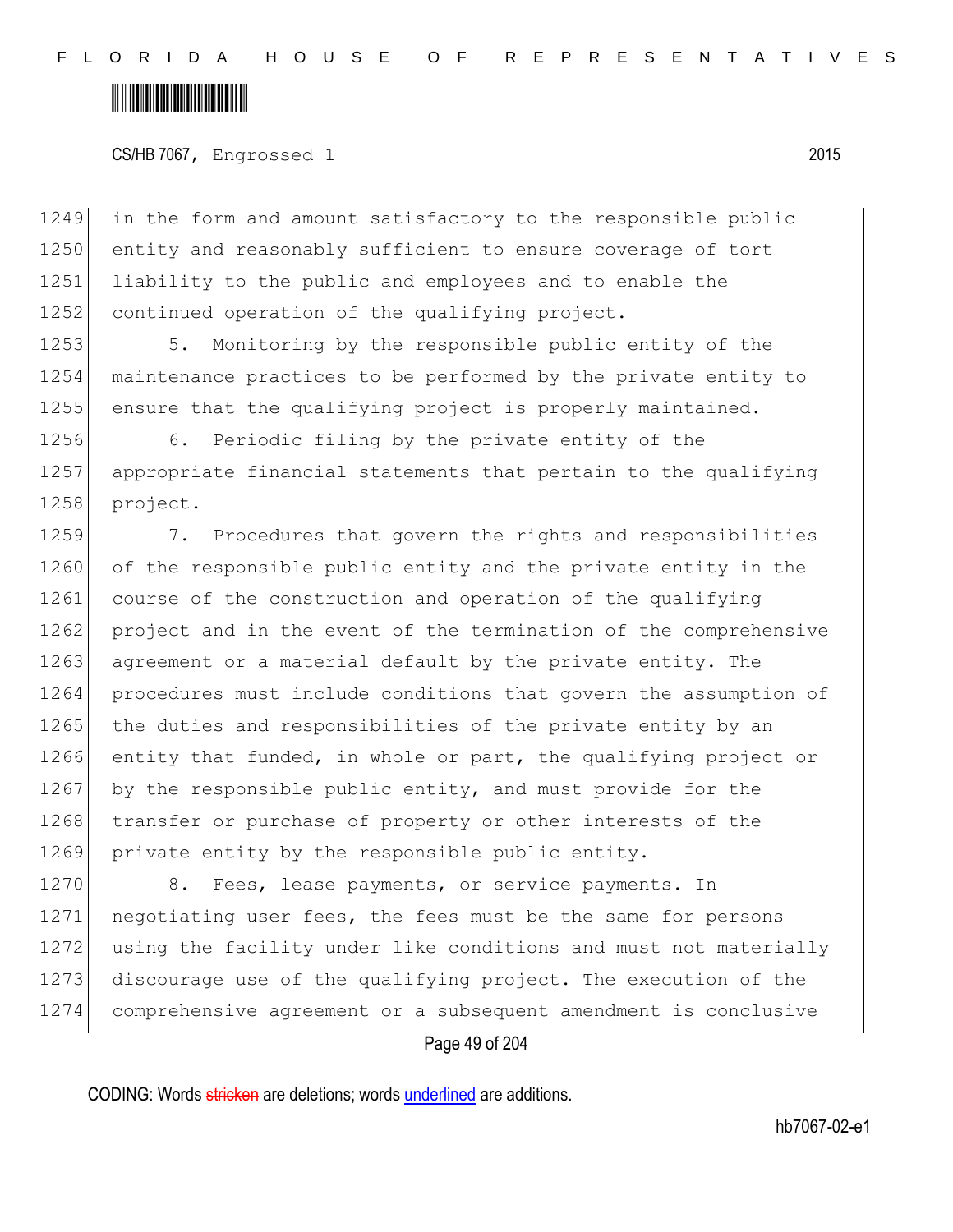in the form and amount satisfactory to the responsible public entity and reasonably sufficient to ensure coverage of tort liability to the public and employees and to enable the continued operation of the qualifying project.

5. Monitoring by the responsible public entity of the maintenance practices to be performed by the private entity to ensure that the qualifying project is properly maintained.

6. Periodic filing by the private entity of the appropriate financial statements that pertain to the qualifying project.

7. Procedures that govern the rights and responsibilities of the responsible public entity and the private entity in the course of the construction and operation of the qualifying project and in the event of the termination of the comprehensive agreement or a material default by the private entity. The procedures must include conditions that govern the assumption of the duties and responsibilities of the private entity by an entity that funded, in whole or part, the qualifying project or by the responsible public entity, and must provide for the transfer or purchase of property or other interests of the private entity by the responsible public entity.

8. Fees, lease payments, or service payments. In negotiating user fees, the fees must be the same for persons using the facility under like conditions and must not materially discourage use of the qualifying project. The execution of the comprehensive agreement or a subsequent amendment is conclusive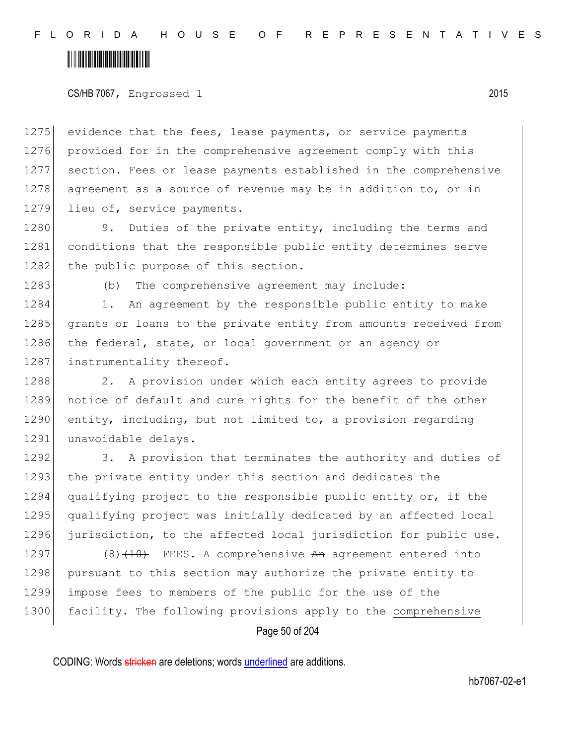1275 evidence that the fees, lease payments, or service payments
1276 provided for in the comprehensive agreement comply with this
1277 section. Fees or lease payments established in the comprehensive
1278 agreement as a source of revenue may be in addition to, or in
1279 lieu of, service payments.

1280 9. Duties of the private entity, including the terms and
1281 conditions that the responsible public entity determines serve
1282 the public purpose of this section.

1283 (b) The comprehensive agreement may include:

1284 1. An agreement by the responsible public entity to make
1285 grants or loans to the private entity from amounts received from
1286 the federal, state, or local government or an agency or
1287 instrumentality thereof.

1288 2. A provision under which each entity agrees to provide
1289 notice of default and cure rights for the benefit of the other
1290 entity, including, but not limited to, a provision regarding
1291 unavoidable delays.

1292 3. A provision that terminates the authority and duties of
1293 the private entity under this section and dedicates the
1294 qualifying project to the responsible public entity or, if the
1295 qualifying project was initially dedicated by an affected local
1296 jurisdiction, to the affected local jurisdiction for public use.

1297 (8)~~(10)~~ FEES.—A comprehensive ~~An~~ agreement entered into
1298 pursuant to this section may authorize the private entity to
1299 impose fees to members of the public for the use of the
1300 facility. The following provisions apply to the comprehensive

CODING: Words ~~stricken~~ are deletions; words underlined are additions.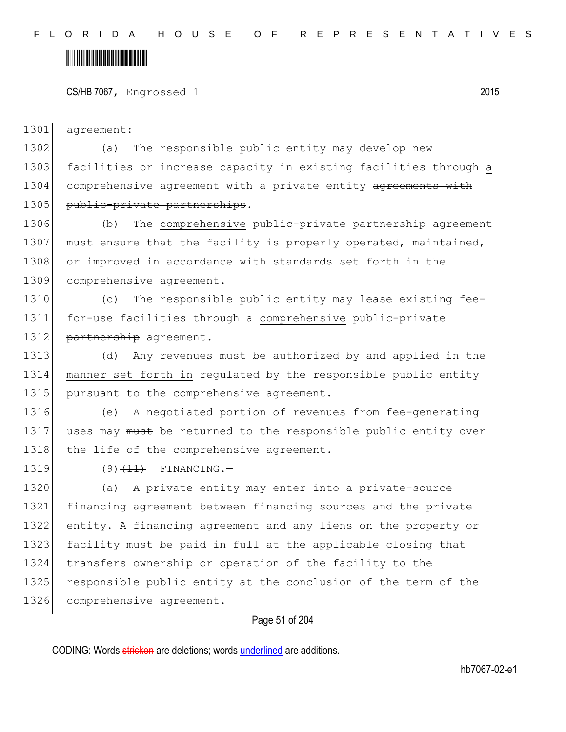agreement:

(a) The responsible public entity may develop new facilities or increase capacity in existing facilities through a comprehensive agreement with a private entity ~~agreements with public-private partnerships~~.

(b) The comprehensive ~~public-private partnership~~ agreement must ensure that the facility is properly operated, maintained, or improved in accordance with standards set forth in the comprehensive agreement.

(c) The responsible public entity may lease existing fee-for-use facilities through a comprehensive ~~public-private partnership~~ agreement.

(d) Any revenues must be authorized by and applied in the manner set forth in ~~regulated by the responsible public entity pursuant to~~ the comprehensive agreement.

(e) A negotiated portion of revenues from fee-generating uses may ~~must~~ be returned to the responsible public entity over the life of the comprehensive agreement.

(9)~~(11)~~ FINANCING.—

(a) A private entity may enter into a private-source financing agreement between financing sources and the private entity. A financing agreement and any liens on the property or facility must be paid in full at the applicable closing that transfers ownership or operation of the facility to the responsible public entity at the conclusion of the term of the comprehensive agreement.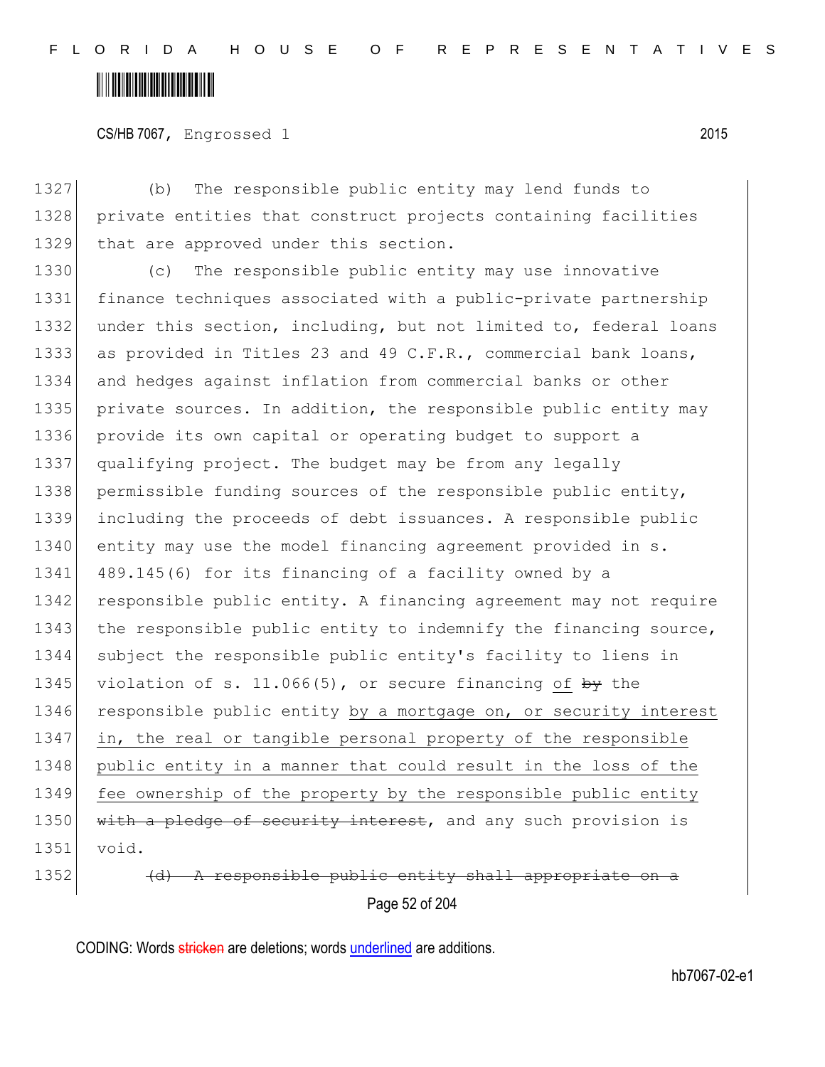1327 (b) The responsible public entity may lend funds to
1328 private entities that construct projects containing facilities
1329 that are approved under this section.

1330 (c) The responsible public entity may use innovative
1331 finance techniques associated with a public-private partnership
1332 under this section, including, but not limited to, federal loans
1333 as provided in Titles 23 and 49 C.F.R., commercial bank loans,
1334 and hedges against inflation from commercial banks or other
1335 private sources. In addition, the responsible public entity may
1336 provide its own capital or operating budget to support a
1337 qualifying project. The budget may be from any legally
1338 permissible funding sources of the responsible public entity,
1339 including the proceeds of debt issuances. A responsible public
1340 entity may use the model financing agreement provided in s.
1341 489.145(6) for its financing of a facility owned by a
1342 responsible public entity. A financing agreement may not require
1343 the responsible public entity to indemnify the financing source,
1344 subject the responsible public entity's facility to liens in
1345 violation of s. 11.066(5), or secure financing <u>of</u> ~~by~~ the
1346 responsible public entity <u>by a mortgage on, or security interest</u>
1347 <u>in, the real or tangible personal property of the responsible</u>
1348 <u>public entity in a manner that could result in the loss of the</u>
1349 <u>fee ownership of the property by the responsible public entity</u>
1350 ~~with a pledge of security interest~~, and any such provision is
1351 void.

1352 ~~(d) A responsible public entity shall appropriate on a~~

CODING: Words ~~stricken~~ are deletions; words <u>underlined</u> are additions.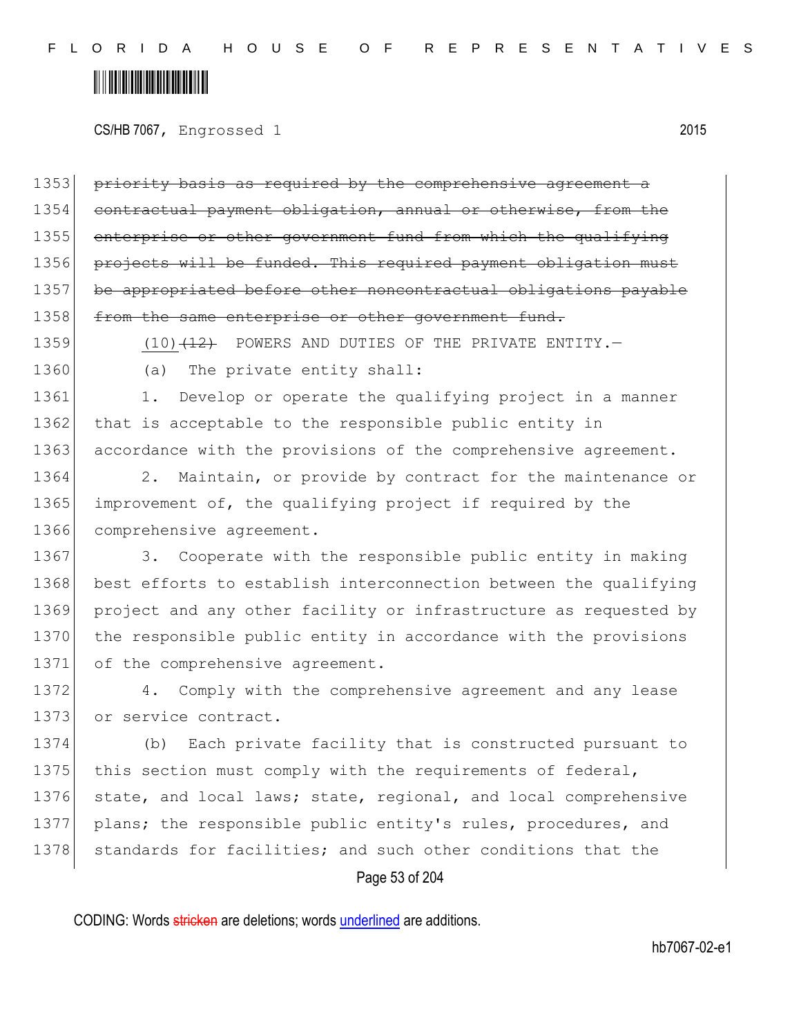1353 ~~priority basis as required by the comprehensive agreement a~~
1354 ~~contractual payment obligation, annual or otherwise, from the~~
1355 ~~enterprise or other government fund from which the qualifying~~
1356 ~~projects will be funded. This required payment obligation must~~
1357 ~~be appropriated before other noncontractual obligations payable~~
1358 ~~from the same enterprise or other government fund.~~

1359 (10)~~(12)~~ POWERS AND DUTIES OF THE PRIVATE ENTITY.—

1360 (a) The private entity shall:

1361 1. Develop or operate the qualifying project in a manner
1362 that is acceptable to the responsible public entity in
1363 accordance with the provisions of the comprehensive agreement.

1364 2. Maintain, or provide by contract for the maintenance or
1365 improvement of, the qualifying project if required by the
1366 comprehensive agreement.

1367 3. Cooperate with the responsible public entity in making
1368 best efforts to establish interconnection between the qualifying
1369 project and any other facility or infrastructure as requested by
1370 the responsible public entity in accordance with the provisions
1371 of the comprehensive agreement.

1372 4. Comply with the comprehensive agreement and any lease
1373 or service contract.

1374 (b) Each private facility that is constructed pursuant to
1375 this section must comply with the requirements of federal,
1376 state, and local laws; state, regional, and local comprehensive
1377 plans; the responsible public entity's rules, procedures, and
1378 standards for facilities; and such other conditions that the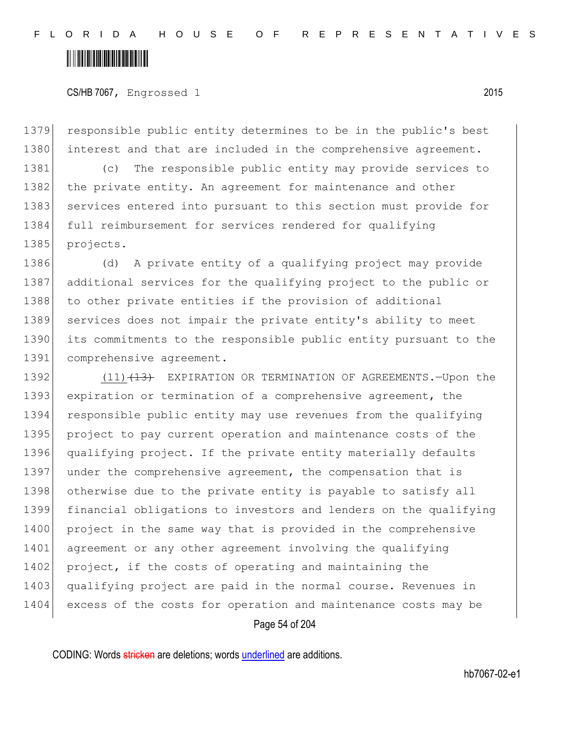responsible public entity determines to be in the public's best interest and that are included in the comprehensive agreement.

(c) The responsible public entity may provide services to the private entity. An agreement for maintenance and other services entered into pursuant to this section must provide for full reimbursement for services rendered for qualifying projects.

(d) A private entity of a qualifying project may provide additional services for the qualifying project to the public or to other private entities if the provision of additional services does not impair the private entity's ability to meet its commitments to the responsible public entity pursuant to the comprehensive agreement.

<u>(11)</u>~~(13)~~ EXPIRATION OR TERMINATION OF AGREEMENTS.—Upon the expiration or termination of a comprehensive agreement, the responsible public entity may use revenues from the qualifying project to pay current operation and maintenance costs of the qualifying project. If the private entity materially defaults under the comprehensive agreement, the compensation that is otherwise due to the private entity is payable to satisfy all financial obligations to investors and lenders on the qualifying project in the same way that is provided in the comprehensive agreement or any other agreement involving the qualifying project, if the costs of operating and maintaining the qualifying project are paid in the normal course. Revenues in excess of the costs for operation and maintenance costs may be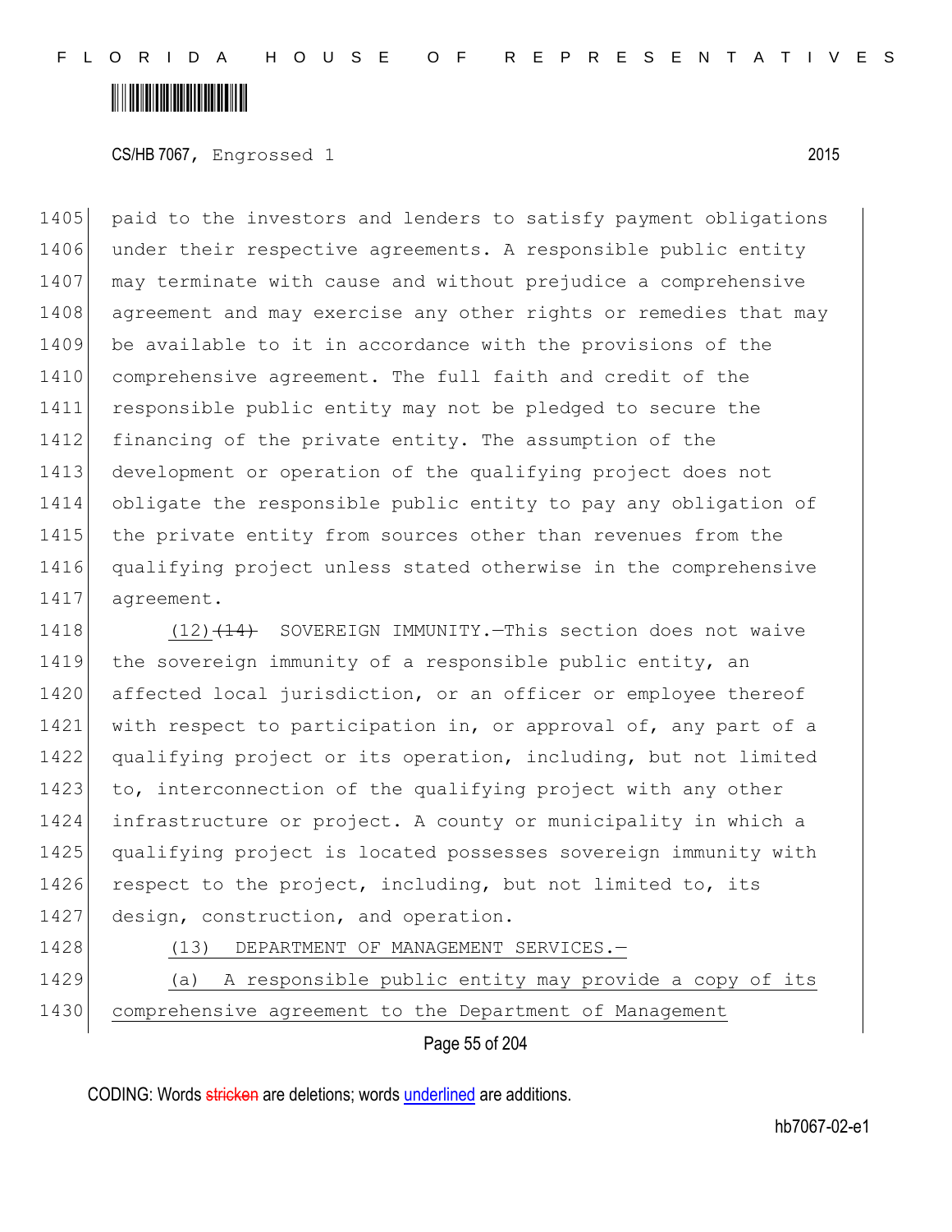paid to the investors and lenders to satisfy payment obligations under their respective agreements. A responsible public entity may terminate with cause and without prejudice a comprehensive agreement and may exercise any other rights or remedies that may be available to it in accordance with the provisions of the comprehensive agreement. The full faith and credit of the responsible public entity may not be pledged to secure the financing of the private entity. The assumption of the development or operation of the qualifying project does not obligate the responsible public entity to pay any obligation of the private entity from sources other than revenues from the qualifying project unless stated otherwise in the comprehensive agreement.

(12) ~~(14)~~ SOVEREIGN IMMUNITY.—This section does not waive the sovereign immunity of a responsible public entity, an affected local jurisdiction, or an officer or employee thereof with respect to participation in, or approval of, any part of a qualifying project or its operation, including, but not limited to, interconnection of the qualifying project with any other infrastructure or project. A county or municipality in which a qualifying project is located possesses sovereign immunity with respect to the project, including, but not limited to, its design, construction, and operation.

<u>(13) DEPARTMENT OF MANAGEMENT SERVICES.—</u>

<u>(a) A responsible public entity may provide a copy of its comprehensive agreement to the Department of Management</u>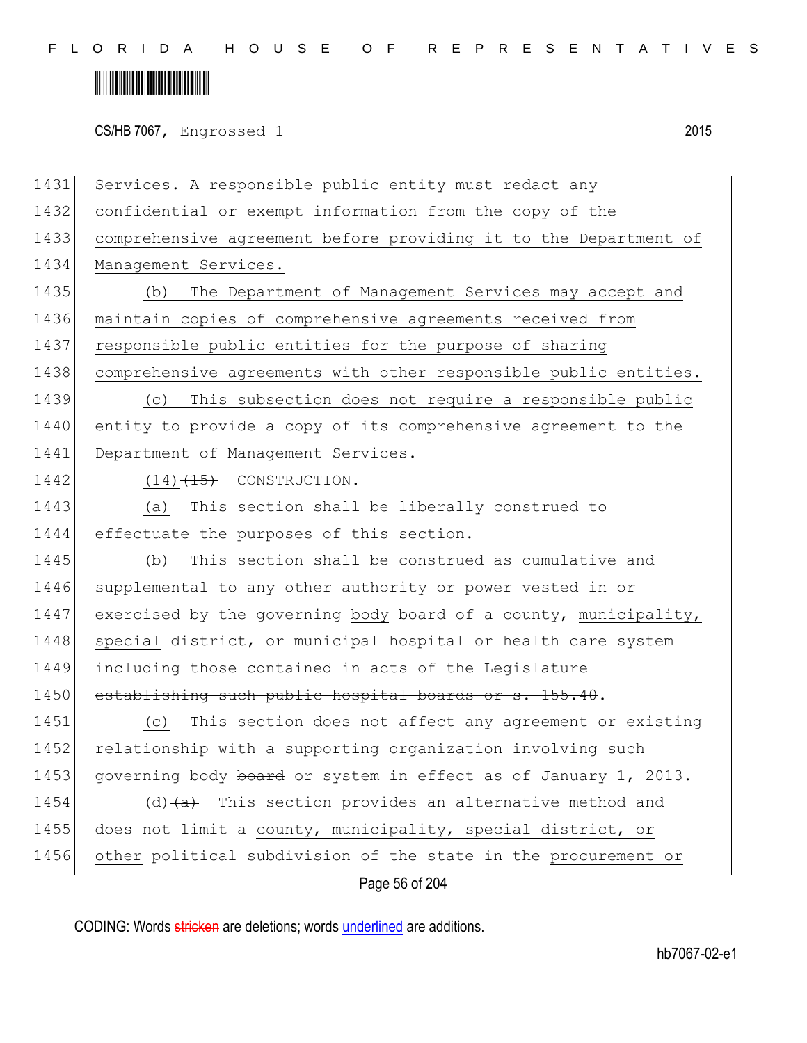1431 Services. A responsible public entity must redact any
1432 confidential or exempt information from the copy of the
1433 comprehensive agreement before providing it to the Department of
1434 Management Services.

1435 (b) The Department of Management Services may accept and
1436 maintain copies of comprehensive agreements received from
1437 responsible public entities for the purpose of sharing
1438 comprehensive agreements with other responsible public entities.

1439 (c) This subsection does not require a responsible public
1440 entity to provide a copy of its comprehensive agreement to the
1441 Department of Management Services.

1442 (14)~~(15)~~ CONSTRUCTION.—

1443 (a) This section shall be liberally construed to
1444 effectuate the purposes of this section.

1445 (b) This section shall be construed as cumulative and
1446 supplemental to any other authority or power vested in or
1447 exercised by the governing body ~~board~~ of a county, municipality,
1448 special district, or municipal hospital or health care system
1449 including those contained in acts of the Legislature
1450 ~~establishing such public hospital boards or s. 155.40~~.

1451 (c) This section does not affect any agreement or existing
1452 relationship with a supporting organization involving such
1453 governing body ~~board~~ or system in effect as of January 1, 2013.

1454 (d)~~(a)~~ This section provides an alternative method and
1455 does not limit a county, municipality, special district, or
1456 other political subdivision of the state in the procurement or

CODING: Words ~~stricken~~ are deletions; words underlined are additions.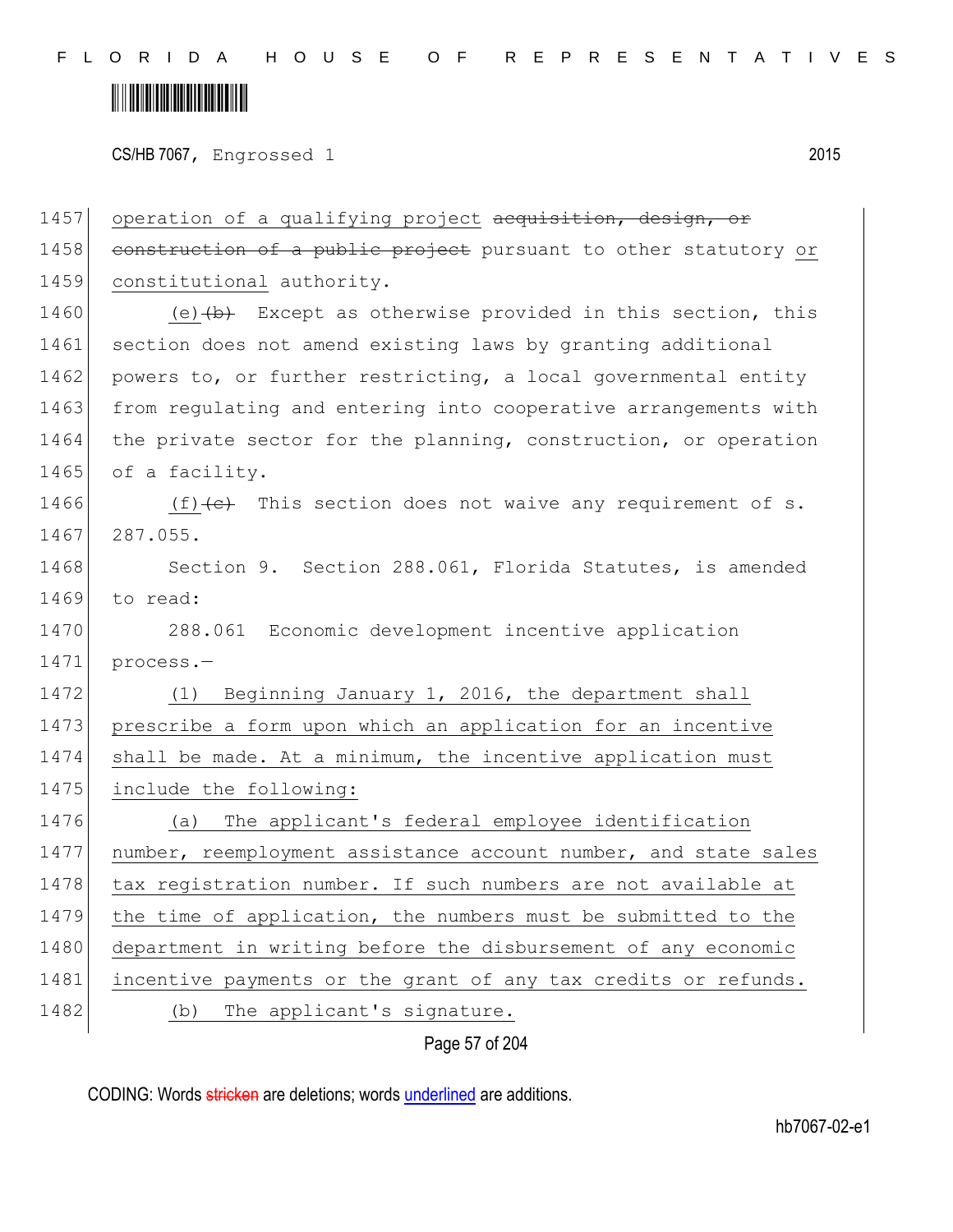operation of a qualifying project ~~acquisition, design, or construction of a public project~~ pursuant to other statutory or constitutional authority.

(e)~~(b)~~ Except as otherwise provided in this section, this section does not amend existing laws by granting additional powers to, or further restricting, a local governmental entity from regulating and entering into cooperative arrangements with the private sector for the planning, construction, or operation of a facility.

(f)~~(c)~~ This section does not waive any requirement of s. 287.055.

Section 9. Section 288.061, Florida Statutes, is amended to read:

288.061 Economic development incentive application process.—

(1) Beginning January 1, 2016, the department shall prescribe a form upon which an application for an incentive shall be made. At a minimum, the incentive application must include the following:

(a) The applicant's federal employee identification number, reemployment assistance account number, and state sales tax registration number. If such numbers are not available at the time of application, the numbers must be submitted to the department in writing before the disbursement of any economic incentive payments or the grant of any tax credits or refunds.

(b) The applicant's signature.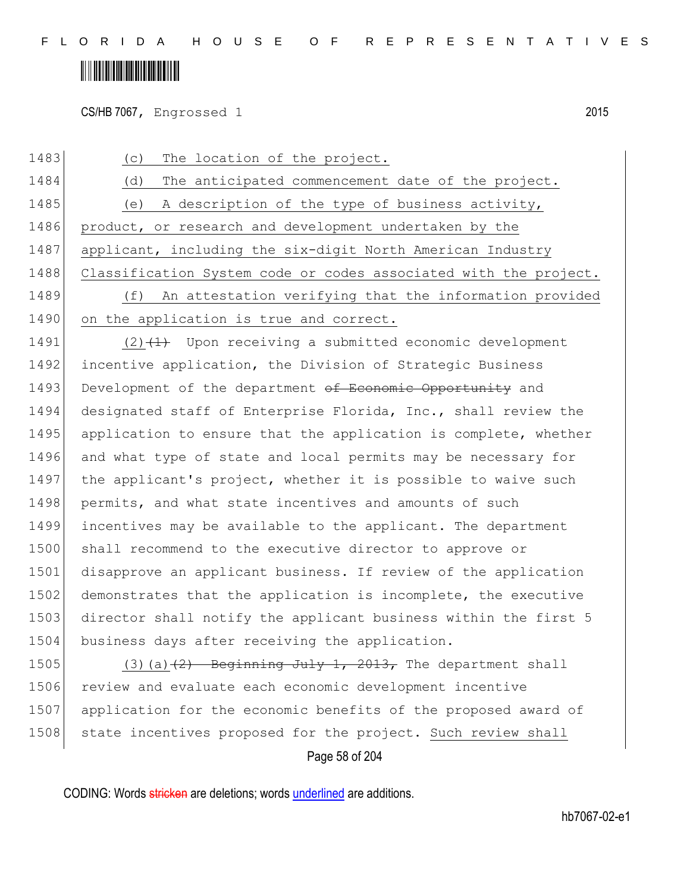(c) The location of the project.

(d) The anticipated commencement date of the project.

(e) A description of the type of business activity, product, or research and development undertaken by the applicant, including the six-digit North American Industry Classification System code or codes associated with the project.

(f) An attestation verifying that the information provided on the application is true and correct.

(2)~~(1)~~ Upon receiving a submitted economic development incentive application, the Division of Strategic Business Development of the department ~~of Economic Opportunity~~ and designated staff of Enterprise Florida, Inc., shall review the application to ensure that the application is complete, whether and what type of state and local permits may be necessary for the applicant's project, whether it is possible to waive such permits, and what state incentives and amounts of such incentives may be available to the applicant. The department shall recommend to the executive director to approve or disapprove an applicant business. If review of the application demonstrates that the application is incomplete, the executive director shall notify the applicant business within the first 5 business days after receiving the application.

(3)(a)~~(2) Beginning July 1, 2013,~~ The department shall review and evaluate each economic development incentive application for the economic benefits of the proposed award of state incentives proposed for the project. Such review shall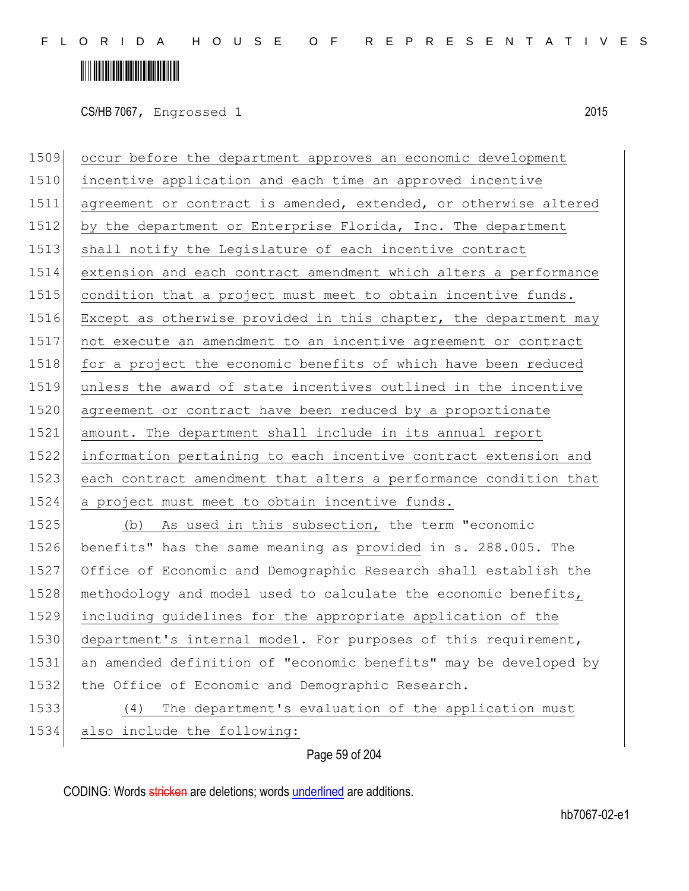occur before the department approves an economic development incentive application and each time an approved incentive agreement or contract is amended, extended, or otherwise altered by the department or Enterprise Florida, Inc. The department shall notify the Legislature of each incentive contract extension and each contract amendment which alters a performance condition that a project must meet to obtain incentive funds. Except as otherwise provided in this chapter, the department may not execute an amendment to an incentive agreement or contract for a project the economic benefits of which have been reduced unless the award of state incentives outlined in the incentive agreement or contract have been reduced by a proportionate amount. The department shall include in its annual report information pertaining to each incentive contract extension and each contract amendment that alters a performance condition that a project must meet to obtain incentive funds.

(b) As used in this subsection, the term "economic benefits" has the same meaning as provided in s. 288.005. The Office of Economic and Demographic Research shall establish the methodology and model used to calculate the economic benefits, including guidelines for the appropriate application of the department's internal model. For purposes of this requirement, an amended definition of "economic benefits" may be developed by the Office of Economic and Demographic Research.

(4) The department's evaluation of the application must also include the following: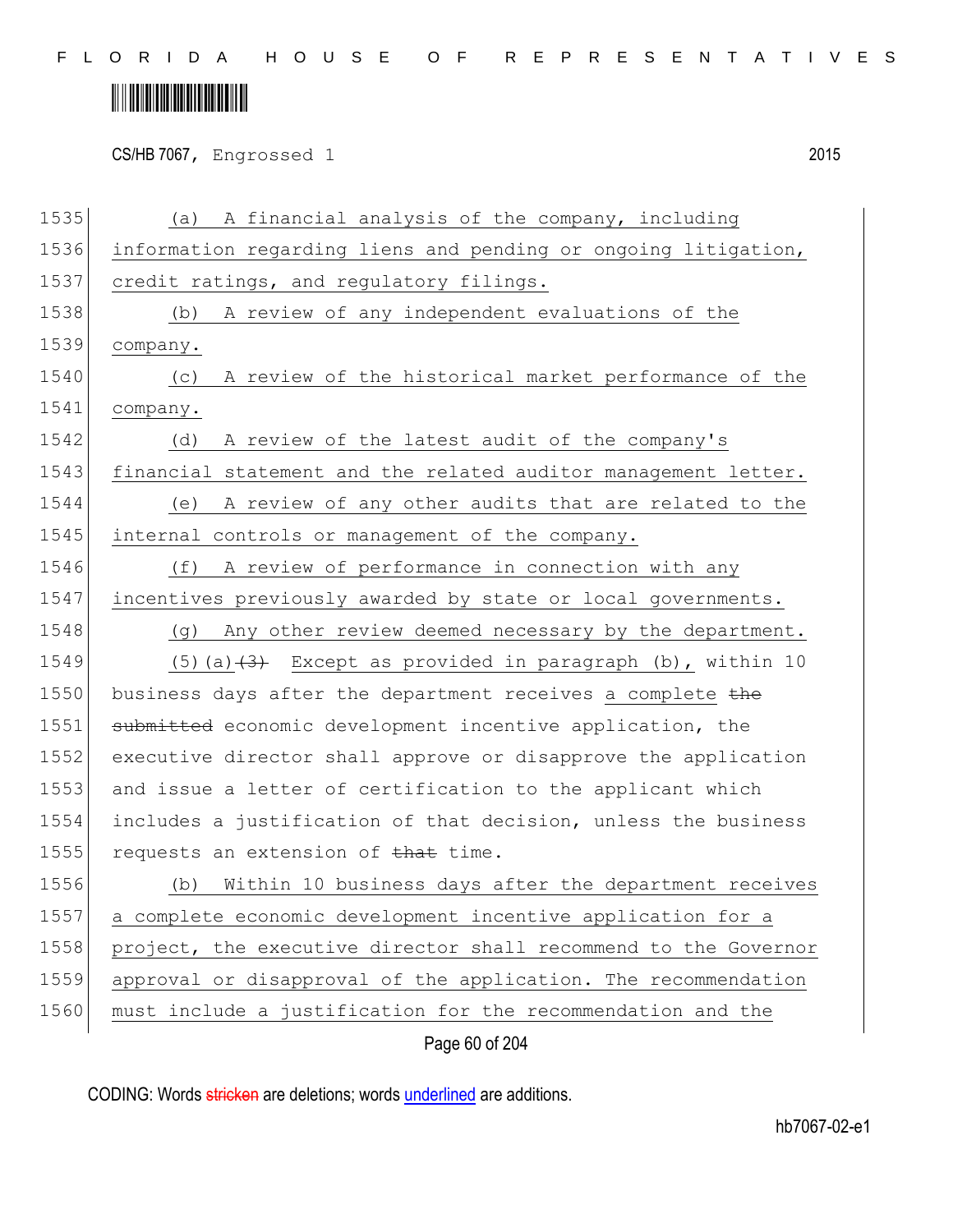(a) A financial analysis of the company, including information regarding liens and pending or ongoing litigation, credit ratings, and regulatory filings.

(b) A review of any independent evaluations of the company.

(c) A review of the historical market performance of the company.

(d) A review of the latest audit of the company's financial statement and the related auditor management letter.

(e) A review of any other audits that are related to the internal controls or management of the company.

(f) A review of performance in connection with any incentives previously awarded by state or local governments.

(g) Any other review deemed necessary by the department.

(5)(a)~~(3)~~ Except as provided in paragraph (b), within 10 business days after the department receives a complete ~~the submitted~~ economic development incentive application, the executive director shall approve or disapprove the application and issue a letter of certification to the applicant which includes a justification of that decision, unless the business requests an extension of ~~that~~ time.

(b) Within 10 business days after the department receives a complete economic development incentive application for a project, the executive director shall recommend to the Governor approval or disapproval of the application. The recommendation must include a justification for the recommendation and the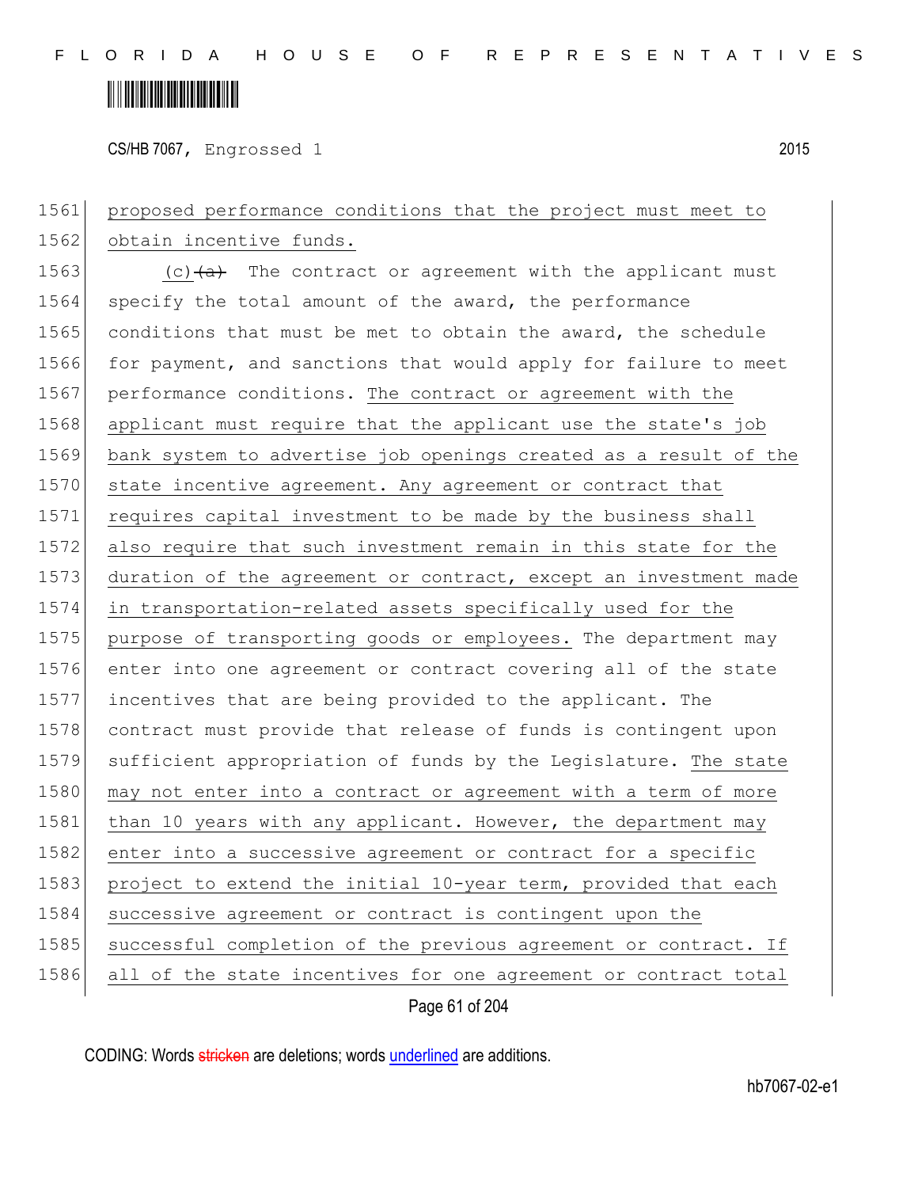proposed performance conditions that the project must meet to obtain incentive funds.

(c) ~~(a)~~ The contract or agreement with the applicant must specify the total amount of the award, the performance conditions that must be met to obtain the award, the schedule for payment, and sanctions that would apply for failure to meet performance conditions. The contract or agreement with the applicant must require that the applicant use the state's job bank system to advertise job openings created as a result of the state incentive agreement. Any agreement or contract that requires capital investment to be made by the business shall also require that such investment remain in this state for the duration of the agreement or contract, except an investment made in transportation-related assets specifically used for the purpose of transporting goods or employees. The department may enter into one agreement or contract covering all of the state incentives that are being provided to the applicant. The contract must provide that release of funds is contingent upon sufficient appropriation of funds by the Legislature. The state may not enter into a contract or agreement with a term of more than 10 years with any applicant. However, the department may enter into a successive agreement or contract for a specific project to extend the initial 10-year term, provided that each successive agreement or contract is contingent upon the successful completion of the previous agreement or contract. If all of the state incentives for one agreement or contract total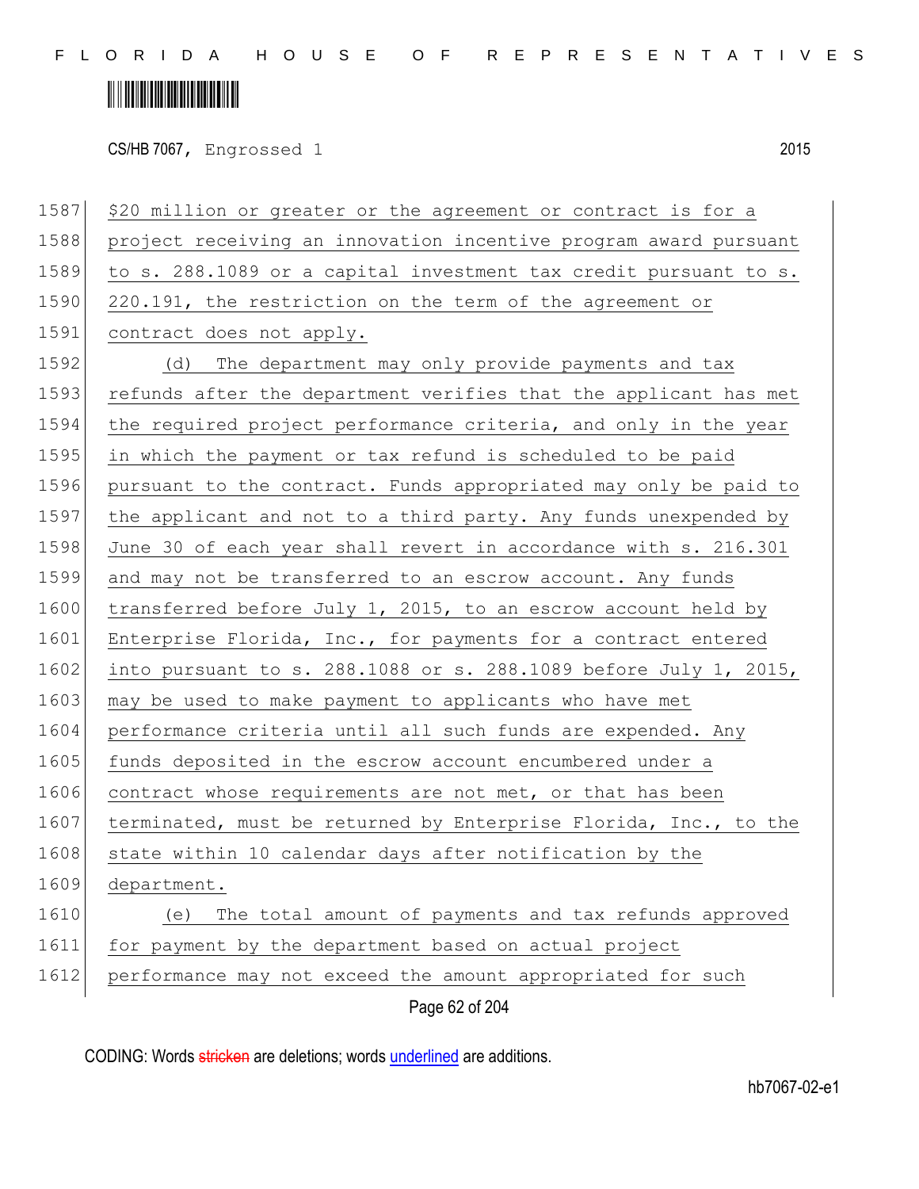1587 $20 million or greater or the agreement or contract is for a
1588 project receiving an innovation incentive program award pursuant
1589 to s. 288.1089 or a capital investment tax credit pursuant to s.
1590 220.191, the restriction on the term of the agreement or
1591 contract does not apply.

1592 (d) The department may only provide payments and tax
1593 refunds after the department verifies that the applicant has met
1594 the required project performance criteria, and only in the year
1595 in which the payment or tax refund is scheduled to be paid
1596 pursuant to the contract. Funds appropriated may only be paid to
1597 the applicant and not to a third party. Any funds unexpended by
1598 June 30 of each year shall revert in accordance with s. 216.301
1599 and may not be transferred to an escrow account. Any funds
1600 transferred before July 1, 2015, to an escrow account held by
1601 Enterprise Florida, Inc., for payments for a contract entered
1602 into pursuant to s. 288.1088 or s. 288.1089 before July 1, 2015,
1603 may be used to make payment to applicants who have met
1604 performance criteria until all such funds are expended. Any
1605 funds deposited in the escrow account encumbered under a
1606 contract whose requirements are not met, or that has been
1607 terminated, must be returned by Enterprise Florida, Inc., to the
1608 state within 10 calendar days after notification by the
1609 department.

1610 (e) The total amount of payments and tax refunds approved
1611 for payment by the department based on actual project
1612 performance may not exceed the amount appropriated for such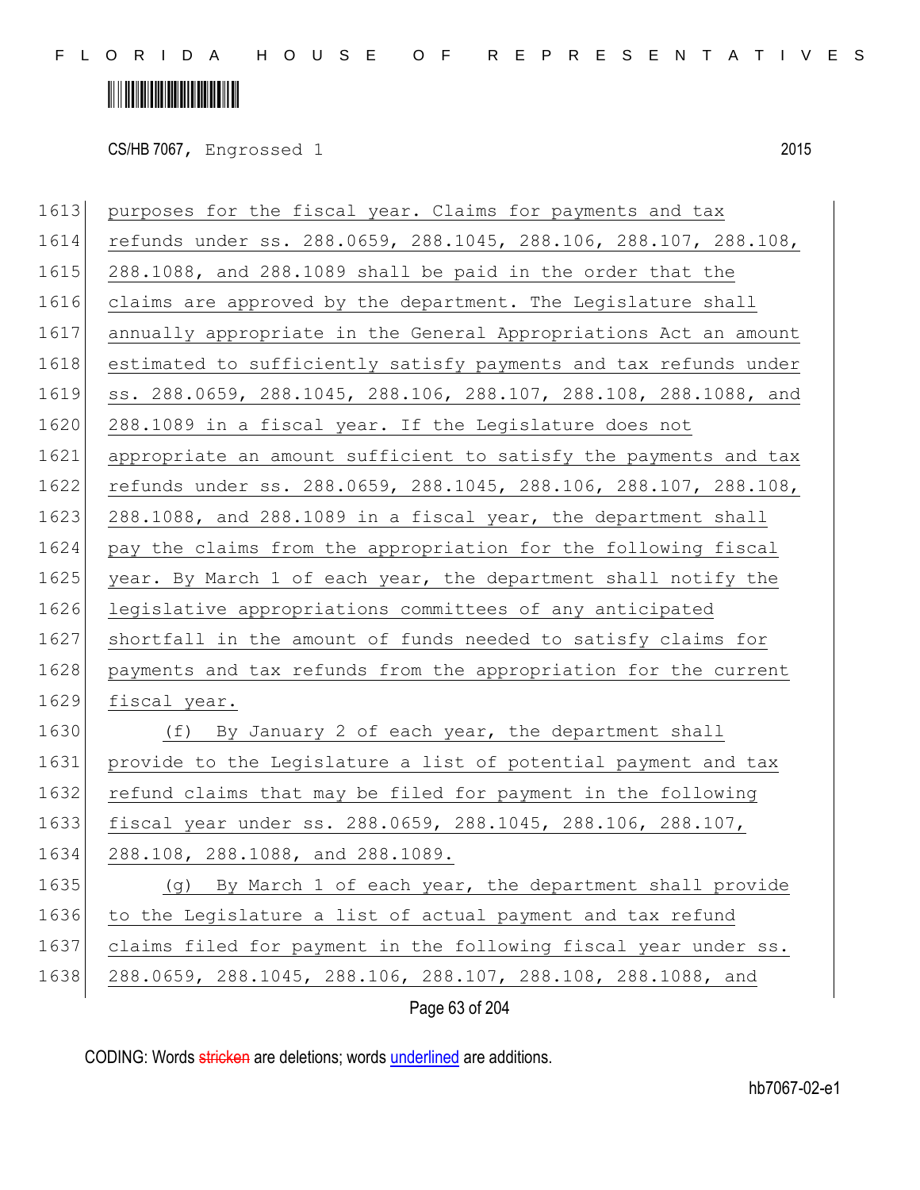1613 purposes for the fiscal year. Claims for payments and tax
1614 refunds under ss. 288.0659, 288.1045, 288.106, 288.107, 288.108,
1615 288.1088, and 288.1089 shall be paid in the order that the
1616 claims are approved by the department. The Legislature shall
1617 annually appropriate in the General Appropriations Act an amount
1618 estimated to sufficiently satisfy payments and tax refunds under
1619 ss. 288.0659, 288.1045, 288.106, 288.107, 288.108, 288.1088, and
1620 288.1089 in a fiscal year. If the Legislature does not
1621 appropriate an amount sufficient to satisfy the payments and tax
1622 refunds under ss. 288.0659, 288.1045, 288.106, 288.107, 288.108,
1623 288.1088, and 288.1089 in a fiscal year, the department shall
1624 pay the claims from the appropriation for the following fiscal
1625 year. By March 1 of each year, the department shall notify the
1626 legislative appropriations committees of any anticipated
1627 shortfall in the amount of funds needed to satisfy claims for
1628 payments and tax refunds from the appropriation for the current
1629 fiscal year.

1630 (f) By January 2 of each year, the department shall
1631 provide to the Legislature a list of potential payment and tax
1632 refund claims that may be filed for payment in the following
1633 fiscal year under ss. 288.0659, 288.1045, 288.106, 288.107,
1634 288.108, 288.1088, and 288.1089.

1635 (g) By March 1 of each year, the department shall provide
1636 to the Legislature a list of actual payment and tax refund
1637 claims filed for payment in the following fiscal year under ss.
1638 288.0659, 288.1045, 288.106, 288.107, 288.108, 288.1088, and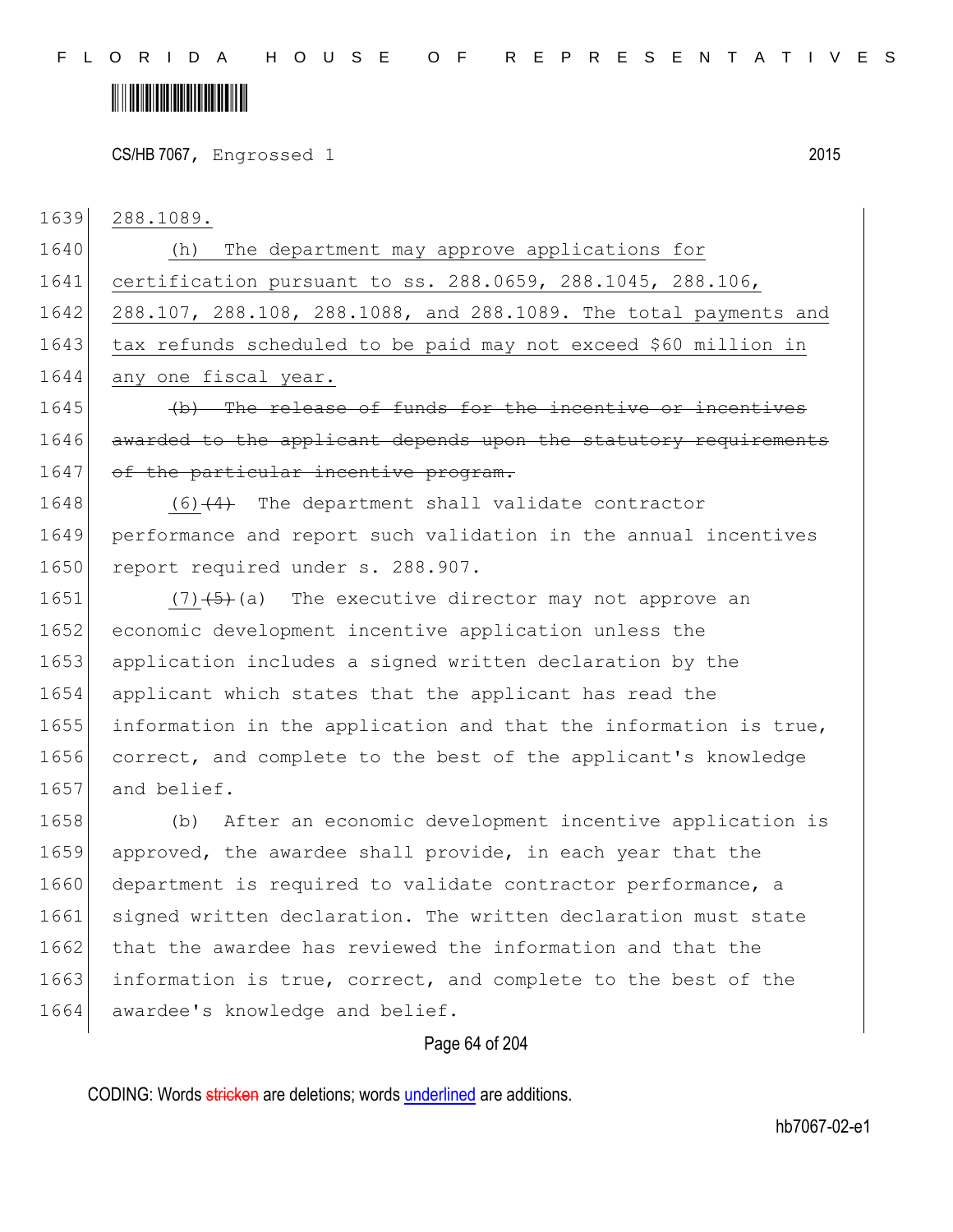288.1089.

(h) The department may approve applications for certification pursuant to ss. 288.0659, 288.1045, 288.106, 288.107, 288.108, 288.1088, and 288.1089. The total payments and tax refunds scheduled to be paid may not exceed $60 million in any one fiscal year.

~~(b) The release of funds for the incentive or incentives awarded to the applicant depends upon the statutory requirements of the particular incentive program.~~

(6)~~(4)~~ The department shall validate contractor performance and report such validation in the annual incentives report required under s. 288.907.

(7)~~(5)~~(a) The executive director may not approve an economic development incentive application unless the application includes a signed written declaration by the applicant which states that the applicant has read the information in the application and that the information is true, correct, and complete to the best of the applicant's knowledge and belief.

(b) After an economic development incentive application is approved, the awardee shall provide, in each year that the department is required to validate contractor performance, a signed written declaration. The written declaration must state that the awardee has reviewed the information and that the information is true, correct, and complete to the best of the awardee's knowledge and belief.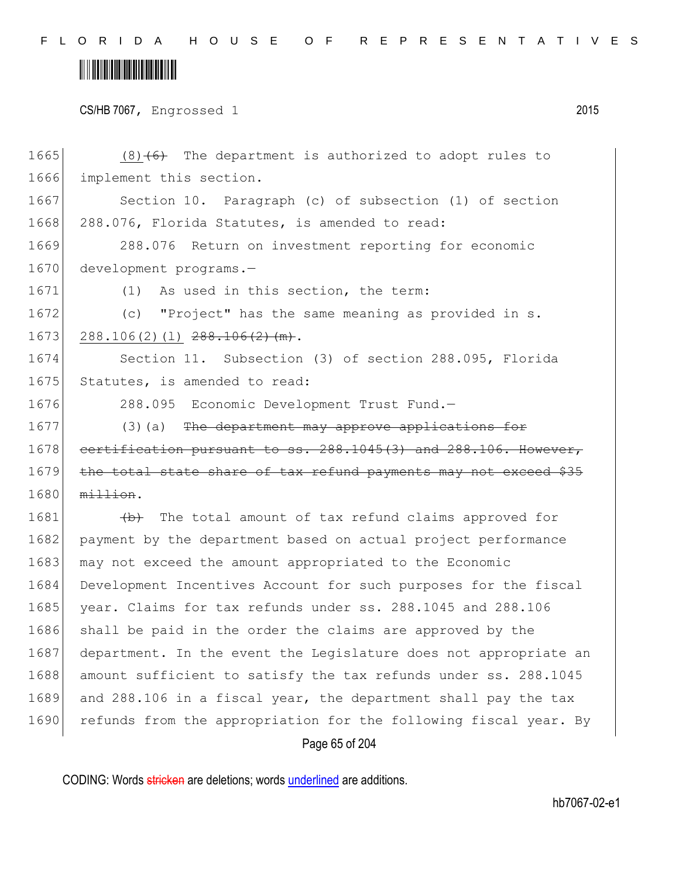1665 (8)~~(6)~~ The department is authorized to adopt rules to
1666 implement this section.

1667 Section 10. Paragraph (c) of subsection (1) of section
1668 288.076, Florida Statutes, is amended to read:

1669 288.076 Return on investment reporting for economic
1670 development programs.—

1671 (1) As used in this section, the term:

1672 (c) "Project" has the same meaning as provided in s.
1673 <u>288.106(2)(l)</u> ~~288.106(2)(m)~~.

1674 Section 11. Subsection (3) of section 288.095, Florida
1675 Statutes, is amended to read:

1676 288.095 Economic Development Trust Fund.—

1677 (3)(a) ~~The department may approve applications for~~
1678 ~~certification pursuant to ss. 288.1045(3) and 288.106. However,~~
1679 ~~the total state share of tax refund payments may not exceed $35~~
1680 ~~million~~.

1681 ~~(b)~~ The total amount of tax refund claims approved for
1682 payment by the department based on actual project performance
1683 may not exceed the amount appropriated to the Economic
1684 Development Incentives Account for such purposes for the fiscal
1685 year. Claims for tax refunds under ss. 288.1045 and 288.106
1686 shall be paid in the order the claims are approved by the
1687 department. In the event the Legislature does not appropriate an
1688 amount sufficient to satisfy the tax refunds under ss. 288.1045
1689 and 288.106 in a fiscal year, the department shall pay the tax
1690 refunds from the appropriation for the following fiscal year. By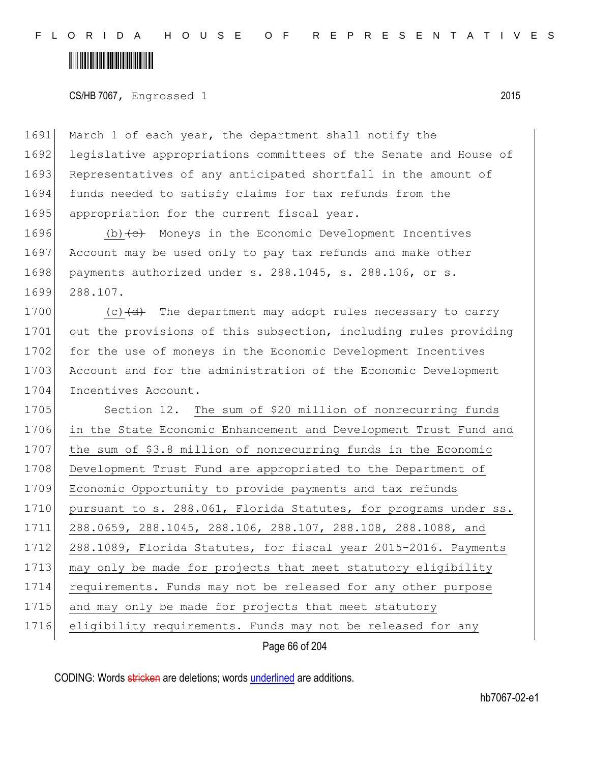March 1 of each year, the department shall notify the legislative appropriations committees of the Senate and House of Representatives of any anticipated shortfall in the amount of funds needed to satisfy claims for tax refunds from the appropriation for the current fiscal year.

(b) ~~(c)~~ Moneys in the Economic Development Incentives Account may be used only to pay tax refunds and make other payments authorized under s. 288.1045, s. 288.106, or s. 288.107.

(c) ~~(d)~~ The department may adopt rules necessary to carry out the provisions of this subsection, including rules providing for the use of moneys in the Economic Development Incentives Account and for the administration of the Economic Development Incentives Account.

Section 12. The sum of $20 million of nonrecurring funds in the State Economic Enhancement and Development Trust Fund and the sum of $3.8 million of nonrecurring funds in the Economic Development Trust Fund are appropriated to the Department of Economic Opportunity to provide payments and tax refunds pursuant to s. 288.061, Florida Statutes, for programs under ss. 288.0659, 288.1045, 288.106, 288.107, 288.108, 288.1088, and 288.1089, Florida Statutes, for fiscal year 2015-2016. Payments may only be made for projects that meet statutory eligibility requirements. Funds may not be released for any other purpose and may only be made for projects that meet statutory eligibility requirements. Funds may not be released for any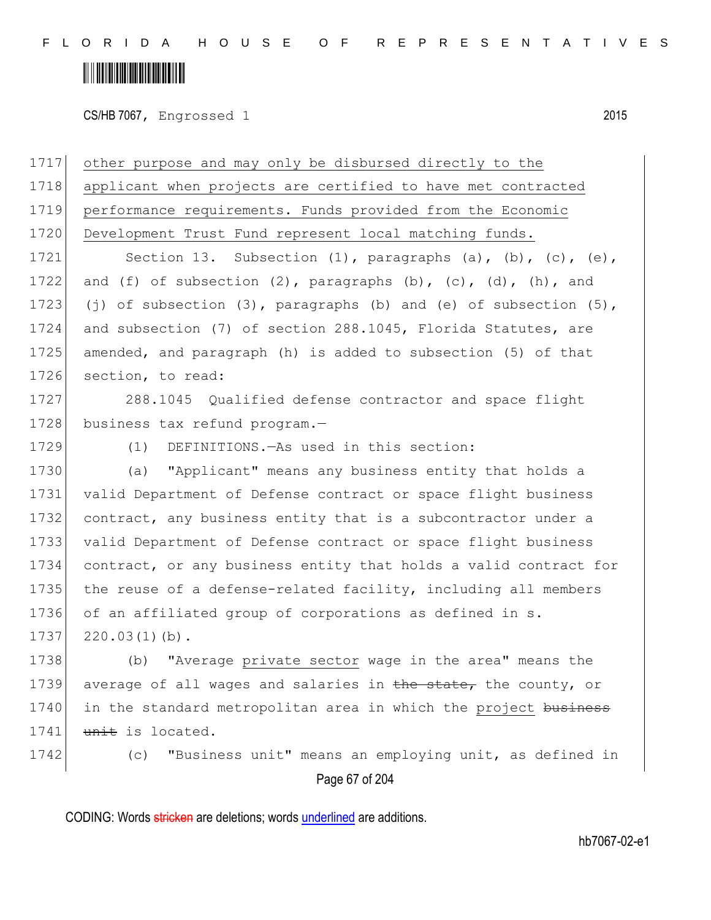other purpose and may only be disbursed directly to the applicant when projects are certified to have met contracted performance requirements. Funds provided from the Economic Development Trust Fund represent local matching funds.

Section 13. Subsection (1), paragraphs (a), (b), (c), (e), and (f) of subsection (2), paragraphs (b), (c), (d), (h), and (j) of subsection (3), paragraphs (b) and (e) of subsection (5), and subsection (7) of section 288.1045, Florida Statutes, are amended, and paragraph (h) is added to subsection (5) of that section, to read:

288.1045 Qualified defense contractor and space flight business tax refund program.—

(1) DEFINITIONS.—As used in this section:

(a) "Applicant" means any business entity that holds a valid Department of Defense contract or space flight business contract, any business entity that is a subcontractor under a valid Department of Defense contract or space flight business contract, or any business entity that holds a valid contract for the reuse of a defense-related facility, including all members of an affiliated group of corporations as defined in s. 220.03(1)(b).

(b) "Average private sector wage in the area" means the average of all wages and salaries in ~~the state,~~ the county, or in the standard metropolitan area in which the project ~~business unit~~ is located.

(c) "Business unit" means an employing unit, as defined in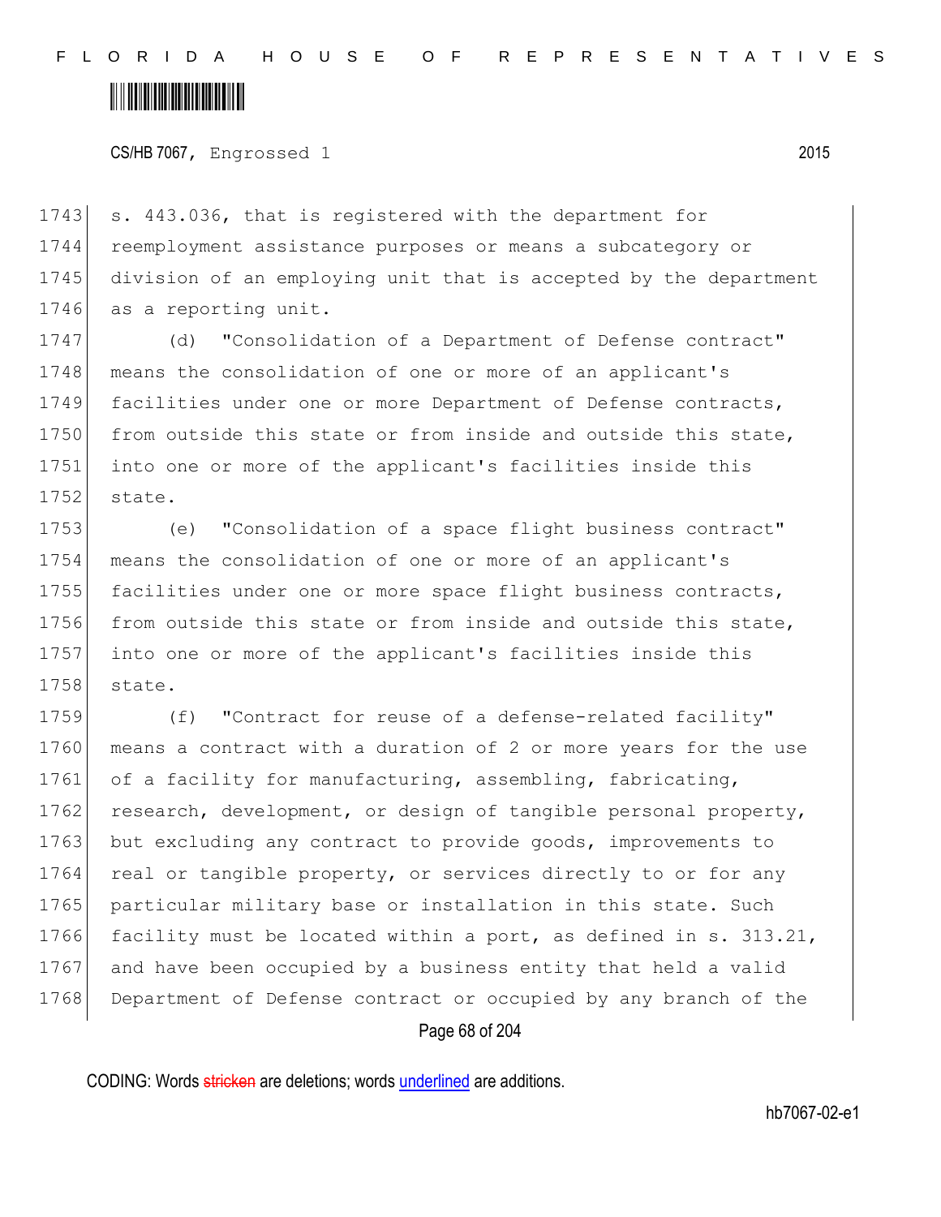s. 443.036, that is registered with the department for reemployment assistance purposes or means a subcategory or division of an employing unit that is accepted by the department as a reporting unit.

(d) "Consolidation of a Department of Defense contract" means the consolidation of one or more of an applicant's facilities under one or more Department of Defense contracts, from outside this state or from inside and outside this state, into one or more of the applicant's facilities inside this state.

(e) "Consolidation of a space flight business contract" means the consolidation of one or more of an applicant's facilities under one or more space flight business contracts, from outside this state or from inside and outside this state, into one or more of the applicant's facilities inside this state.

(f) "Contract for reuse of a defense-related facility" means a contract with a duration of 2 or more years for the use of a facility for manufacturing, assembling, fabricating, research, development, or design of tangible personal property, but excluding any contract to provide goods, improvements to real or tangible property, or services directly to or for any particular military base or installation in this state. Such facility must be located within a port, as defined in s. 313.21, and have been occupied by a business entity that held a valid Department of Defense contract or occupied by any branch of the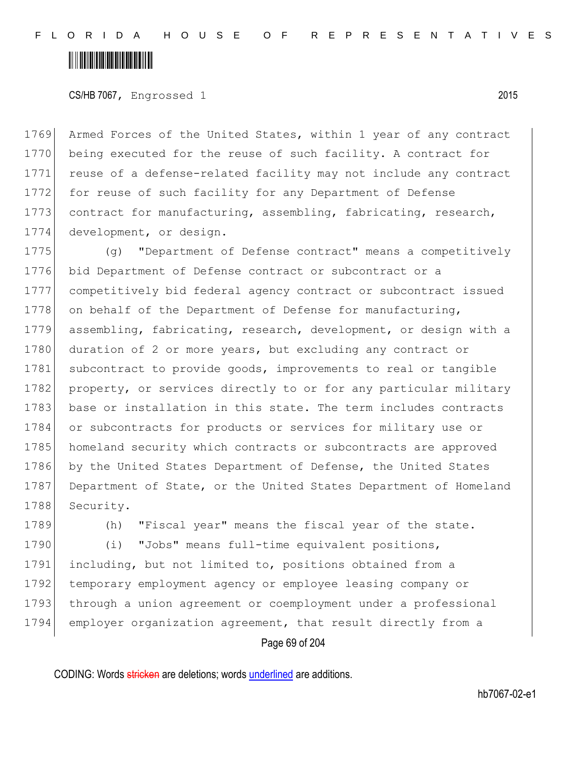Armed Forces of the United States, within 1 year of any contract being executed for the reuse of such facility. A contract for reuse of a defense-related facility may not include any contract for reuse of such facility for any Department of Defense contract for manufacturing, assembling, fabricating, research, development, or design.

(g) "Department of Defense contract" means a competitively bid Department of Defense contract or subcontract or a competitively bid federal agency contract or subcontract issued on behalf of the Department of Defense for manufacturing, assembling, fabricating, research, development, or design with a duration of 2 or more years, but excluding any contract or subcontract to provide goods, improvements to real or tangible property, or services directly to or for any particular military base or installation in this state. The term includes contracts or subcontracts for products or services for military use or homeland security which contracts or subcontracts are approved by the United States Department of Defense, the United States Department of State, or the United States Department of Homeland Security.

(h) "Fiscal year" means the fiscal year of the state.

(i) "Jobs" means full-time equivalent positions, including, but not limited to, positions obtained from a temporary employment agency or employee leasing company or through a union agreement or coemployment under a professional employer organization agreement, that result directly from a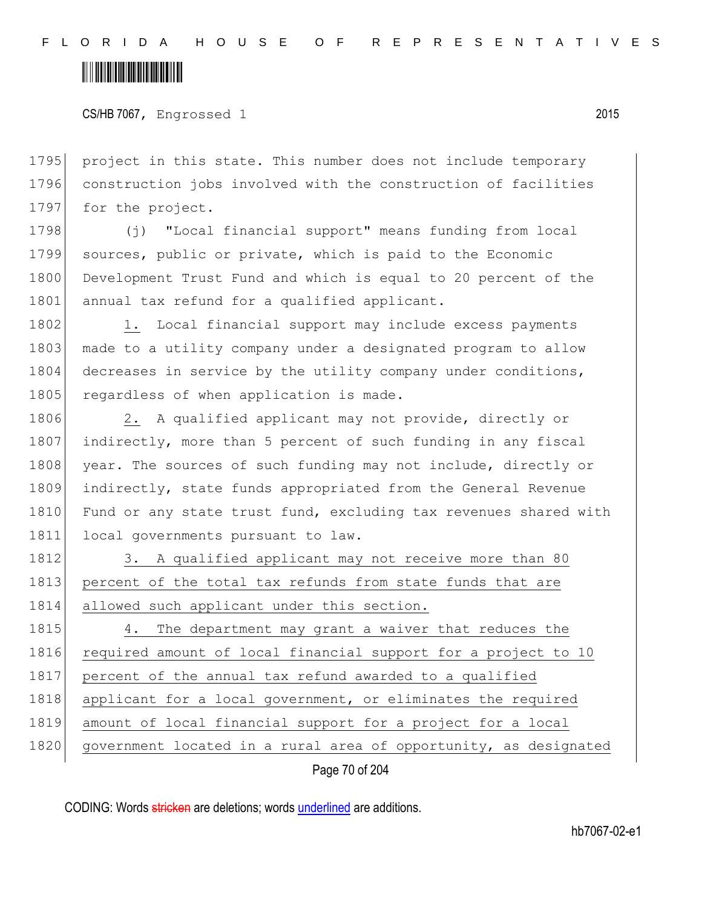project in this state. This number does not include temporary construction jobs involved with the construction of facilities for the project.

(j) "Local financial support" means funding from local sources, public or private, which is paid to the Economic Development Trust Fund and which is equal to 20 percent of the annual tax refund for a qualified applicant.

1. Local financial support may include excess payments made to a utility company under a designated program to allow decreases in service by the utility company under conditions, regardless of when application is made.

2. A qualified applicant may not provide, directly or indirectly, more than 5 percent of such funding in any fiscal year. The sources of such funding may not include, directly or indirectly, state funds appropriated from the General Revenue Fund or any state trust fund, excluding tax revenues shared with local governments pursuant to law.

3. A qualified applicant may not receive more than 80 percent of the total tax refunds from state funds that are allowed such applicant under this section.

4. The department may grant a waiver that reduces the required amount of local financial support for a project to 10 percent of the annual tax refund awarded to a qualified applicant for a local government, or eliminates the required amount of local financial support for a project for a local government located in a rural area of opportunity, as designated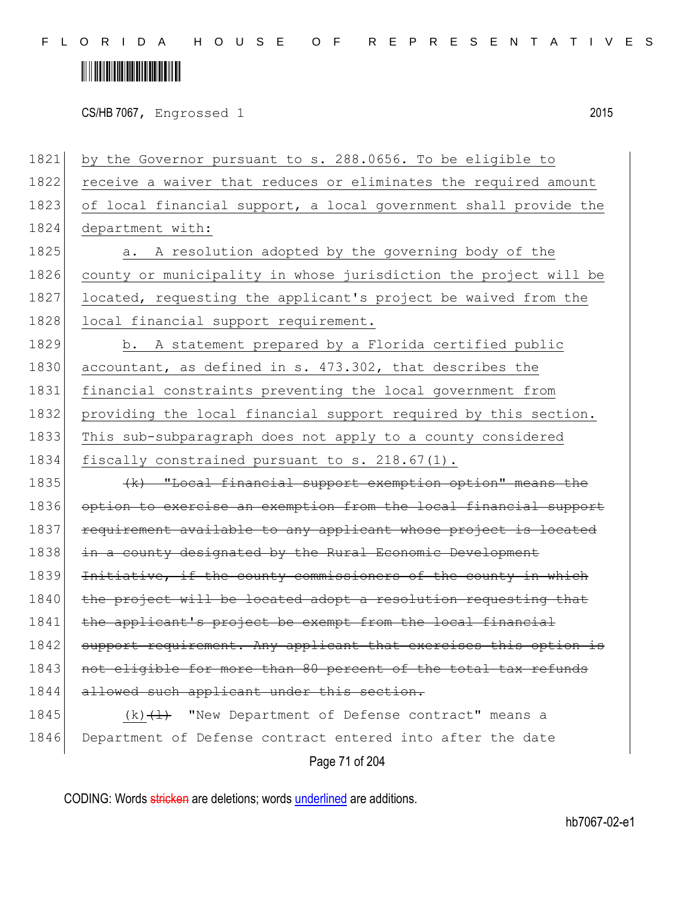by the Governor pursuant to s. 288.0656. To be eligible to receive a waiver that reduces or eliminates the required amount of local financial support, a local government shall provide the department with:

a. A resolution adopted by the governing body of the county or municipality in whose jurisdiction the project will be located, requesting the applicant's project be waived from the local financial support requirement.

b. A statement prepared by a Florida certified public accountant, as defined in s. 473.302, that describes the financial constraints preventing the local government from providing the local financial support required by this section. This sub-subparagraph does not apply to a county considered fiscally constrained pursuant to s. 218.67(1).

~~(k) "Local financial support exemption option" means the option to exercise an exemption from the local financial support requirement available to any applicant whose project is located in a county designated by the Rural Economic Development Initiative, if the county commissioners of the county in which the project will be located adopt a resolution requesting that the applicant's project be exempt from the local financial support requirement. Any applicant that exercises this option is not eligible for more than 80 percent of the total tax refunds allowed such applicant under this section.~~

(k)~~(l)~~ "New Department of Defense contract" means a Department of Defense contract entered into after the date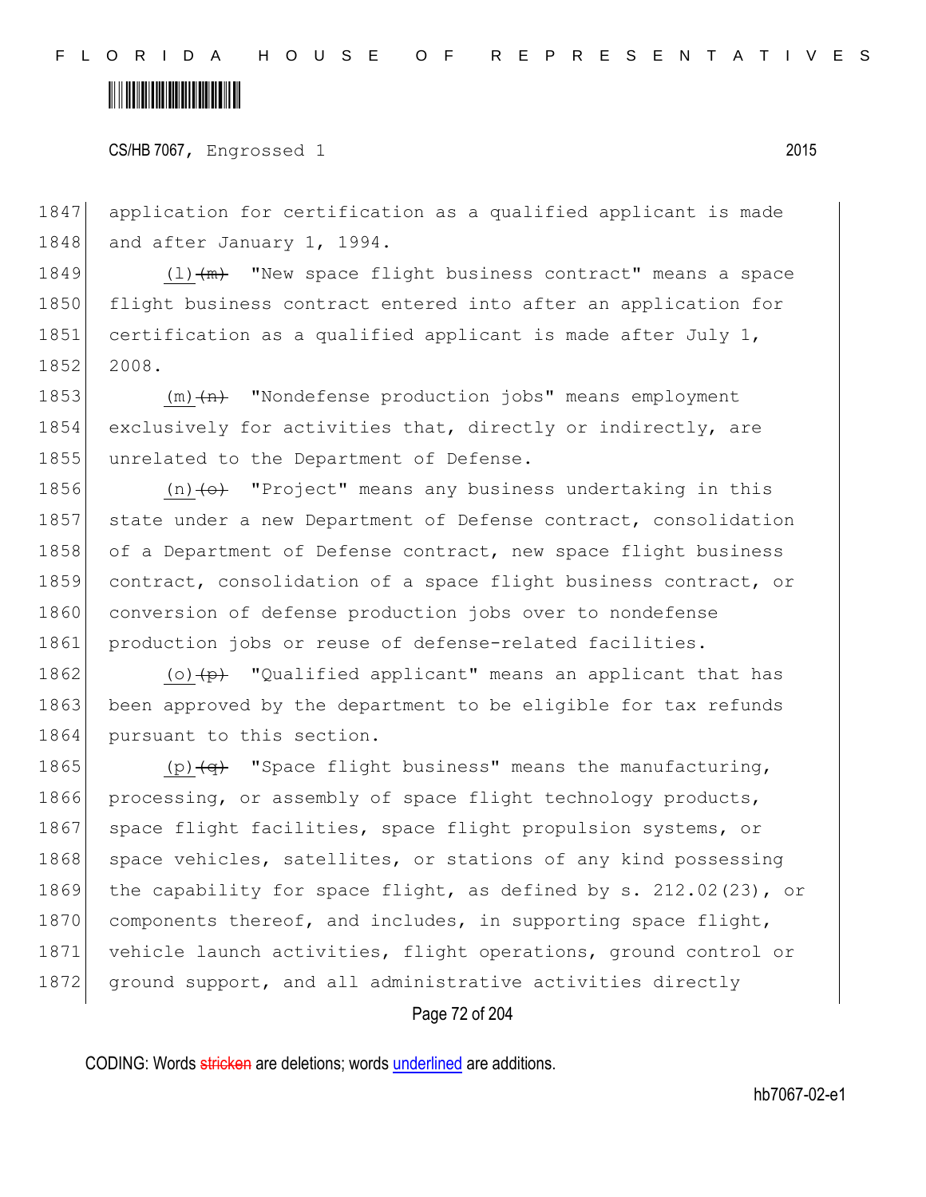application for certification as a qualified applicant is made and after January 1, 1994.

(l) ~~(m)~~ "New space flight business contract" means a space flight business contract entered into after an application for certification as a qualified applicant is made after July 1, 2008.

(m) ~~(n)~~ "Nondefense production jobs" means employment exclusively for activities that, directly or indirectly, are unrelated to the Department of Defense.

(n) ~~(o)~~ "Project" means any business undertaking in this state under a new Department of Defense contract, consolidation of a Department of Defense contract, new space flight business contract, consolidation of a space flight business contract, or conversion of defense production jobs over to nondefense production jobs or reuse of defense-related facilities.

(o) ~~(p)~~ "Qualified applicant" means an applicant that has been approved by the department to be eligible for tax refunds pursuant to this section.

(p) ~~(q)~~ "Space flight business" means the manufacturing, processing, or assembly of space flight technology products, space flight facilities, space flight propulsion systems, or space vehicles, satellites, or stations of any kind possessing the capability for space flight, as defined by s. 212.02(23), or components thereof, and includes, in supporting space flight, vehicle launch activities, flight operations, ground control or ground support, and all administrative activities directly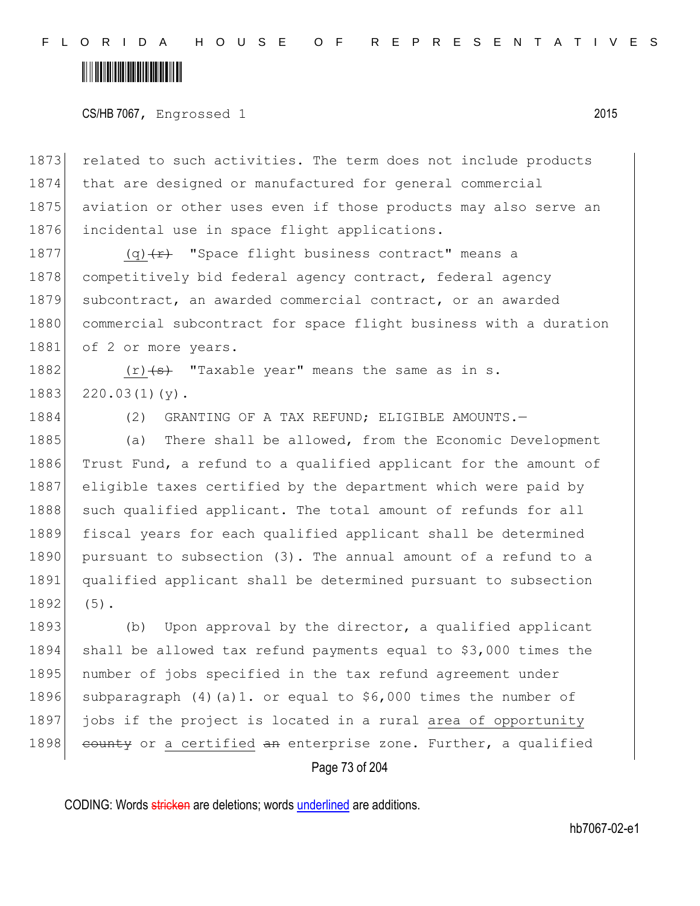related to such activities. The term does not include products that are designed or manufactured for general commercial aviation or other uses even if those products may also serve an incidental use in space flight applications.

(q) ~~(r)~~ "Space flight business contract" means a competitively bid federal agency contract, federal agency subcontract, an awarded commercial contract, or an awarded commercial subcontract for space flight business with a duration of 2 or more years.

(r) ~~(s)~~ "Taxable year" means the same as in s. 220.03(1)(y).

(2) GRANTING OF A TAX REFUND; ELIGIBLE AMOUNTS.—

(a) There shall be allowed, from the Economic Development Trust Fund, a refund to a qualified applicant for the amount of eligible taxes certified by the department which were paid by such qualified applicant. The total amount of refunds for all fiscal years for each qualified applicant shall be determined pursuant to subsection (3). The annual amount of a refund to a qualified applicant shall be determined pursuant to subsection (5).

(b) Upon approval by the director, a qualified applicant shall be allowed tax refund payments equal to $3,000 times the number of jobs specified in the tax refund agreement under subparagraph (4)(a)1. or equal to $6,000 times the number of jobs if the project is located in a rural area of opportunity ~~county~~ or a certified ~~an~~ enterprise zone. Further, a qualified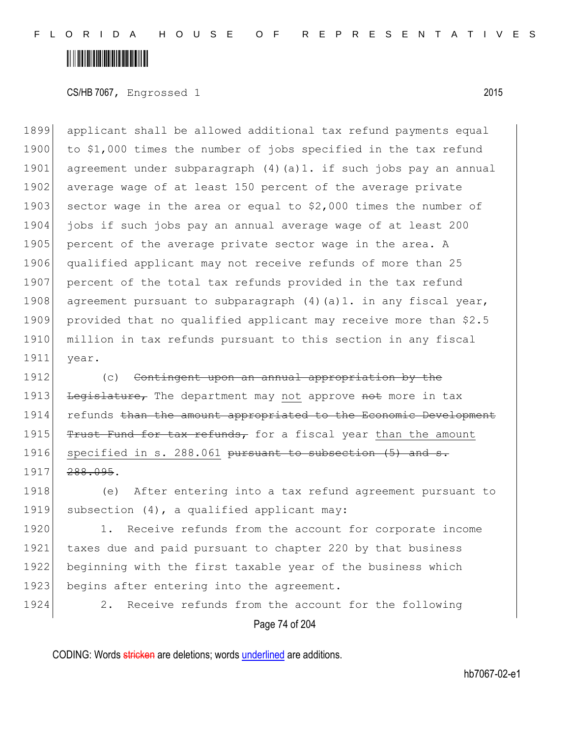applicant shall be allowed additional tax refund payments equal to $1,000 times the number of jobs specified in the tax refund agreement under subparagraph (4)(a)1. if such jobs pay an annual average wage of at least 150 percent of the average private sector wage in the area or equal to $2,000 times the number of jobs if such jobs pay an annual average wage of at least 200 percent of the average private sector wage in the area. A qualified applicant may not receive refunds of more than 25 percent of the total tax refunds provided in the tax refund agreement pursuant to subparagraph (4)(a)1. in any fiscal year, provided that no qualified applicant may receive more than $2.5 million in tax refunds pursuant to this section in any fiscal year.

(c) ~~Contingent upon an annual appropriation by the Legislature,~~ The department may <u>not</u> approve ~~not~~ more in tax refunds ~~than the amount appropriated to the Economic Development Trust Fund for tax refunds,~~ for a fiscal year <u>than the amount specified in s. 288.061</u> ~~pursuant to subsection (5) and s. 288.095~~.

(e) After entering into a tax refund agreement pursuant to subsection (4), a qualified applicant may:

1. Receive refunds from the account for corporate income taxes due and paid pursuant to chapter 220 by that business beginning with the first taxable year of the business which begins after entering into the agreement.

2. Receive refunds from the account for the following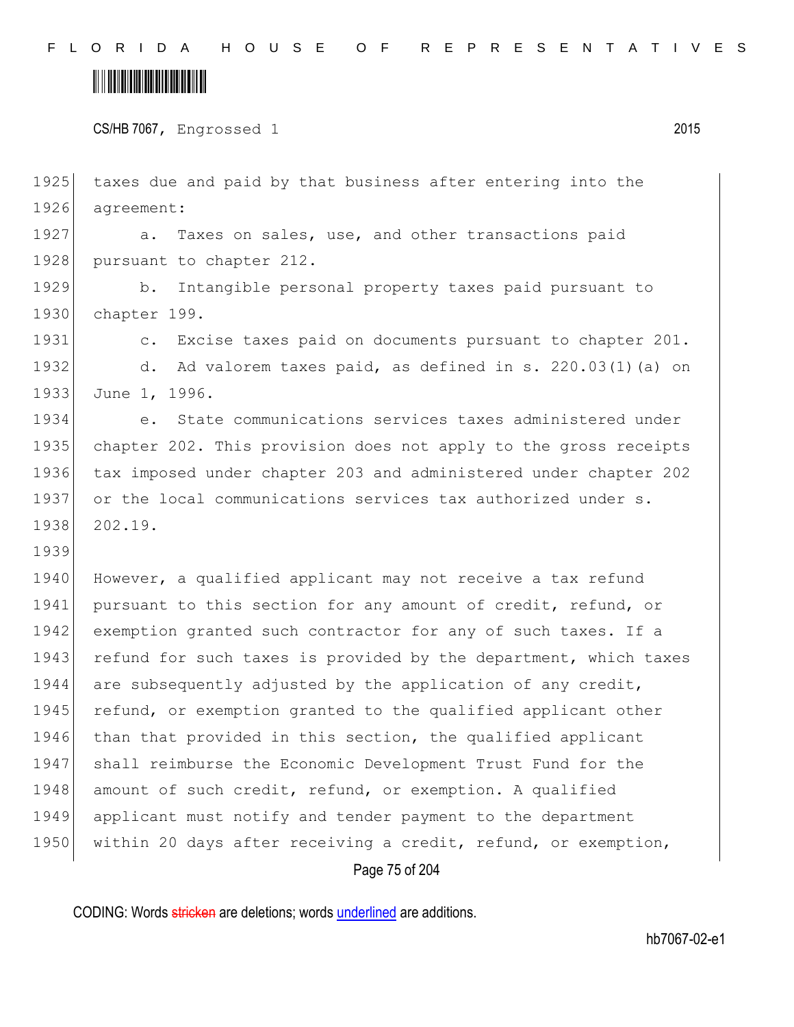taxes due and paid by that business after entering into the agreement:

a. Taxes on sales, use, and other transactions paid pursuant to chapter 212.

b. Intangible personal property taxes paid pursuant to chapter 199.

c. Excise taxes paid on documents pursuant to chapter 201.

d. Ad valorem taxes paid, as defined in s. 220.03(1)(a) on June 1, 1996.

e. State communications services taxes administered under chapter 202. This provision does not apply to the gross receipts tax imposed under chapter 203 and administered under chapter 202 or the local communications services tax authorized under s. 202.19.

However, a qualified applicant may not receive a tax refund pursuant to this section for any amount of credit, refund, or exemption granted such contractor for any of such taxes. If a refund for such taxes is provided by the department, which taxes are subsequently adjusted by the application of any credit, refund, or exemption granted to the qualified applicant other than that provided in this section, the qualified applicant shall reimburse the Economic Development Trust Fund for the amount of such credit, refund, or exemption. A qualified applicant must notify and tender payment to the department within 20 days after receiving a credit, refund, or exemption,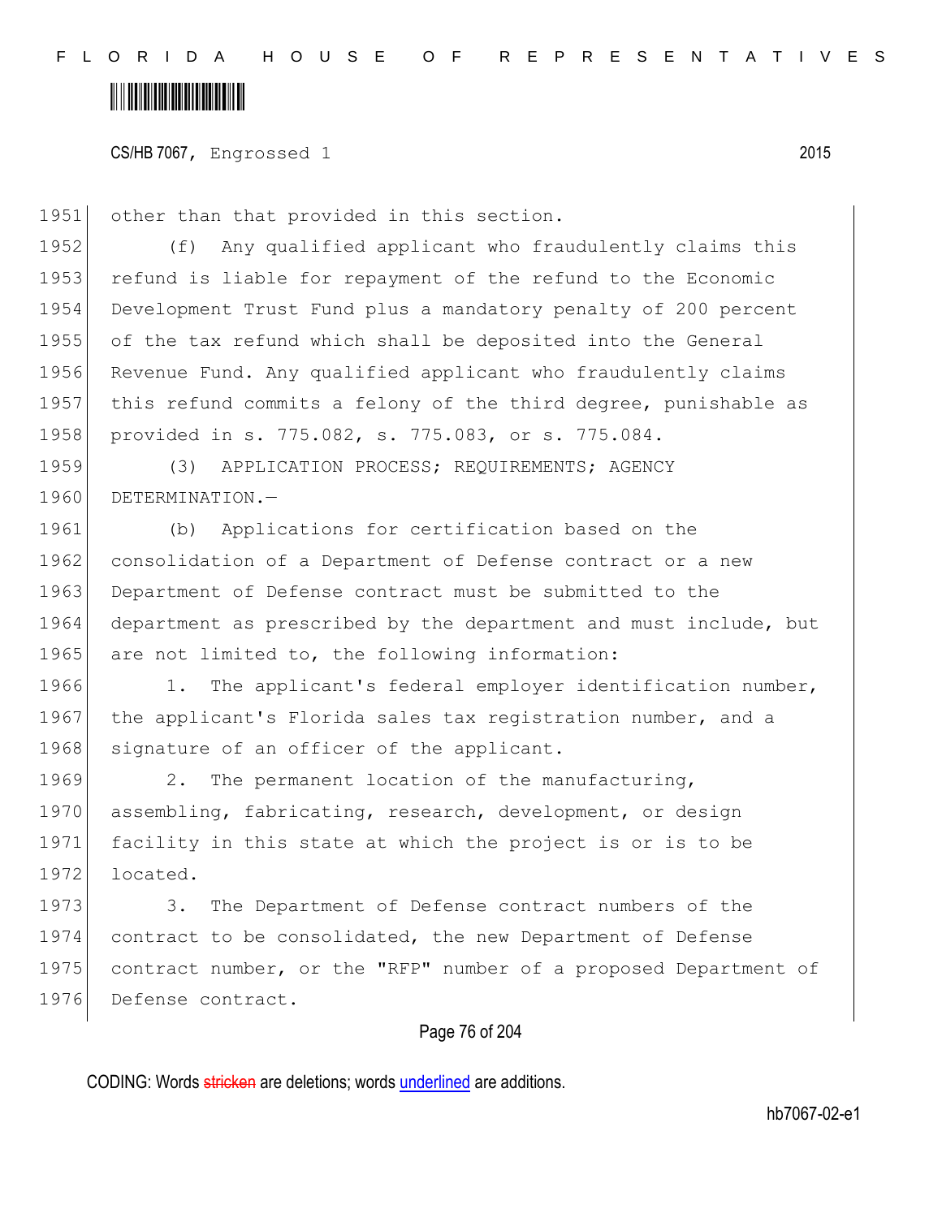other than that provided in this section.

(f) Any qualified applicant who fraudulently claims this refund is liable for repayment of the refund to the Economic Development Trust Fund plus a mandatory penalty of 200 percent of the tax refund which shall be deposited into the General Revenue Fund. Any qualified applicant who fraudulently claims this refund commits a felony of the third degree, punishable as provided in s. 775.082, s. 775.083, or s. 775.084.

(3) APPLICATION PROCESS; REQUIREMENTS; AGENCY DETERMINATION.—

(b) Applications for certification based on the consolidation of a Department of Defense contract or a new Department of Defense contract must be submitted to the department as prescribed by the department and must include, but are not limited to, the following information:

1. The applicant's federal employer identification number, the applicant's Florida sales tax registration number, and a signature of an officer of the applicant.

2. The permanent location of the manufacturing, assembling, fabricating, research, development, or design facility in this state at which the project is or is to be located.

3. The Department of Defense contract numbers of the contract to be consolidated, the new Department of Defense contract number, or the "RFP" number of a proposed Department of Defense contract.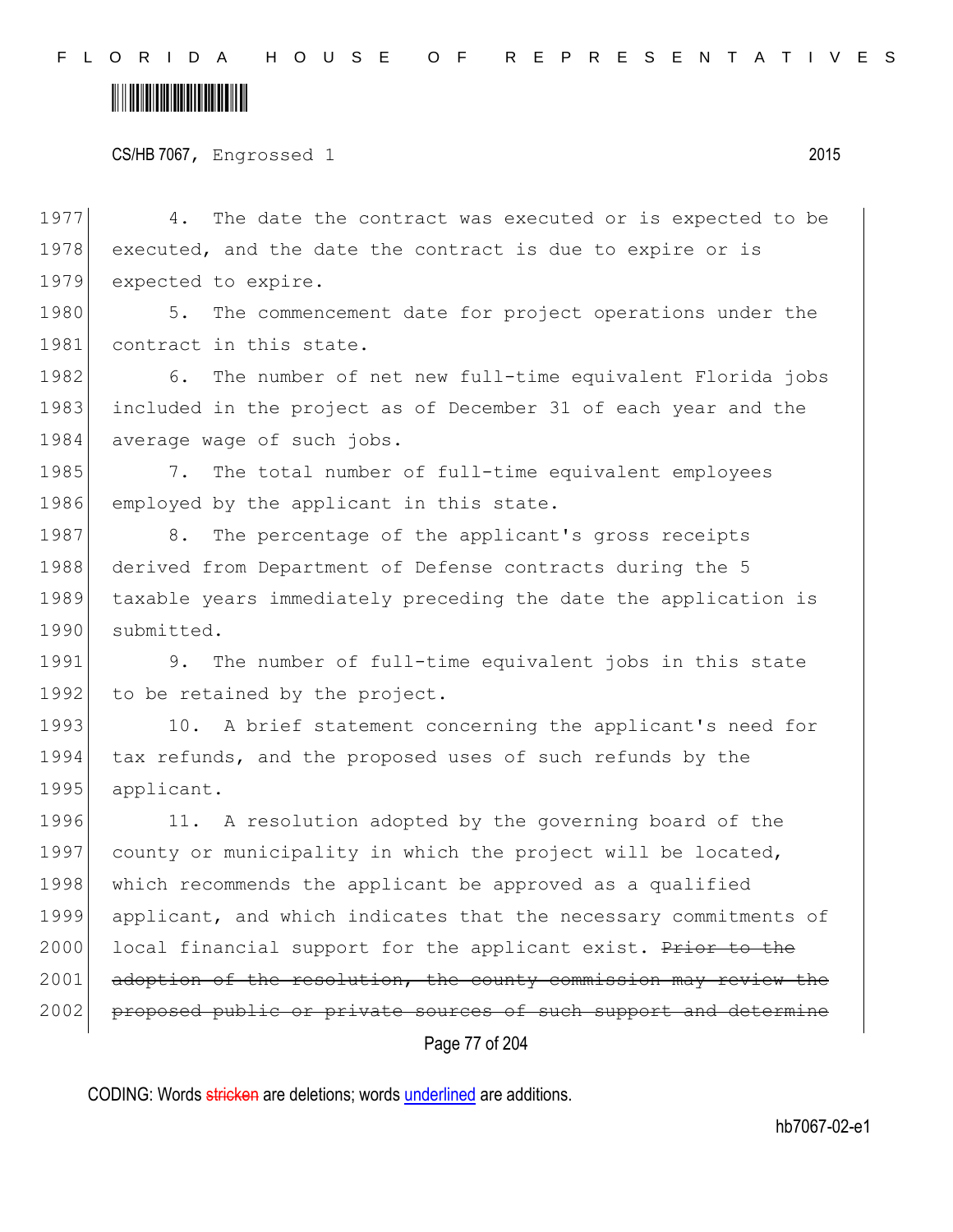4. The date the contract was executed or is expected to be executed, and the date the contract is due to expire or is expected to expire.

5. The commencement date for project operations under the contract in this state.

6. The number of net new full-time equivalent Florida jobs included in the project as of December 31 of each year and the average wage of such jobs.

7. The total number of full-time equivalent employees employed by the applicant in this state.

8. The percentage of the applicant's gross receipts derived from Department of Defense contracts during the 5 taxable years immediately preceding the date the application is submitted.

9. The number of full-time equivalent jobs in this state to be retained by the project.

10. A brief statement concerning the applicant's need for tax refunds, and the proposed uses of such refunds by the applicant.

11. A resolution adopted by the governing board of the county or municipality in which the project will be located, which recommends the applicant be approved as a qualified applicant, and which indicates that the necessary commitments of local financial support for the applicant exist. ~~Prior to the adoption of the resolution, the county commission may review the proposed public or private sources of such support and determine~~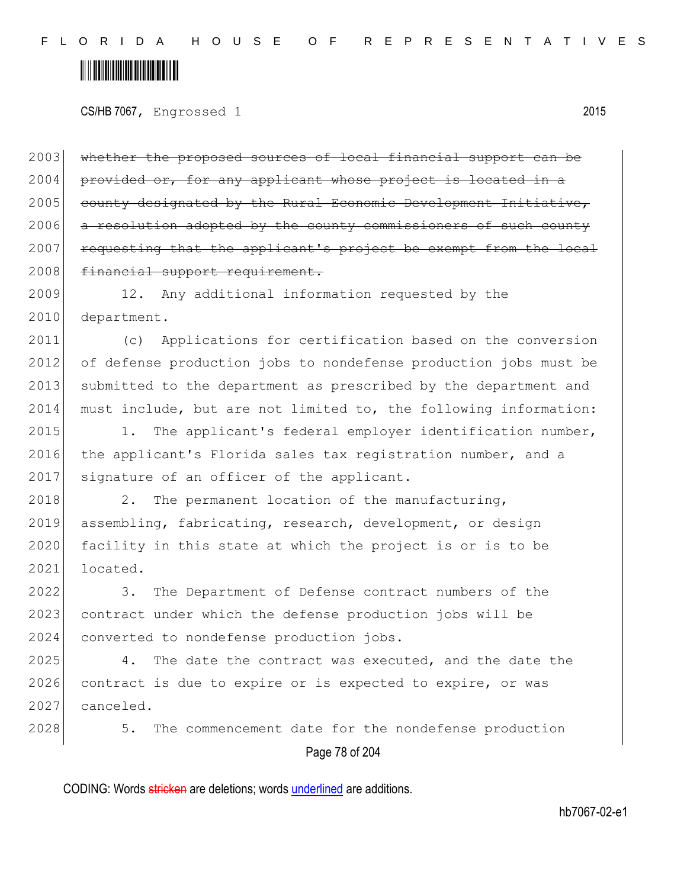~~whether the proposed sources of local financial support can be provided or, for any applicant whose project is located in a county designated by the Rural Economic Development Initiative, a resolution adopted by the county commissioners of such county requesting that the applicant's project be exempt from the local financial support requirement.~~

12. Any additional information requested by the department.

(c) Applications for certification based on the conversion of defense production jobs to nondefense production jobs must be submitted to the department as prescribed by the department and must include, but are not limited to, the following information:

1. The applicant's federal employer identification number, the applicant's Florida sales tax registration number, and a signature of an officer of the applicant.

2. The permanent location of the manufacturing, assembling, fabricating, research, development, or design facility in this state at which the project is or is to be located.

3. The Department of Defense contract numbers of the contract under which the defense production jobs will be converted to nondefense production jobs.

4. The date the contract was executed, and the date the contract is due to expire or is expected to expire, or was canceled.

5. The commencement date for the nondefense production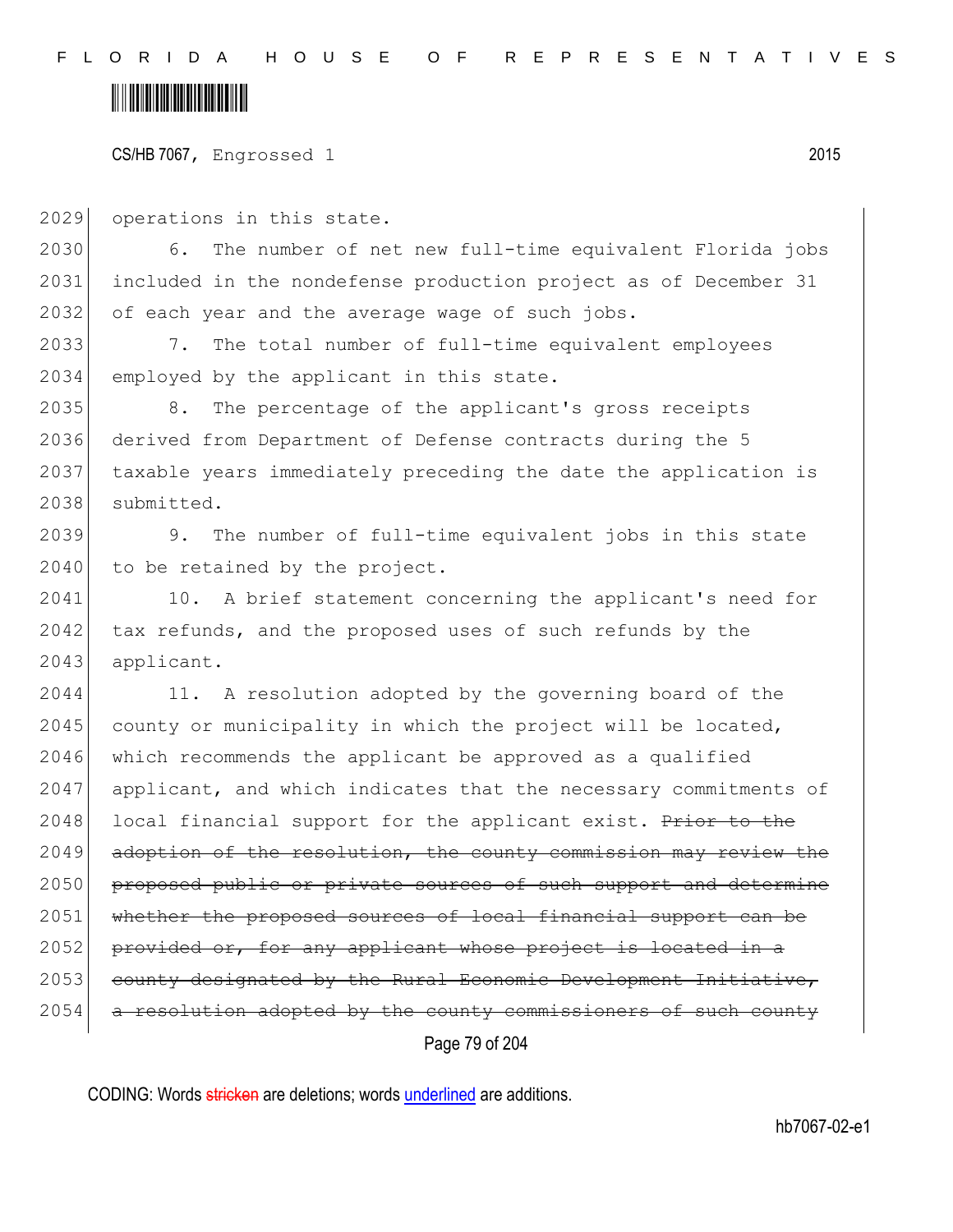operations in this state.

6. The number of net new full-time equivalent Florida jobs included in the nondefense production project as of December 31 of each year and the average wage of such jobs.

7. The total number of full-time equivalent employees employed by the applicant in this state.

8. The percentage of the applicant's gross receipts derived from Department of Defense contracts during the 5 taxable years immediately preceding the date the application is submitted.

9. The number of full-time equivalent jobs in this state to be retained by the project.

10. A brief statement concerning the applicant's need for tax refunds, and the proposed uses of such refunds by the applicant.

11. A resolution adopted by the governing board of the county or municipality in which the project will be located, which recommends the applicant be approved as a qualified applicant, and which indicates that the necessary commitments of local financial support for the applicant exist. ~~Prior to the adoption of the resolution, the county commission may review the proposed public or private sources of such support and determine whether the proposed sources of local financial support can be provided or, for any applicant whose project is located in a county designated by the Rural Economic Development Initiative, a resolution adopted by the county commissioners of such county~~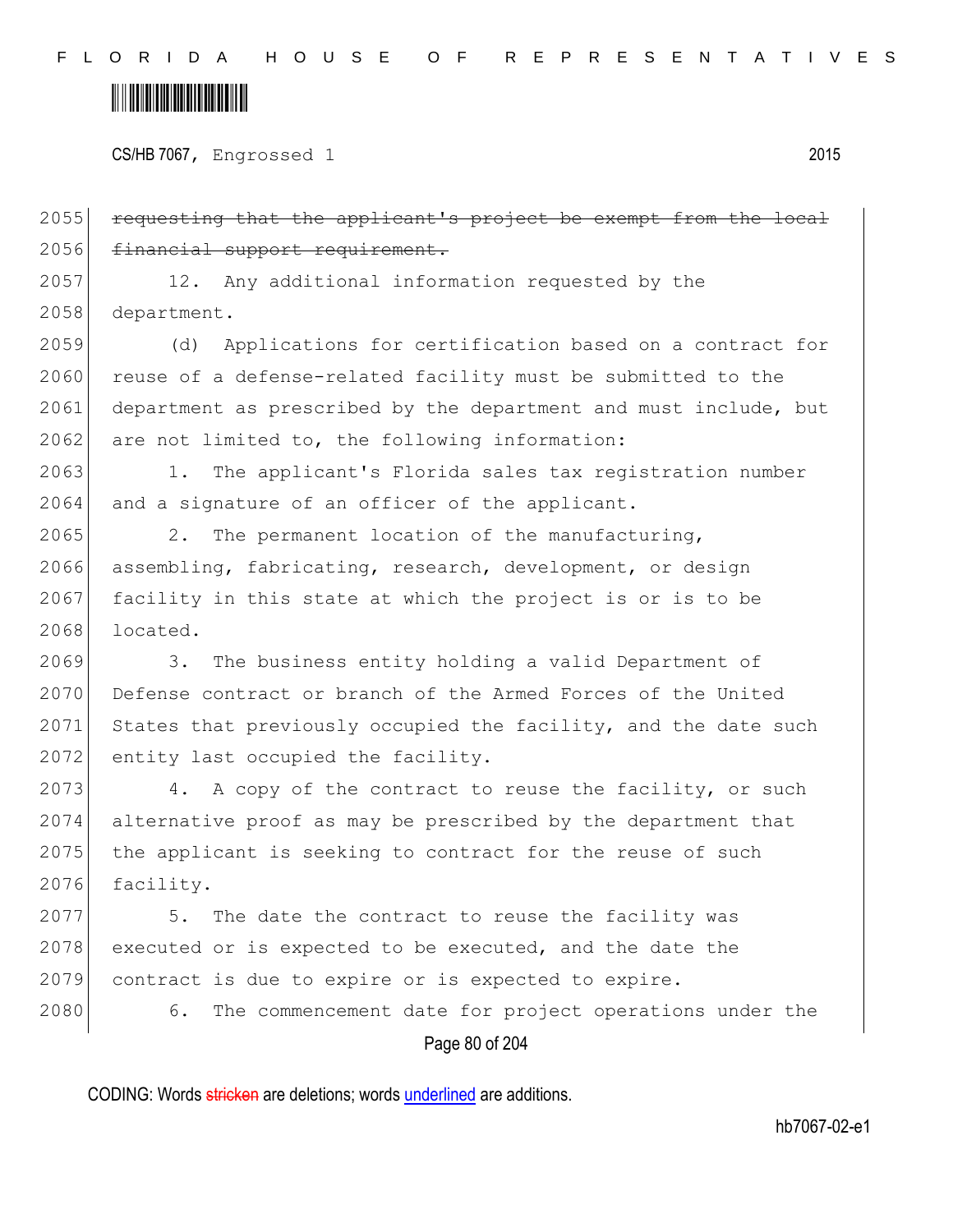~~requesting that the applicant's project be exempt from the local financial support requirement.~~

12. Any additional information requested by the department.

(d) Applications for certification based on a contract for reuse of a defense-related facility must be submitted to the department as prescribed by the department and must include, but are not limited to, the following information:

1. The applicant's Florida sales tax registration number and a signature of an officer of the applicant.

2. The permanent location of the manufacturing, assembling, fabricating, research, development, or design facility in this state at which the project is or is to be located.

3. The business entity holding a valid Department of Defense contract or branch of the Armed Forces of the United States that previously occupied the facility, and the date such entity last occupied the facility.

4. A copy of the contract to reuse the facility, or such alternative proof as may be prescribed by the department that the applicant is seeking to contract for the reuse of such facility.

5. The date the contract to reuse the facility was executed or is expected to be executed, and the date the contract is due to expire or is expected to expire.

6. The commencement date for project operations under the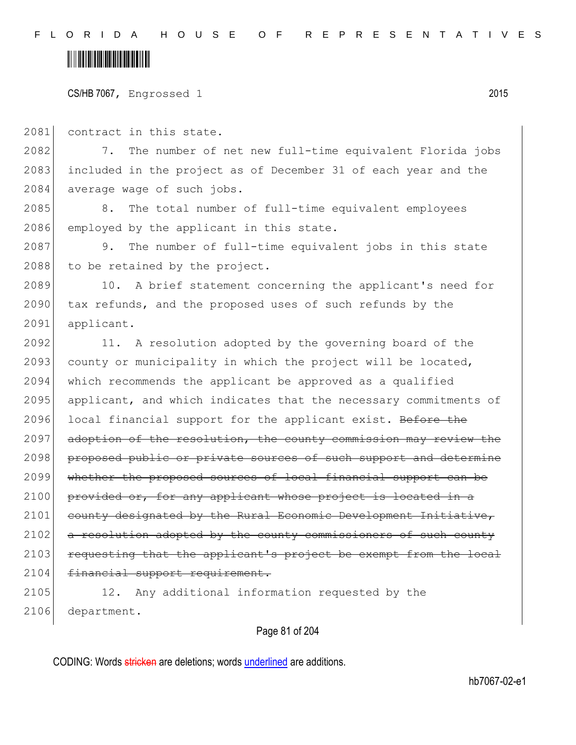contract in this state.

7. The number of net new full-time equivalent Florida jobs included in the project as of December 31 of each year and the average wage of such jobs.

8. The total number of full-time equivalent employees employed by the applicant in this state.

9. The number of full-time equivalent jobs in this state to be retained by the project.

10. A brief statement concerning the applicant's need for tax refunds, and the proposed uses of such refunds by the applicant.

11. A resolution adopted by the governing board of the county or municipality in which the project will be located, which recommends the applicant be approved as a qualified applicant, and which indicates that the necessary commitments of local financial support for the applicant exist. ~~Before the adoption of the resolution, the county commission may review the proposed public or private sources of such support and determine whether the proposed sources of local financial support can be provided or, for any applicant whose project is located in a county designated by the Rural Economic Development Initiative, a resolution adopted by the county commissioners of such county requesting that the applicant's project be exempt from the local financial support requirement.~~

12. Any additional information requested by the department.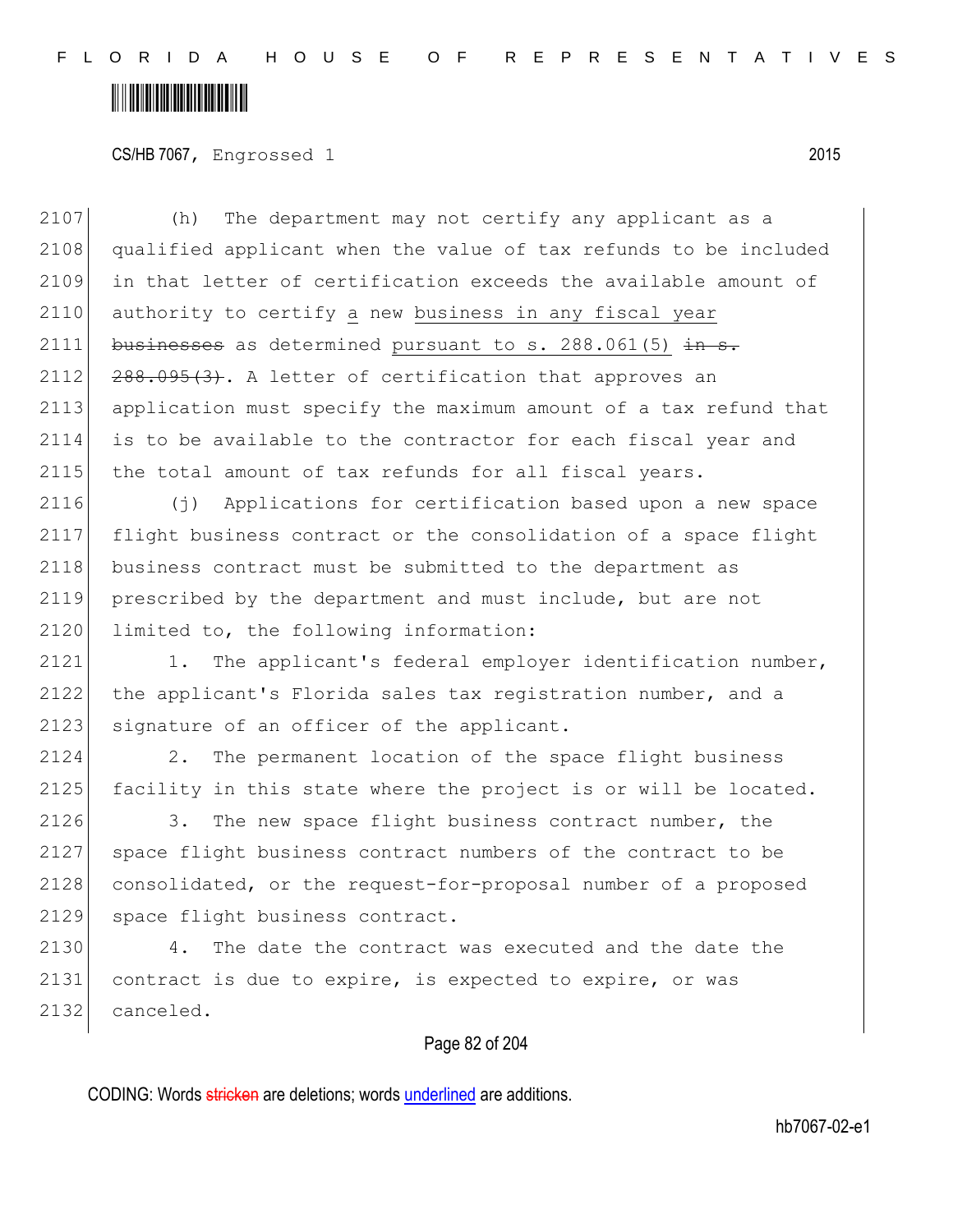(h) The department may not certify any applicant as a qualified applicant when the value of tax refunds to be included in that letter of certification exceeds the available amount of authority to certify a new business in any fiscal year ~~businesses~~ as determined pursuant to s. 288.061(5) ~~in s. 288.095(3)~~. A letter of certification that approves an application must specify the maximum amount of a tax refund that is to be available to the contractor for each fiscal year and the total amount of tax refunds for all fiscal years.

(j) Applications for certification based upon a new space flight business contract or the consolidation of a space flight business contract must be submitted to the department as prescribed by the department and must include, but are not limited to, the following information:

1. The applicant's federal employer identification number, the applicant's Florida sales tax registration number, and a signature of an officer of the applicant.

2. The permanent location of the space flight business facility in this state where the project is or will be located.

3. The new space flight business contract number, the space flight business contract numbers of the contract to be consolidated, or the request-for-proposal number of a proposed space flight business contract.

4. The date the contract was executed and the date the contract is due to expire, is expected to expire, or was canceled.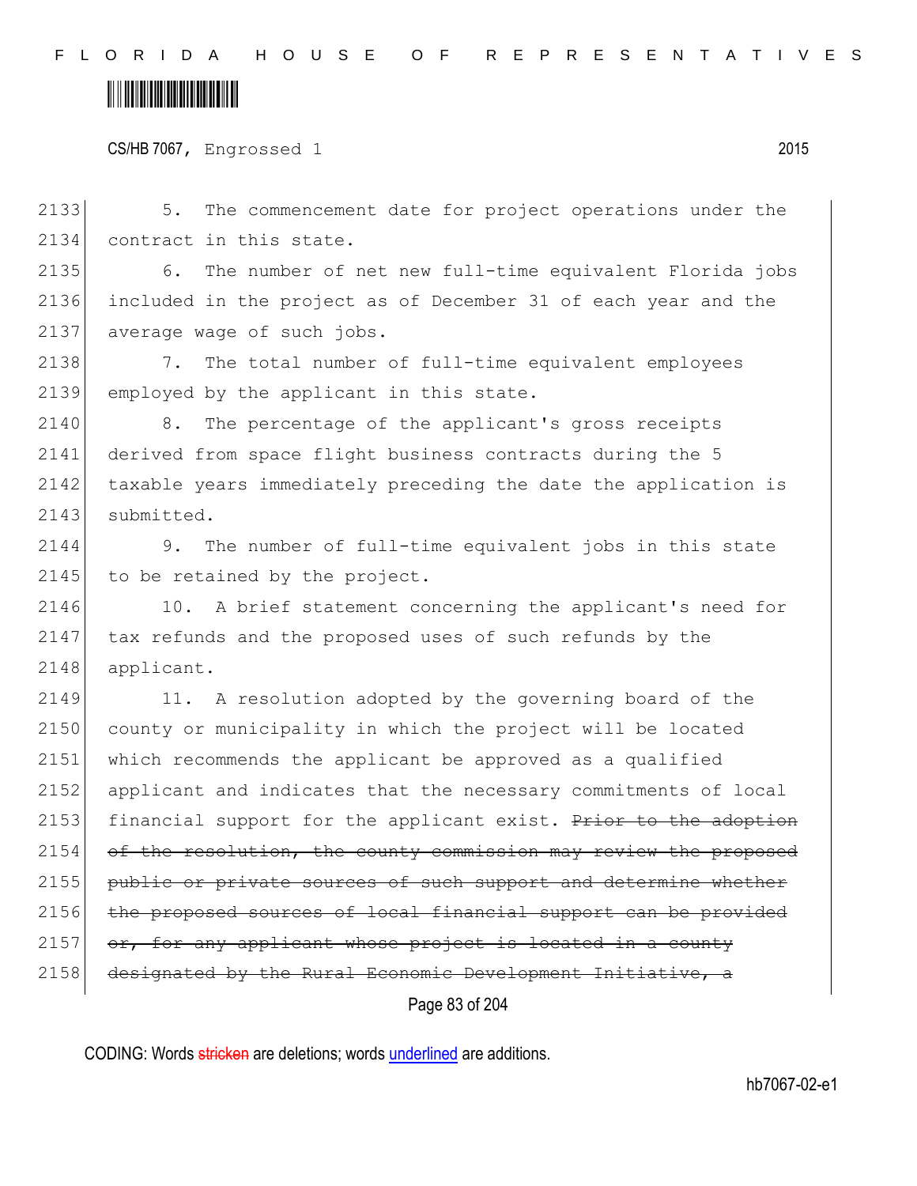5. The commencement date for project operations under the contract in this state.

6. The number of net new full-time equivalent Florida jobs included in the project as of December 31 of each year and the average wage of such jobs.

7. The total number of full-time equivalent employees employed by the applicant in this state.

8. The percentage of the applicant's gross receipts derived from space flight business contracts during the 5 taxable years immediately preceding the date the application is submitted.

9. The number of full-time equivalent jobs in this state to be retained by the project.

10. A brief statement concerning the applicant's need for tax refunds and the proposed uses of such refunds by the applicant.

11. A resolution adopted by the governing board of the county or municipality in which the project will be located which recommends the applicant be approved as a qualified applicant and indicates that the necessary commitments of local financial support for the applicant exist. ~~Prior to the adoption of the resolution, the county commission may review the proposed public or private sources of such support and determine whether the proposed sources of local financial support can be provided or, for any applicant whose project is located in a county designated by the Rural Economic Development Initiative, a~~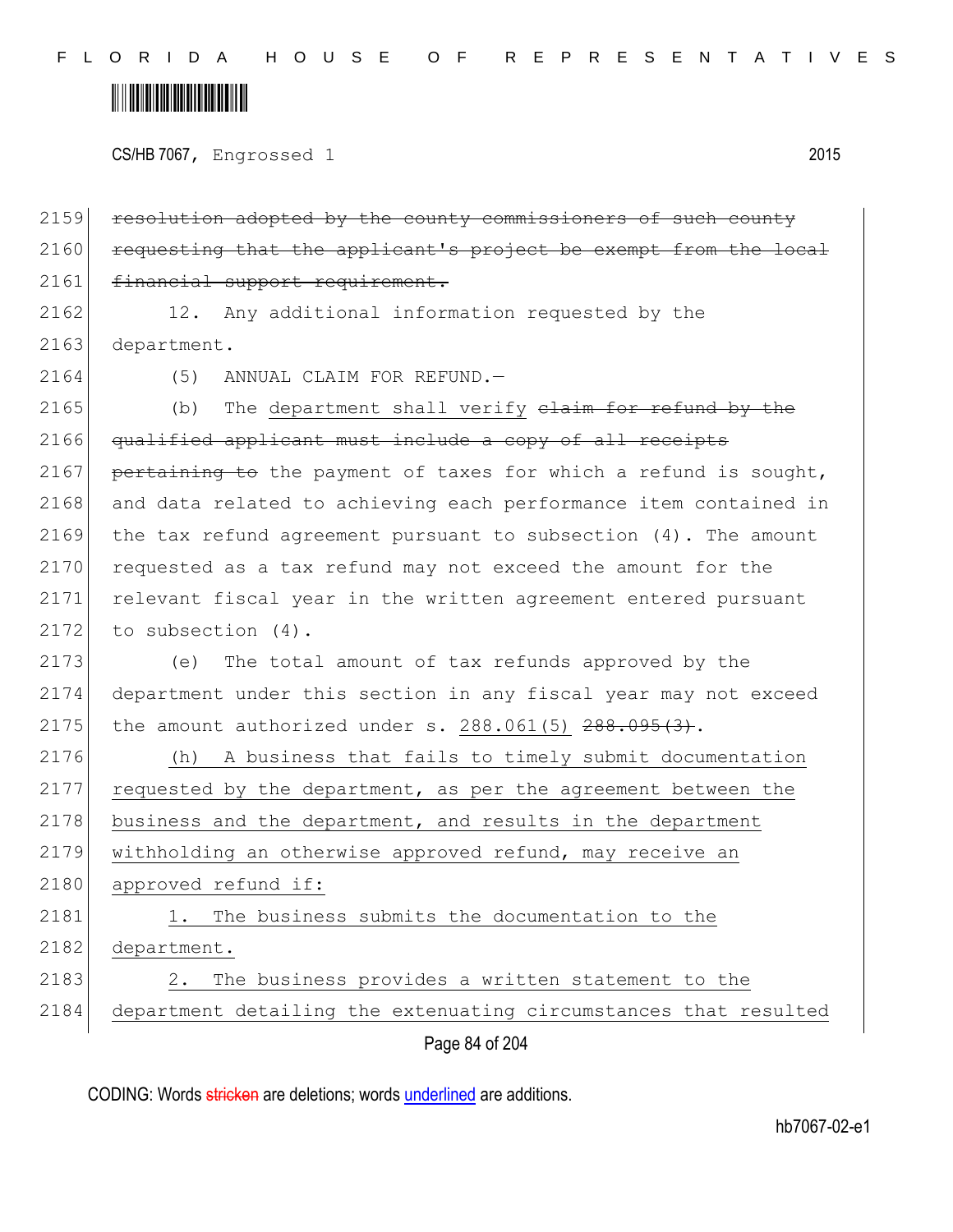resolution adopted by the county commissioners of such county requesting that the applicant's project be exempt from the local financial support requirement.

12. Any additional information requested by the department.

(5) ANNUAL CLAIM FOR REFUND.—

(b) The department shall verify claim for refund by the qualified applicant must include a copy of all receipts pertaining to the payment of taxes for which a refund is sought, and data related to achieving each performance item contained in the tax refund agreement pursuant to subsection (4). The amount requested as a tax refund may not exceed the amount for the relevant fiscal year in the written agreement entered pursuant to subsection (4).

(e) The total amount of tax refunds approved by the department under this section in any fiscal year may not exceed the amount authorized under s. 288.061(5) 288.095(3).

(h) A business that fails to timely submit documentation requested by the department, as per the agreement between the business and the department, and results in the department withholding an otherwise approved refund, may receive an approved refund if:

1. The business submits the documentation to the department.

2. The business provides a written statement to the department detailing the extenuating circumstances that resulted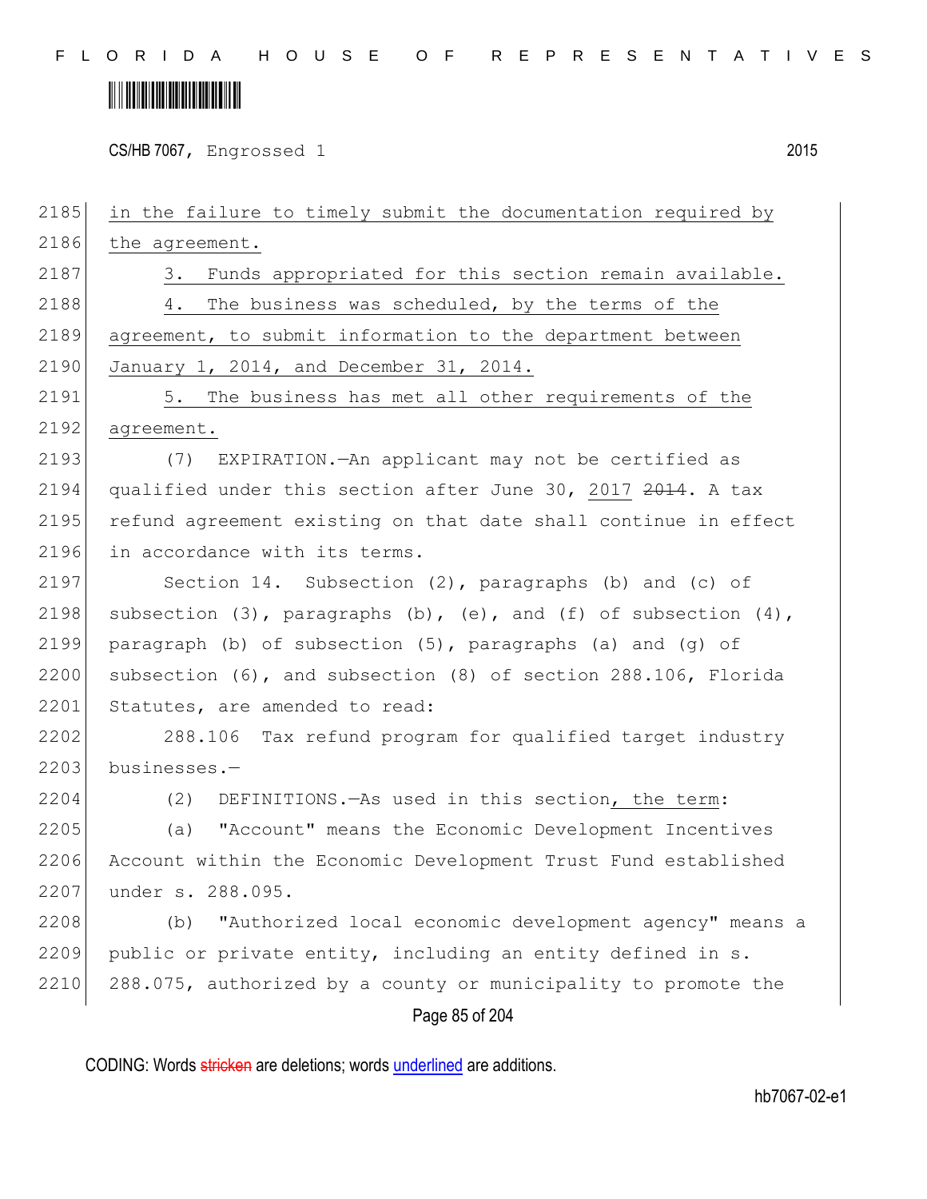in the failure to timely submit the documentation required by the agreement.

3. Funds appropriated for this section remain available.

4. The business was scheduled, by the terms of the agreement, to submit information to the department between January 1, 2014, and December 31, 2014.

5. The business has met all other requirements of the agreement.

(7) EXPIRATION.—An applicant may not be certified as qualified under this section after June 30, 2017 ~~2014~~. A tax refund agreement existing on that date shall continue in effect in accordance with its terms.

Section 14. Subsection (2), paragraphs (b) and (c) of subsection (3), paragraphs (b), (e), and (f) of subsection (4), paragraph (b) of subsection (5), paragraphs (a) and (g) of subsection (6), and subsection (8) of section 288.106, Florida Statutes, are amended to read:

288.106 Tax refund program for qualified target industry businesses.—

(2) DEFINITIONS.—As used in this section, the term:

(a) "Account" means the Economic Development Incentives Account within the Economic Development Trust Fund established under s. 288.095.

(b) "Authorized local economic development agency" means a public or private entity, including an entity defined in s. 288.075, authorized by a county or municipality to promote the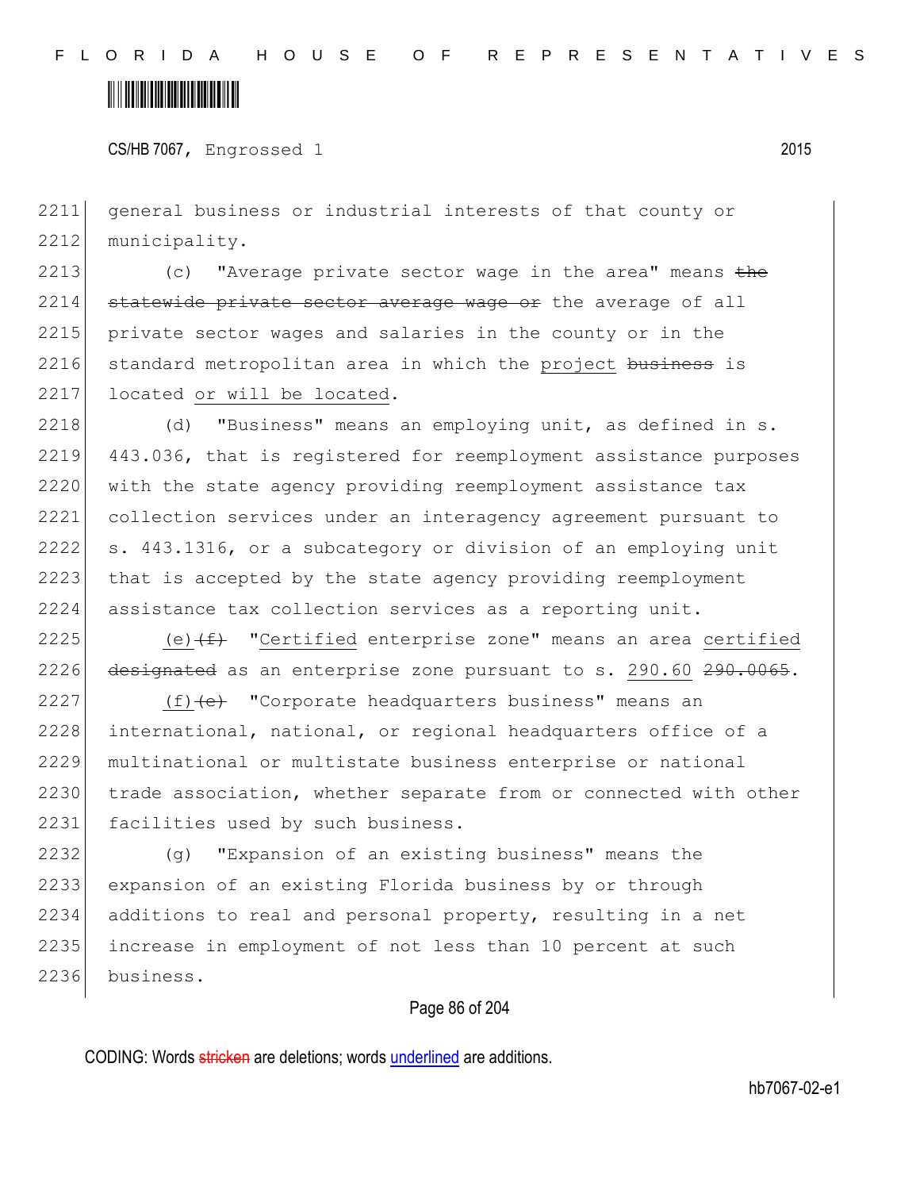general business or industrial interests of that county or municipality.

(c) "Average private sector wage in the area" means ~~the statewide private sector average wage or~~ the average of all private sector wages and salaries in the county or in the standard metropolitan area in which the <u>project</u> ~~business~~ is located <u>or will be located</u>.

(d) "Business" means an employing unit, as defined in s. 443.036, that is registered for reemployment assistance purposes with the state agency providing reemployment assistance tax collection services under an interagency agreement pursuant to s. 443.1316, or a subcategory or division of an employing unit that is accepted by the state agency providing reemployment assistance tax collection services as a reporting unit.

<u>(e)</u>~~(f)~~ "<u>Certified</u> enterprise zone" means an area <u>certified</u> ~~designated~~ as an enterprise zone pursuant to s. <u>290.60</u> ~~290.0065~~.

<u>(f)</u>~~(e)~~ "Corporate headquarters business" means an international, national, or regional headquarters office of a multinational or multistate business enterprise or national trade association, whether separate from or connected with other facilities used by such business.

(g) "Expansion of an existing business" means the expansion of an existing Florida business by or through additions to real and personal property, resulting in a net increase in employment of not less than 10 percent at such business.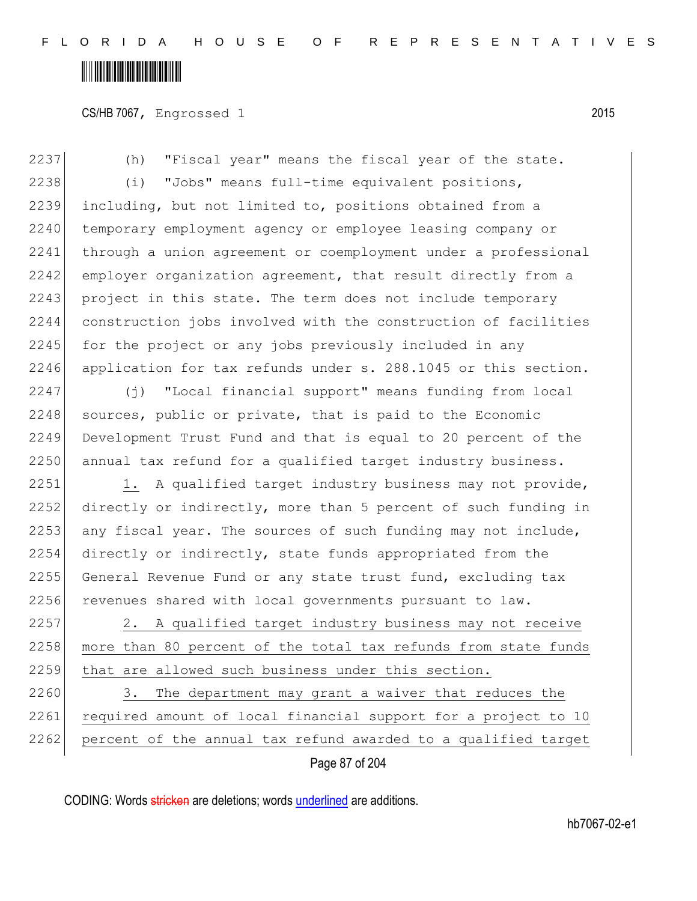(h) "Fiscal year" means the fiscal year of the state.

(i) "Jobs" means full-time equivalent positions, including, but not limited to, positions obtained from a temporary employment agency or employee leasing company or through a union agreement or coemployment under a professional employer organization agreement, that result directly from a project in this state. The term does not include temporary construction jobs involved with the construction of facilities for the project or any jobs previously included in any application for tax refunds under s. 288.1045 or this section.

(j) "Local financial support" means funding from local sources, public or private, that is paid to the Economic Development Trust Fund and that is equal to 20 percent of the annual tax refund for a qualified target industry business.

1. A qualified target industry business may not provide, directly or indirectly, more than 5 percent of such funding in any fiscal year. The sources of such funding may not include, directly or indirectly, state funds appropriated from the General Revenue Fund or any state trust fund, excluding tax revenues shared with local governments pursuant to law.

2. A qualified target industry business may not receive more than 80 percent of the total tax refunds from state funds that are allowed such business under this section.

3. The department may grant a waiver that reduces the required amount of local financial support for a project to 10 percent of the annual tax refund awarded to a qualified target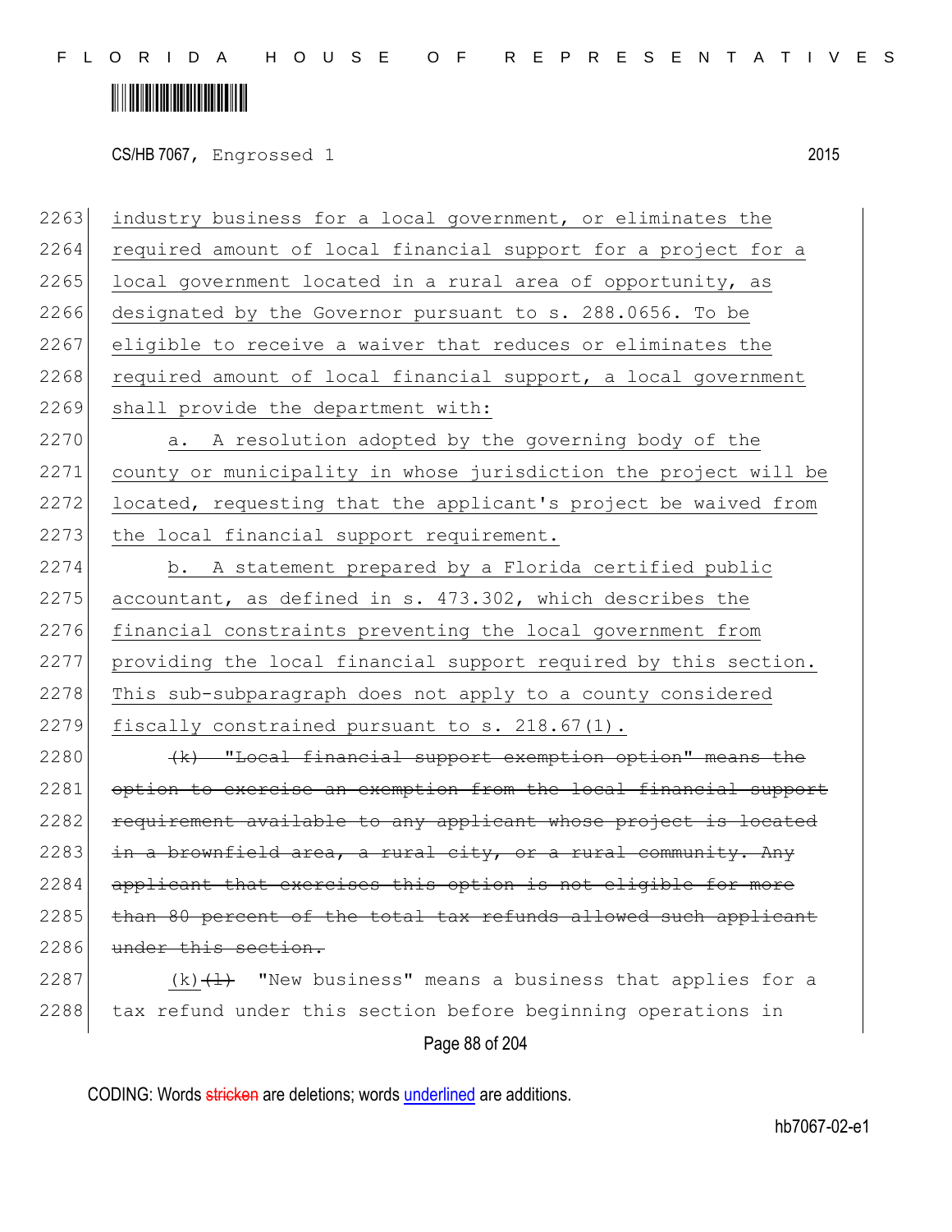CS/HB 7067, Engrossed 1 2015

2263 industry business for a local government, or eliminates the
2264 required amount of local financial support for a project for a
2265 local government located in a rural area of opportunity, as
2266 designated by the Governor pursuant to s. 288.0656. To be
2267 eligible to receive a waiver that reduces or eliminates the
2268 required amount of local financial support, a local government
2269 shall provide the department with:

2270 a. A resolution adopted by the governing body of the
2271 county or municipality in whose jurisdiction the project will be
2272 located, requesting that the applicant's project be waived from
2273 the local financial support requirement.

2274 b. A statement prepared by a Florida certified public
2275 accountant, as defined in s. 473.302, which describes the
2276 financial constraints preventing the local government from
2277 providing the local financial support required by this section.
2278 This sub-subparagraph does not apply to a county considered
2279 fiscally constrained pursuant to s. 218.67(1).

2280 ~~(k) "Local financial support exemption option" means the~~
2281 ~~option to exercise an exemption from the local financial support~~
2282 ~~requirement available to any applicant whose project is located~~
2283 ~~in a brownfield area, a rural city, or a rural community. Any~~
2284 ~~applicant that exercises this option is not eligible for more~~
2285 ~~than 80 percent of the total tax refunds allowed such applicant~~
2286 ~~under this section.~~

2287 (k)~~(l)~~ "New business" means a business that applies for a
2288 tax refund under this section before beginning operations in

CODING: Words ~~stricken~~ are deletions; words underlined are additions.

hb7067-02-e1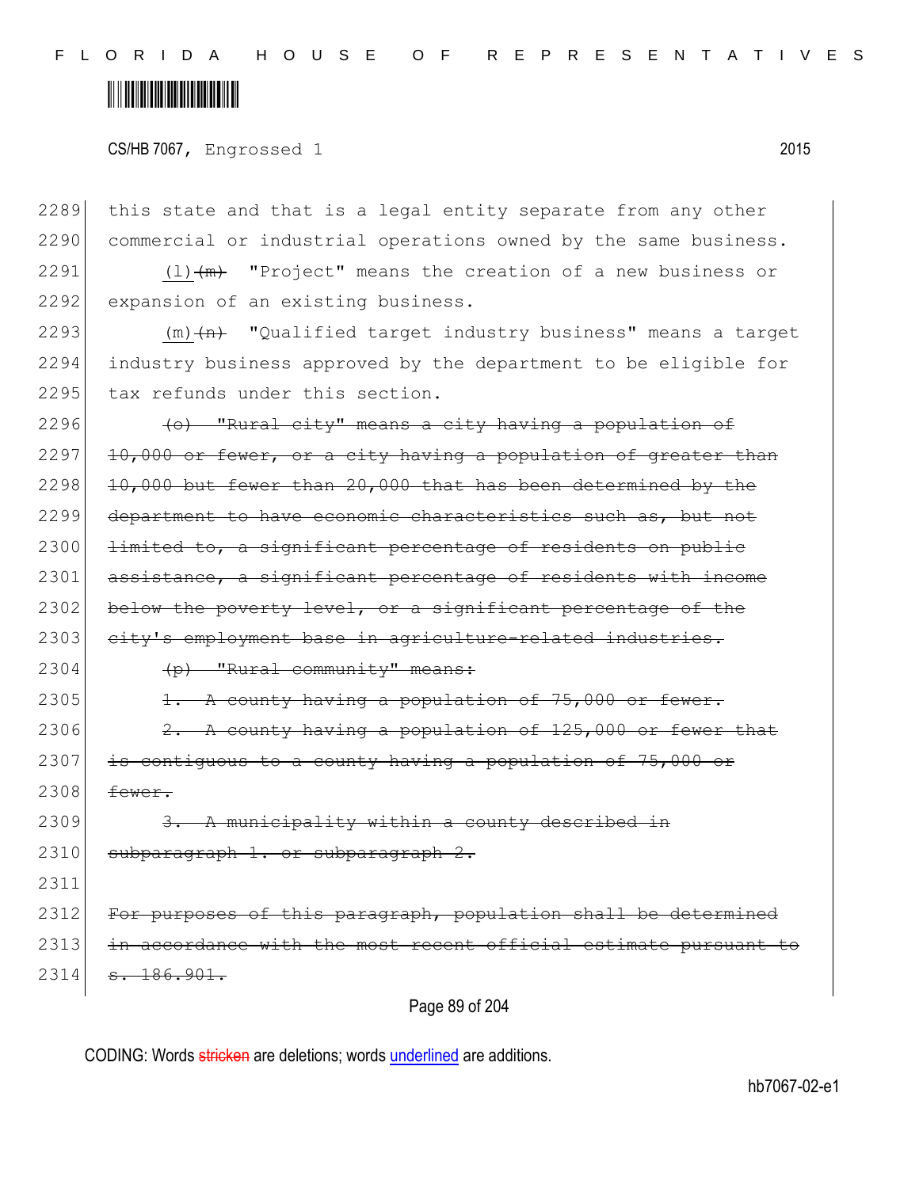2289 this state and that is a legal entity separate from any other
2290 commercial or industrial operations owned by the same business.

2291 (l) ~~(m)~~ "Project" means the creation of a new business or
2292 expansion of an existing business.

2293 (m) ~~(n)~~ "Qualified target industry business" means a target
2294 industry business approved by the department to be eligible for
2295 tax refunds under this section.

2296 ~~(o) "Rural city" means a city having a population of~~
2297 ~~10,000 or fewer, or a city having a population of greater than~~
2298 ~~10,000 but fewer than 20,000 that has been determined by the~~
2299 ~~department to have economic characteristics such as, but not~~
2300 ~~limited to, a significant percentage of residents on public~~
2301 ~~assistance, a significant percentage of residents with income~~
2302 ~~below the poverty level, or a significant percentage of the~~
2303 ~~city's employment base in agriculture-related industries.~~

2304 ~~(p) "Rural community" means:~~

2305 ~~1. A county having a population of 75,000 or fewer.~~

2306 ~~2. A county having a population of 125,000 or fewer that~~
2307 ~~is contiguous to a county having a population of 75,000 or~~
2308 ~~fewer.~~

2309 ~~3. A municipality within a county described in~~
2310 ~~subparagraph 1. or subparagraph 2.~~

2311

2312 ~~For purposes of this paragraph, population shall be determined~~
2313 ~~in accordance with the most recent official estimate pursuant to~~
2314 ~~s. 186.901.~~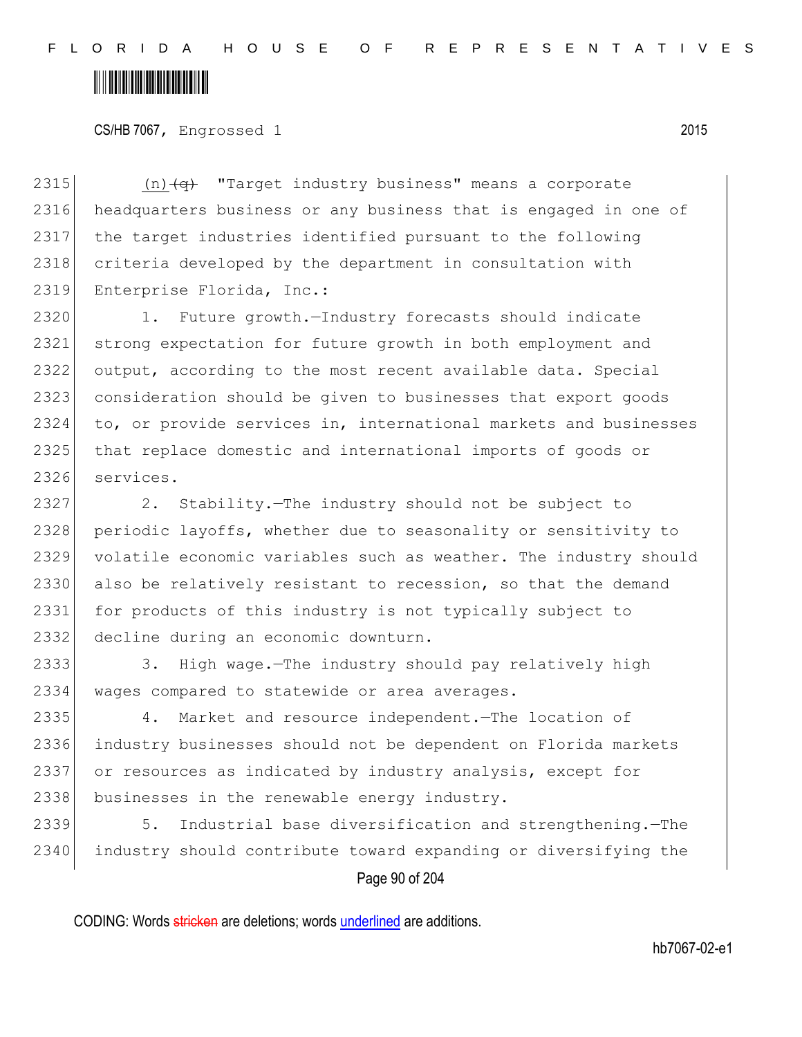(n) ~~(q)~~ "Target industry business" means a corporate headquarters business or any business that is engaged in one of the target industries identified pursuant to the following criteria developed by the department in consultation with Enterprise Florida, Inc.:

1. Future growth.—Industry forecasts should indicate strong expectation for future growth in both employment and output, according to the most recent available data. Special consideration should be given to businesses that export goods to, or provide services in, international markets and businesses that replace domestic and international imports of goods or services.

2. Stability.—The industry should not be subject to periodic layoffs, whether due to seasonality or sensitivity to volatile economic variables such as weather. The industry should also be relatively resistant to recession, so that the demand for products of this industry is not typically subject to decline during an economic downturn.

3. High wage.—The industry should pay relatively high wages compared to statewide or area averages.

4. Market and resource independent.—The location of industry businesses should not be dependent on Florida markets or resources as indicated by industry analysis, except for businesses in the renewable energy industry.

5. Industrial base diversification and strengthening.—The industry should contribute toward expanding or diversifying the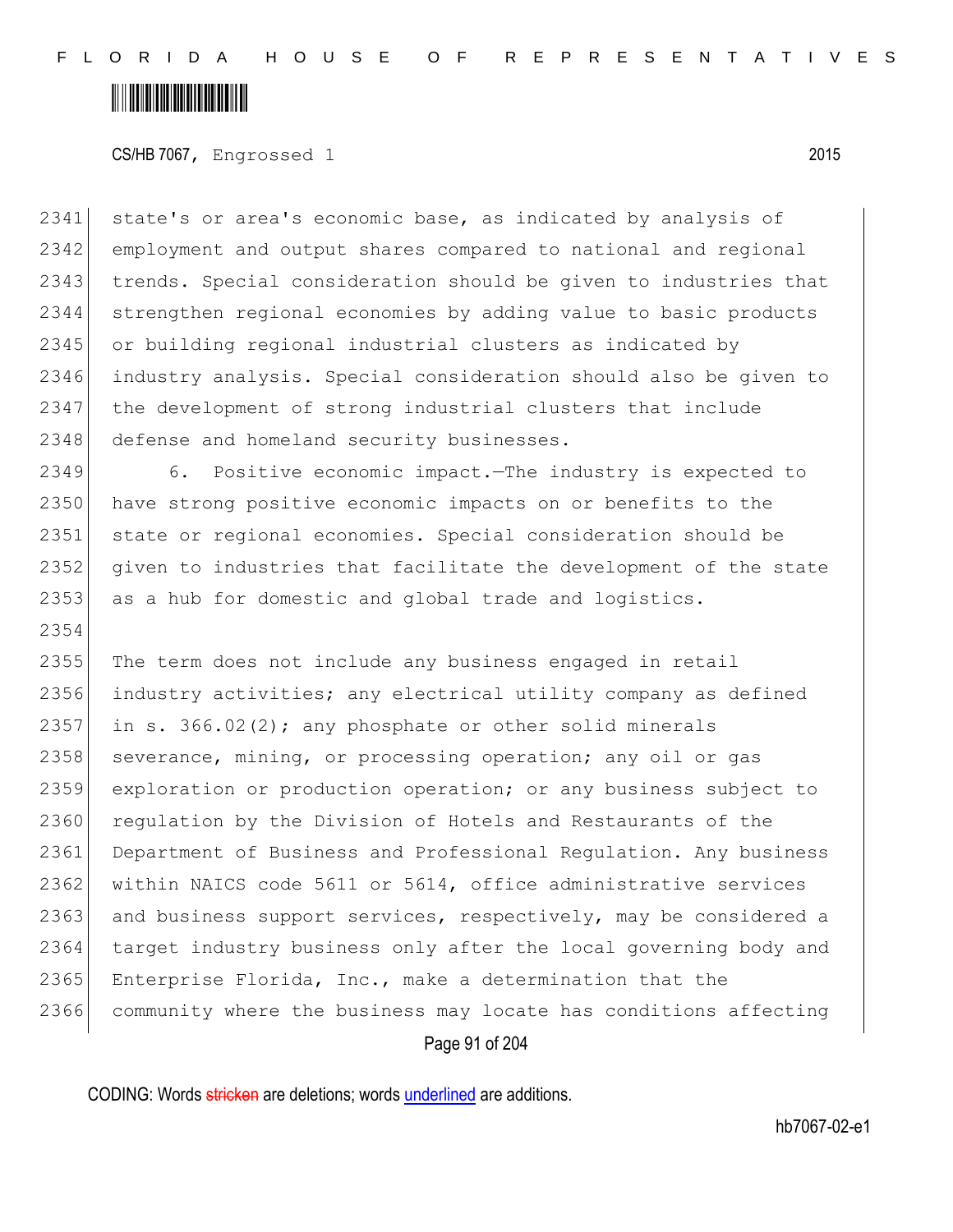state's or area's economic base, as indicated by analysis of employment and output shares compared to national and regional trends. Special consideration should be given to industries that strengthen regional economies by adding value to basic products or building regional industrial clusters as indicated by industry analysis. Special consideration should also be given to the development of strong industrial clusters that include defense and homeland security businesses.

6. Positive economic impact.—The industry is expected to have strong positive economic impacts on or benefits to the state or regional economies. Special consideration should be given to industries that facilitate the development of the state as a hub for domestic and global trade and logistics.

The term does not include any business engaged in retail industry activities; any electrical utility company as defined in s. 366.02(2); any phosphate or other solid minerals severance, mining, or processing operation; any oil or gas exploration or production operation; or any business subject to regulation by the Division of Hotels and Restaurants of the Department of Business and Professional Regulation. Any business within NAICS code 5611 or 5614, office administrative services and business support services, respectively, may be considered a target industry business only after the local governing body and Enterprise Florida, Inc., make a determination that the community where the business may locate has conditions affecting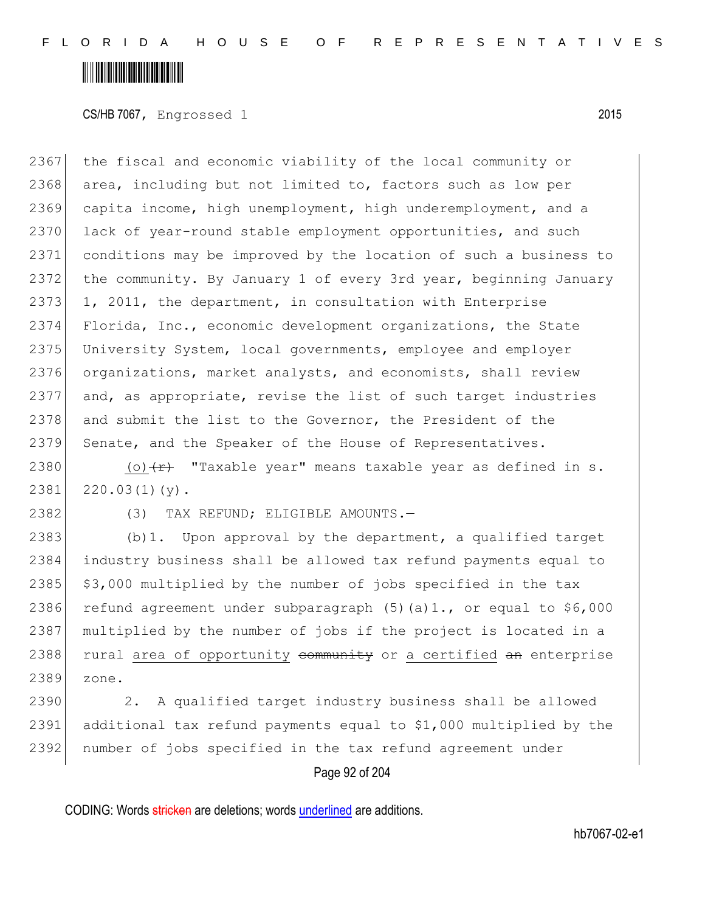2367 the fiscal and economic viability of the local community or
2368 area, including but not limited to, factors such as low per
2369 capita income, high unemployment, high underemployment, and a
2370 lack of year-round stable employment opportunities, and such
2371 conditions may be improved by the location of such a business to
2372 the community. By January 1 of every 3rd year, beginning January
2373 1, 2011, the department, in consultation with Enterprise
2374 Florida, Inc., economic development organizations, the State
2375 University System, local governments, employee and employer
2376 organizations, market analysts, and economists, shall review
2377 and, as appropriate, revise the list of such target industries
2378 and submit the list to the Governor, the President of the
2379 Senate, and the Speaker of the House of Representatives.

2380 <u>(o)</u>~~(r)~~ "Taxable year" means taxable year as defined in s.
2381 220.03(1)(y).

2382 (3) TAX REFUND; ELIGIBLE AMOUNTS.—

2383 (b)1. Upon approval by the department, a qualified target
2384 industry business shall be allowed tax refund payments equal to
2385 $3,000 multiplied by the number of jobs specified in the tax
2386 refund agreement under subparagraph (5)(a)1., or equal to $6,000
2387 multiplied by the number of jobs if the project is located in a
2388 rural <u>area of opportunity</u> ~~community~~ or <u>a certified</u> ~~an~~ enterprise
2389 zone.

2390 2. A qualified target industry business shall be allowed
2391 additional tax refund payments equal to $1,000 multiplied by the
2392 number of jobs specified in the tax refund agreement under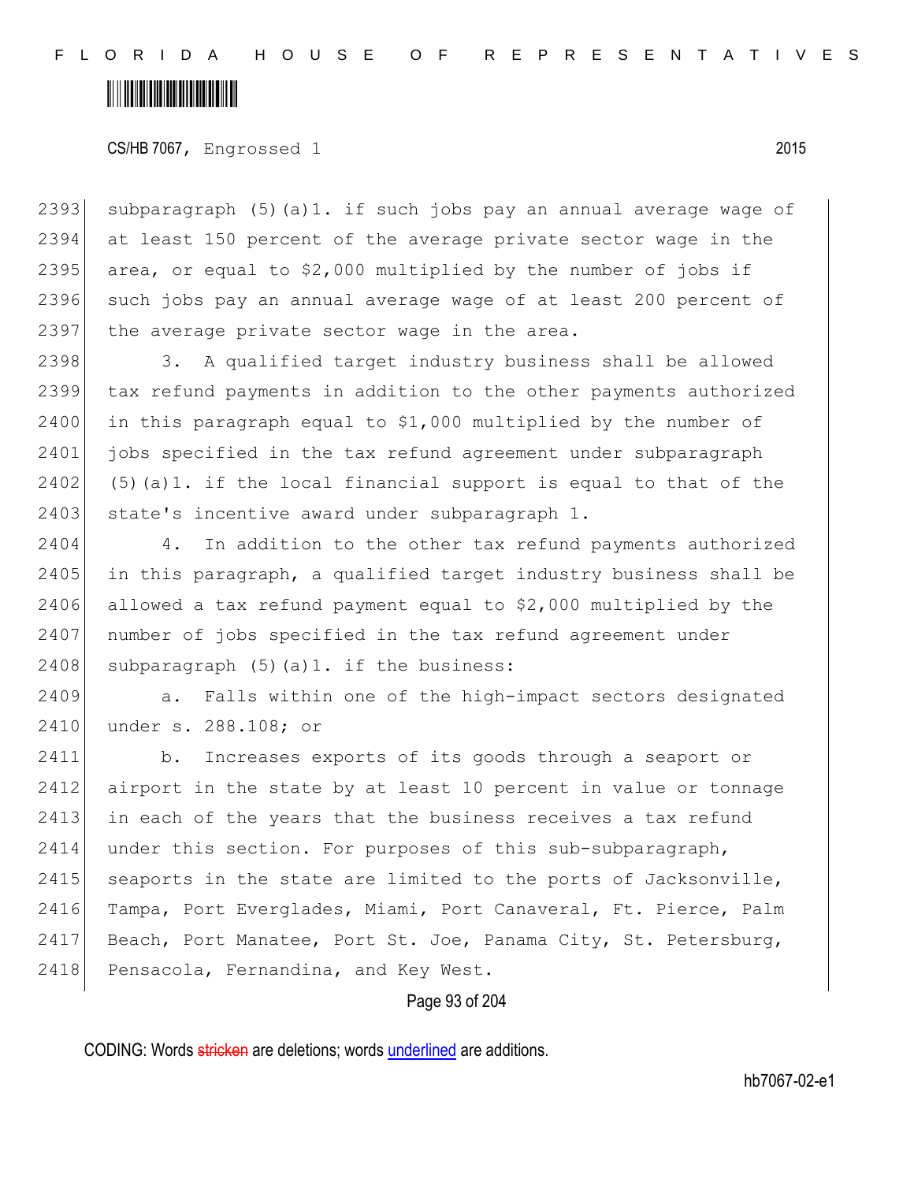subparagraph (5)(a)1. if such jobs pay an annual average wage of at least 150 percent of the average private sector wage in the area, or equal to $2,000 multiplied by the number of jobs if such jobs pay an annual average wage of at least 200 percent of the average private sector wage in the area.

3. A qualified target industry business shall be allowed tax refund payments in addition to the other payments authorized in this paragraph equal to $1,000 multiplied by the number of jobs specified in the tax refund agreement under subparagraph (5)(a)1. if the local financial support is equal to that of the state's incentive award under subparagraph 1.

4. In addition to the other tax refund payments authorized in this paragraph, a qualified target industry business shall be allowed a tax refund payment equal to $2,000 multiplied by the number of jobs specified in the tax refund agreement under subparagraph (5)(a)1. if the business:

a. Falls within one of the high-impact sectors designated under s. 288.108; or

b. Increases exports of its goods through a seaport or airport in the state by at least 10 percent in value or tonnage in each of the years that the business receives a tax refund under this section. For purposes of this sub-subparagraph, seaports in the state are limited to the ports of Jacksonville, Tampa, Port Everglades, Miami, Port Canaveral, Ft. Pierce, Palm Beach, Port Manatee, Port St. Joe, Panama City, St. Petersburg, Pensacola, Fernandina, and Key West.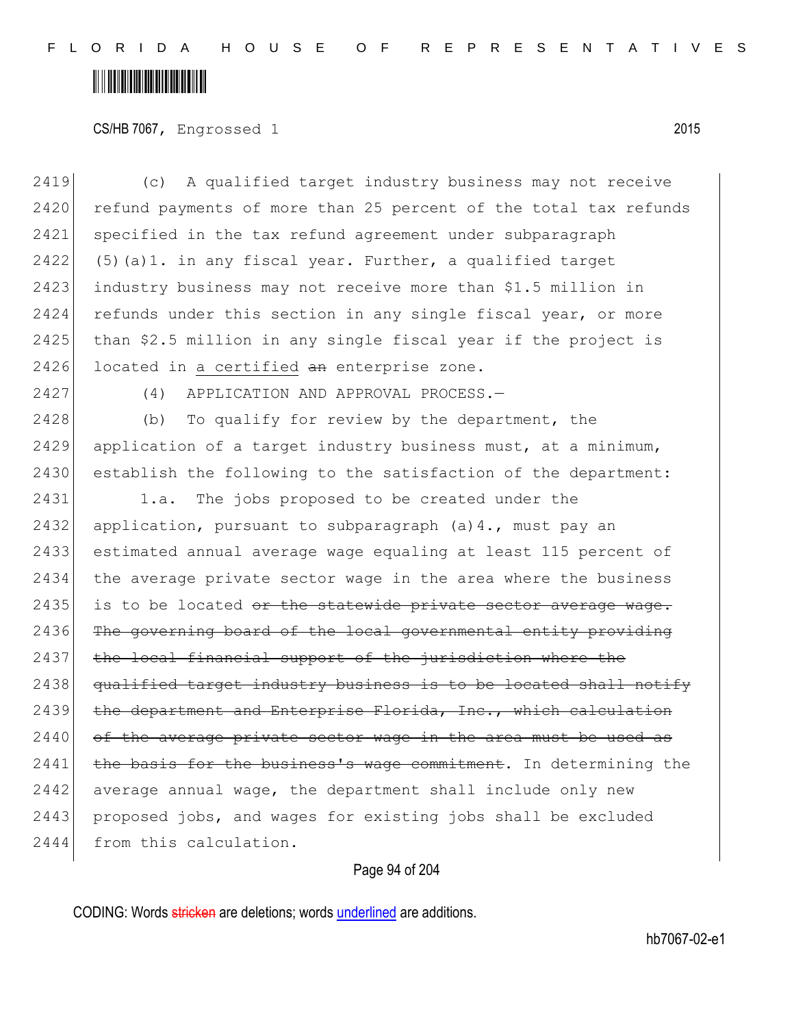(c) A qualified target industry business may not receive refund payments of more than 25 percent of the total tax refunds specified in the tax refund agreement under subparagraph (5)(a)1. in any fiscal year. Further, a qualified target industry business may not receive more than $1.5 million in refunds under this section in any single fiscal year, or more than $2.5 million in any single fiscal year if the project is located in <u>a certified</u> ~~an~~ enterprise zone.

(4) APPLICATION AND APPROVAL PROCESS.—

(b) To qualify for review by the department, the application of a target industry business must, at a minimum, establish the following to the satisfaction of the department:

1.a. The jobs proposed to be created under the application, pursuant to subparagraph (a)4., must pay an estimated annual average wage equaling at least 115 percent of the average private sector wage in the area where the business is to be located ~~or the statewide private sector average wage. The governing board of the local governmental entity providing the local financial support of the jurisdiction where the qualified target industry business is to be located shall notify the department and Enterprise Florida, Inc., which calculation of the average private sector wage in the area must be used as the basis for the business's wage commitment~~. In determining the average annual wage, the department shall include only new proposed jobs, and wages for existing jobs shall be excluded from this calculation.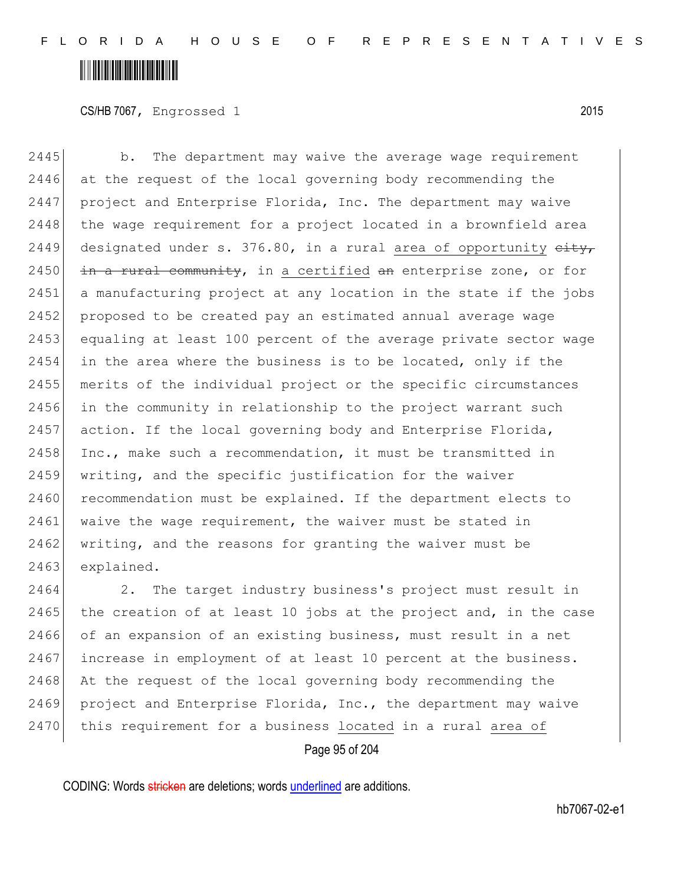b. The department may waive the average wage requirement at the request of the local governing body recommending the project and Enterprise Florida, Inc. The department may waive the wage requirement for a project located in a brownfield area designated under s. 376.80, in a rural area of opportunity ~~city, in a rural community~~, in a certified ~~an~~ enterprise zone, or for a manufacturing project at any location in the state if the jobs proposed to be created pay an estimated annual average wage equaling at least 100 percent of the average private sector wage in the area where the business is to be located, only if the merits of the individual project or the specific circumstances in the community in relationship to the project warrant such action. If the local governing body and Enterprise Florida, Inc., make such a recommendation, it must be transmitted in writing, and the specific justification for the waiver recommendation must be explained. If the department elects to waive the wage requirement, the waiver must be stated in writing, and the reasons for granting the waiver must be explained.

2. The target industry business's project must result in the creation of at least 10 jobs at the project and, in the case of an expansion of an existing business, must result in a net increase in employment of at least 10 percent at the business. At the request of the local governing body recommending the project and Enterprise Florida, Inc., the department may waive this requirement for a business located in a rural area of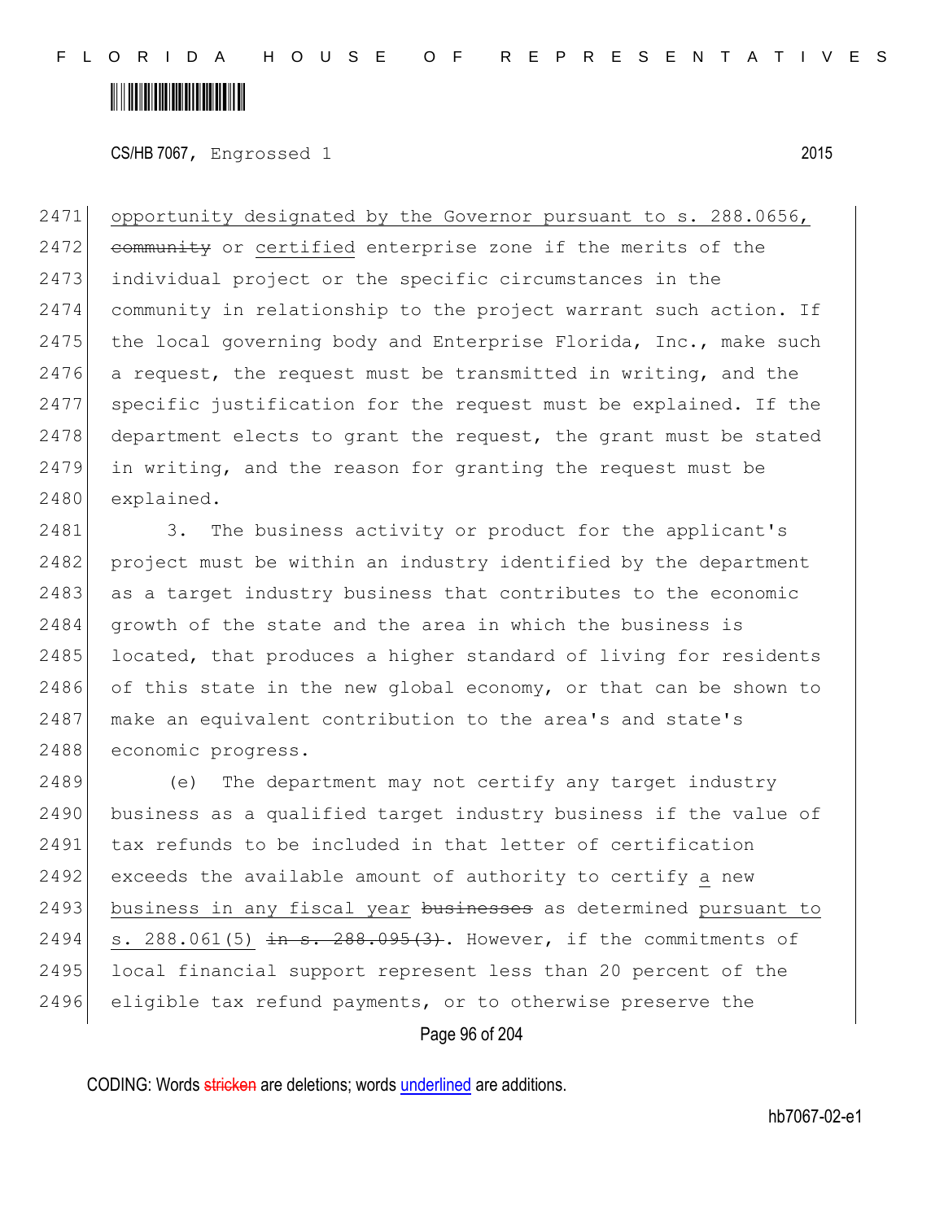2471 opportunity designated by the Governor pursuant to s. 288.0656,
2472 ~~community~~ or certified enterprise zone if the merits of the
2473 individual project or the specific circumstances in the
2474 community in relationship to the project warrant such action. If
2475 the local governing body and Enterprise Florida, Inc., make such
2476 a request, the request must be transmitted in writing, and the
2477 specific justification for the request must be explained. If the
2478 department elects to grant the request, the grant must be stated
2479 in writing, and the reason for granting the request must be
2480 explained.

2481 3. The business activity or product for the applicant's
2482 project must be within an industry identified by the department
2483 as a target industry business that contributes to the economic
2484 growth of the state and the area in which the business is
2485 located, that produces a higher standard of living for residents
2486 of this state in the new global economy, or that can be shown to
2487 make an equivalent contribution to the area's and state's
2488 economic progress.

2489 (e) The department may not certify any target industry
2490 business as a qualified target industry business if the value of
2491 tax refunds to be included in that letter of certification
2492 exceeds the available amount of authority to certify a new
2493 business in any fiscal year ~~businesses~~ as determined pursuant to
2494 s. 288.061(5) ~~in s. 288.095(3)~~. However, if the commitments of
2495 local financial support represent less than 20 percent of the
2496 eligible tax refund payments, or to otherwise preserve the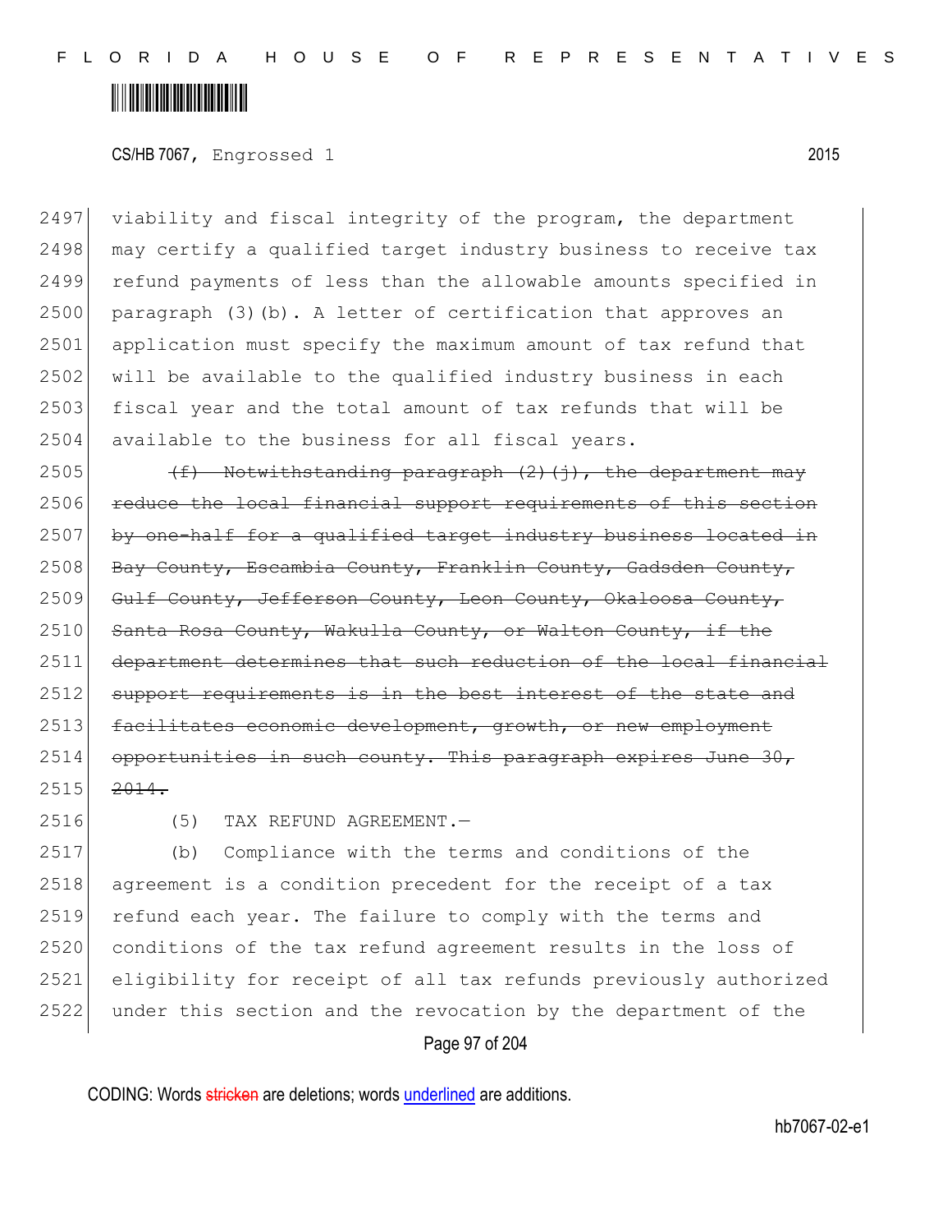viability and fiscal integrity of the program, the department may certify a qualified target industry business to receive tax refund payments of less than the allowable amounts specified in paragraph (3)(b). A letter of certification that approves an application must specify the maximum amount of tax refund that will be available to the qualified industry business in each fiscal year and the total amount of tax refunds that will be available to the business for all fiscal years.

~~(f) Notwithstanding paragraph (2)(j), the department may reduce the local financial support requirements of this section by one-half for a qualified target industry business located in Bay County, Escambia County, Franklin County, Gadsden County, Gulf County, Jefferson County, Leon County, Okaloosa County, Santa Rosa County, Wakulla County, or Walton County, if the department determines that such reduction of the local financial support requirements is in the best interest of the state and facilitates economic development, growth, or new employment opportunities in such county. This paragraph expires June 30, 2014.~~

(5) TAX REFUND AGREEMENT.—

(b) Compliance with the terms and conditions of the agreement is a condition precedent for the receipt of a tax refund each year. The failure to comply with the terms and conditions of the tax refund agreement results in the loss of eligibility for receipt of all tax refunds previously authorized under this section and the revocation by the department of the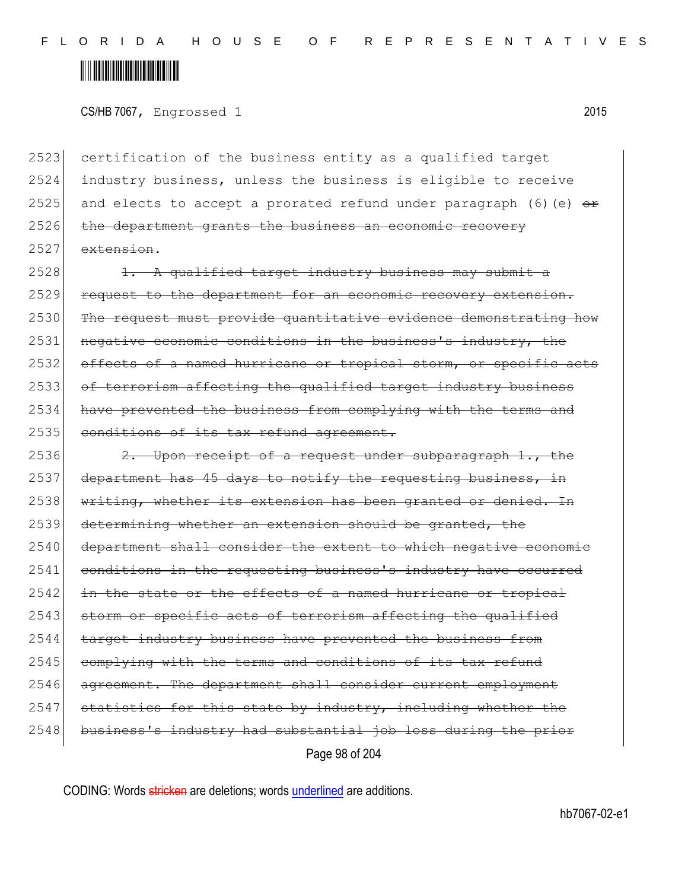certification of the business entity as a qualified target industry business, unless the business is eligible to receive and elects to accept a prorated refund under paragraph (6)(e) ~~or the department grants the business an economic recovery extension~~.

~~1. A qualified target industry business may submit a request to the department for an economic recovery extension. The request must provide quantitative evidence demonstrating how negative economic conditions in the business's industry, the effects of a named hurricane or tropical storm, or specific acts of terrorism affecting the qualified target industry business have prevented the business from complying with the terms and conditions of its tax refund agreement.~~

~~2. Upon receipt of a request under subparagraph 1., the department has 45 days to notify the requesting business, in writing, whether its extension has been granted or denied. In determining whether an extension should be granted, the department shall consider the extent to which negative economic conditions in the requesting business's industry have occurred in the state or the effects of a named hurricane or tropical storm or specific acts of terrorism affecting the qualified target industry business have prevented the business from complying with the terms and conditions of its tax refund agreement. The department shall consider current employment statistics for this state by industry, including whether the business's industry had substantial job loss during the prior~~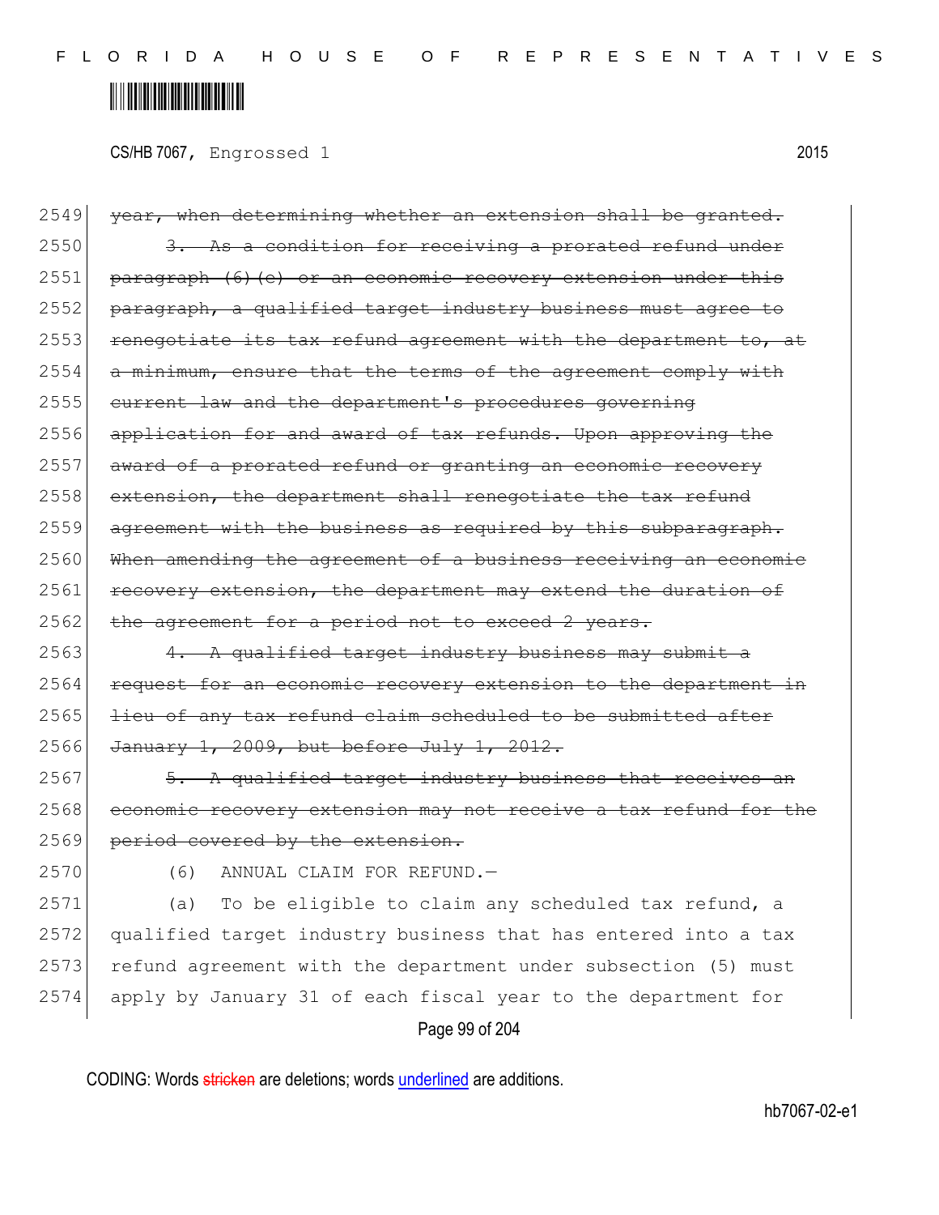2549 ~~year, when determining whether an extension shall be granted.~~

2550 ~~3. As a condition for receiving a prorated refund under~~
2551 ~~paragraph (6)(c) or an economic recovery extension under this~~
2552 ~~paragraph, a qualified target industry business must agree to~~
2553 ~~renegotiate its tax refund agreement with the department to, at~~
2554 ~~a minimum, ensure that the terms of the agreement comply with~~
2555 ~~current law and the department's procedures governing~~
2556 ~~application for and award of tax refunds. Upon approving the~~
2557 ~~award of a prorated refund or granting an economic recovery~~
2558 ~~extension, the department shall renegotiate the tax refund~~
2559 ~~agreement with the business as required by this subparagraph.~~
2560 ~~When amending the agreement of a business receiving an economic~~
2561 ~~recovery extension, the department may extend the duration of~~
2562 ~~the agreement for a period not to exceed 2 years.~~

2563 ~~4. A qualified target industry business may submit a~~
2564 ~~request for an economic recovery extension to the department in~~
2565 ~~lieu of any tax refund claim scheduled to be submitted after~~
2566 ~~January 1, 2009, but before July 1, 2012.~~

2567 ~~5. A qualified target industry business that receives an~~
2568 ~~economic recovery extension may not receive a tax refund for the~~
2569 ~~period covered by the extension.~~

2570 (6) ANNUAL CLAIM FOR REFUND.—

2571 (a) To be eligible to claim any scheduled tax refund, a
2572 qualified target industry business that has entered into a tax
2573 refund agreement with the department under subsection (5) must
2574 apply by January 31 of each fiscal year to the department for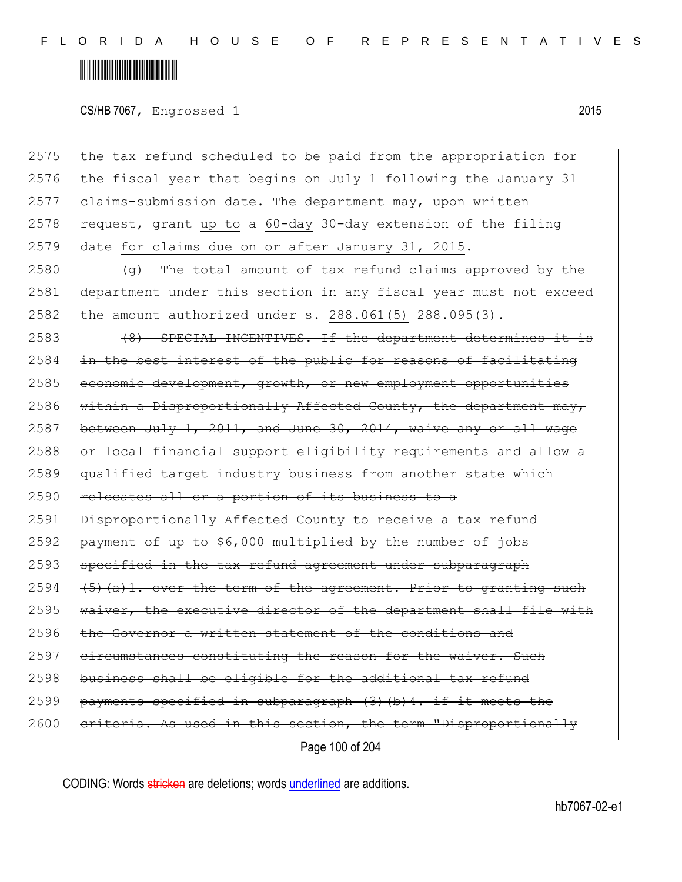the tax refund scheduled to be paid from the appropriation for the fiscal year that begins on July 1 following the January 31 claims-submission date. The department may, upon written request, grant up to a 60-day ~~30-day~~ extension of the filing date for claims due on or after January 31, 2015.

(g) The total amount of tax refund claims approved by the department under this section in any fiscal year must not exceed the amount authorized under s. 288.061(5) ~~288.095(3)~~.

~~(8) SPECIAL INCENTIVES.—If the department determines it is in the best interest of the public for reasons of facilitating economic development, growth, or new employment opportunities within a Disproportionally Affected County, the department may, between July 1, 2011, and June 30, 2014, waive any or all wage or local financial support eligibility requirements and allow a qualified target industry business from another state which relocates all or a portion of its business to a Disproportionally Affected County to receive a tax refund payment of up to $6,000 multiplied by the number of jobs specified in the tax refund agreement under subparagraph (5)(a)1. over the term of the agreement. Prior to granting such waiver, the executive director of the department shall file with the Governor a written statement of the conditions and circumstances constituting the reason for the waiver. Such business shall be eligible for the additional tax refund payments specified in subparagraph (3)(b)4. if it meets the criteria. As used in this section, the term "Disproportionally~~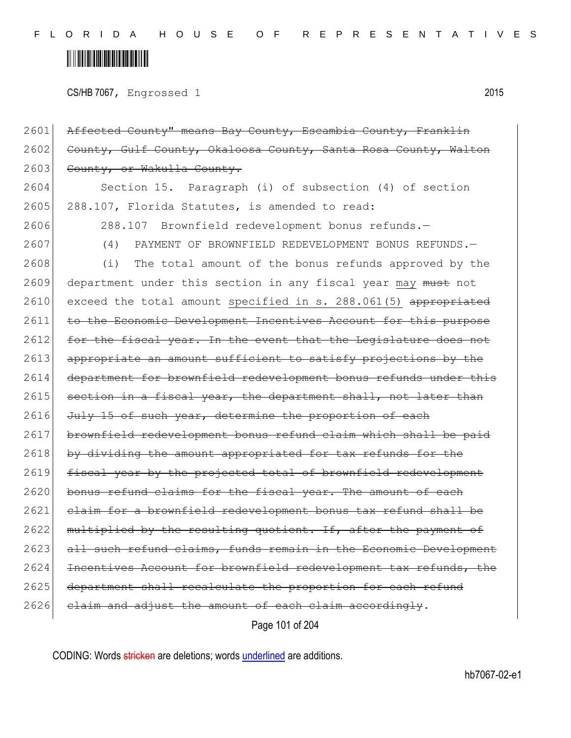~~Affected County" means Bay County, Escambia County, Franklin County, Gulf County, Okaloosa County, Santa Rosa County, Walton County, or Wakulla County.~~

Section 15. Paragraph (i) of subsection (4) of section 288.107, Florida Statutes, is amended to read:

288.107 Brownfield redevelopment bonus refunds.—

(4) PAYMENT OF BROWNFIELD REDEVELOPMENT BONUS REFUNDS.—

(i) The total amount of the bonus refunds approved by the department under this section in any fiscal year <u>may</u> ~~must~~ not exceed the total amount <u>specified in s. 288.061(5)</u> ~~appropriated to the Economic Development Incentives Account for this purpose for the fiscal year. In the event that the Legislature does not appropriate an amount sufficient to satisfy projections by the department for brownfield redevelopment bonus refunds under this section in a fiscal year, the department shall, not later than July 15 of such year, determine the proportion of each brownfield redevelopment bonus refund claim which shall be paid by dividing the amount appropriated for tax refunds for the fiscal year by the projected total of brownfield redevelopment bonus refund claims for the fiscal year. The amount of each claim for a brownfield redevelopment bonus tax refund shall be multiplied by the resulting quotient. If, after the payment of all such refund claims, funds remain in the Economic Development Incentives Account for brownfield redevelopment tax refunds, the department shall recalculate the proportion for each refund claim and adjust the amount of each claim accordingly~~.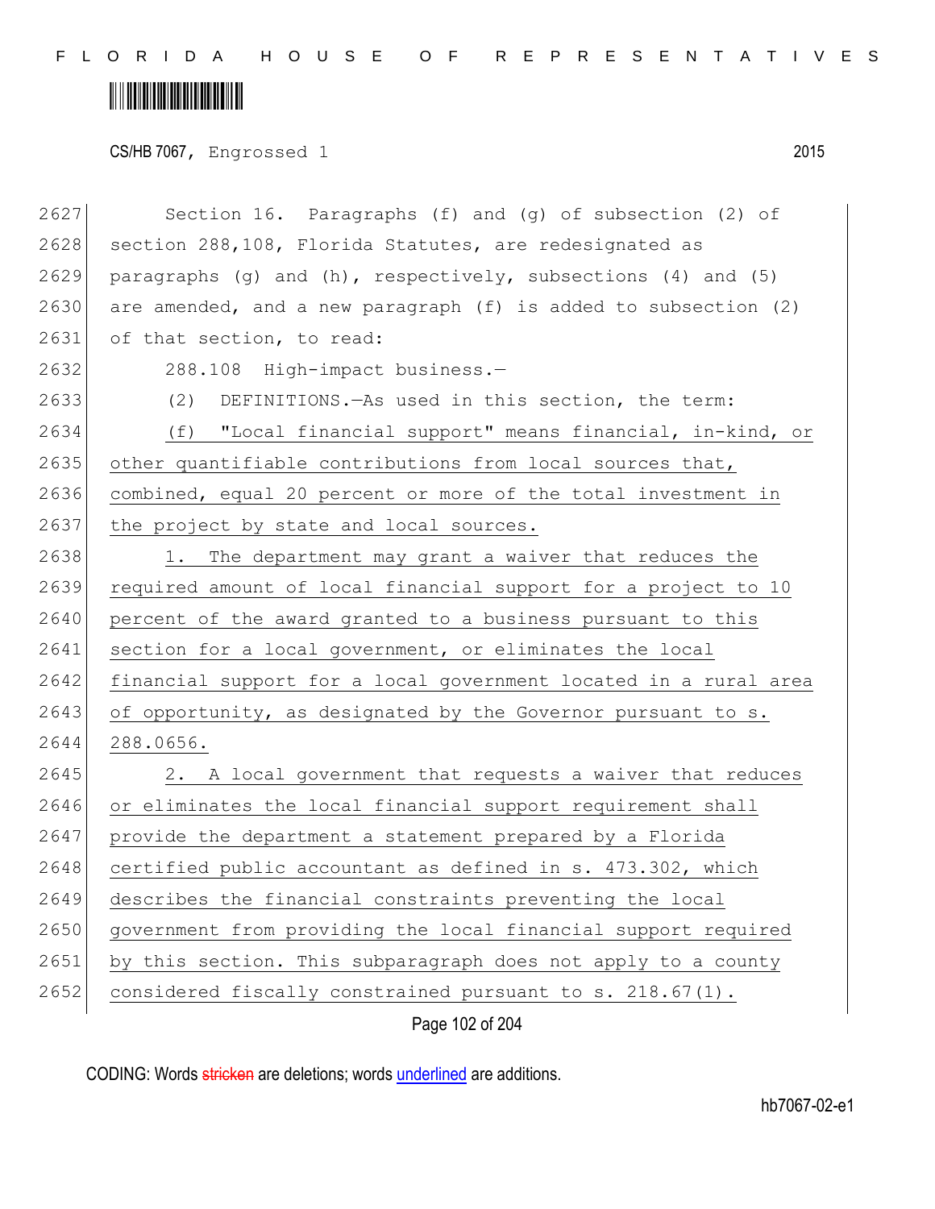Section 16. Paragraphs (f) and (g) of subsection (2) of section 288,108, Florida Statutes, are redesignated as paragraphs (g) and (h), respectively, subsections (4) and (5) are amended, and a new paragraph (f) is added to subsection (2) of that section, to read:

288.108 High-impact business.—

(2) DEFINITIONS.—As used in this section, the term:

(f) "Local financial support" means financial, in-kind, or other quantifiable contributions from local sources that, combined, equal 20 percent or more of the total investment in the project by state and local sources.

1. The department may grant a waiver that reduces the required amount of local financial support for a project to 10 percent of the award granted to a business pursuant to this section for a local government, or eliminates the local financial support for a local government located in a rural area of opportunity, as designated by the Governor pursuant to s. 288.0656.

2. A local government that requests a waiver that reduces or eliminates the local financial support requirement shall provide the department a statement prepared by a Florida certified public accountant as defined in s. 473.302, which describes the financial constraints preventing the local government from providing the local financial support required by this section. This subparagraph does not apply to a county considered fiscally constrained pursuant to s. 218.67(1).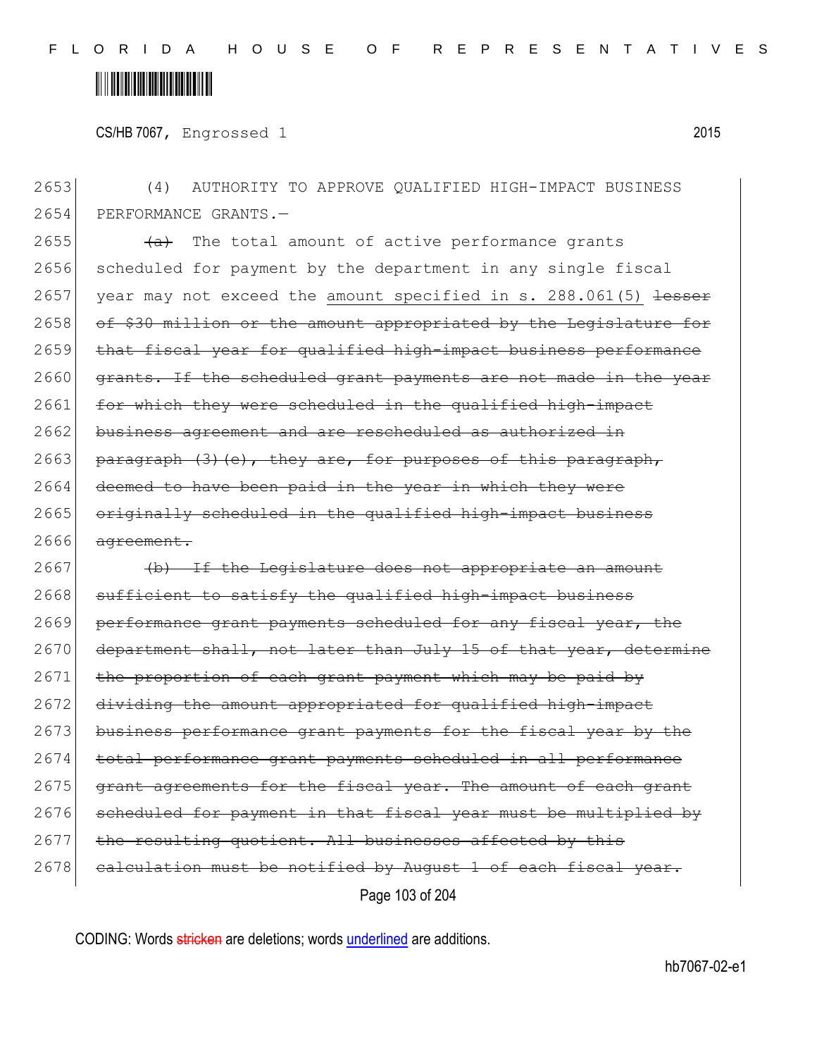2653 (4) AUTHORITY TO APPROVE QUALIFIED HIGH-IMPACT BUSINESS
2654 PERFORMANCE GRANTS.—

2655 ~~(a)~~ The total amount of active performance grants
2656 scheduled for payment by the department in any single fiscal
2657 year may not exceed the <u>amount specified in s. 288.061(5)</u> ~~lesser~~
2658 ~~of $30 million or the amount appropriated by the Legislature for~~
2659 ~~that fiscal year for qualified high-impact business performance~~
2660 ~~grants. If the scheduled grant payments are not made in the year~~
2661 ~~for which they were scheduled in the qualified high-impact~~
2662 ~~business agreement and are rescheduled as authorized in~~
2663 ~~paragraph (3)(e), they are, for purposes of this paragraph,~~
2664 ~~deemed to have been paid in the year in which they were~~
2665 ~~originally scheduled in the qualified high-impact business~~
2666 ~~agreement.~~

2667 ~~(b) If the Legislature does not appropriate an amount~~
2668 ~~sufficient to satisfy the qualified high-impact business~~
2669 ~~performance grant payments scheduled for any fiscal year, the~~
2670 ~~department shall, not later than July 15 of that year, determine~~
2671 ~~the proportion of each grant payment which may be paid by~~
2672 ~~dividing the amount appropriated for qualified high-impact~~
2673 ~~business performance grant payments for the fiscal year by the~~
2674 ~~total performance grant payments scheduled in all performance~~
2675 ~~grant agreements for the fiscal year. The amount of each grant~~
2676 ~~scheduled for payment in that fiscal year must be multiplied by~~
2677 ~~the resulting quotient. All businesses affected by this~~
2678 ~~calculation must be notified by August 1 of each fiscal year.~~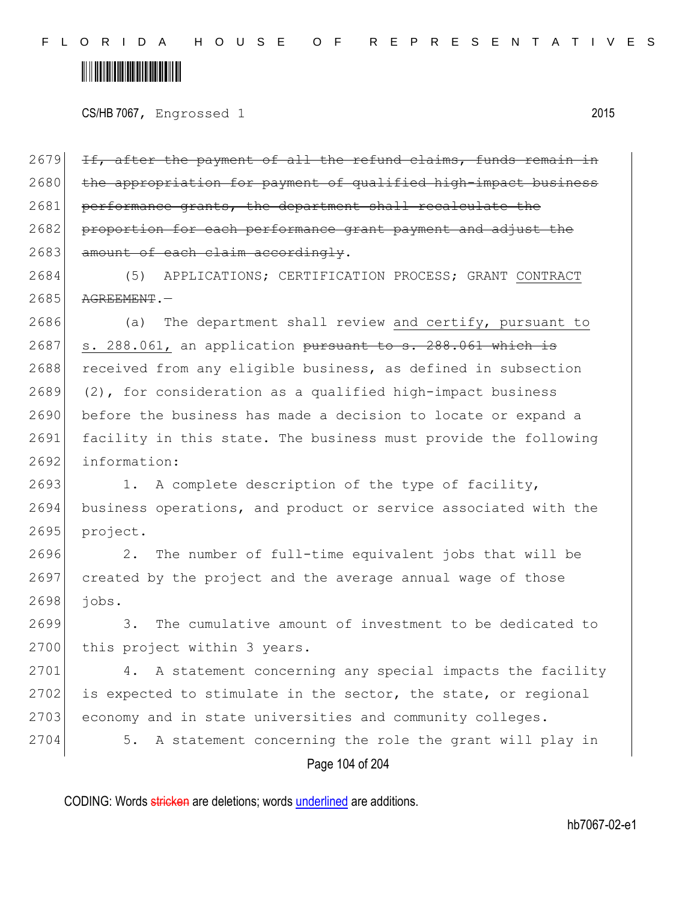~~If, after the payment of all the refund claims, funds remain in the appropriation for payment of qualified high-impact business performance grants, the department shall recalculate the proportion for each performance grant payment and adjust the amount of each claim accordingly~~.

(5) APPLICATIONS; CERTIFICATION PROCESS; GRANT <u>CONTRACT</u> ~~AGREEMENT~~.—

(a) The department shall review <u>and certify, pursuant to s. 288.061,</u> an application ~~pursuant to s. 288.061 which is~~ received from any eligible business, as defined in subsection (2), for consideration as a qualified high-impact business before the business has made a decision to locate or expand a facility in this state. The business must provide the following information:

1. A complete description of the type of facility, business operations, and product or service associated with the project.

2. The number of full-time equivalent jobs that will be created by the project and the average annual wage of those jobs.

3. The cumulative amount of investment to be dedicated to this project within 3 years.

4. A statement concerning any special impacts the facility is expected to stimulate in the sector, the state, or regional economy and in state universities and community colleges.

5. A statement concerning the role the grant will play in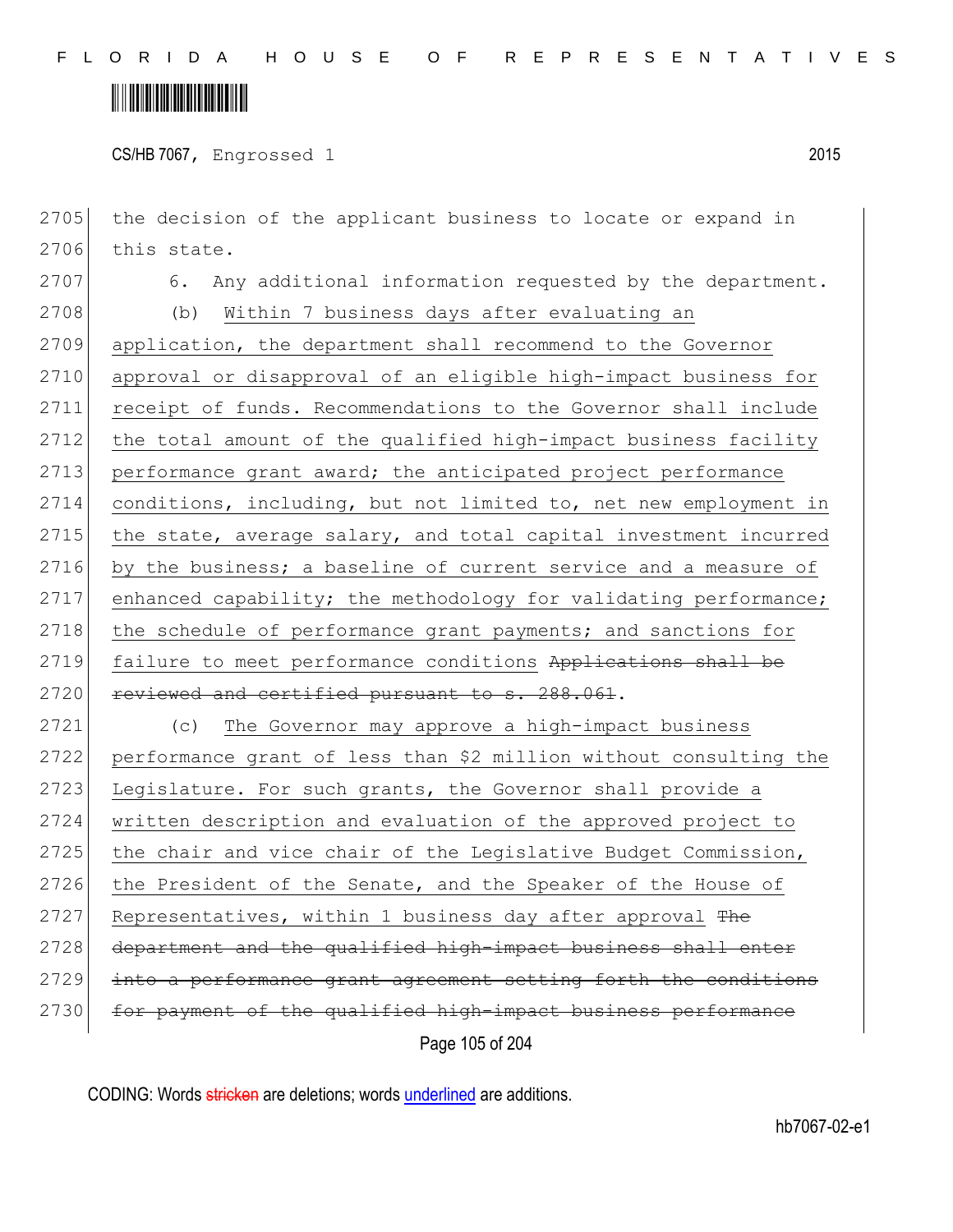the decision of the applicant business to locate or expand in this state.

6. Any additional information requested by the department.

(b) <u>Within 7 business days after evaluating an application, the department shall recommend to the Governor approval or disapproval of an eligible high-impact business for receipt of funds. Recommendations to the Governor shall include the total amount of the qualified high-impact business facility performance grant award; the anticipated project performance conditions, including, but not limited to, net new employment in the state, average salary, and total capital investment incurred by the business; a baseline of current service and a measure of enhanced capability; the methodology for validating performance; the schedule of performance grant payments; and sanctions for failure to meet performance conditions</u> ~~Applications shall be reviewed and certified pursuant to s. 288.061~~.

(c) <u>The Governor may approve a high-impact business performance grant of less than $2 million without consulting the Legislature. For such grants, the Governor shall provide a written description and evaluation of the approved project to the chair and vice chair of the Legislative Budget Commission, the President of the Senate, and the Speaker of the House of Representatives, within 1 business day after approval</u> ~~The department and the qualified high-impact business shall enter into a performance grant agreement setting forth the conditions for payment of the qualified high-impact business performance~~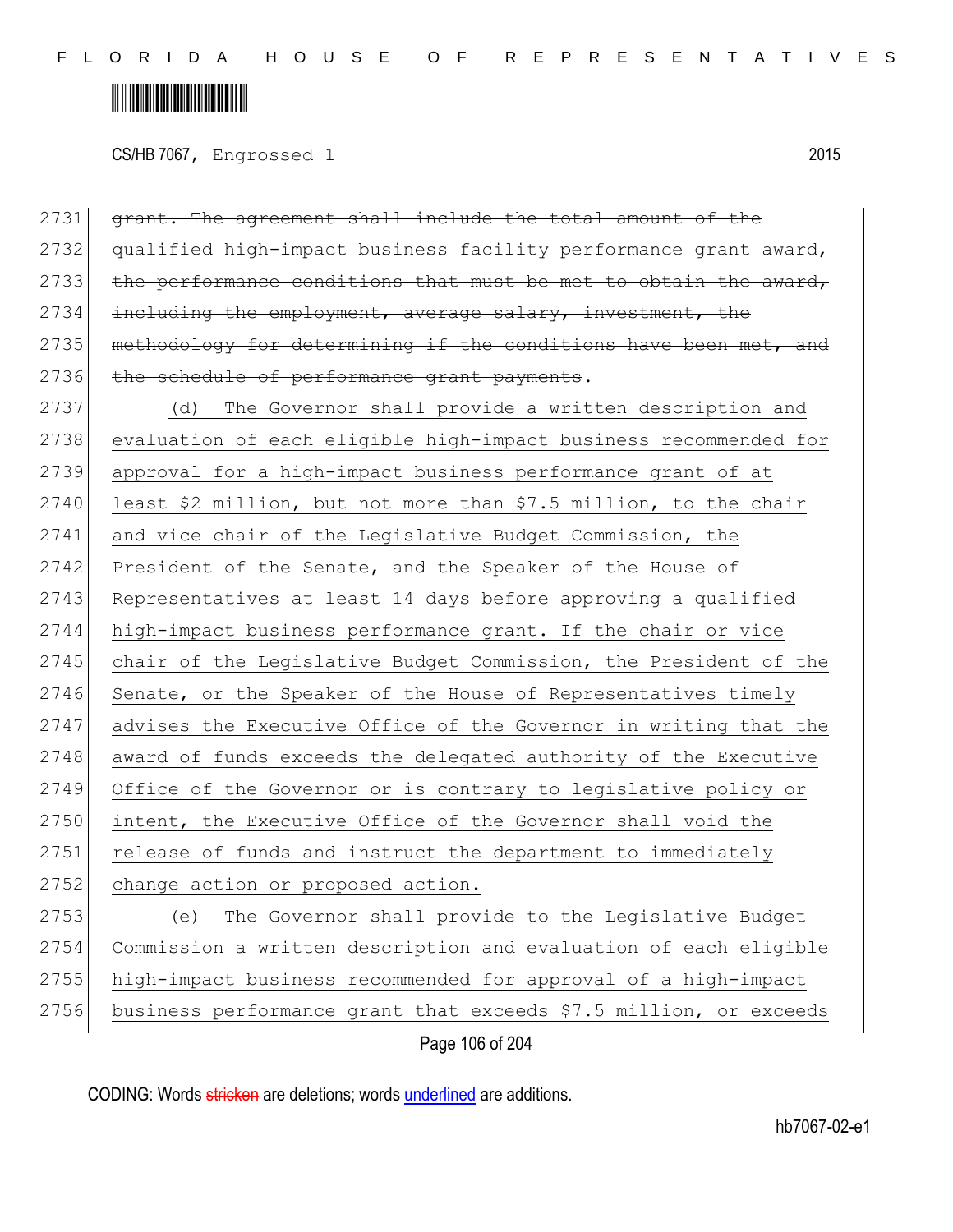~~grant. The agreement shall include the total amount of the qualified high-impact business facility performance grant award, the performance conditions that must be met to obtain the award, including the employment, average salary, investment, the methodology for determining if the conditions have been met, and the schedule of performance grant payments~~.

(d) The Governor shall provide a written description and evaluation of each eligible high-impact business recommended for approval for a high-impact business performance grant of at least $2 million, but not more than $7.5 million, to the chair and vice chair of the Legislative Budget Commission, the President of the Senate, and the Speaker of the House of Representatives at least 14 days before approving a qualified high-impact business performance grant. If the chair or vice chair of the Legislative Budget Commission, the President of the Senate, or the Speaker of the House of Representatives timely advises the Executive Office of the Governor in writing that the award of funds exceeds the delegated authority of the Executive Office of the Governor or is contrary to legislative policy or intent, the Executive Office of the Governor shall void the release of funds and instruct the department to immediately change action or proposed action.

(e) The Governor shall provide to the Legislative Budget Commission a written description and evaluation of each eligible high-impact business recommended for approval of a high-impact business performance grant that exceeds $7.5 million, or exceeds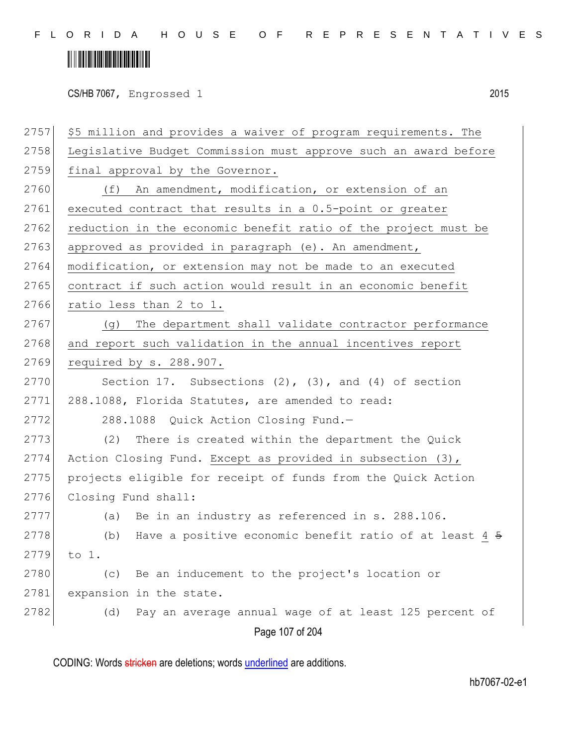$5 million and provides a waiver of program requirements. The Legislative Budget Commission must approve such an award before final approval by the Governor.

(f) An amendment, modification, or extension of an executed contract that results in a 0.5-point or greater reduction in the economic benefit ratio of the project must be approved as provided in paragraph (e). An amendment, modification, or extension may not be made to an executed contract if such action would result in an economic benefit ratio less than 2 to 1.

(g) The department shall validate contractor performance and report such validation in the annual incentives report required by s. 288.907.

Section 17. Subsections (2), (3), and (4) of section 288.1088, Florida Statutes, are amended to read:

288.1088 Quick Action Closing Fund.—

(2) There is created within the department the Quick Action Closing Fund. Except as provided in subsection (3), projects eligible for receipt of funds from the Quick Action Closing Fund shall:

(a) Be in an industry as referenced in s. 288.106.

(b) Have a positive economic benefit ratio of at least 4 ~~5~~ to 1.

(c) Be an inducement to the project's location or expansion in the state.

(d) Pay an average annual wage of at least 125 percent of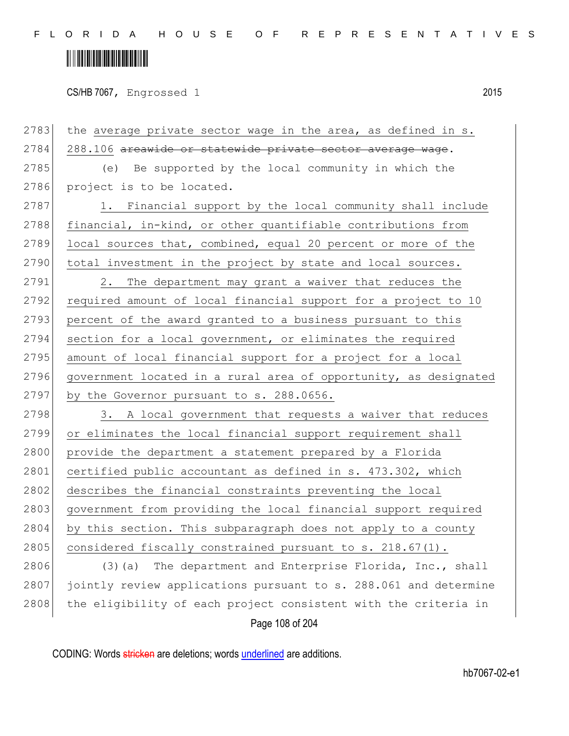2783 the <u>average private sector wage in the area, as defined in s.</u>
2784 <u>288.106</u> ~~areawide or statewide private sector average wage~~.
2785 (e) Be supported by the local community in which the
2786 project is to be located.
2787 <u>1. Financial support by the local community shall include</u>
2788 <u>financial, in-kind, or other quantifiable contributions from</u>
2789 <u>local sources that, combined, equal 20 percent or more of the</u>
2790 <u>total investment in the project by state and local sources.</u>
2791 <u>2. The department may grant a waiver that reduces the</u>
2792 <u>required amount of local financial support for a project to 10</u>
2793 <u>percent of the award granted to a business pursuant to this</u>
2794 <u>section for a local government, or eliminates the required</u>
2795 <u>amount of local financial support for a project for a local</u>
2796 <u>government located in a rural area of opportunity, as designated</u>
2797 <u>by the Governor pursuant to s. 288.0656.</u>
2798 <u>3. A local government that requests a waiver that reduces</u>
2799 <u>or eliminates the local financial support requirement shall</u>
2800 <u>provide the department a statement prepared by a Florida</u>
2801 <u>certified public accountant as defined in s. 473.302, which</u>
2802 <u>describes the financial constraints preventing the local</u>
2803 <u>government from providing the local financial support required</u>
2804 <u>by this section. This subparagraph does not apply to a county</u>
2805 <u>considered fiscally constrained pursuant to s. 218.67(1).</u>
2806 (3)(a) The department and Enterprise Florida, Inc., shall
2807 jointly review applications pursuant to s. 288.061 and determine
2808 the eligibility of each project consistent with the criteria in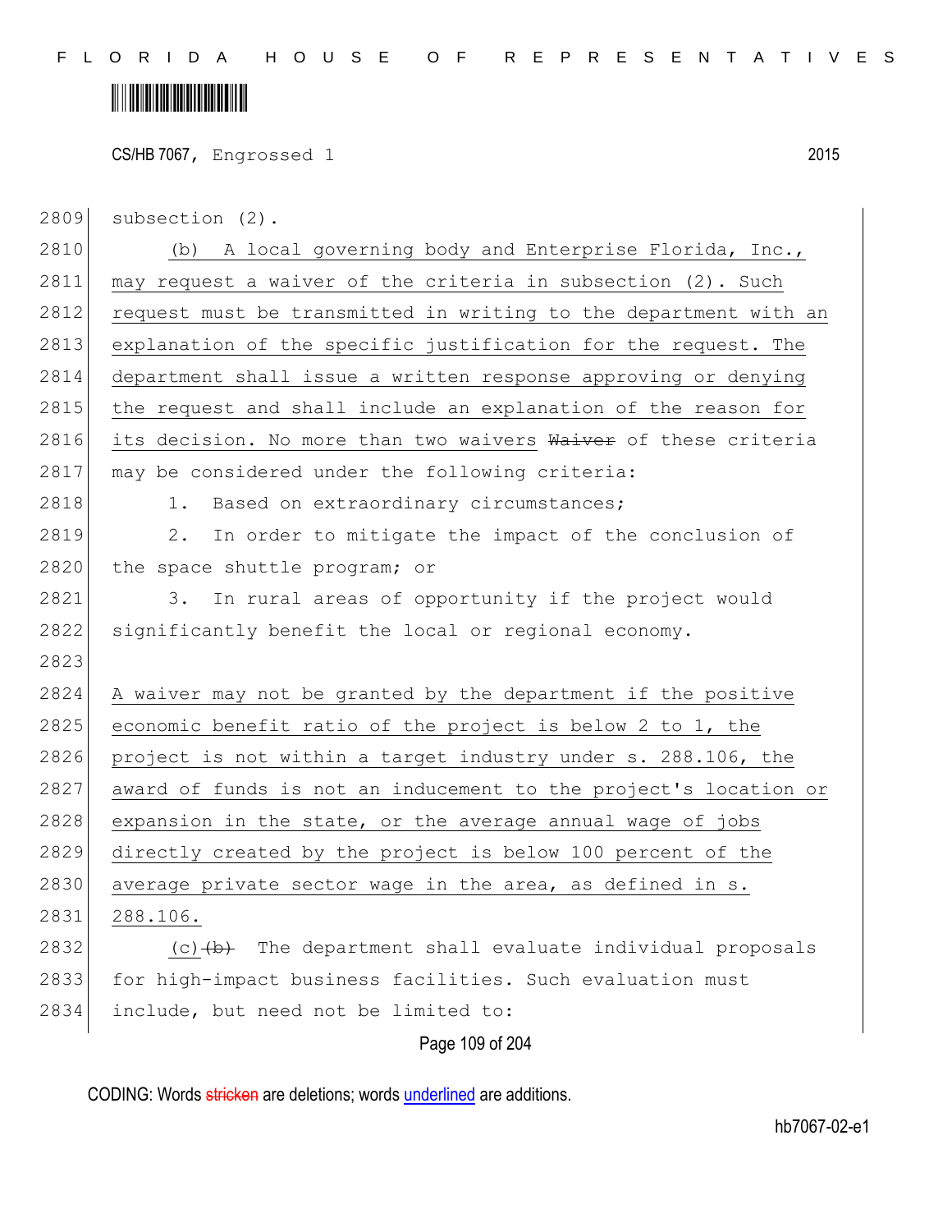subsection (2).

(b) A local governing body and Enterprise Florida, Inc., may request a waiver of the criteria in subsection (2). Such request must be transmitted in writing to the department with an explanation of the specific justification for the request. The department shall issue a written response approving or denying the request and shall include an explanation of the reason for its decision. No more than two waivers ~~Waiver~~ of these criteria may be considered under the following criteria:

1. Based on extraordinary circumstances;

2. In order to mitigate the impact of the conclusion of the space shuttle program; or

3. In rural areas of opportunity if the project would significantly benefit the local or regional economy.

A waiver may not be granted by the department if the positive economic benefit ratio of the project is below 2 to 1, the project is not within a target industry under s. 288.106, the award of funds is not an inducement to the project's location or expansion in the state, or the average annual wage of jobs directly created by the project is below 100 percent of the average private sector wage in the area, as defined in s. 288.106.

(c) ~~(b)~~ The department shall evaluate individual proposals for high-impact business facilities. Such evaluation must include, but need not be limited to: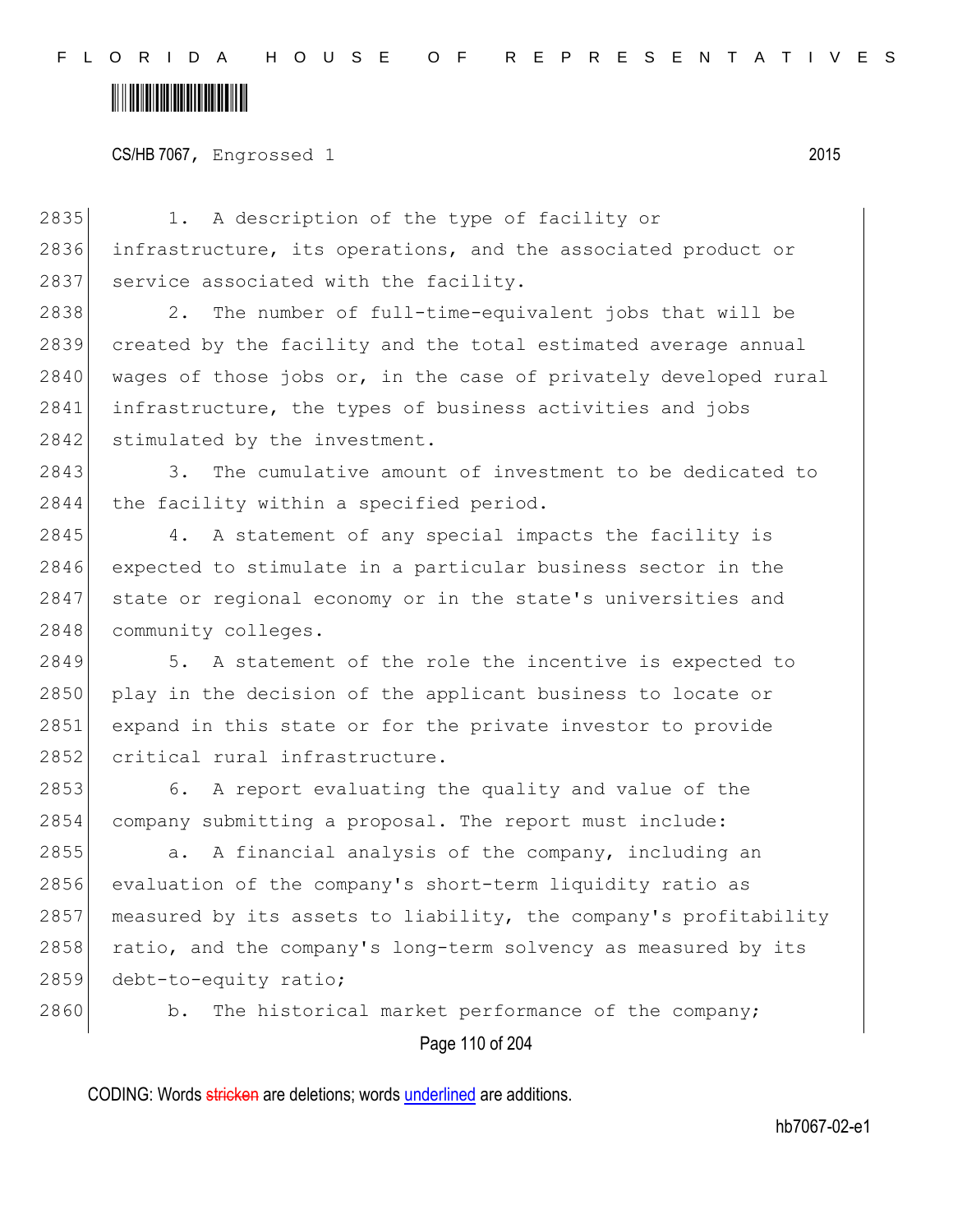1. A description of the type of facility or infrastructure, its operations, and the associated product or service associated with the facility.

2. The number of full-time-equivalent jobs that will be created by the facility and the total estimated average annual wages of those jobs or, in the case of privately developed rural infrastructure, the types of business activities and jobs stimulated by the investment.

3. The cumulative amount of investment to be dedicated to the facility within a specified period.

4. A statement of any special impacts the facility is expected to stimulate in a particular business sector in the state or regional economy or in the state's universities and community colleges.

5. A statement of the role the incentive is expected to play in the decision of the applicant business to locate or expand in this state or for the private investor to provide critical rural infrastructure.

6. A report evaluating the quality and value of the company submitting a proposal. The report must include:

a. A financial analysis of the company, including an evaluation of the company's short-term liquidity ratio as measured by its assets to liability, the company's profitability ratio, and the company's long-term solvency as measured by its debt-to-equity ratio;

b. The historical market performance of the company;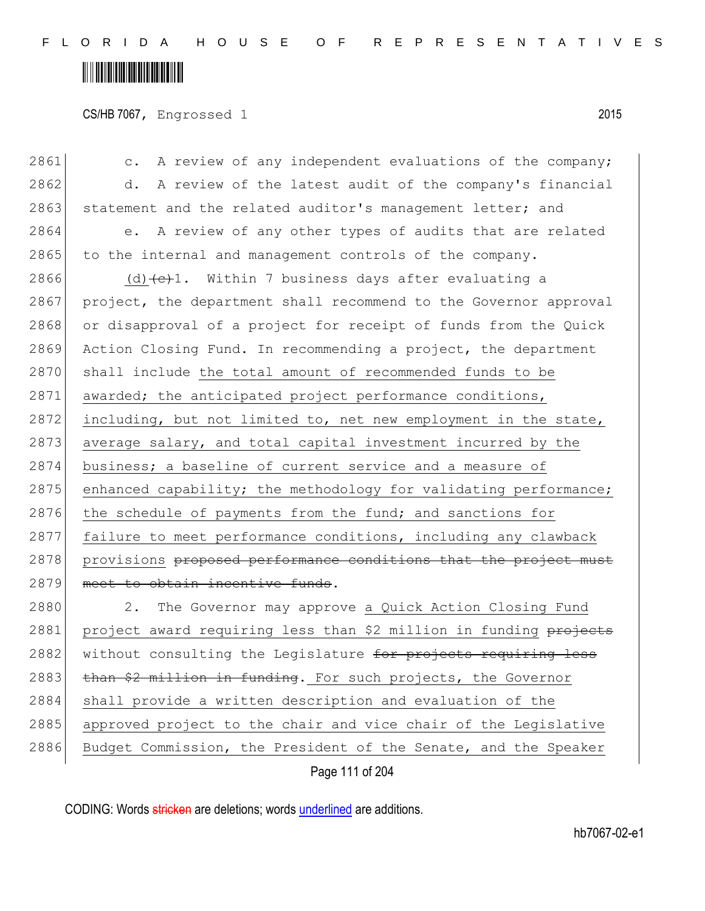c. A review of any independent evaluations of the company;

d. A review of the latest audit of the company's financial statement and the related auditor's management letter; and

e. A review of any other types of audits that are related to the internal and management controls of the company.

(d) ~~(c)~~1. Within 7 business days after evaluating a project, the department shall recommend to the Governor approval or disapproval of a project for receipt of funds from the Quick Action Closing Fund. In recommending a project, the department shall include the total amount of recommended funds to be awarded; the anticipated project performance conditions, including, but not limited to, net new employment in the state, average salary, and total capital investment incurred by the business; a baseline of current service and a measure of enhanced capability; the methodology for validating performance; the schedule of payments from the fund; and sanctions for failure to meet performance conditions, including any clawback provisions ~~proposed performance conditions that the project must meet to obtain incentive funds~~.

2. The Governor may approve a Quick Action Closing Fund project award requiring less than $2 million in funding ~~projects~~ without consulting the Legislature ~~for projects requiring less than $2 million in funding~~. For such projects, the Governor shall provide a written description and evaluation of the approved project to the chair and vice chair of the Legislative Budget Commission, the President of the Senate, and the Speaker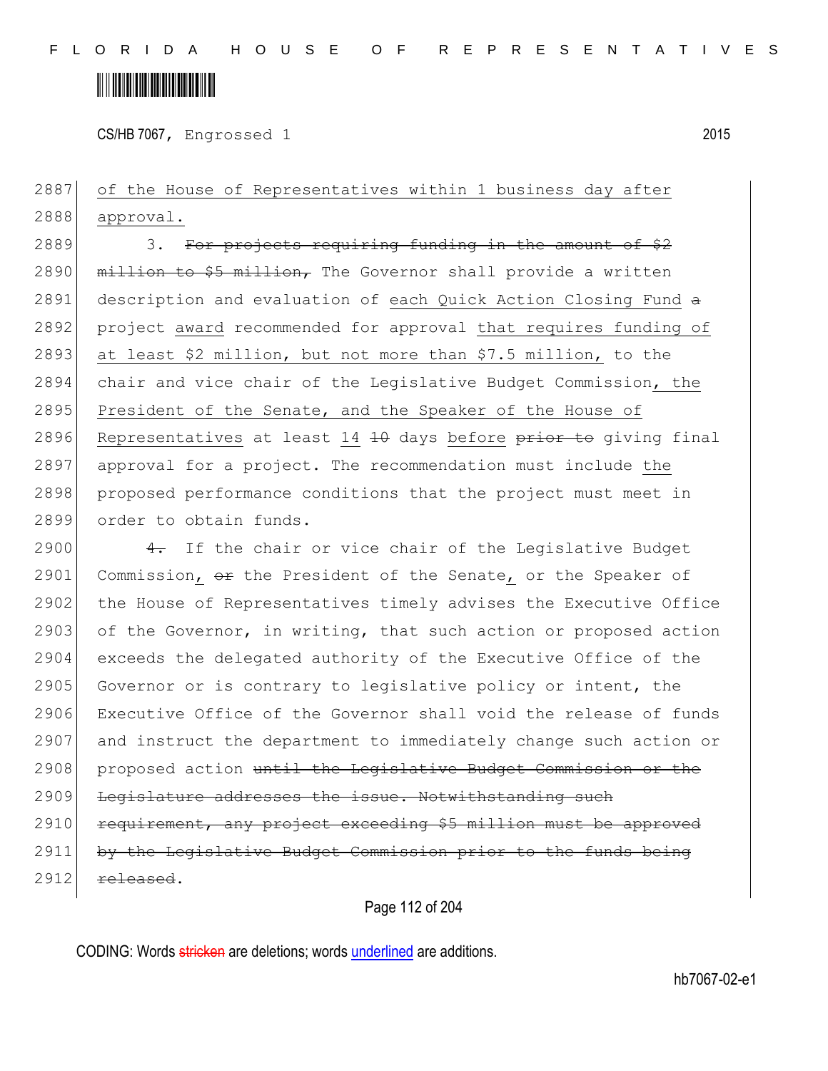2887 of the House of Representatives within 1 business day after
2888 approval.

2889 3. ~~For projects requiring funding in the amount of $2~~
2890 ~~million to $5 million,~~ The Governor shall provide a written
2891 description and evaluation of <u>each Quick Action Closing Fund</u> ~~a~~
2892 project <u>award</u> recommended for approval <u>that requires funding of</u>
2893 <u>at least $2 million, but not more than $7.5 million,</u> to the
2894 chair and vice chair of the Legislative Budget Commission<u>, the</u>
2895 <u>President of the Senate, and the Speaker of the House of</u>
2896 <u>Representatives</u> at least <u>14</u> ~~10~~ days <u>before</u> ~~prior to~~ giving final
2897 approval for a project. The recommendation must include <u>the</u>
2898 proposed performance conditions that the project must meet in
2899 order to obtain funds.

2900 ~~4.~~ If the chair or vice chair of the Legislative Budget
2901 Commission<u>,</u> ~~or~~ the President of the Senate<u>,</u> or the Speaker of
2902 the House of Representatives timely advises the Executive Office
2903 of the Governor, in writing, that such action or proposed action
2904 exceeds the delegated authority of the Executive Office of the
2905 Governor or is contrary to legislative policy or intent, the
2906 Executive Office of the Governor shall void the release of funds
2907 and instruct the department to immediately change such action or
2908 proposed action ~~until the Legislative Budget Commission or the~~
2909 ~~Legislature addresses the issue. Notwithstanding such~~
2910 ~~requirement, any project exceeding $5 million must be approved~~
2911 ~~by the Legislative Budget Commission prior to the funds being~~
2912 ~~released~~.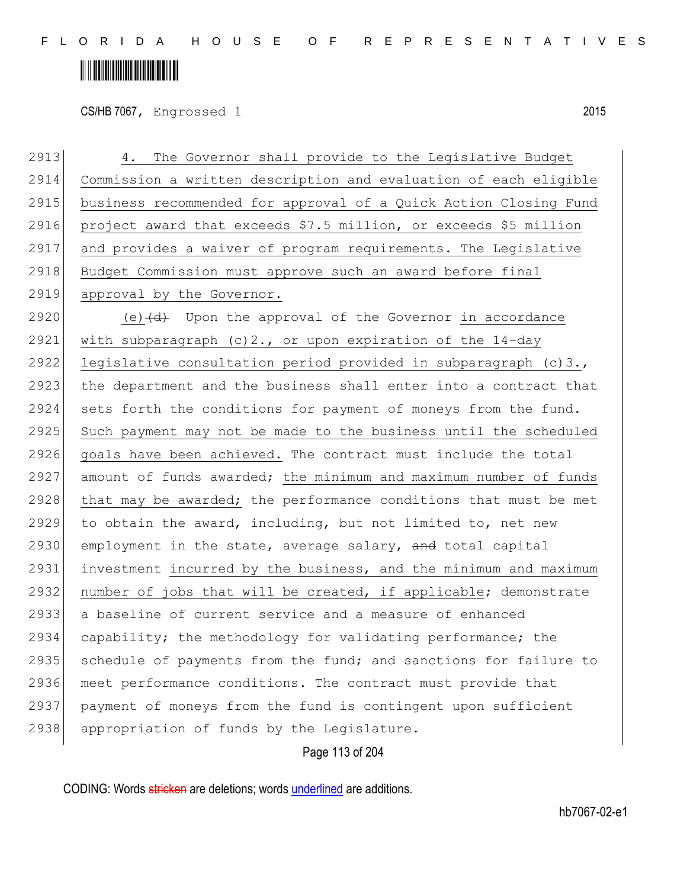4. The Governor shall provide to the Legislative Budget Commission a written description and evaluation of each eligible business recommended for approval of a Quick Action Closing Fund project award that exceeds $7.5 million, or exceeds $5 million and provides a waiver of program requirements. The Legislative Budget Commission must approve such an award before final approval by the Governor.

(e)~~(d)~~ Upon the approval of the Governor in accordance with subparagraph (c)2., or upon expiration of the 14-day legislative consultation period provided in subparagraph (c)3., the department and the business shall enter into a contract that sets forth the conditions for payment of moneys from the fund. Such payment may not be made to the business until the scheduled goals have been achieved. The contract must include the total amount of funds awarded; the minimum and maximum number of funds that may be awarded; the performance conditions that must be met to obtain the award, including, but not limited to, net new employment in the state, average salary, ~~and~~ total capital investment incurred by the business, and the minimum and maximum number of jobs that will be created, if applicable; demonstrate a baseline of current service and a measure of enhanced capability; the methodology for validating performance; the schedule of payments from the fund; and sanctions for failure to meet performance conditions. The contract must provide that payment of moneys from the fund is contingent upon sufficient appropriation of funds by the Legislature.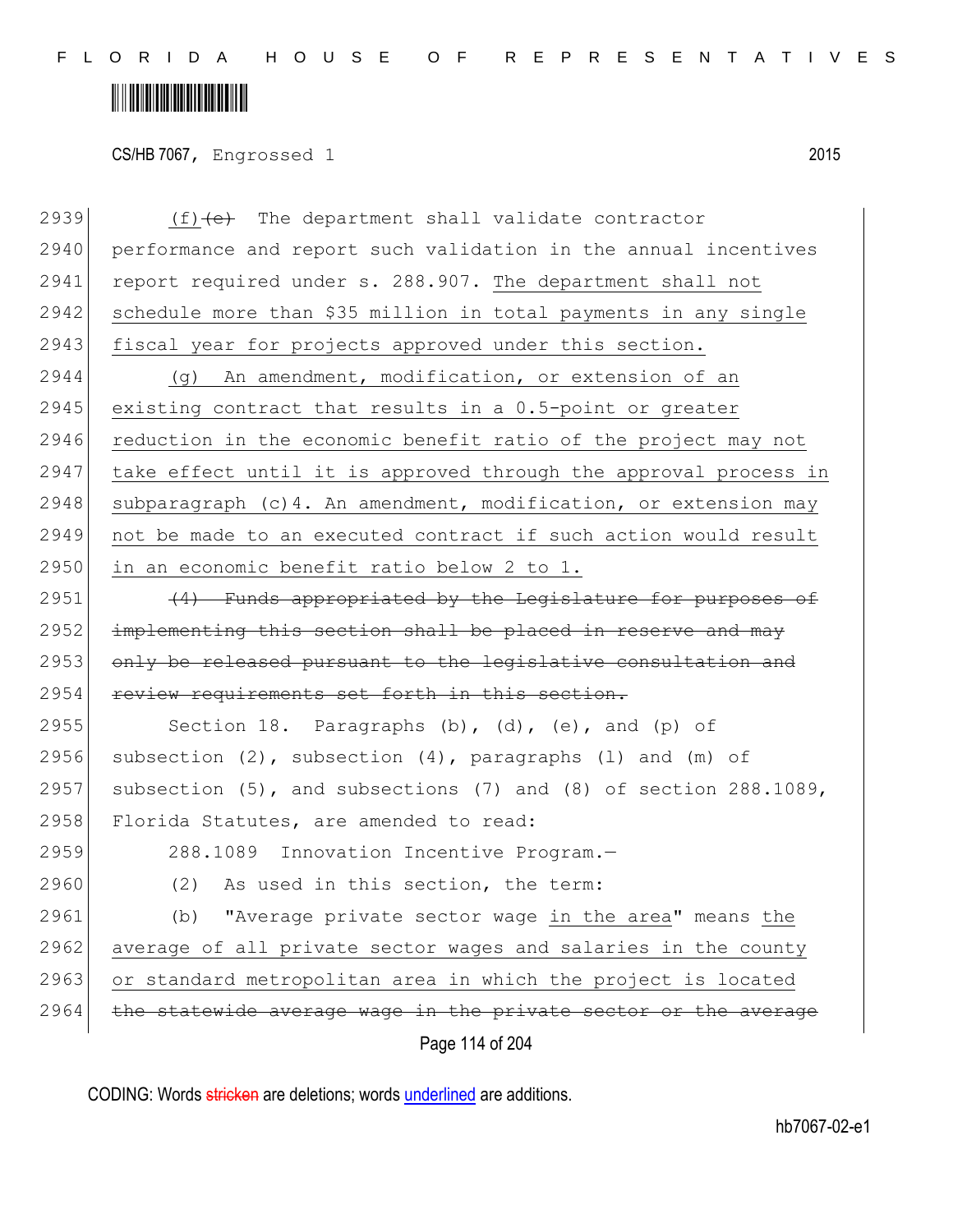(f)~~(e)~~ The department shall validate contractor performance and report such validation in the annual incentives report required under s. 288.907. <u>The department shall not schedule more than $35 million in total payments in any single fiscal year for projects approved under this section.</u>

<u>(g) An amendment, modification, or extension of an existing contract that results in a 0.5-point or greater reduction in the economic benefit ratio of the project may not take effect until it is approved through the approval process in subparagraph (c)4. An amendment, modification, or extension may not be made to an executed contract if such action would result in an economic benefit ratio below 2 to 1.</u>

~~(4) Funds appropriated by the Legislature for purposes of implementing this section shall be placed in reserve and may only be released pursuant to the legislative consultation and review requirements set forth in this section.~~

Section 18. Paragraphs (b), (d), (e), and (p) of subsection (2), subsection (4), paragraphs (l) and (m) of subsection (5), and subsections (7) and (8) of section 288.1089, Florida Statutes, are amended to read:

288.1089 Innovation Incentive Program.—

(2) As used in this section, the term:

(b) "Average private sector wage <u>in the area</u>" means <u>the average of all private sector wages and salaries in the county or standard metropolitan area in which the project is located</u> ~~the statewide average wage in the private sector or the average~~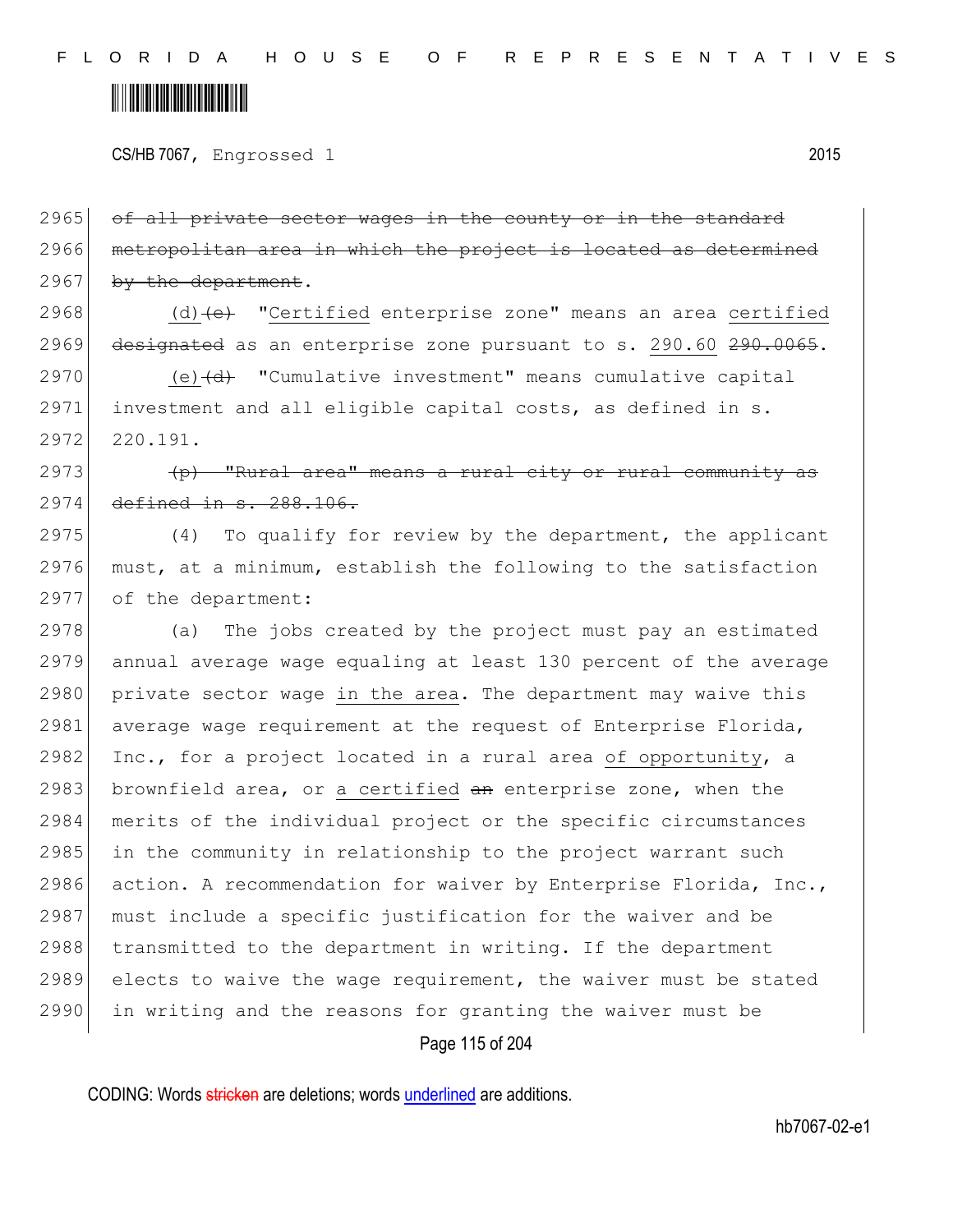2965 ~~of all private sector wages in the county or in the standard~~
2966 ~~metropolitan area in which the project is located as determined~~
2967 ~~by the department~~.

2968 (d)~~(c)~~ "<u>Certified</u> enterprise zone" means an area <u>certified</u>
2969 ~~designated~~ as an enterprise zone pursuant to s. <u>290.60</u> ~~290.0065~~.

2970 <u>(e)</u>~~(d)~~ "Cumulative investment" means cumulative capital
2971 investment and all eligible capital costs, as defined in s.
2972 220.191.

2973 ~~(p) "Rural area" means a rural city or rural community as~~
2974 ~~defined in s. 288.106.~~

2975 (4) To qualify for review by the department, the applicant
2976 must, at a minimum, establish the following to the satisfaction
2977 of the department:

2978 (a) The jobs created by the project must pay an estimated
2979 annual average wage equaling at least 130 percent of the average
2980 private sector wage <u>in the area</u>. The department may waive this
2981 average wage requirement at the request of Enterprise Florida,
2982 Inc., for a project located in a rural area <u>of opportunity</u>, a
2983 brownfield area, or <u>a certified</u> ~~an~~ enterprise zone, when the
2984 merits of the individual project or the specific circumstances
2985 in the community in relationship to the project warrant such
2986 action. A recommendation for waiver by Enterprise Florida, Inc.,
2987 must include a specific justification for the waiver and be
2988 transmitted to the department in writing. If the department
2989 elects to waive the wage requirement, the waiver must be stated
2990 in writing and the reasons for granting the waiver must be

CODING: Words ~~stricken~~ are deletions; words <u>underlined</u> are additions.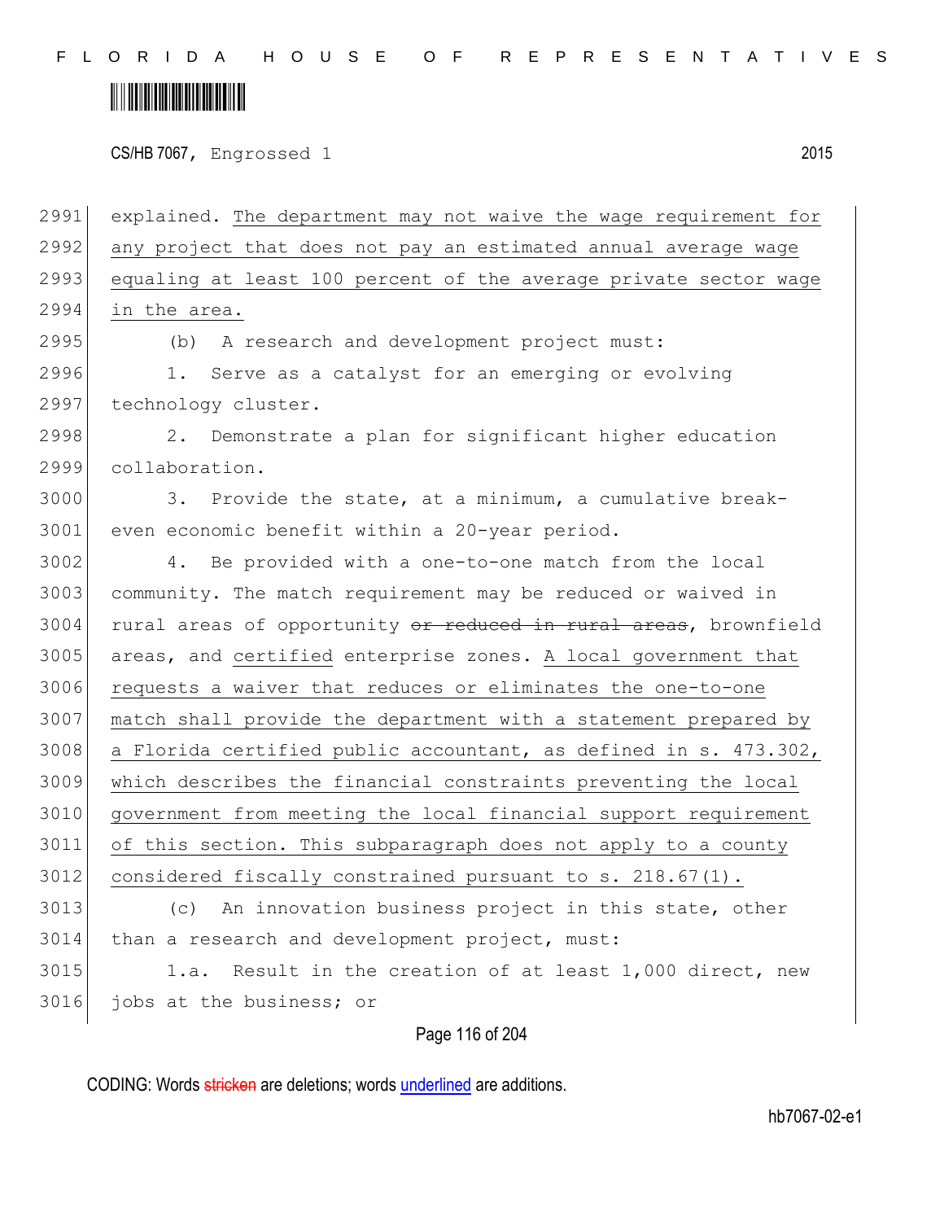explained. The department may not waive the wage requirement for any project that does not pay an estimated annual average wage equaling at least 100 percent of the average private sector wage in the area.

(b) A research and development project must:

1. Serve as a catalyst for an emerging or evolving technology cluster.

2. Demonstrate a plan for significant higher education collaboration.

3. Provide the state, at a minimum, a cumulative break-even economic benefit within a 20-year period.

4. Be provided with a one-to-one match from the local community. The match requirement may be reduced or waived in rural areas of opportunity ~~or reduced in rural areas~~, brownfield areas, and certified enterprise zones. A local government that requests a waiver that reduces or eliminates the one-to-one match shall provide the department with a statement prepared by a Florida certified public accountant, as defined in s. 473.302, which describes the financial constraints preventing the local government from meeting the local financial support requirement of this section. This subparagraph does not apply to a county considered fiscally constrained pursuant to s. 218.67(1).

(c) An innovation business project in this state, other than a research and development project, must:

1.a. Result in the creation of at least 1,000 direct, new jobs at the business; or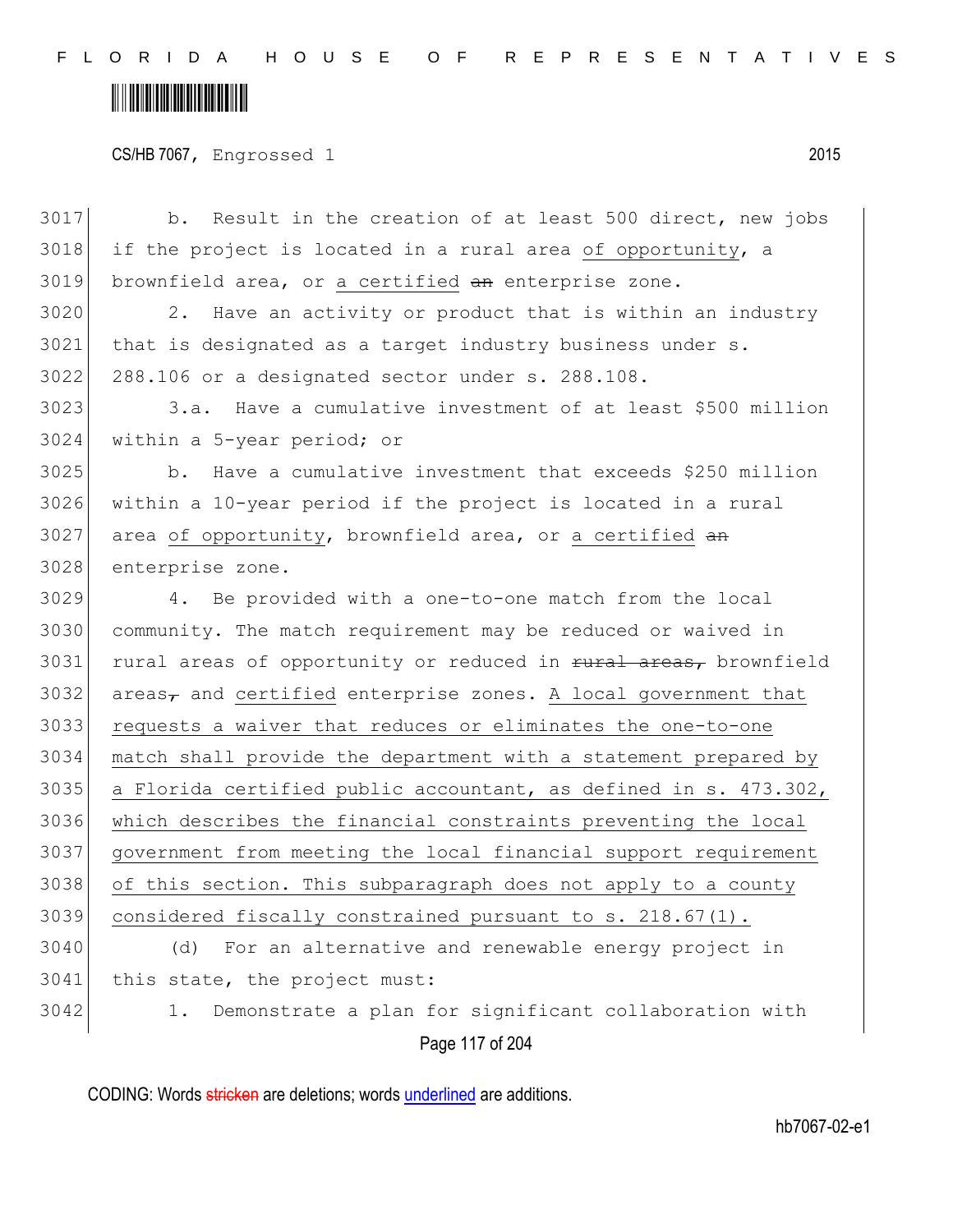b. Result in the creation of at least 500 direct, new jobs if the project is located in a rural area of opportunity, a brownfield area, or a certified ~~an~~ enterprise zone.

2. Have an activity or product that is within an industry that is designated as a target industry business under s. 288.106 or a designated sector under s. 288.108.

3.a. Have a cumulative investment of at least $500 million within a 5-year period; or

b. Have a cumulative investment that exceeds $250 million within a 10-year period if the project is located in a rural area of opportunity, brownfield area, or a certified ~~an~~ enterprise zone.

4. Be provided with a one-to-one match from the local community. The match requirement may be reduced or waived in rural areas of opportunity or reduced in ~~rural areas,~~ brownfield areas~~,~~ and certified enterprise zones. A local government that requests a waiver that reduces or eliminates the one-to-one match shall provide the department with a statement prepared by a Florida certified public accountant, as defined in s. 473.302, which describes the financial constraints preventing the local government from meeting the local financial support requirement of this section. This subparagraph does not apply to a county considered fiscally constrained pursuant to s. 218.67(1).

(d) For an alternative and renewable energy project in this state, the project must:

1. Demonstrate a plan for significant collaboration with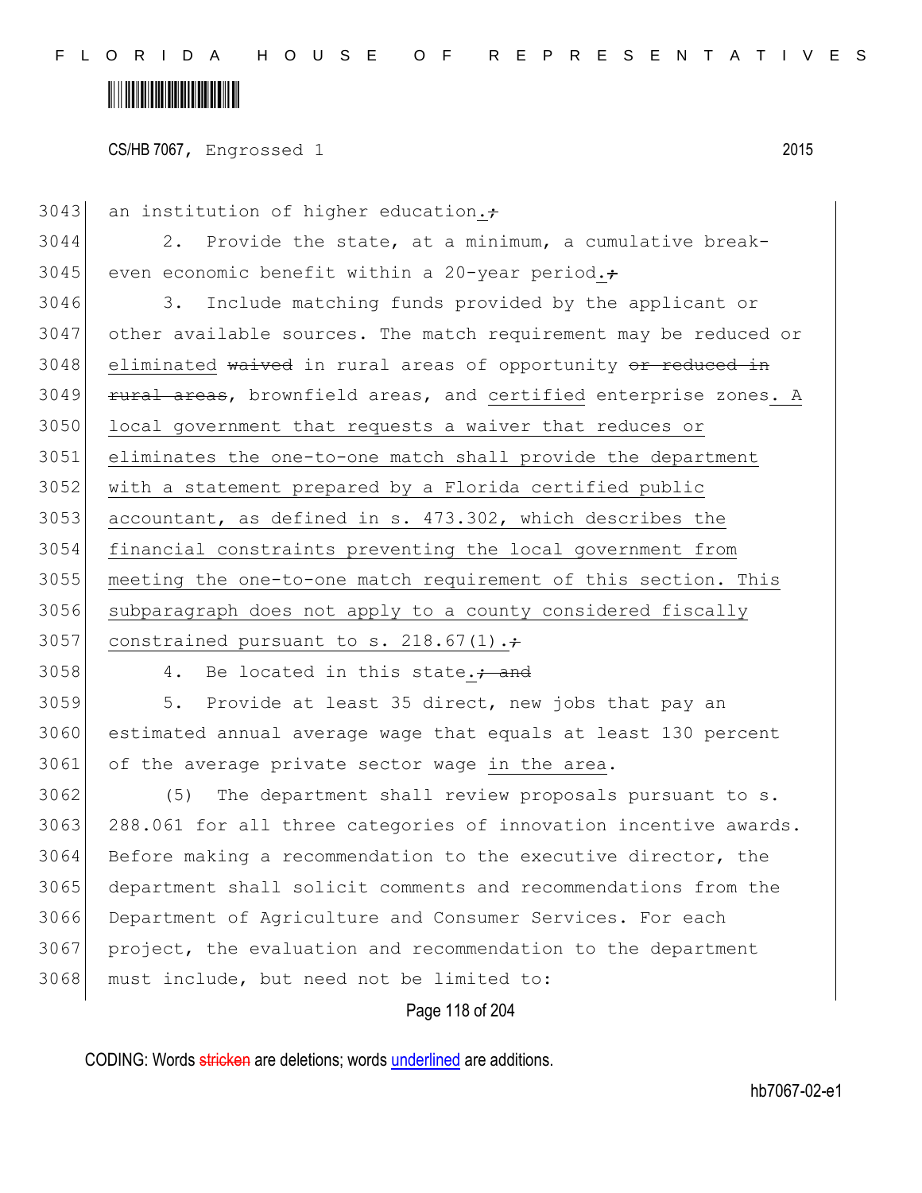an institution of higher education.;

2. Provide the state, at a minimum, a cumulative break-even economic benefit within a 20-year period.;

3. Include matching funds provided by the applicant or other available sources. The match requirement may be reduced or eliminated waived in rural areas of opportunity or reduced in rural areas, brownfield areas, and certified enterprise zones. A local government that requests a waiver that reduces or eliminates the one-to-one match shall provide the department with a statement prepared by a Florida certified public accountant, as defined in s. 473.302, which describes the financial constraints preventing the local government from meeting the one-to-one match requirement of this section. This subparagraph does not apply to a county considered fiscally constrained pursuant to s. 218.67(1).;

4. Be located in this state.; and

5. Provide at least 35 direct, new jobs that pay an estimated annual average wage that equals at least 130 percent of the average private sector wage in the area.

(5) The department shall review proposals pursuant to s. 288.061 for all three categories of innovation incentive awards. Before making a recommendation to the executive director, the department shall solicit comments and recommendations from the Department of Agriculture and Consumer Services. For each project, the evaluation and recommendation to the department must include, but need not be limited to: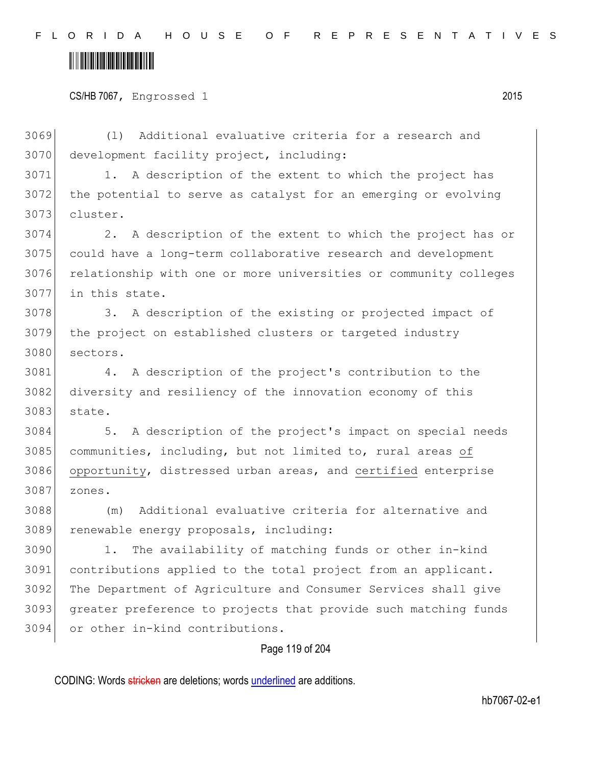(l) Additional evaluative criteria for a research and development facility project, including:

1. A description of the extent to which the project has the potential to serve as catalyst for an emerging or evolving cluster.

2. A description of the extent to which the project has or could have a long-term collaborative research and development relationship with one or more universities or community colleges in this state.

3. A description of the existing or projected impact of the project on established clusters or targeted industry sectors.

4. A description of the project's contribution to the diversity and resiliency of the innovation economy of this state.

5. A description of the project's impact on special needs communities, including, but not limited to, rural areas <u>of opportunity</u>, distressed urban areas, and <u>certified</u> enterprise zones.

(m) Additional evaluative criteria for alternative and renewable energy proposals, including:

1. The availability of matching funds or other in-kind contributions applied to the total project from an applicant. The Department of Agriculture and Consumer Services shall give greater preference to projects that provide such matching funds or other in-kind contributions.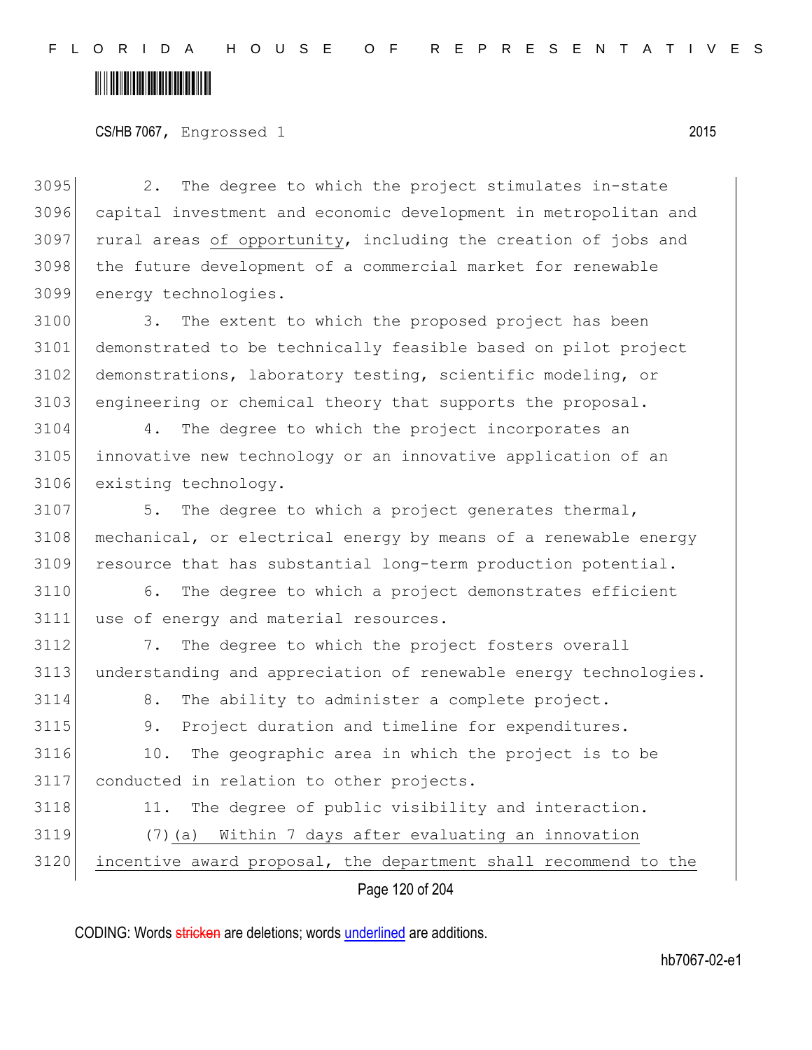3095 2. The degree to which the project stimulates in-state
3096 capital investment and economic development in metropolitan and
3097 rural areas <u>of opportunity</u>, including the creation of jobs and
3098 the future development of a commercial market for renewable
3099 energy technologies.

3100 3. The extent to which the proposed project has been
3101 demonstrated to be technically feasible based on pilot project
3102 demonstrations, laboratory testing, scientific modeling, or
3103 engineering or chemical theory that supports the proposal.

3104 4. The degree to which the project incorporates an
3105 innovative new technology or an innovative application of an
3106 existing technology.

3107 5. The degree to which a project generates thermal,
3108 mechanical, or electrical energy by means of a renewable energy
3109 resource that has substantial long-term production potential.

3110 6. The degree to which a project demonstrates efficient
3111 use of energy and material resources.

3112 7. The degree to which the project fosters overall
3113 understanding and appreciation of renewable energy technologies.

3114 8. The ability to administer a complete project.

3115 9. Project duration and timeline for expenditures.

3116 10. The geographic area in which the project is to be
3117 conducted in relation to other projects.

3118 11. The degree of public visibility and interaction.

3119 (7)<u>(a) Within 7 days after evaluating an innovation</u>
3120 <u>incentive award proposal, the department shall recommend to the</u>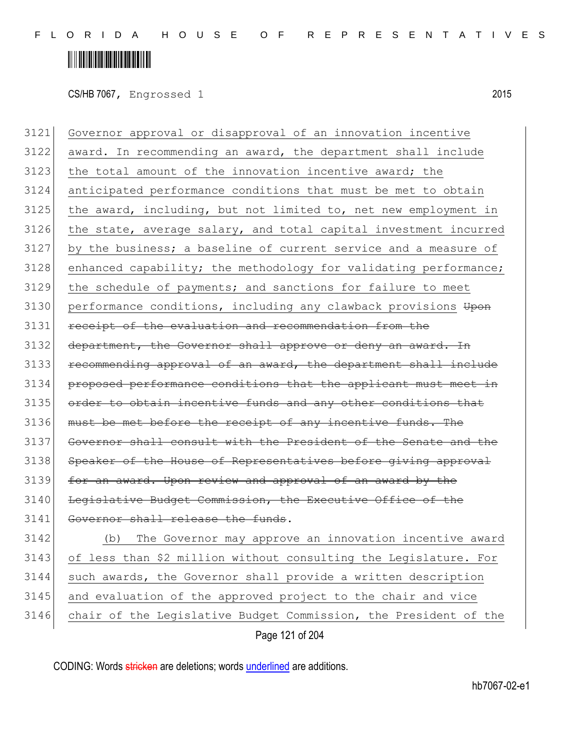3121 Governor approval or disapproval of an innovation incentive
3122 award. In recommending an award, the department shall include
3123 the total amount of the innovation incentive award; the
3124 anticipated performance conditions that must be met to obtain
3125 the award, including, but not limited to, net new employment in
3126 the state, average salary, and total capital investment incurred
3127 by the business; a baseline of current service and a measure of
3128 enhanced capability; the methodology for validating performance;
3129 the schedule of payments; and sanctions for failure to meet
3130 performance conditions, including any clawback provisions ~~Upon~~
3131 ~~receipt of the evaluation and recommendation from the~~
3132 ~~department, the Governor shall approve or deny an award. In~~
3133 ~~recommending approval of an award, the department shall include~~
3134 ~~proposed performance conditions that the applicant must meet in~~
3135 ~~order to obtain incentive funds and any other conditions that~~
3136 ~~must be met before the receipt of any incentive funds. The~~
3137 ~~Governor shall consult with the President of the Senate and the~~
3138 ~~Speaker of the House of Representatives before giving approval~~
3139 ~~for an award. Upon review and approval of an award by the~~
3140 ~~Legislative Budget Commission, the Executive Office of the~~
3141 ~~Governor shall release the funds~~.
3142 (b) The Governor may approve an innovation incentive award
3143 of less than $2 million without consulting the Legislature. For
3144 such awards, the Governor shall provide a written description
3145 and evaluation of the approved project to the chair and vice
3146 chair of the Legislative Budget Commission, the President of the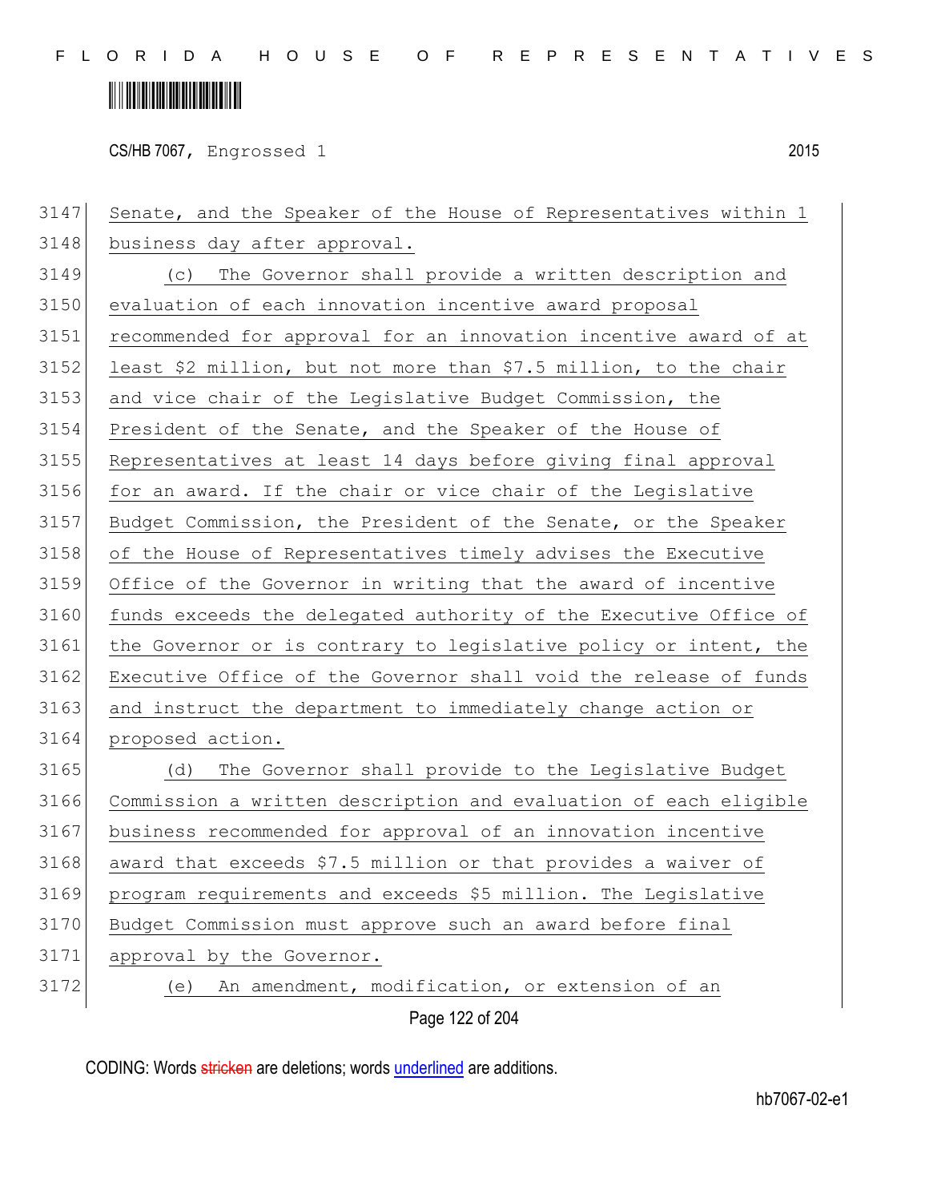Senate, and the Speaker of the House of Representatives within 1 business day after approval.

(c) The Governor shall provide a written description and evaluation of each innovation incentive award proposal recommended for approval for an innovation incentive award of at least $2 million, but not more than $7.5 million, to the chair and vice chair of the Legislative Budget Commission, the President of the Senate, and the Speaker of the House of Representatives at least 14 days before giving final approval for an award. If the chair or vice chair of the Legislative Budget Commission, the President of the Senate, or the Speaker of the House of Representatives timely advises the Executive Office of the Governor in writing that the award of incentive funds exceeds the delegated authority of the Executive Office of the Governor or is contrary to legislative policy or intent, the Executive Office of the Governor shall void the release of funds and instruct the department to immediately change action or proposed action.

(d) The Governor shall provide to the Legislative Budget Commission a written description and evaluation of each eligible business recommended for approval of an innovation incentive award that exceeds $7.5 million or that provides a waiver of program requirements and exceeds $5 million. The Legislative Budget Commission must approve such an award before final approval by the Governor.

(e) An amendment, modification, or extension of an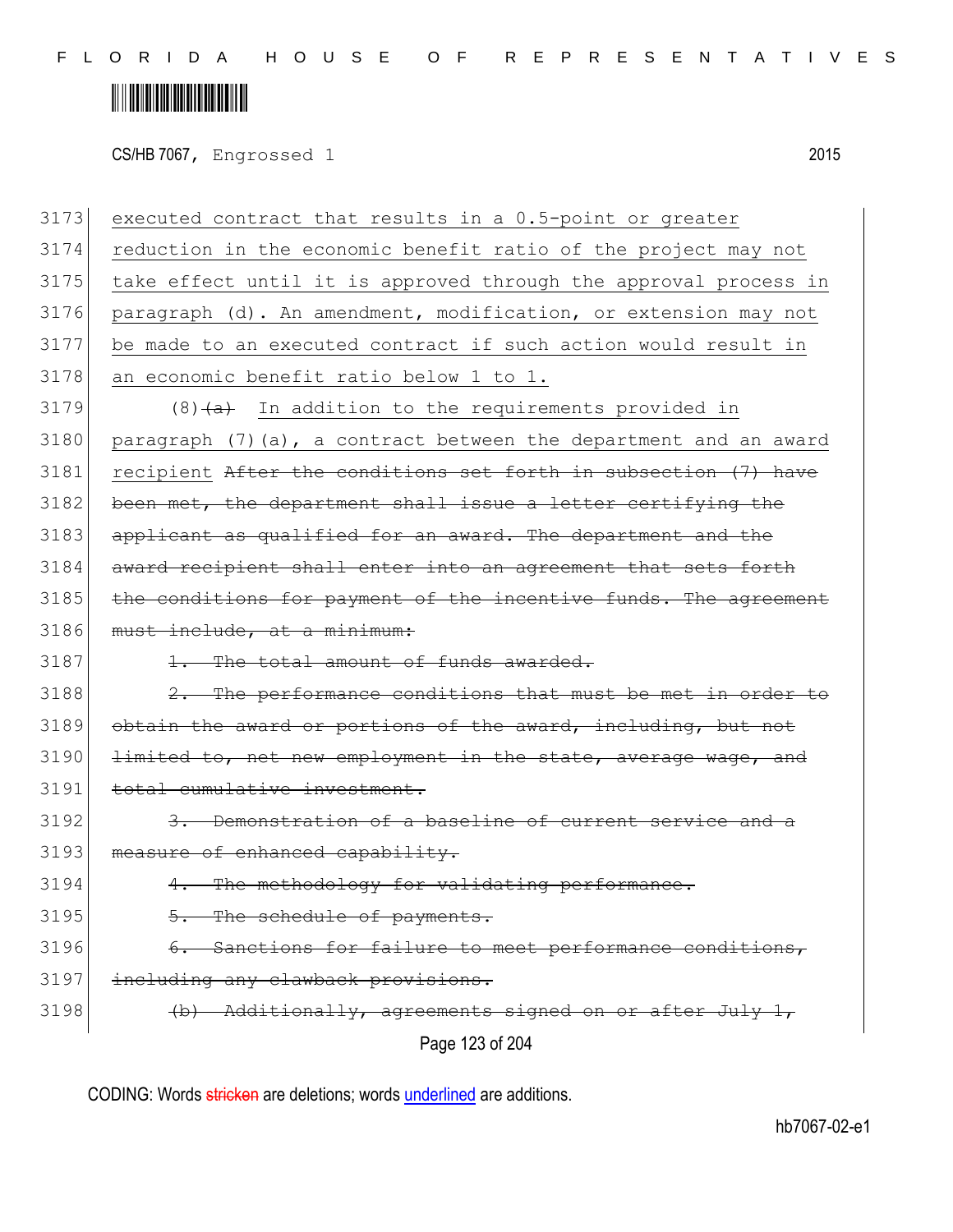CS/HB 7067, Engrossed 1 2015

3173 executed contract that results in a 0.5-point or greater
3174 reduction in the economic benefit ratio of the project may not
3175 take effect until it is approved through the approval process in
3176 paragraph (d). An amendment, modification, or extension may not
3177 be made to an executed contract if such action would result in
3178 an economic benefit ratio below 1 to 1.

3179 (8) ~~(a)~~ In addition to the requirements provided in
3180 paragraph (7)(a), a contract between the department and an award
3181 recipient ~~After the conditions set forth in subsection (7) have~~
3182 ~~been met, the department shall issue a letter certifying the~~
3183 ~~applicant as qualified for an award. The department and the~~
3184 ~~award recipient shall enter into an agreement that sets forth~~
3185 ~~the conditions for payment of the incentive funds. The agreement~~
3186 ~~must include, at a minimum:~~

3187 ~~1. The total amount of funds awarded.~~

3188 ~~2. The performance conditions that must be met in order to~~
3189 ~~obtain the award or portions of the award, including, but not~~
3190 ~~limited to, net new employment in the state, average wage, and~~
3191 ~~total cumulative investment.~~

3192 ~~3. Demonstration of a baseline of current service and a~~
3193 ~~measure of enhanced capability.~~

3194 ~~4. The methodology for validating performance.~~

3195 ~~5. The schedule of payments.~~

3196 ~~6. Sanctions for failure to meet performance conditions,~~
3197 ~~including any clawback provisions.~~

3198 ~~(b) Additionally, agreements signed on or after July 1,~~

CODING: Words ~~stricken~~ are deletions; words underlined are additions.

hb7067-02-e1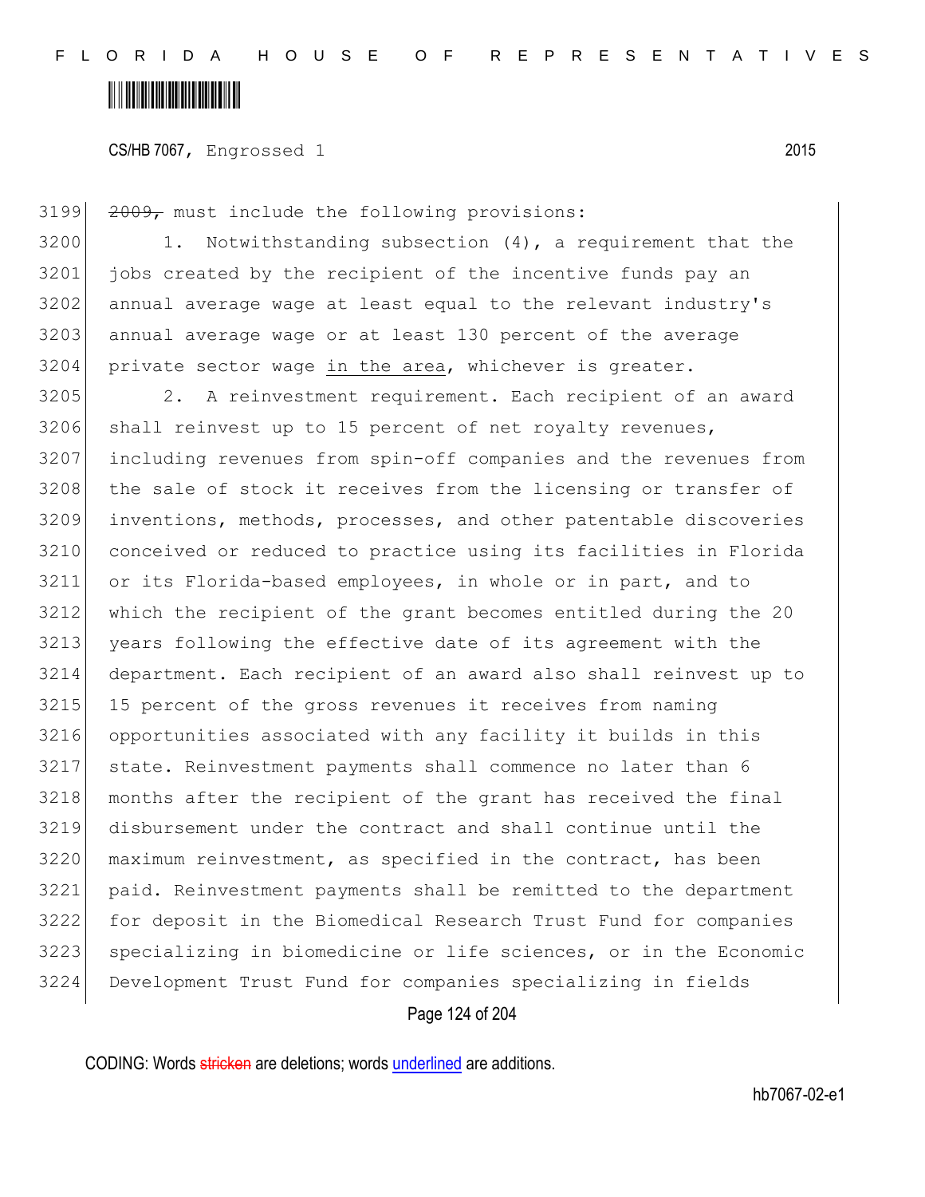~~2009,~~ must include the following provisions:

1. Notwithstanding subsection (4), a requirement that the jobs created by the recipient of the incentive funds pay an annual average wage at least equal to the relevant industry's annual average wage or at least 130 percent of the average private sector wage <u>in the area</u>, whichever is greater.

2. A reinvestment requirement. Each recipient of an award shall reinvest up to 15 percent of net royalty revenues, including revenues from spin-off companies and the revenues from the sale of stock it receives from the licensing or transfer of inventions, methods, processes, and other patentable discoveries conceived or reduced to practice using its facilities in Florida or its Florida-based employees, in whole or in part, and to which the recipient of the grant becomes entitled during the 20 years following the effective date of its agreement with the department. Each recipient of an award also shall reinvest up to 15 percent of the gross revenues it receives from naming opportunities associated with any facility it builds in this state. Reinvestment payments shall commence no later than 6 months after the recipient of the grant has received the final disbursement under the contract and shall continue until the maximum reinvestment, as specified in the contract, has been paid. Reinvestment payments shall be remitted to the department for deposit in the Biomedical Research Trust Fund for companies specializing in biomedicine or life sciences, or in the Economic Development Trust Fund for companies specializing in fields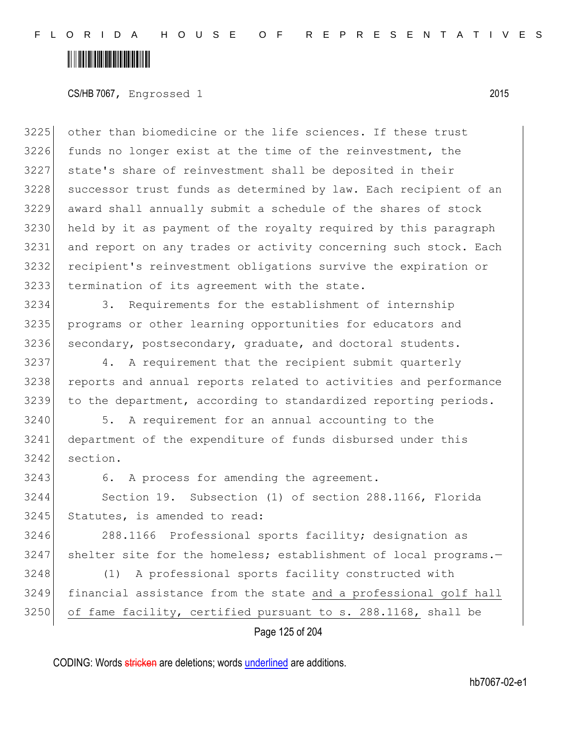other than biomedicine or the life sciences. If these trust funds no longer exist at the time of the reinvestment, the state's share of reinvestment shall be deposited in their successor trust funds as determined by law. Each recipient of an award shall annually submit a schedule of the shares of stock held by it as payment of the royalty required by this paragraph and report on any trades or activity concerning such stock. Each recipient's reinvestment obligations survive the expiration or termination of its agreement with the state.

3. Requirements for the establishment of internship programs or other learning opportunities for educators and secondary, postsecondary, graduate, and doctoral students.

4. A requirement that the recipient submit quarterly reports and annual reports related to activities and performance to the department, according to standardized reporting periods.

5. A requirement for an annual accounting to the department of the expenditure of funds disbursed under this section.

6. A process for amending the agreement.

Section 19. Subsection (1) of section 288.1166, Florida Statutes, is amended to read:

288.1166 Professional sports facility; designation as shelter site for the homeless; establishment of local programs.—

(1) A professional sports facility constructed with financial assistance from the state <u>and a professional golf hall of fame facility, certified pursuant to s. 288.1168,</u> shall be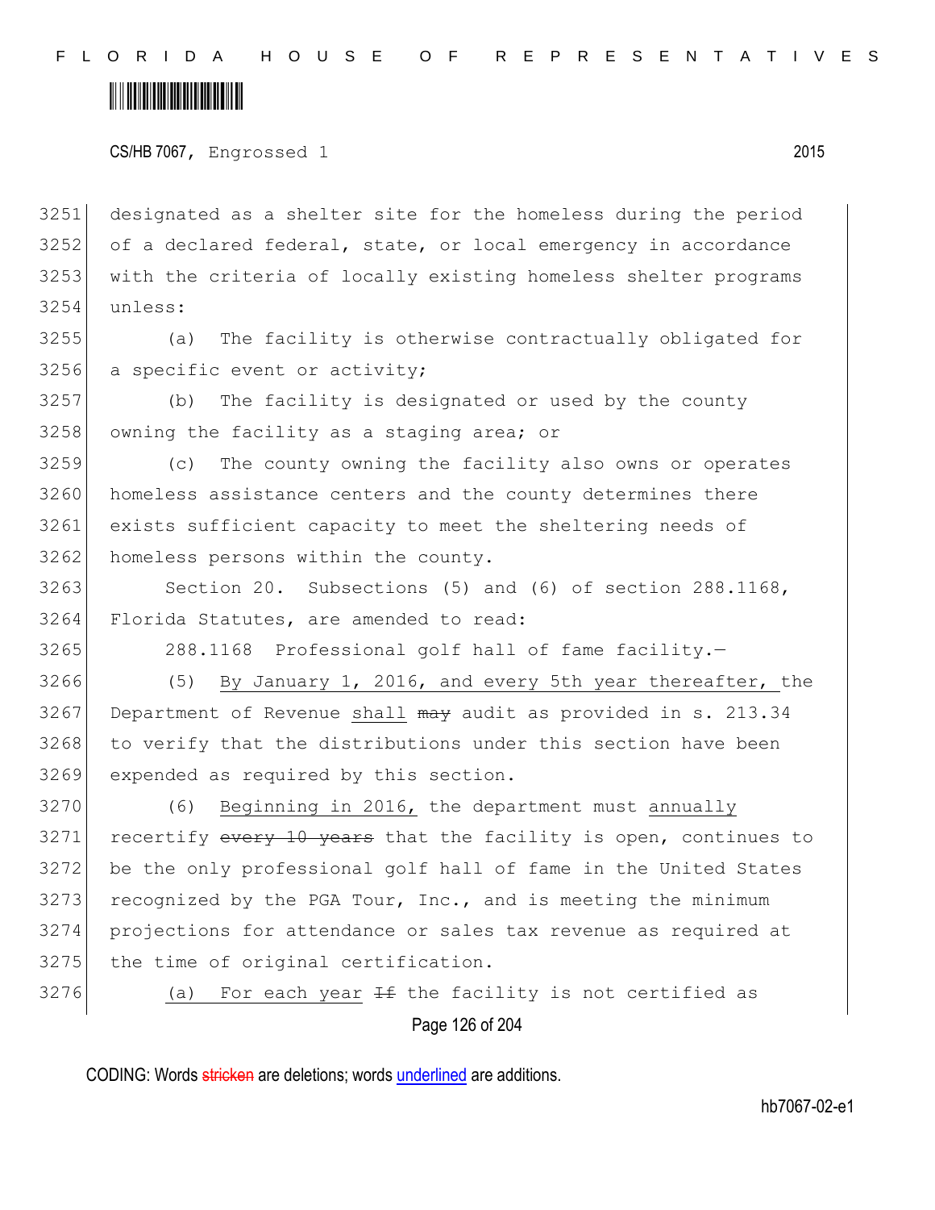designated as a shelter site for the homeless during the period of a declared federal, state, or local emergency in accordance with the criteria of locally existing homeless shelter programs unless:

(a) The facility is otherwise contractually obligated for a specific event or activity;

(b) The facility is designated or used by the county owning the facility as a staging area; or

(c) The county owning the facility also owns or operates homeless assistance centers and the county determines there exists sufficient capacity to meet the sheltering needs of homeless persons within the county.

Section 20. Subsections (5) and (6) of section 288.1168, Florida Statutes, are amended to read:

288.1168 Professional golf hall of fame facility.—

(5) By January 1, 2016, and every 5th year thereafter, the Department of Revenue shall ~~may~~ audit as provided in s. 213.34 to verify that the distributions under this section have been expended as required by this section.

(6) Beginning in 2016, the department must annually recertify ~~every 10 years~~ that the facility is open, continues to be the only professional golf hall of fame in the United States recognized by the PGA Tour, Inc., and is meeting the minimum projections for attendance or sales tax revenue as required at the time of original certification.

(a) For each year ~~If~~ the facility is not certified as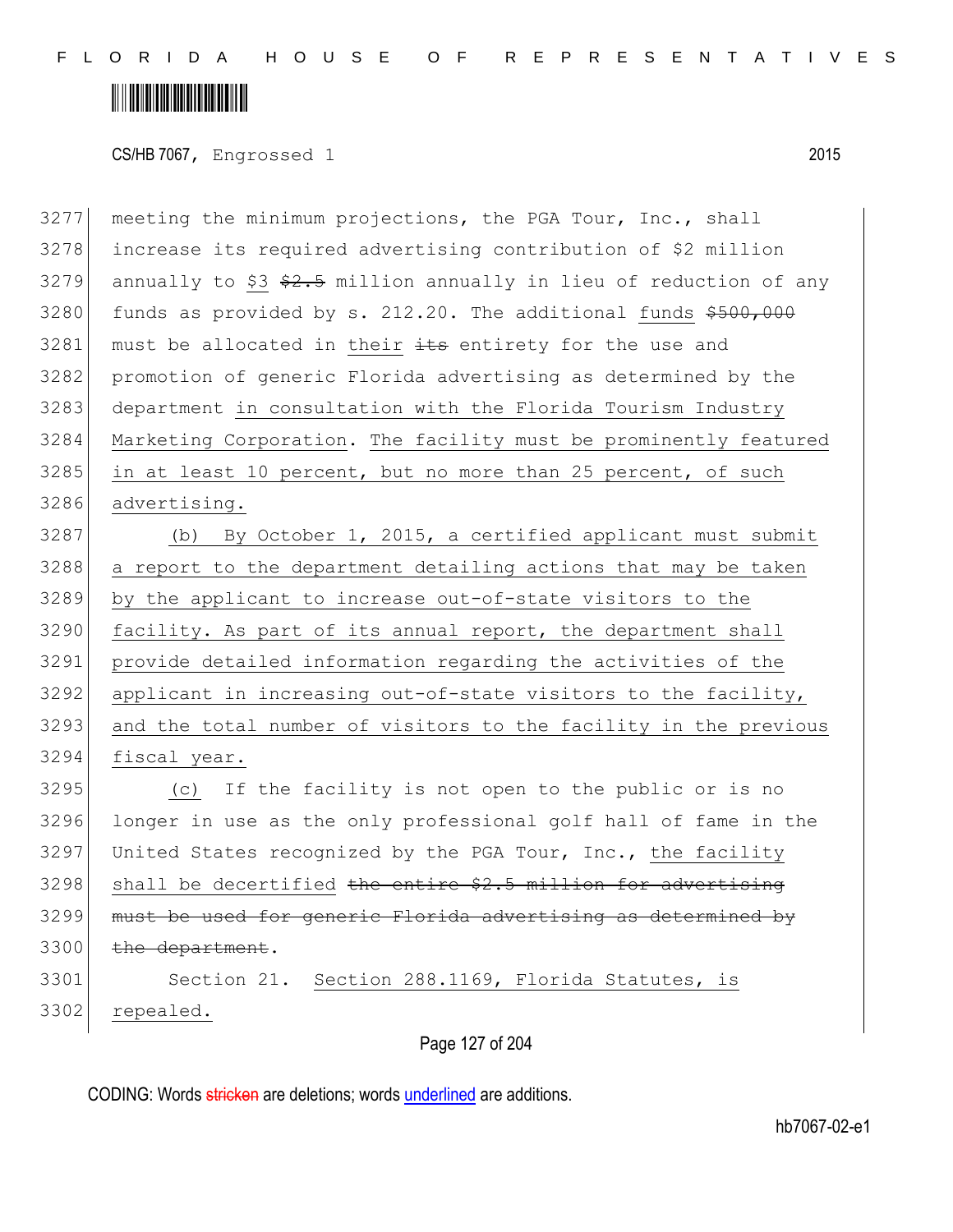meeting the minimum projections, the PGA Tour, Inc., shall increase its required advertising contribution of $2 million annually to $3 ~~$2.5~~ million annually in lieu of reduction of any funds as provided by s. 212.20. The additional funds ~~$500,000~~ must be allocated in their ~~its~~ entirety for the use and promotion of generic Florida advertising as determined by the department in consultation with the Florida Tourism Industry Marketing Corporation. The facility must be prominently featured in at least 10 percent, but no more than 25 percent, of such advertising.

(b) By October 1, 2015, a certified applicant must submit a report to the department detailing actions that may be taken by the applicant to increase out-of-state visitors to the facility. As part of its annual report, the department shall provide detailed information regarding the activities of the applicant in increasing out-of-state visitors to the facility, and the total number of visitors to the facility in the previous fiscal year.

(c) If the facility is not open to the public or is no longer in use as the only professional golf hall of fame in the United States recognized by the PGA Tour, Inc., the facility shall be decertified ~~the entire $2.5 million for advertising must be used for generic Florida advertising as determined by the department~~.

Section 21. Section 288.1169, Florida Statutes, is repealed.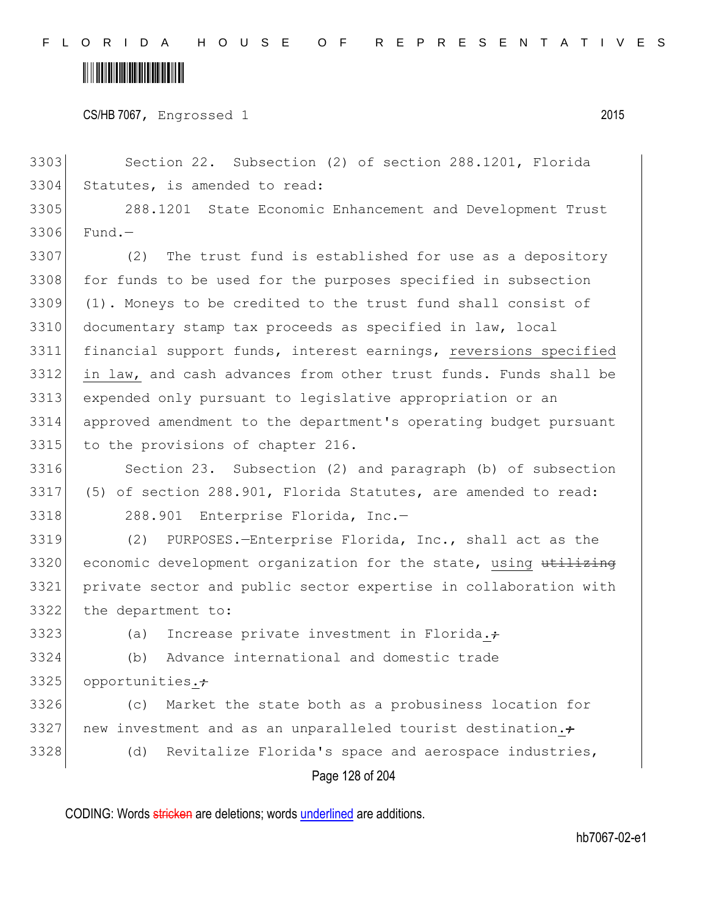Section 22. Subsection (2) of section 288.1201, Florida Statutes, is amended to read:

288.1201 State Economic Enhancement and Development Trust Fund.—

(2) The trust fund is established for use as a depository for funds to be used for the purposes specified in subsection (1). Moneys to be credited to the trust fund shall consist of documentary stamp tax proceeds as specified in law, local financial support funds, interest earnings, reversions specified in law, and cash advances from other trust funds. Funds shall be expended only pursuant to legislative appropriation or an approved amendment to the department's operating budget pursuant to the provisions of chapter 216.

Section 23. Subsection (2) and paragraph (b) of subsection (5) of section 288.901, Florida Statutes, are amended to read:

288.901 Enterprise Florida, Inc.—

(2) PURPOSES.—Enterprise Florida, Inc., shall act as the economic development organization for the state, using ~~utilizing~~ private sector and public sector expertise in collaboration with the department to:

(a) Increase private investment in Florida.~~;~~

(b) Advance international and domestic trade opportunities.~~;~~

(c) Market the state both as a probusiness location for new investment and as an unparalleled tourist destination.~~;~~

(d) Revitalize Florida's space and aerospace industries,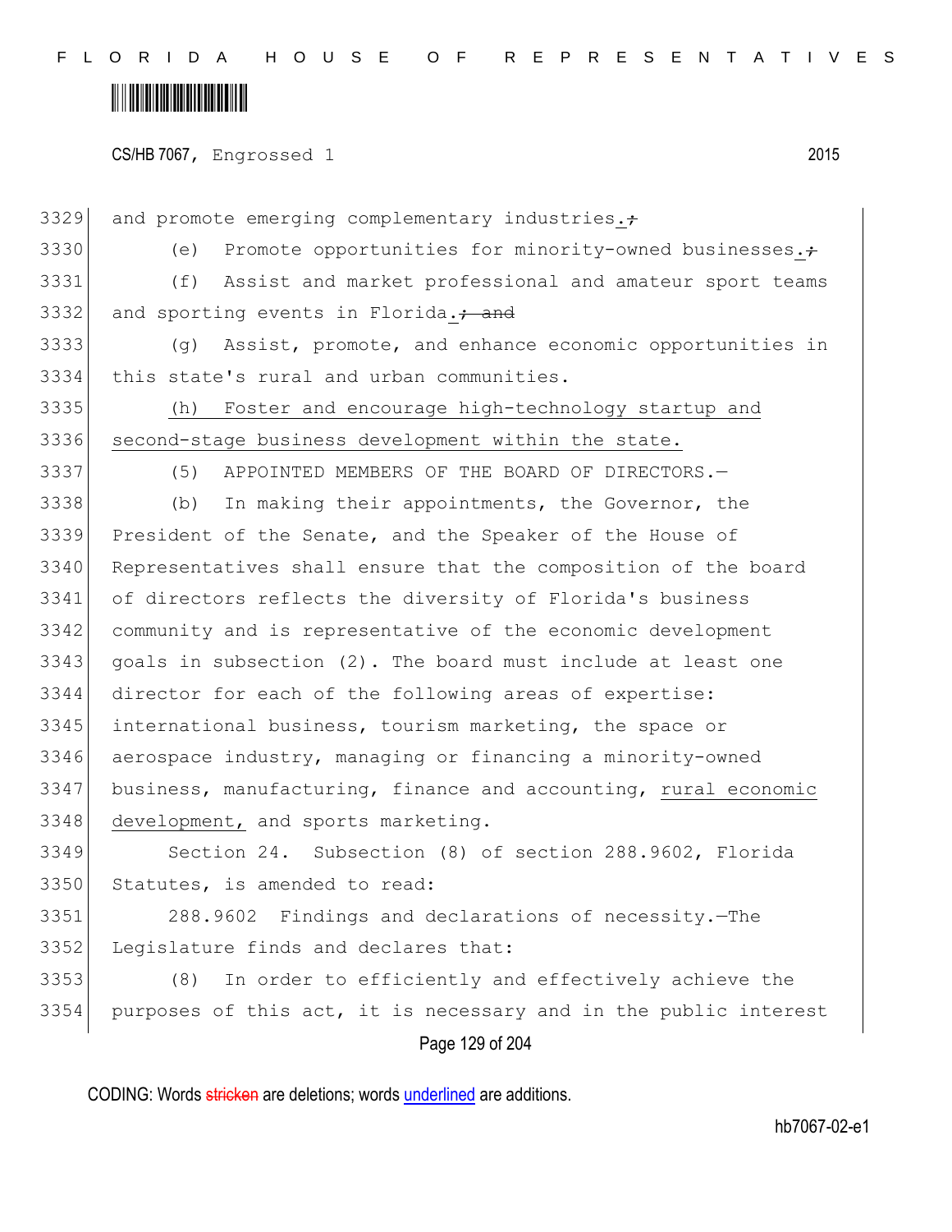and promote emerging complementary industries.~~;~~

(e) Promote opportunities for minority-owned businesses.~~;~~

(f) Assist and market professional and amateur sport teams and sporting events in Florida.~~; and~~

(g) Assist, promote, and enhance economic opportunities in this state's rural and urban communities.

<u>(h) Foster and encourage high-technology startup and second-stage business development within the state.</u>

(5) APPOINTED MEMBERS OF THE BOARD OF DIRECTORS.—

(b) In making their appointments, the Governor, the President of the Senate, and the Speaker of the House of Representatives shall ensure that the composition of the board of directors reflects the diversity of Florida's business community and is representative of the economic development goals in subsection (2). The board must include at least one director for each of the following areas of expertise: international business, tourism marketing, the space or aerospace industry, managing or financing a minority-owned business, manufacturing, finance and accounting, <u>rural economic development,</u> and sports marketing.

Section 24. Subsection (8) of section 288.9602, Florida Statutes, is amended to read:

288.9602 Findings and declarations of necessity.—The Legislature finds and declares that:

(8) In order to efficiently and effectively achieve the purposes of this act, it is necessary and in the public interest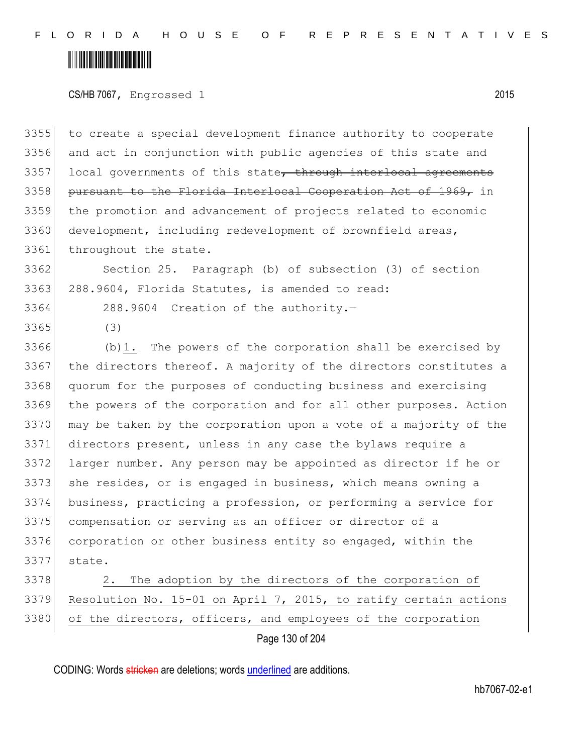to create a special development finance authority to cooperate and act in conjunction with public agencies of this state and local governments of this state~~, through interlocal agreements pursuant to the Florida Interlocal Cooperation Act of 1969,~~ in the promotion and advancement of projects related to economic development, including redevelopment of brownfield areas, throughout the state.

Section 25. Paragraph (b) of subsection (3) of section 288.9604, Florida Statutes, is amended to read:

288.9604 Creation of the authority.—

(3)

(b)<u>1.</u> The powers of the corporation shall be exercised by the directors thereof. A majority of the directors constitutes a quorum for the purposes of conducting business and exercising the powers of the corporation and for all other purposes. Action may be taken by the corporation upon a vote of a majority of the directors present, unless in any case the bylaws require a larger number. Any person may be appointed as director if he or she resides, or is engaged in business, which means owning a business, practicing a profession, or performing a service for compensation or serving as an officer or director of a corporation or other business entity so engaged, within the state.

<u>2. The adoption by the directors of the corporation of Resolution No. 15-01 on April 7, 2015, to ratify certain actions of the directors, officers, and employees of the corporation</u>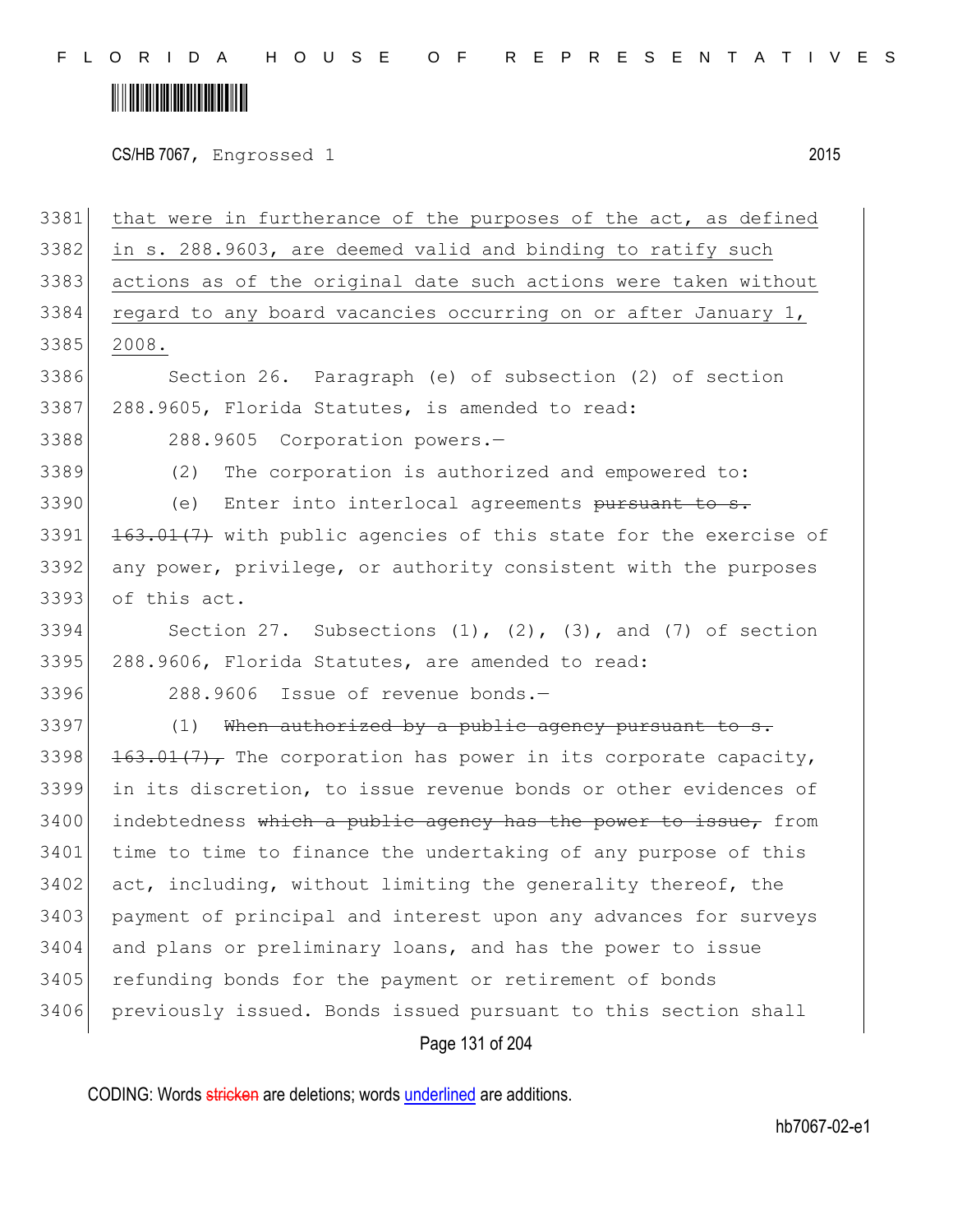3381 that were in furtherance of the purposes of the act, as defined
3382 in s. 288.9603, are deemed valid and binding to ratify such
3383 actions as of the original date such actions were taken without
3384 regard to any board vacancies occurring on or after January 1,
3385 2008.

3386 Section 26. Paragraph (e) of subsection (2) of section
3387 288.9605, Florida Statutes, is amended to read:

3388 288.9605 Corporation powers.—

3389 (2) The corporation is authorized and empowered to:

3390 (e) Enter into interlocal agreements ~~pursuant to s.~~
3391 ~~163.01(7)~~ with public agencies of this state for the exercise of
3392 any power, privilege, or authority consistent with the purposes
3393 of this act.

3394 Section 27. Subsections (1), (2), (3), and (7) of section
3395 288.9606, Florida Statutes, are amended to read:

3396 288.9606 Issue of revenue bonds.—

3397 (1) ~~When authorized by a public agency pursuant to s.~~
3398 ~~163.01(7),~~ The corporation has power in its corporate capacity,
3399 in its discretion, to issue revenue bonds or other evidences of
3400 indebtedness ~~which a public agency has the power to issue,~~ from
3401 time to time to finance the undertaking of any purpose of this
3402 act, including, without limiting the generality thereof, the
3403 payment of principal and interest upon any advances for surveys
3404 and plans or preliminary loans, and has the power to issue
3405 refunding bonds for the payment or retirement of bonds
3406 previously issued. Bonds issued pursuant to this section shall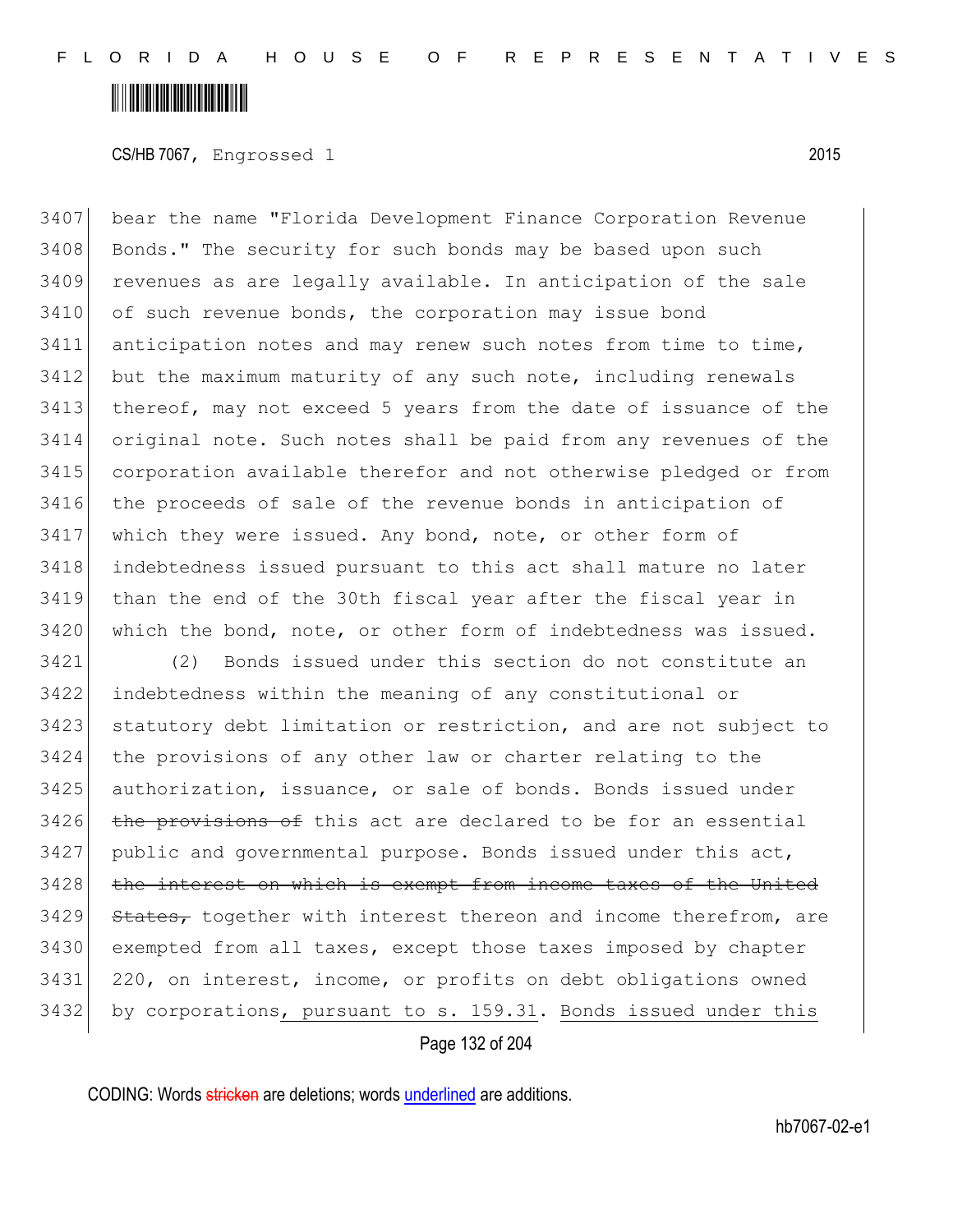bear the name "Florida Development Finance Corporation Revenue Bonds." The security for such bonds may be based upon such revenues as are legally available. In anticipation of the sale of such revenue bonds, the corporation may issue bond anticipation notes and may renew such notes from time to time, but the maximum maturity of any such note, including renewals thereof, may not exceed 5 years from the date of issuance of the original note. Such notes shall be paid from any revenues of the corporation available therefor and not otherwise pledged or from the proceeds of sale of the revenue bonds in anticipation of which they were issued. Any bond, note, or other form of indebtedness issued pursuant to this act shall mature no later than the end of the 30th fiscal year after the fiscal year in which the bond, note, or other form of indebtedness was issued.

(2) Bonds issued under this section do not constitute an indebtedness within the meaning of any constitutional or statutory debt limitation or restriction, and are not subject to the provisions of any other law or charter relating to the authorization, issuance, or sale of bonds. Bonds issued under ~~the provisions of~~ this act are declared to be for an essential public and governmental purpose. Bonds issued under this act, ~~the interest on which is exempt from income taxes of the United States,~~ together with interest thereon and income therefrom, are exempted from all taxes, except those taxes imposed by chapter 220, on interest, income, or profits on debt obligations owned by corporations, pursuant to s. 159.31. Bonds issued under this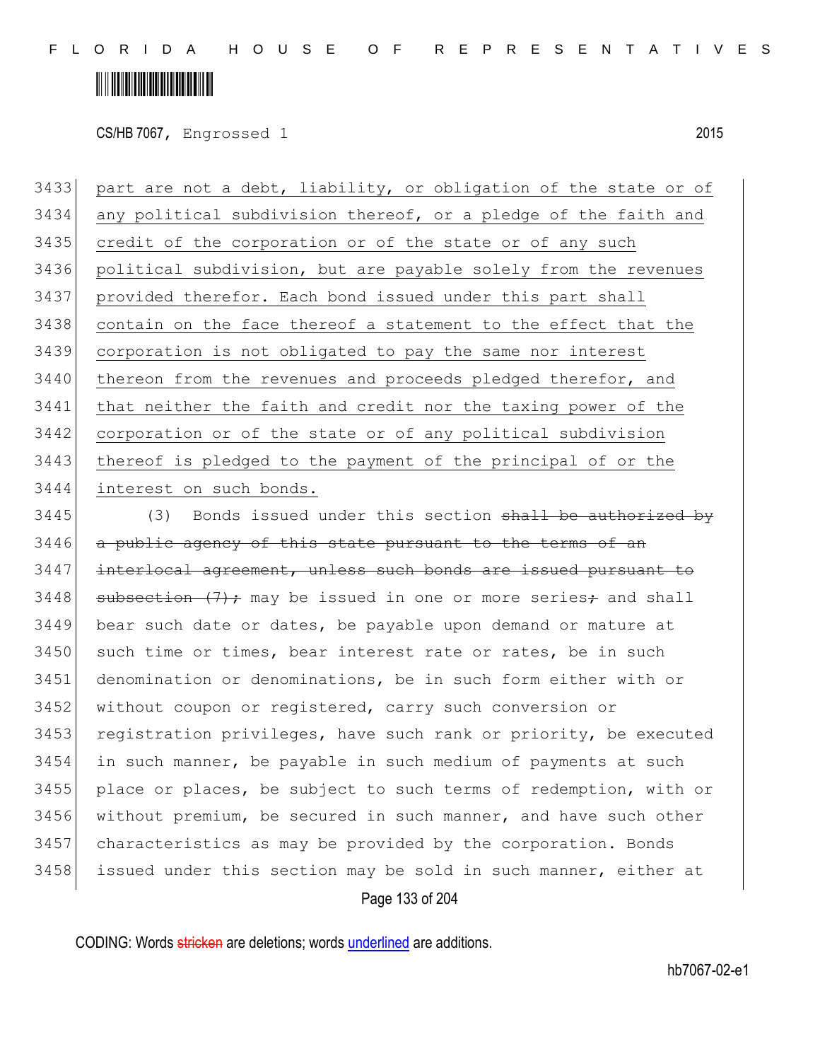part are not a debt, liability, or obligation of the state or of any political subdivision thereof, or a pledge of the faith and credit of the corporation or of the state or of any such political subdivision, but are payable solely from the revenues provided therefor. Each bond issued under this part shall contain on the face thereof a statement to the effect that the corporation is not obligated to pay the same nor interest thereon from the revenues and proceeds pledged therefor, and that neither the faith and credit nor the taxing power of the corporation or of the state or of any political subdivision thereof is pledged to the payment of the principal of or the interest on such bonds.

(3) Bonds issued under this section ~~shall be authorized by a public agency of this state pursuant to the terms of an interlocal agreement, unless such bonds are issued pursuant to subsection (7);~~ may be issued in one or more series~~;~~ and shall bear such date or dates, be payable upon demand or mature at such time or times, bear interest rate or rates, be in such denomination or denominations, be in such form either with or without coupon or registered, carry such conversion or registration privileges, have such rank or priority, be executed in such manner, be payable in such medium of payments at such place or places, be subject to such terms of redemption, with or without premium, be secured in such manner, and have such other characteristics as may be provided by the corporation. Bonds issued under this section may be sold in such manner, either at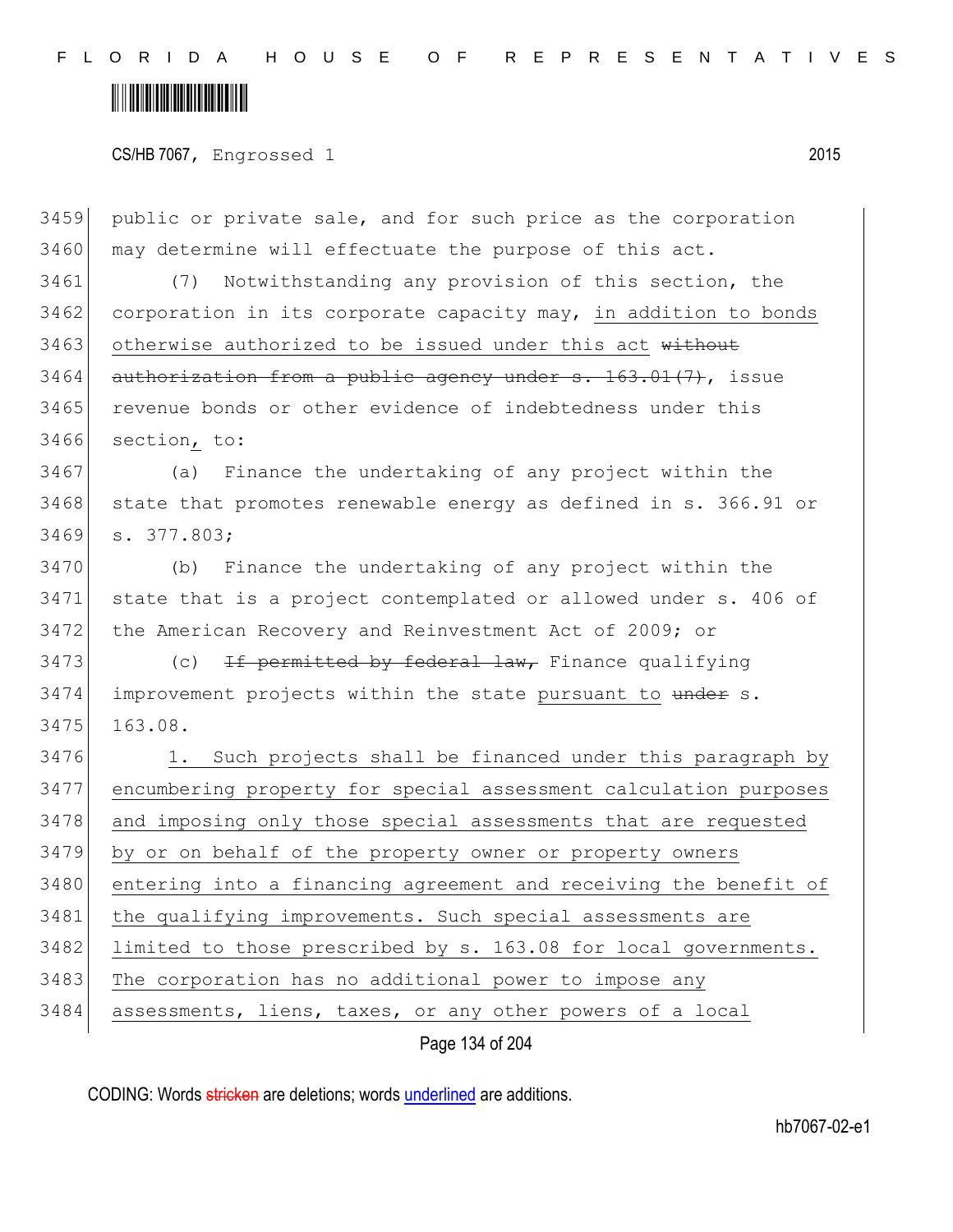public or private sale, and for such price as the corporation may determine will effectuate the purpose of this act.

(7) Notwithstanding any provision of this section, the corporation in its corporate capacity may, in addition to bonds otherwise authorized to be issued under this act ~~without authorization from a public agency under s. 163.01(7)~~, issue revenue bonds or other evidence of indebtedness under this section, to:

(a) Finance the undertaking of any project within the state that promotes renewable energy as defined in s. 366.91 or s. 377.803;

(b) Finance the undertaking of any project within the state that is a project contemplated or allowed under s. 406 of the American Recovery and Reinvestment Act of 2009; or

(c) ~~If permitted by federal law,~~ Finance qualifying improvement projects within the state pursuant to ~~under~~ s. 163.08.

1. Such projects shall be financed under this paragraph by encumbering property for special assessment calculation purposes and imposing only those special assessments that are requested by or on behalf of the property owner or property owners entering into a financing agreement and receiving the benefit of the qualifying improvements. Such special assessments are limited to those prescribed by s. 163.08 for local governments. The corporation has no additional power to impose any assessments, liens, taxes, or any other powers of a local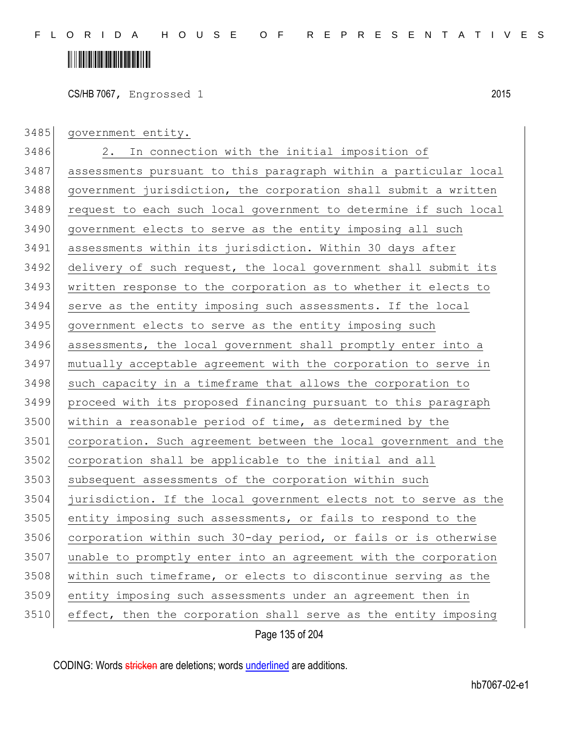government entity.

2. In connection with the initial imposition of assessments pursuant to this paragraph within a particular local government jurisdiction, the corporation shall submit a written request to each such local government to determine if such local government elects to serve as the entity imposing all such assessments within its jurisdiction. Within 30 days after delivery of such request, the local government shall submit its written response to the corporation as to whether it elects to serve as the entity imposing such assessments. If the local government elects to serve as the entity imposing such assessments, the local government shall promptly enter into a mutually acceptable agreement with the corporation to serve in such capacity in a timeframe that allows the corporation to proceed with its proposed financing pursuant to this paragraph within a reasonable period of time, as determined by the corporation. Such agreement between the local government and the corporation shall be applicable to the initial and all subsequent assessments of the corporation within such jurisdiction. If the local government elects not to serve as the entity imposing such assessments, or fails to respond to the corporation within such 30-day period, or fails or is otherwise unable to promptly enter into an agreement with the corporation within such timeframe, or elects to discontinue serving as the entity imposing such assessments under an agreement then in effect, then the corporation shall serve as the entity imposing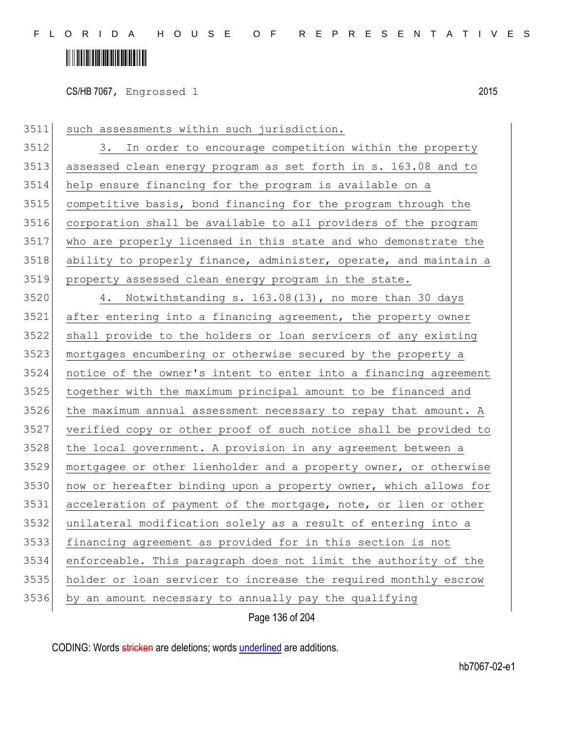such assessments within such jurisdiction.

3. In order to encourage competition within the property assessed clean energy program as set forth in s. 163.08 and to help ensure financing for the program is available on a competitive basis, bond financing for the program through the corporation shall be available to all providers of the program who are properly licensed in this state and who demonstrate the ability to properly finance, administer, operate, and maintain a property assessed clean energy program in the state.

4. Notwithstanding s. 163.08(13), no more than 30 days after entering into a financing agreement, the property owner shall provide to the holders or loan servicers of any existing mortgages encumbering or otherwise secured by the property a notice of the owner's intent to enter into a financing agreement together with the maximum principal amount to be financed and the maximum annual assessment necessary to repay that amount. A verified copy or other proof of such notice shall be provided to the local government. A provision in any agreement between a mortgagee or other lienholder and a property owner, or otherwise now or hereafter binding upon a property owner, which allows for acceleration of payment of the mortgage, note, or lien or other unilateral modification solely as a result of entering into a financing agreement as provided for in this section is not enforceable. This paragraph does not limit the authority of the holder or loan servicer to increase the required monthly escrow by an amount necessary to annually pay the qualifying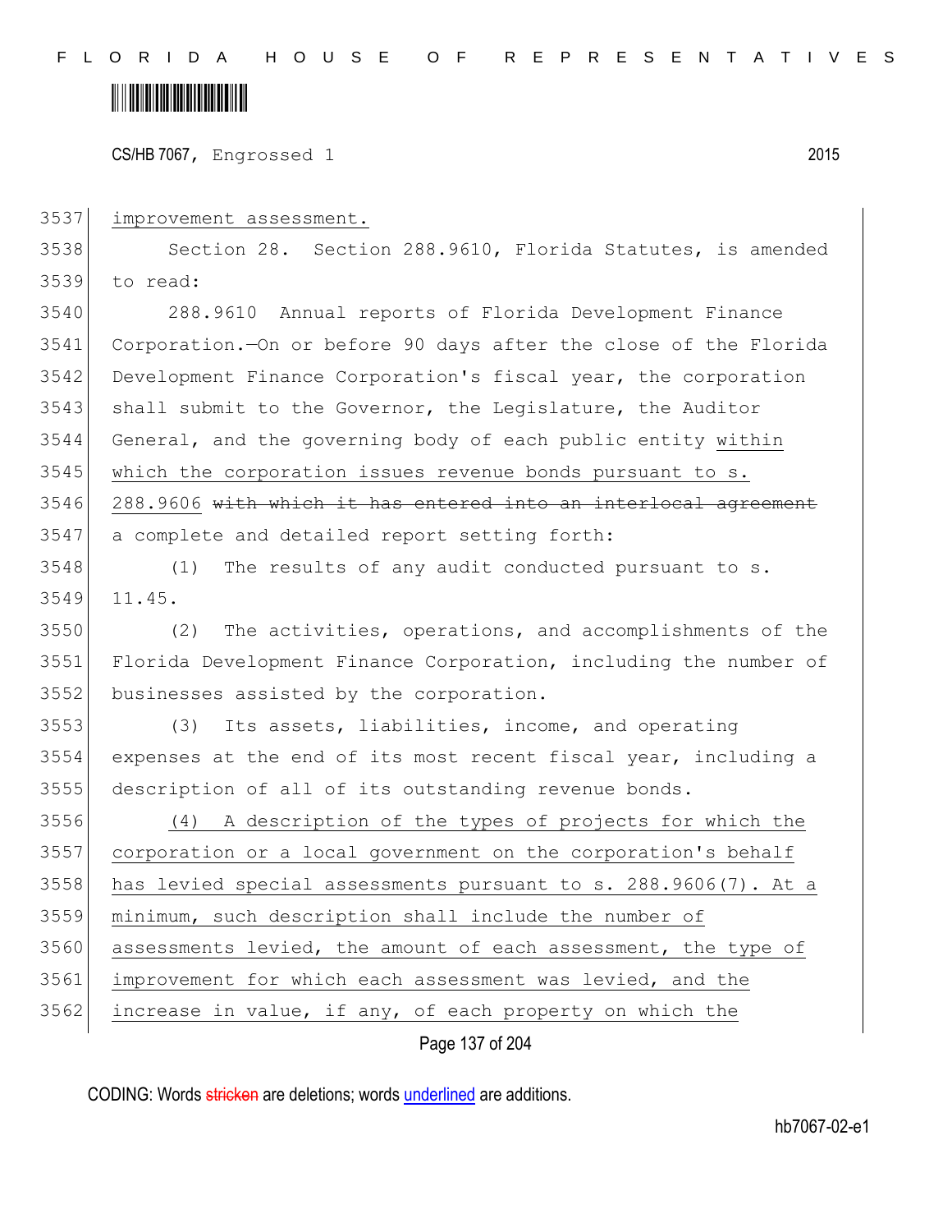improvement assessment.

Section 28. Section 288.9610, Florida Statutes, is amended to read:

288.9610 Annual reports of Florida Development Finance Corporation.—On or before 90 days after the close of the Florida Development Finance Corporation's fiscal year, the corporation shall submit to the Governor, the Legislature, the Auditor General, and the governing body of each public entity within which the corporation issues revenue bonds pursuant to s. 288.9606 ~~with which it has entered into an interlocal agreement~~ a complete and detailed report setting forth:

(1) The results of any audit conducted pursuant to s. 11.45.

(2) The activities, operations, and accomplishments of the Florida Development Finance Corporation, including the number of businesses assisted by the corporation.

(3) Its assets, liabilities, income, and operating expenses at the end of its most recent fiscal year, including a description of all of its outstanding revenue bonds.

(4) A description of the types of projects for which the corporation or a local government on the corporation's behalf has levied special assessments pursuant to s. 288.9606(7). At a minimum, such description shall include the number of assessments levied, the amount of each assessment, the type of improvement for which each assessment was levied, and the increase in value, if any, of each property on which the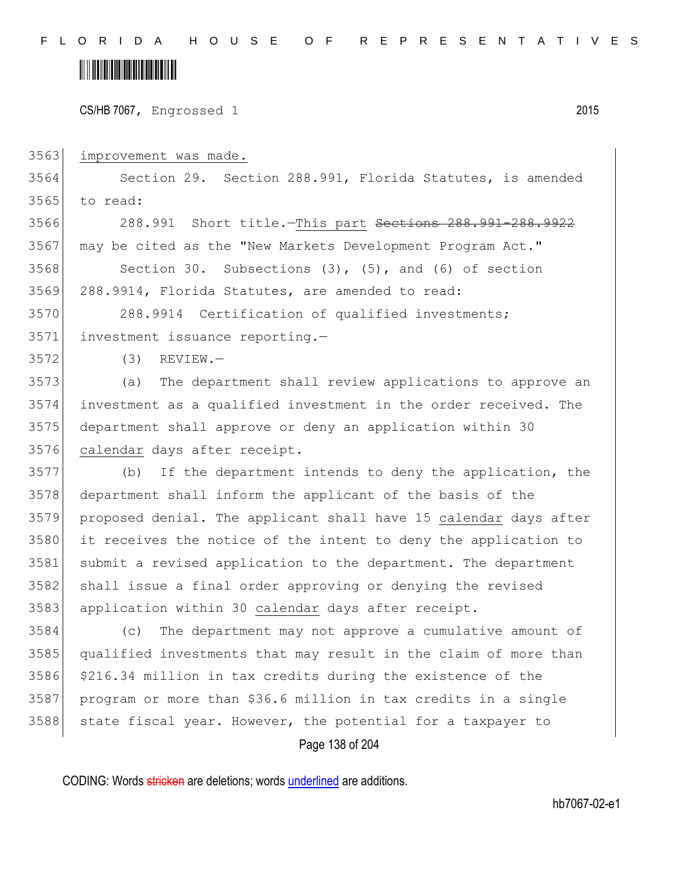improvement was made.

Section 29. Section 288.991, Florida Statutes, is amended to read:

288.991 Short title.—This part ~~Sections 288.991-288.9922~~ may be cited as the "New Markets Development Program Act."

Section 30. Subsections (3), (5), and (6) of section 288.9914, Florida Statutes, are amended to read:

288.9914 Certification of qualified investments; investment issuance reporting.—

(3) REVIEW.—

(a) The department shall review applications to approve an investment as a qualified investment in the order received. The department shall approve or deny an application within 30 calendar days after receipt.

(b) If the department intends to deny the application, the department shall inform the applicant of the basis of the proposed denial. The applicant shall have 15 calendar days after it receives the notice of the intent to deny the application to submit a revised application to the department. The department shall issue a final order approving or denying the revised application within 30 calendar days after receipt.

(c) The department may not approve a cumulative amount of qualified investments that may result in the claim of more than $216.34 million in tax credits during the existence of the program or more than $36.6 million in tax credits in a single state fiscal year. However, the potential for a taxpayer to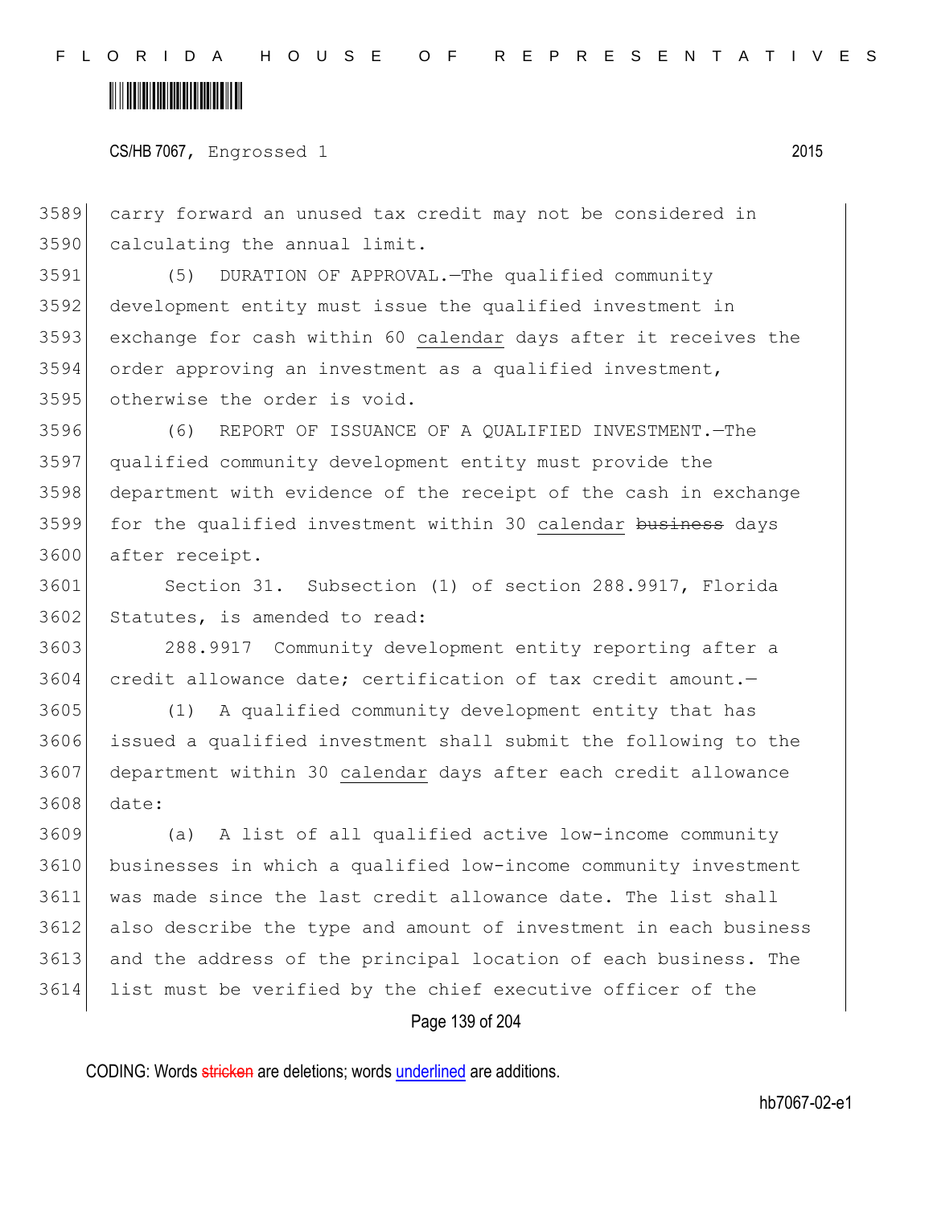carry forward an unused tax credit may not be considered in calculating the annual limit.

(5) DURATION OF APPROVAL.—The qualified community development entity must issue the qualified investment in exchange for cash within 60 calendar days after it receives the order approving an investment as a qualified investment, otherwise the order is void.

(6) REPORT OF ISSUANCE OF A QUALIFIED INVESTMENT.—The qualified community development entity must provide the department with evidence of the receipt of the cash in exchange for the qualified investment within 30 calendar ~~business~~ days after receipt.

Section 31. Subsection (1) of section 288.9917, Florida Statutes, is amended to read:

288.9917 Community development entity reporting after a credit allowance date; certification of tax credit amount.—

(1) A qualified community development entity that has issued a qualified investment shall submit the following to the department within 30 calendar days after each credit allowance date:

(a) A list of all qualified active low-income community businesses in which a qualified low-income community investment was made since the last credit allowance date. The list shall also describe the type and amount of investment in each business and the address of the principal location of each business. The list must be verified by the chief executive officer of the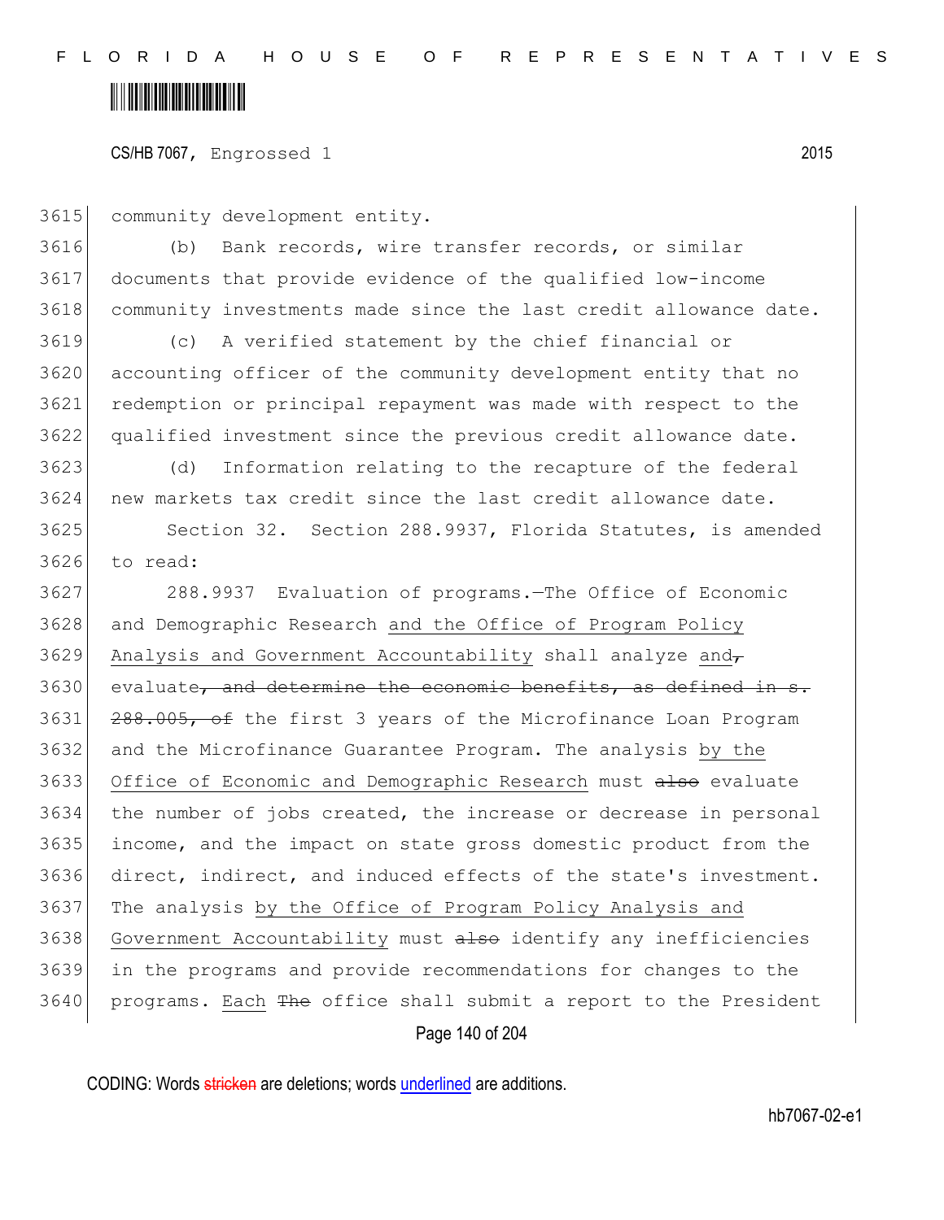community development entity.

(b) Bank records, wire transfer records, or similar documents that provide evidence of the qualified low-income community investments made since the last credit allowance date.

(c) A verified statement by the chief financial or accounting officer of the community development entity that no redemption or principal repayment was made with respect to the qualified investment since the previous credit allowance date.

(d) Information relating to the recapture of the federal new markets tax credit since the last credit allowance date.

Section 32. Section 288.9937, Florida Statutes, is amended to read:

288.9937 Evaluation of programs.—The Office of Economic and Demographic Research <u>and the Office of Program Policy Analysis and Government Accountability</u> shall analyze <u>and</u>~~,~~ evaluate~~, and determine the economic benefits, as defined in s. 288.005, of~~ the first 3 years of the Microfinance Loan Program and the Microfinance Guarantee Program. The analysis <u>by the Office of Economic and Demographic Research</u> must ~~also~~ evaluate the number of jobs created, the increase or decrease in personal income, and the impact on state gross domestic product from the direct, indirect, and induced effects of the state's investment. The analysis <u>by the Office of Program Policy Analysis and Government Accountability</u> must ~~also~~ identify any inefficiencies in the programs and provide recommendations for changes to the programs. <u>Each</u> ~~The~~ office shall submit a report to the President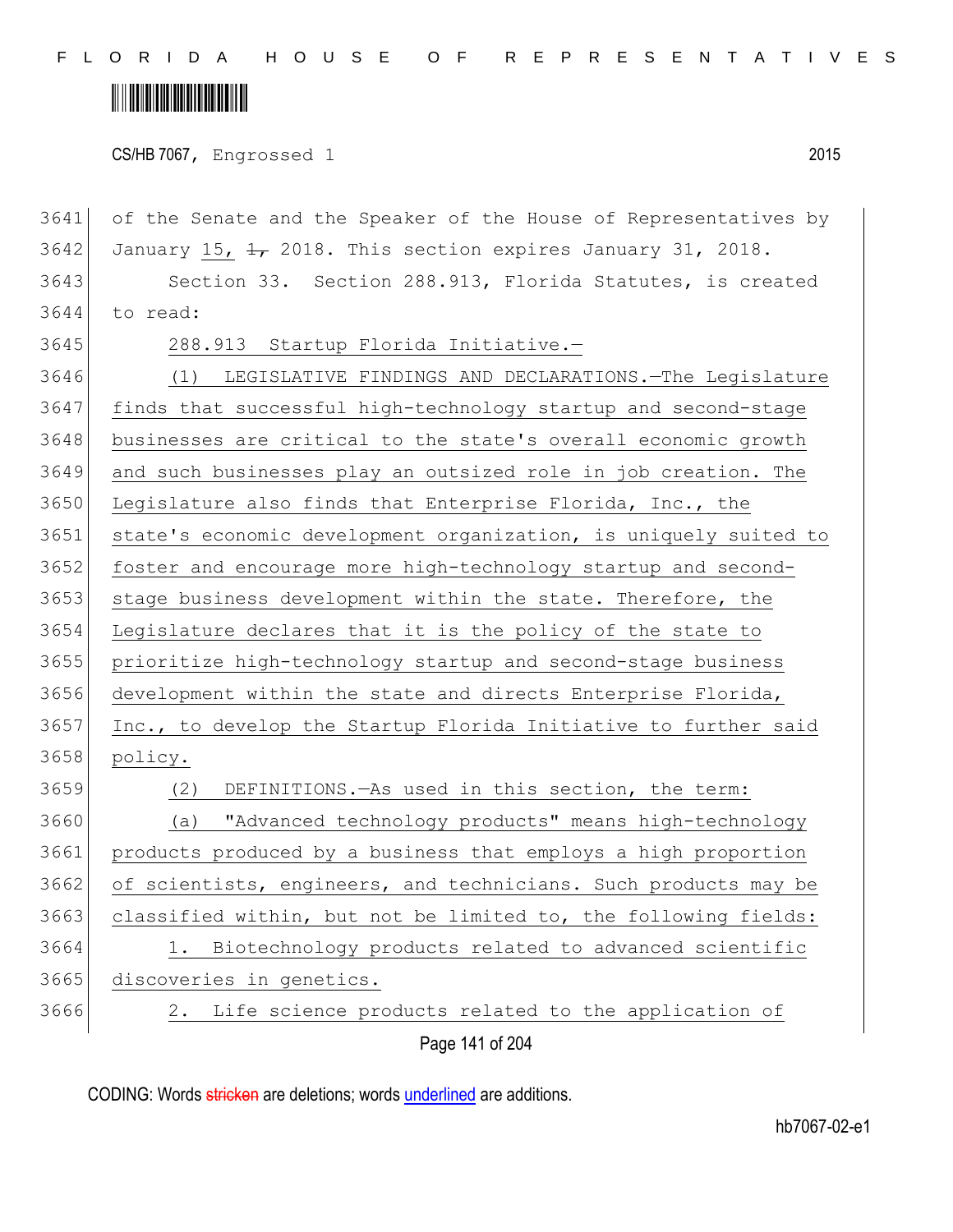of the Senate and the Speaker of the House of Representatives by January 15, ~~1,~~ 2018. This section expires January 31, 2018.

Section 33. Section 288.913, Florida Statutes, is created to read:

288.913 Startup Florida Initiative.—

(1) LEGISLATIVE FINDINGS AND DECLARATIONS.—The Legislature finds that successful high-technology startup and second-stage businesses are critical to the state's overall economic growth and such businesses play an outsized role in job creation. The Legislature also finds that Enterprise Florida, Inc., the state's economic development organization, is uniquely suited to foster and encourage more high-technology startup and second-stage business development within the state. Therefore, the Legislature declares that it is the policy of the state to prioritize high-technology startup and second-stage business development within the state and directs Enterprise Florida, Inc., to develop the Startup Florida Initiative to further said policy.

(2) DEFINITIONS.—As used in this section, the term:

(a) "Advanced technology products" means high-technology products produced by a business that employs a high proportion of scientists, engineers, and technicians. Such products may be classified within, but not be limited to, the following fields:

1. Biotechnology products related to advanced scientific discoveries in genetics.

2. Life science products related to the application of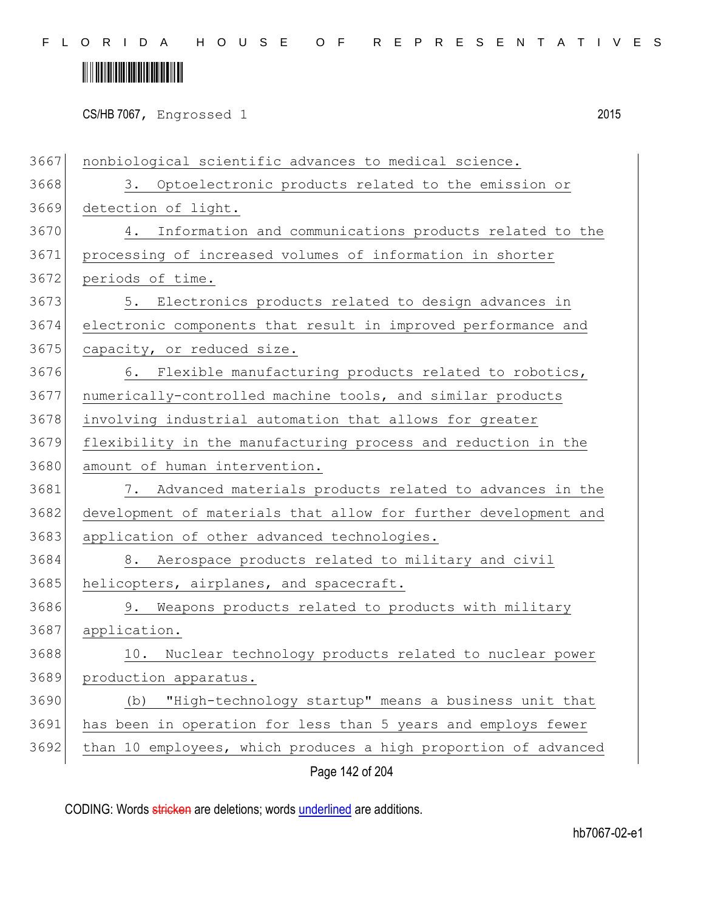nonbiological scientific advances to medical science.

3. Optoelectronic products related to the emission or detection of light.

4. Information and communications products related to the processing of increased volumes of information in shorter periods of time.

5. Electronics products related to design advances in electronic components that result in improved performance and capacity, or reduced size.

6. Flexible manufacturing products related to robotics, numerically-controlled machine tools, and similar products involving industrial automation that allows for greater flexibility in the manufacturing process and reduction in the amount of human intervention.

7. Advanced materials products related to advances in the development of materials that allow for further development and application of other advanced technologies.

8. Aerospace products related to military and civil helicopters, airplanes, and spacecraft.

9. Weapons products related to products with military application.

10. Nuclear technology products related to nuclear power production apparatus.

(b) "High-technology startup" means a business unit that has been in operation for less than 5 years and employs fewer than 10 employees, which produces a high proportion of advanced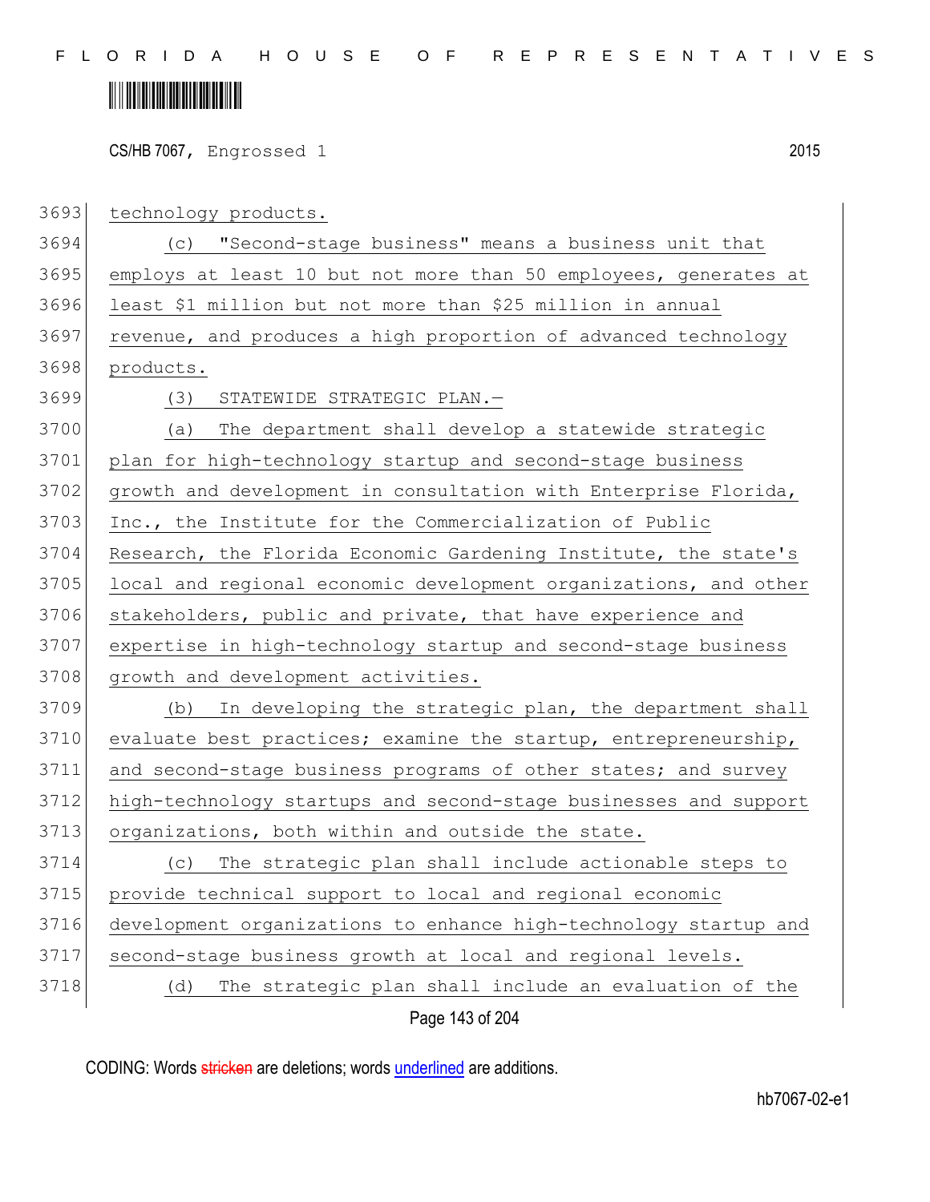technology products.

(c) "Second-stage business" means a business unit that employs at least 10 but not more than 50 employees, generates at least $1 million but not more than $25 million in annual revenue, and produces a high proportion of advanced technology products.

(3) STATEWIDE STRATEGIC PLAN.—

(a) The department shall develop a statewide strategic plan for high-technology startup and second-stage business growth and development in consultation with Enterprise Florida, Inc., the Institute for the Commercialization of Public Research, the Florida Economic Gardening Institute, the state's local and regional economic development organizations, and other stakeholders, public and private, that have experience and expertise in high-technology startup and second-stage business growth and development activities.

(b) In developing the strategic plan, the department shall evaluate best practices; examine the startup, entrepreneurship, and second-stage business programs of other states; and survey high-technology startups and second-stage businesses and support organizations, both within and outside the state.

(c) The strategic plan shall include actionable steps to provide technical support to local and regional economic development organizations to enhance high-technology startup and second-stage business growth at local and regional levels.

(d) The strategic plan shall include an evaluation of the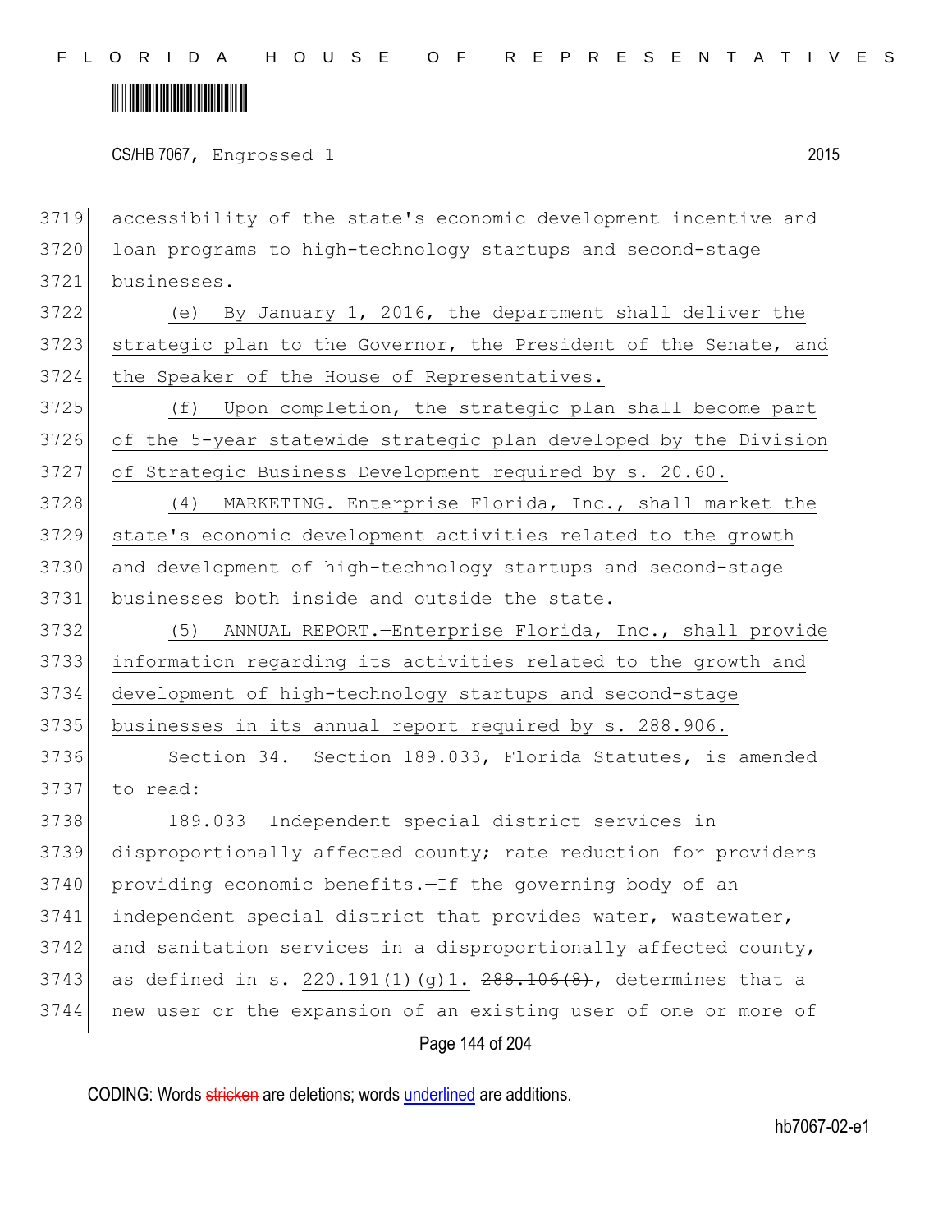accessibility of the state's economic development incentive and loan programs to high-technology startups and second-stage businesses.

(e) By January 1, 2016, the department shall deliver the strategic plan to the Governor, the President of the Senate, and the Speaker of the House of Representatives.

(f) Upon completion, the strategic plan shall become part of the 5-year statewide strategic plan developed by the Division of Strategic Business Development required by s. 20.60.

(4) MARKETING.—Enterprise Florida, Inc., shall market the state's economic development activities related to the growth and development of high-technology startups and second-stage businesses both inside and outside the state.

(5) ANNUAL REPORT.—Enterprise Florida, Inc., shall provide information regarding its activities related to the growth and development of high-technology startups and second-stage businesses in its annual report required by s. 288.906.

Section 34. Section 189.033, Florida Statutes, is amended to read:

189.033 Independent special district services in disproportionally affected county; rate reduction for providers providing economic benefits.—If the governing body of an independent special district that provides water, wastewater, and sanitation services in a disproportionally affected county, as defined in s. 220.191(1)(g)1. ~~288.106(8)~~, determines that a new user or the expansion of an existing user of one or more of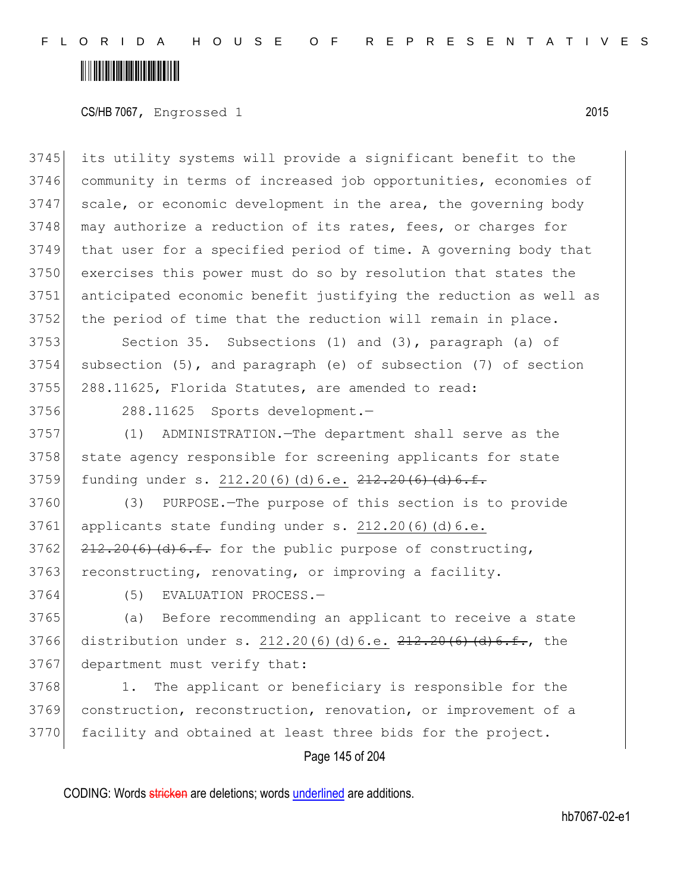its utility systems will provide a significant benefit to the community in terms of increased job opportunities, economies of scale, or economic development in the area, the governing body may authorize a reduction of its rates, fees, or charges for that user for a specified period of time. A governing body that exercises this power must do so by resolution that states the anticipated economic benefit justifying the reduction as well as the period of time that the reduction will remain in place.

Section 35. Subsections (1) and (3), paragraph (a) of subsection (5), and paragraph (e) of subsection (7) of section 288.11625, Florida Statutes, are amended to read:

288.11625 Sports development.—

(1) ADMINISTRATION.—The department shall serve as the state agency responsible for screening applicants for state funding under s. 212.20(6)(d)6.e. ~~212.20(6)(d)6.f.~~

(3) PURPOSE.—The purpose of this section is to provide applicants state funding under s. 212.20(6)(d)6.e. ~~212.20(6)(d)6.f.~~ for the public purpose of constructing, reconstructing, renovating, or improving a facility.

(5) EVALUATION PROCESS.—

(a) Before recommending an applicant to receive a state distribution under s. 212.20(6)(d)6.e. ~~212.20(6)(d)6.f.~~, the department must verify that:

1. The applicant or beneficiary is responsible for the construction, reconstruction, renovation, or improvement of a facility and obtained at least three bids for the project.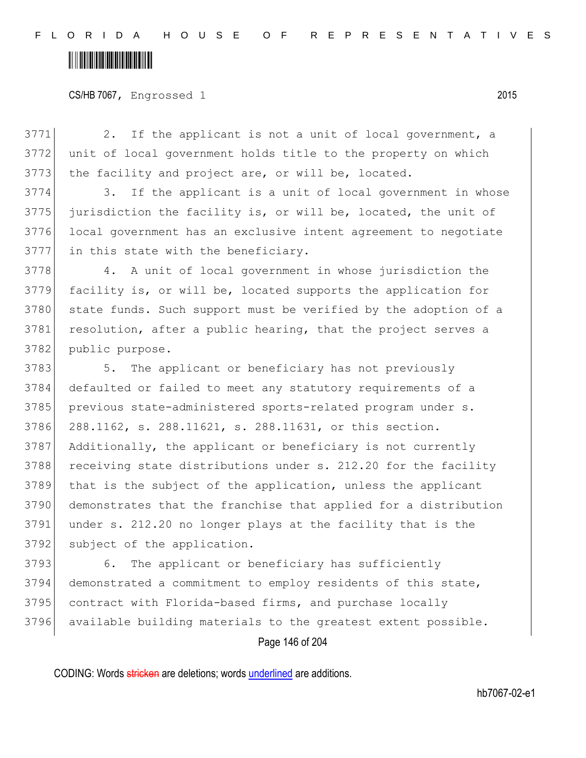2. If the applicant is not a unit of local government, a unit of local government holds title to the property on which the facility and project are, or will be, located.

3. If the applicant is a unit of local government in whose jurisdiction the facility is, or will be, located, the unit of local government has an exclusive intent agreement to negotiate in this state with the beneficiary.

4. A unit of local government in whose jurisdiction the facility is, or will be, located supports the application for state funds. Such support must be verified by the adoption of a resolution, after a public hearing, that the project serves a public purpose.

5. The applicant or beneficiary has not previously defaulted or failed to meet any statutory requirements of a previous state-administered sports-related program under s. 288.1162, s. 288.11621, s. 288.11631, or this section. Additionally, the applicant or beneficiary is not currently receiving state distributions under s. 212.20 for the facility that is the subject of the application, unless the applicant demonstrates that the franchise that applied for a distribution under s. 212.20 no longer plays at the facility that is the subject of the application.

6. The applicant or beneficiary has sufficiently demonstrated a commitment to employ residents of this state, contract with Florida-based firms, and purchase locally available building materials to the greatest extent possible.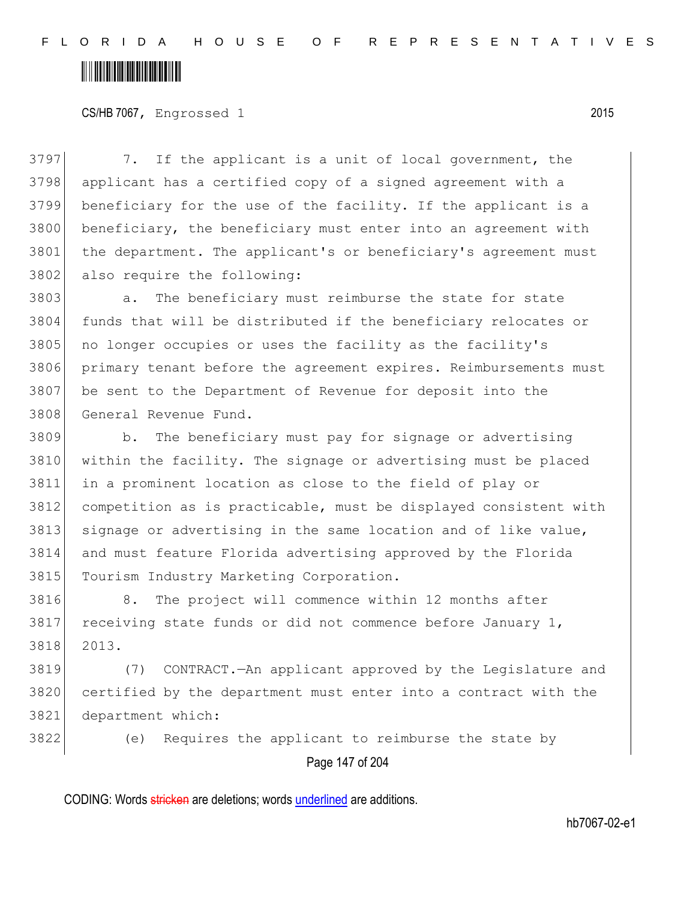7. If the applicant is a unit of local government, the applicant has a certified copy of a signed agreement with a beneficiary for the use of the facility. If the applicant is a beneficiary, the beneficiary must enter into an agreement with the department. The applicant's or beneficiary's agreement must also require the following:

a. The beneficiary must reimburse the state for state funds that will be distributed if the beneficiary relocates or no longer occupies or uses the facility as the facility's primary tenant before the agreement expires. Reimbursements must be sent to the Department of Revenue for deposit into the General Revenue Fund.

b. The beneficiary must pay for signage or advertising within the facility. The signage or advertising must be placed in a prominent location as close to the field of play or competition as is practicable, must be displayed consistent with signage or advertising in the same location and of like value, and must feature Florida advertising approved by the Florida Tourism Industry Marketing Corporation.

8. The project will commence within 12 months after receiving state funds or did not commence before January 1, 2013.

(7) CONTRACT.—An applicant approved by the Legislature and certified by the department must enter into a contract with the department which:

(e) Requires the applicant to reimburse the state by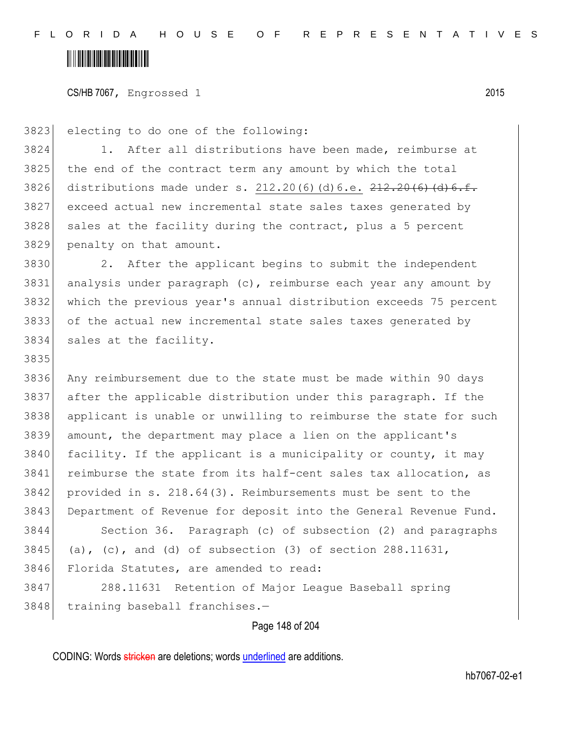electing to do one of the following:

1. After all distributions have been made, reimburse at the end of the contract term any amount by which the total distributions made under s. <u>212.20(6)(d)6.e.</u> ~~212.20(6)(d)6.f.~~ exceed actual new incremental state sales taxes generated by sales at the facility during the contract, plus a 5 percent penalty on that amount.

2. After the applicant begins to submit the independent analysis under paragraph (c), reimburse each year any amount by which the previous year's annual distribution exceeds 75 percent of the actual new incremental state sales taxes generated by sales at the facility.

Any reimbursement due to the state must be made within 90 days after the applicable distribution under this paragraph. If the applicant is unable or unwilling to reimburse the state for such amount, the department may place a lien on the applicant's facility. If the applicant is a municipality or county, it may reimburse the state from its half-cent sales tax allocation, as provided in s. 218.64(3). Reimbursements must be sent to the Department of Revenue for deposit into the General Revenue Fund.

Section 36. Paragraph (c) of subsection (2) and paragraphs (a), (c), and (d) of subsection (3) of section 288.11631, Florida Statutes, are amended to read:

288.11631 Retention of Major League Baseball spring training baseball franchises.—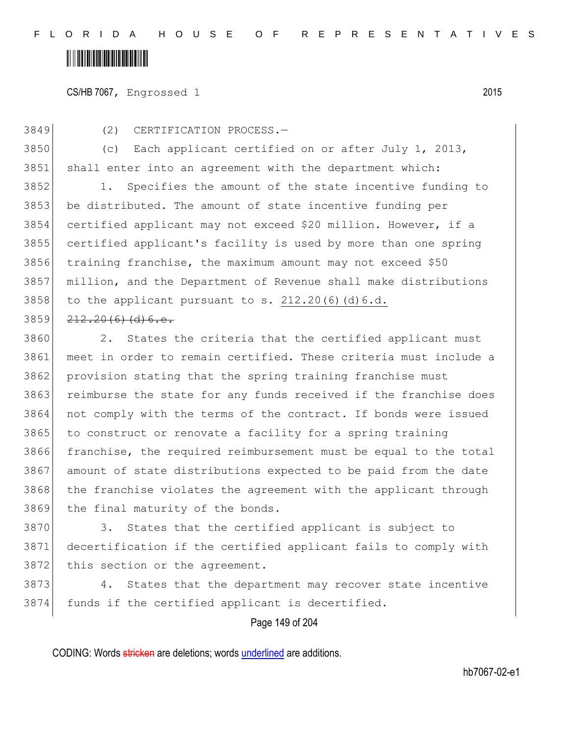CS/HB 7067, Engrossed 1 2015

(2) CERTIFICATION PROCESS.—

(c) Each applicant certified on or after July 1, 2013, shall enter into an agreement with the department which:

1. Specifies the amount of the state incentive funding to be distributed. The amount of state incentive funding per certified applicant may not exceed $20 million. However, if a certified applicant's facility is used by more than one spring training franchise, the maximum amount may not exceed $50 million, and the Department of Revenue shall make distributions to the applicant pursuant to s. <ins>212.20(6)(d)6.d.</ins> ~~212.20(6)(d)6.e.~~

2. States the criteria that the certified applicant must meet in order to remain certified. These criteria must include a provision stating that the spring training franchise must reimburse the state for any funds received if the franchise does not comply with the terms of the contract. If bonds were issued to construct or renovate a facility for a spring training franchise, the required reimbursement must be equal to the total amount of state distributions expected to be paid from the date the franchise violates the agreement with the applicant through the final maturity of the bonds.

3. States that the certified applicant is subject to decertification if the certified applicant fails to comply with this section or the agreement.

4. States that the department may recover state incentive funds if the certified applicant is decertified.

CODING: Words ~~stricken~~ are deletions; words <ins>underlined</ins> are additions.

hb7067-02-e1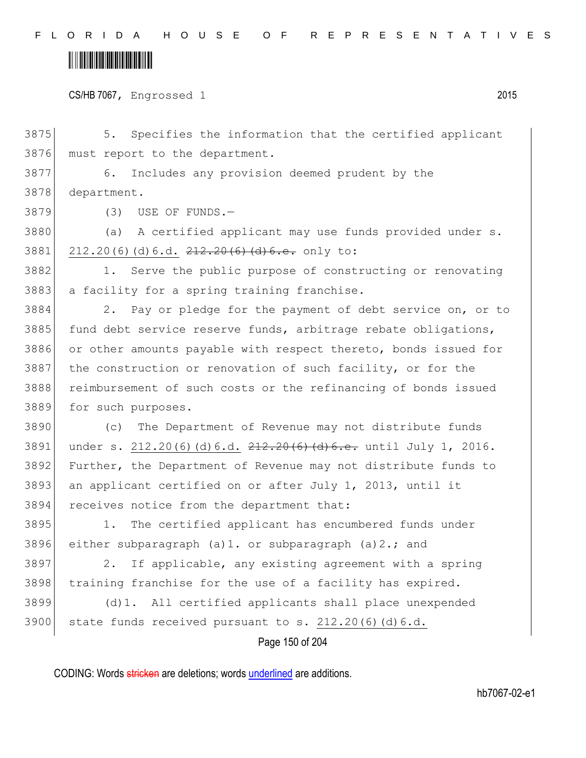5. Specifies the information that the certified applicant must report to the department.

6. Includes any provision deemed prudent by the department.

(3) USE OF FUNDS.—

(a) A certified applicant may use funds provided under s. 212.20(6)(d)6.d. ~~212.20(6)(d)6.e.~~ only to:

1. Serve the public purpose of constructing or renovating a facility for a spring training franchise.

2. Pay or pledge for the payment of debt service on, or to fund debt service reserve funds, arbitrage rebate obligations, or other amounts payable with respect thereto, bonds issued for the construction or renovation of such facility, or for the reimbursement of such costs or the refinancing of bonds issued for such purposes.

(c) The Department of Revenue may not distribute funds under s. 212.20(6)(d)6.d. ~~212.20(6)(d)6.e.~~ until July 1, 2016. Further, the Department of Revenue may not distribute funds to an applicant certified on or after July 1, 2013, until it receives notice from the department that:

1. The certified applicant has encumbered funds under either subparagraph (a)1. or subparagraph (a)2.; and

2. If applicable, any existing agreement with a spring training franchise for the use of a facility has expired.

(d)1. All certified applicants shall place unexpended state funds received pursuant to s. 212.20(6)(d)6.d.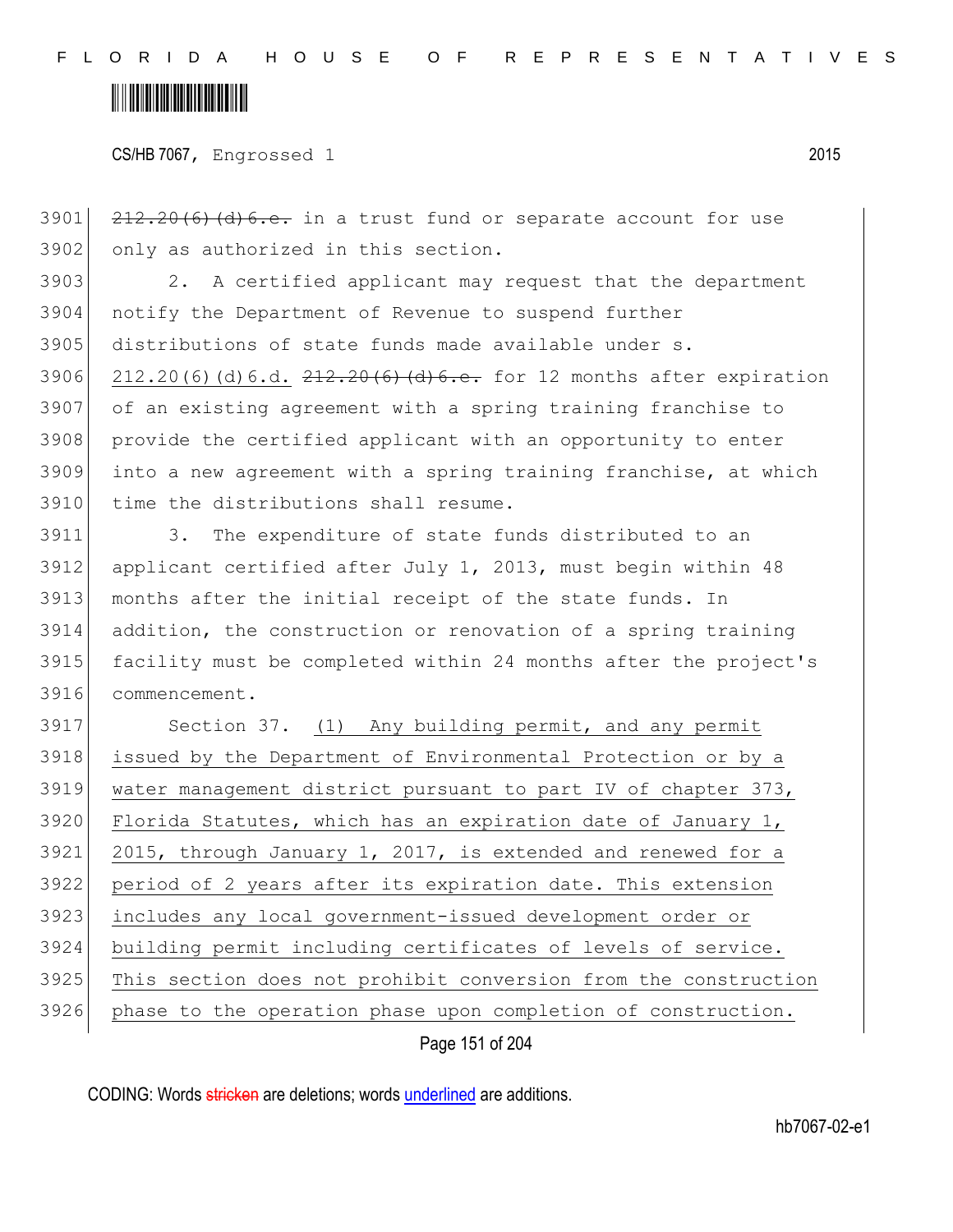~~212.20(6)(d)6.e.~~ in a trust fund or separate account for use only as authorized in this section.

2. A certified applicant may request that the department notify the Department of Revenue to suspend further distributions of state funds made available under s. 212.20(6)(d)6.d. ~~212.20(6)(d)6.e.~~ for 12 months after expiration of an existing agreement with a spring training franchise to provide the certified applicant with an opportunity to enter into a new agreement with a spring training franchise, at which time the distributions shall resume.

3. The expenditure of state funds distributed to an applicant certified after July 1, 2013, must begin within 48 months after the initial receipt of the state funds. In addition, the construction or renovation of a spring training facility must be completed within 24 months after the project's commencement.

Section 37. <u>(1) Any building permit, and any permit issued by the Department of Environmental Protection or by a water management district pursuant to part IV of chapter 373, Florida Statutes, which has an expiration date of January 1, 2015, through January 1, 2017, is extended and renewed for a period of 2 years after its expiration date. This extension includes any local government-issued development order or building permit including certificates of levels of service. This section does not prohibit conversion from the construction phase to the operation phase upon completion of construction.</u>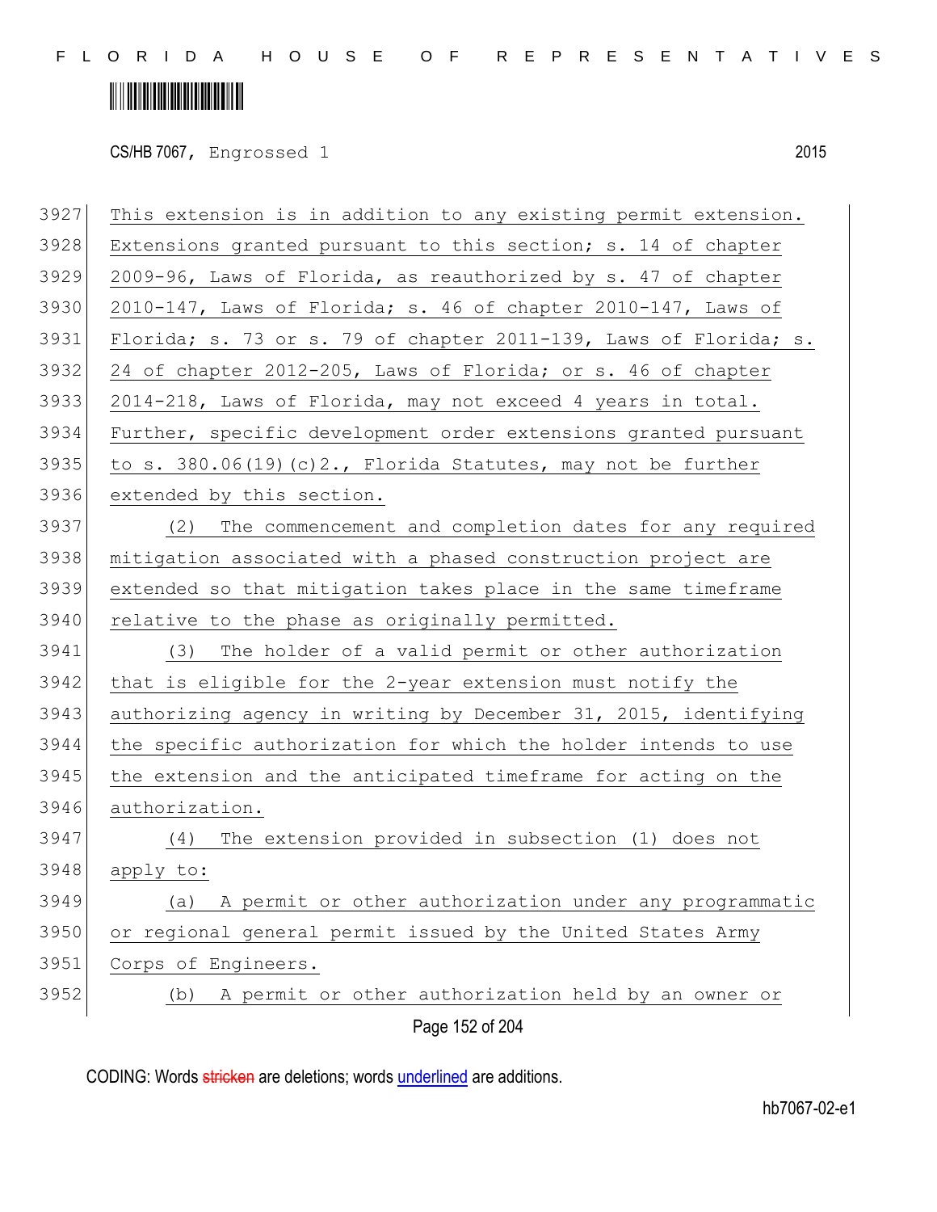This extension is in addition to any existing permit extension. Extensions granted pursuant to this section; s. 14 of chapter 2009-96, Laws of Florida, as reauthorized by s. 47 of chapter 2010-147, Laws of Florida; s. 46 of chapter 2010-147, Laws of Florida; s. 73 or s. 79 of chapter 2011-139, Laws of Florida; s. 24 of chapter 2012-205, Laws of Florida; or s. 46 of chapter 2014-218, Laws of Florida, may not exceed 4 years in total. Further, specific development order extensions granted pursuant to s. 380.06(19)(c)2., Florida Statutes, may not be further extended by this section.

(2) The commencement and completion dates for any required mitigation associated with a phased construction project are extended so that mitigation takes place in the same timeframe relative to the phase as originally permitted.

(3) The holder of a valid permit or other authorization that is eligible for the 2-year extension must notify the authorizing agency in writing by December 31, 2015, identifying the specific authorization for which the holder intends to use the extension and the anticipated timeframe for acting on the authorization.

(4) The extension provided in subsection (1) does not apply to:

(a) A permit or other authorization under any programmatic or regional general permit issued by the United States Army Corps of Engineers.

(b) A permit or other authorization held by an owner or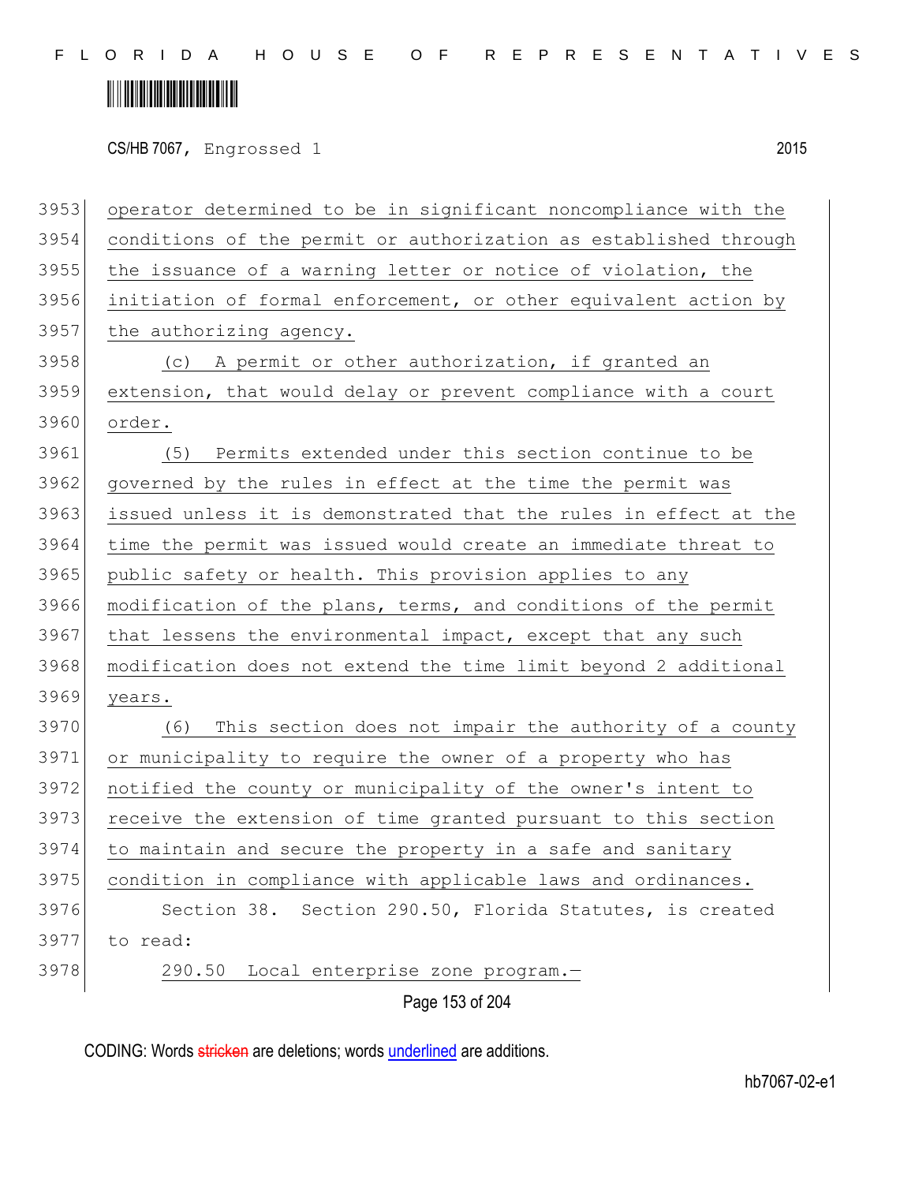operator determined to be in significant noncompliance with the conditions of the permit or authorization as established through the issuance of a warning letter or notice of violation, the initiation of formal enforcement, or other equivalent action by the authorizing agency.

(c) A permit or other authorization, if granted an extension, that would delay or prevent compliance with a court order.

(5) Permits extended under this section continue to be governed by the rules in effect at the time the permit was issued unless it is demonstrated that the rules in effect at the time the permit was issued would create an immediate threat to public safety or health. This provision applies to any modification of the plans, terms, and conditions of the permit that lessens the environmental impact, except that any such modification does not extend the time limit beyond 2 additional years.

(6) This section does not impair the authority of a county or municipality to require the owner of a property who has notified the county or municipality of the owner's intent to receive the extension of time granted pursuant to this section to maintain and secure the property in a safe and sanitary condition in compliance with applicable laws and ordinances.

Section 38. Section 290.50, Florida Statutes, is created to read:

290.50 Local enterprise zone program.—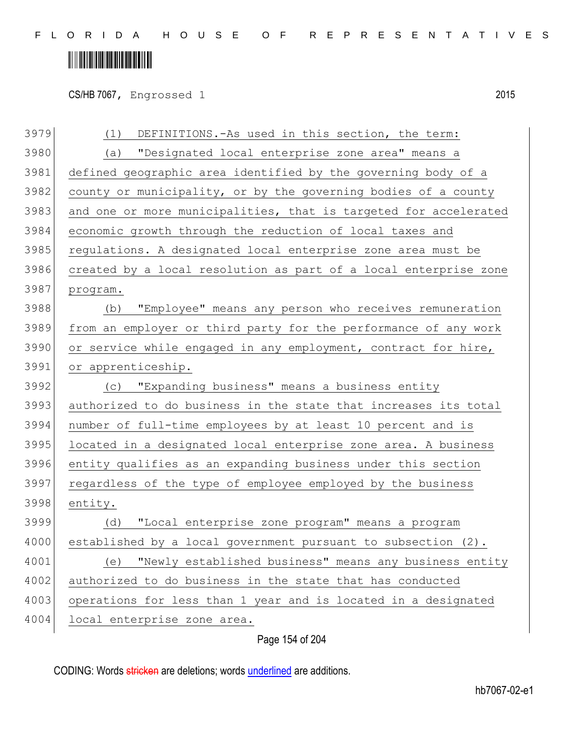(1) DEFINITIONS.-As used in this section, the term:

(a) "Designated local enterprise zone area" means a defined geographic area identified by the governing body of a county or municipality, or by the governing bodies of a county and one or more municipalities, that is targeted for accelerated economic growth through the reduction of local taxes and regulations. A designated local enterprise zone area must be created by a local resolution as part of a local enterprise zone program.

(b) "Employee" means any person who receives remuneration from an employer or third party for the performance of any work or service while engaged in any employment, contract for hire, or apprenticeship.

(c) "Expanding business" means a business entity authorized to do business in the state that increases its total number of full-time employees by at least 10 percent and is located in a designated local enterprise zone area. A business entity qualifies as an expanding business under this section regardless of the type of employee employed by the business entity.

(d) "Local enterprise zone program" means a program established by a local government pursuant to subsection (2).

(e) "Newly established business" means any business entity authorized to do business in the state that has conducted operations for less than 1 year and is located in a designated local enterprise zone area.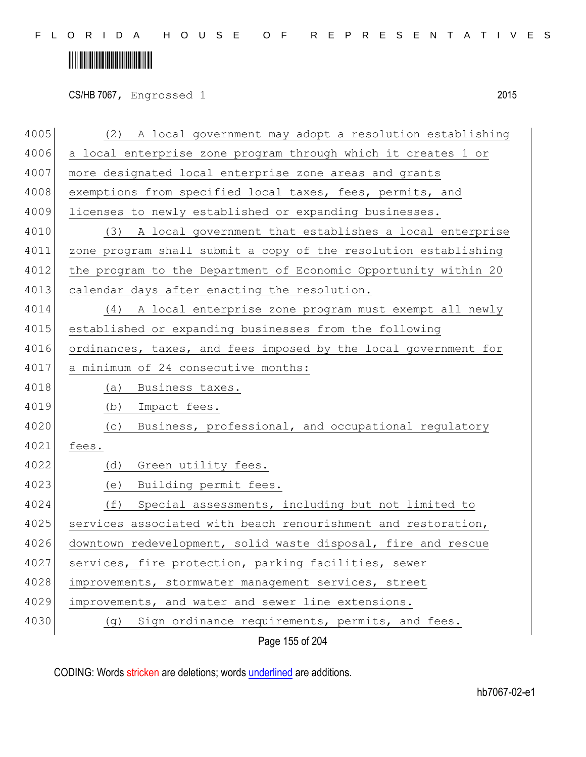(2) A local government may adopt a resolution establishing a local enterprise zone program through which it creates 1 or more designated local enterprise zone areas and grants exemptions from specified local taxes, fees, permits, and licenses to newly established or expanding businesses.

(3) A local government that establishes a local enterprise zone program shall submit a copy of the resolution establishing the program to the Department of Economic Opportunity within 20 calendar days after enacting the resolution.

(4) A local enterprise zone program must exempt all newly established or expanding businesses from the following ordinances, taxes, and fees imposed by the local government for a minimum of 24 consecutive months:

(a) Business taxes.

(b) Impact fees.

(c) Business, professional, and occupational regulatory fees.

(d) Green utility fees.

(e) Building permit fees.

(f) Special assessments, including but not limited to services associated with beach renourishment and restoration, downtown redevelopment, solid waste disposal, fire and rescue services, fire protection, parking facilities, sewer improvements, stormwater management services, street improvements, and water and sewer line extensions.

(g) Sign ordinance requirements, permits, and fees.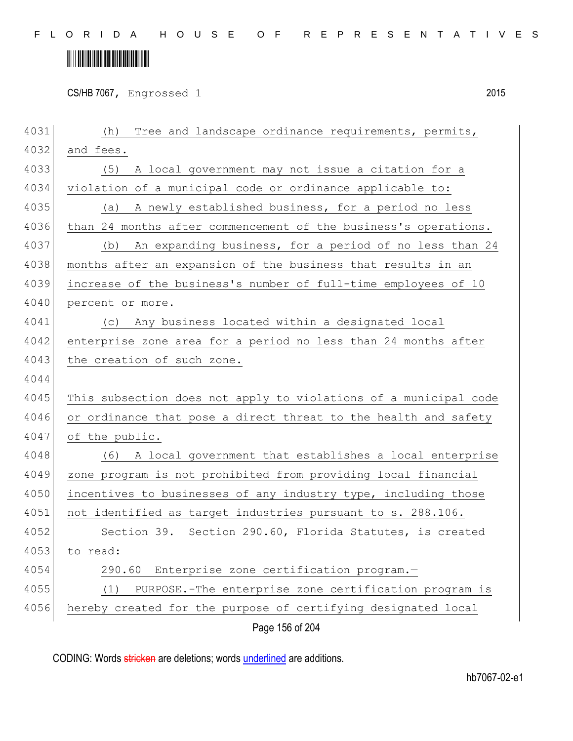(h) Tree and landscape ordinance requirements, permits, and fees.

(5) A local government may not issue a citation for a violation of a municipal code or ordinance applicable to:

(a) A newly established business, for a period no less than 24 months after commencement of the business's operations.

(b) An expanding business, for a period of no less than 24 months after an expansion of the business that results in an increase of the business's number of full-time employees of 10 percent or more.

(c) Any business located within a designated local enterprise zone area for a period no less than 24 months after the creation of such zone.

This subsection does not apply to violations of a municipal code or ordinance that pose a direct threat to the health and safety of the public.

(6) A local government that establishes a local enterprise zone program is not prohibited from providing local financial incentives to businesses of any industry type, including those not identified as target industries pursuant to s. 288.106.

Section 39. Section 290.60, Florida Statutes, is created to read:

290.60 Enterprise zone certification program.—

(1) PURPOSE.—The enterprise zone certification program is hereby created for the purpose of certifying designated local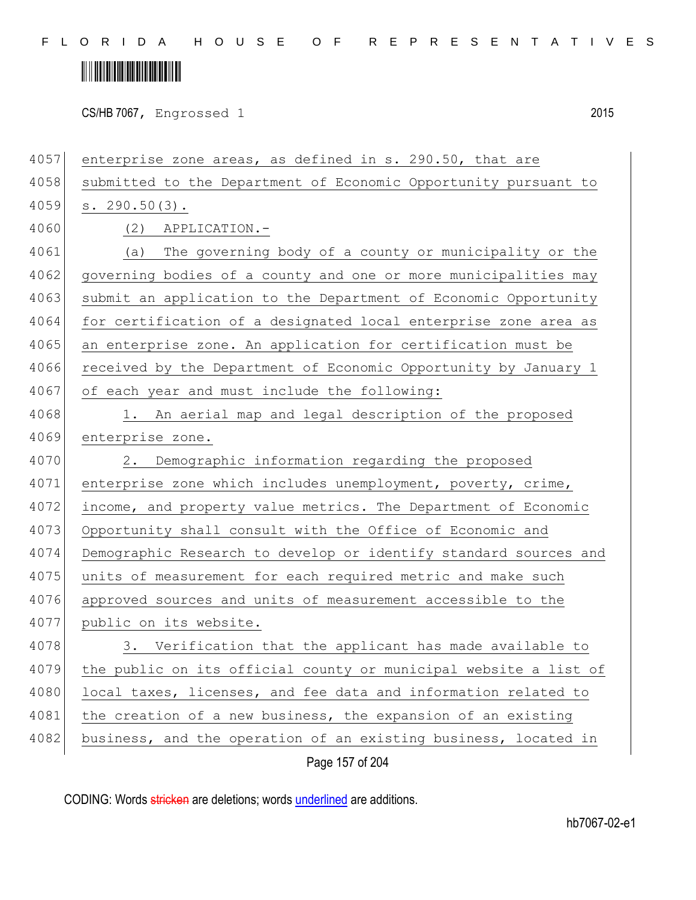enterprise zone areas, as defined in s. 290.50, that are submitted to the Department of Economic Opportunity pursuant to s. 290.50(3).

(2) APPLICATION.-

(a) The governing body of a county or municipality or the governing bodies of a county and one or more municipalities may submit an application to the Department of Economic Opportunity for certification of a designated local enterprise zone area as an enterprise zone. An application for certification must be received by the Department of Economic Opportunity by January 1 of each year and must include the following:

1. An aerial map and legal description of the proposed enterprise zone.

2. Demographic information regarding the proposed enterprise zone which includes unemployment, poverty, crime, income, and property value metrics. The Department of Economic Opportunity shall consult with the Office of Economic and Demographic Research to develop or identify standard sources and units of measurement for each required metric and make such approved sources and units of measurement accessible to the public on its website.

3. Verification that the applicant has made available to the public on its official county or municipal website a list of local taxes, licenses, and fee data and information related to the creation of a new business, the expansion of an existing business, and the operation of an existing business, located in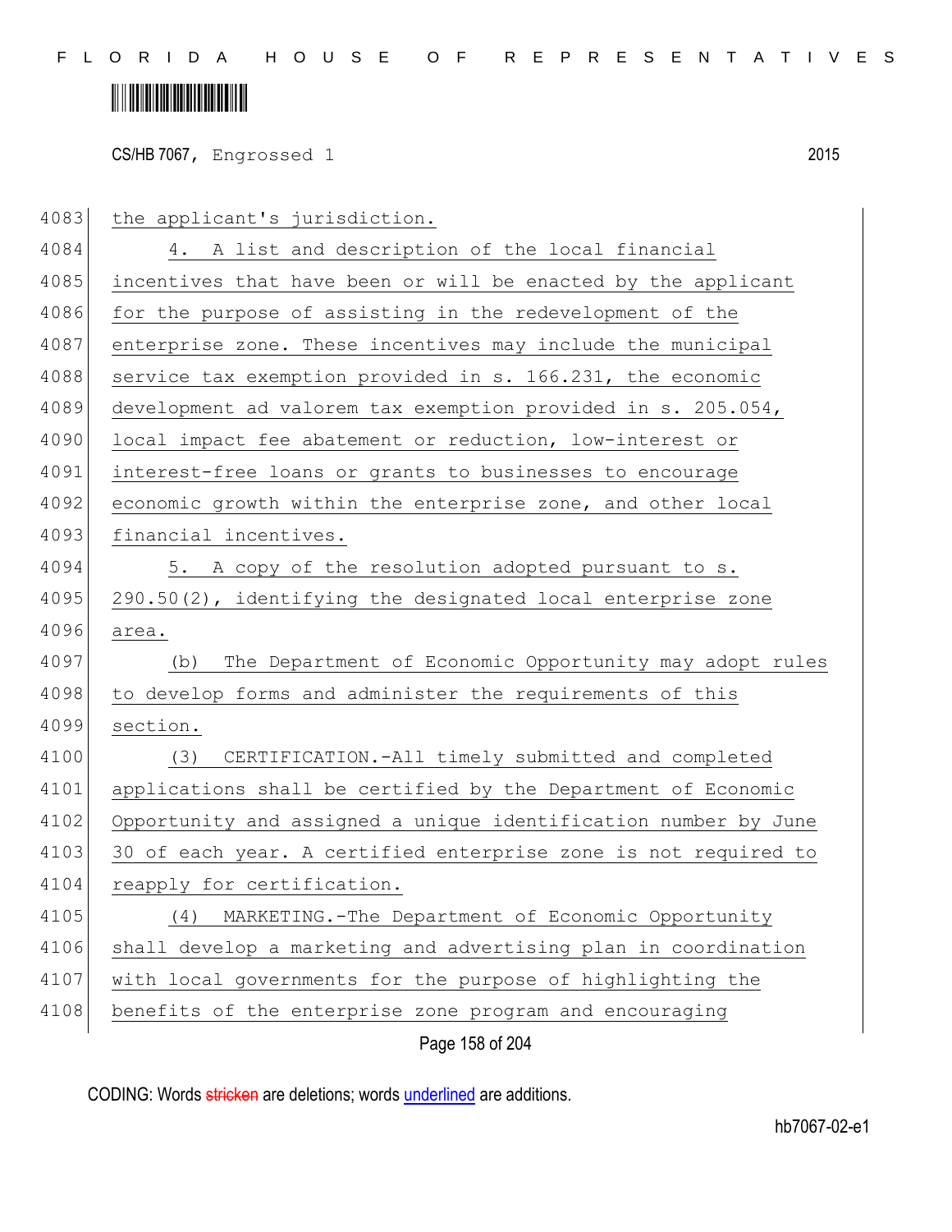the applicant's jurisdiction.

4. A list and description of the local financial incentives that have been or will be enacted by the applicant for the purpose of assisting in the redevelopment of the enterprise zone. These incentives may include the municipal service tax exemption provided in s. 166.231, the economic development ad valorem tax exemption provided in s. 205.054, local impact fee abatement or reduction, low-interest or interest-free loans or grants to businesses to encourage economic growth within the enterprise zone, and other local financial incentives.

5. A copy of the resolution adopted pursuant to s. 290.50(2), identifying the designated local enterprise zone area.

(b) The Department of Economic Opportunity may adopt rules to develop forms and administer the requirements of this section.

(3) CERTIFICATION.-All timely submitted and completed applications shall be certified by the Department of Economic Opportunity and assigned a unique identification number by June 30 of each year. A certified enterprise zone is not required to reapply for certification.

(4) MARKETING.-The Department of Economic Opportunity shall develop a marketing and advertising plan in coordination with local governments for the purpose of highlighting the benefits of the enterprise zone program and encouraging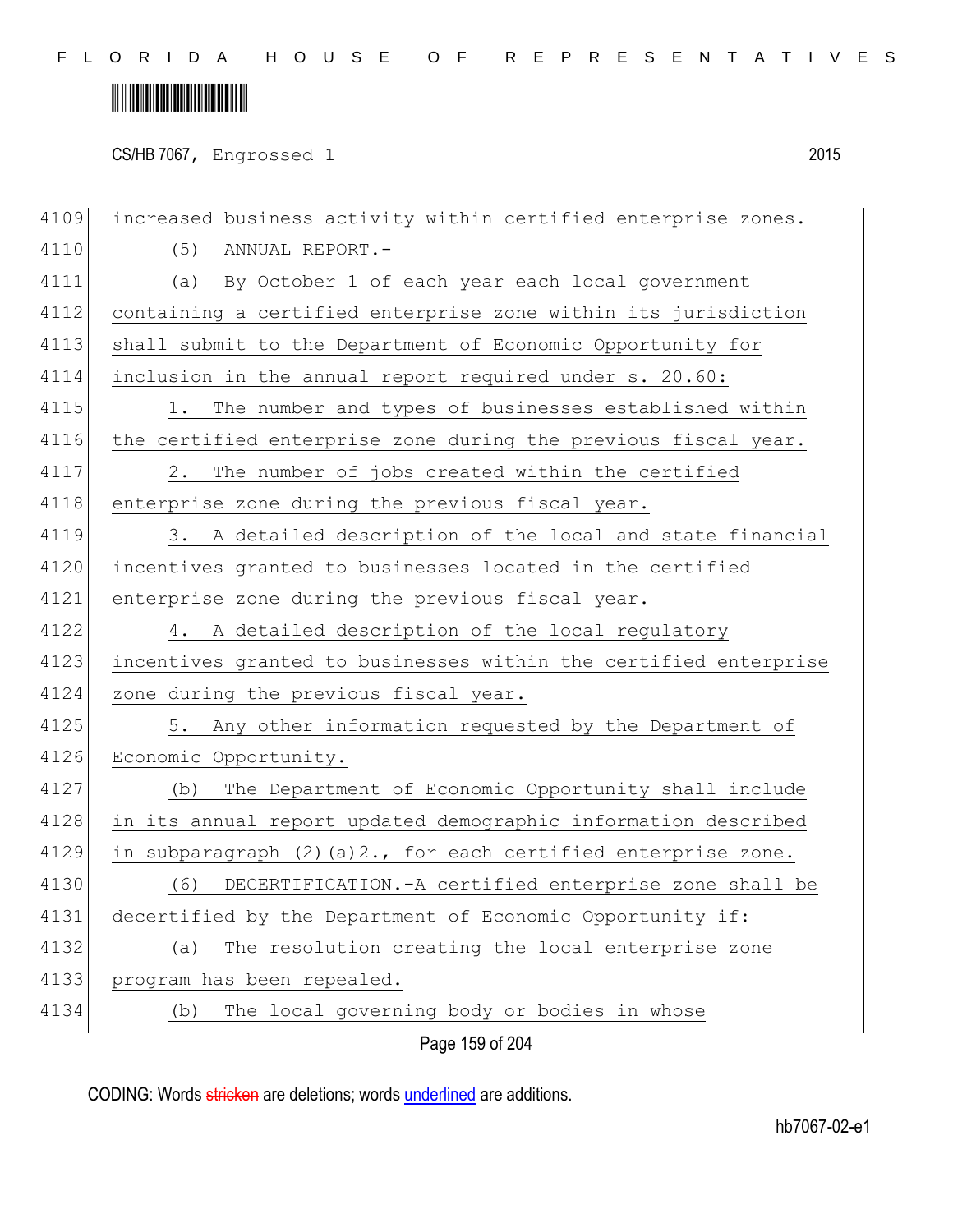increased business activity within certified enterprise zones.

(5) ANNUAL REPORT.-

(a) By October 1 of each year each local government containing a certified enterprise zone within its jurisdiction shall submit to the Department of Economic Opportunity for inclusion in the annual report required under s. 20.60:

1. The number and types of businesses established within the certified enterprise zone during the previous fiscal year.

2. The number of jobs created within the certified enterprise zone during the previous fiscal year.

3. A detailed description of the local and state financial incentives granted to businesses located in the certified enterprise zone during the previous fiscal year.

4. A detailed description of the local regulatory incentives granted to businesses within the certified enterprise zone during the previous fiscal year.

5. Any other information requested by the Department of Economic Opportunity.

(b) The Department of Economic Opportunity shall include in its annual report updated demographic information described in subparagraph (2)(a)2., for each certified enterprise zone.

(6) DECERTIFICATION.-A certified enterprise zone shall be decertified by the Department of Economic Opportunity if:

(a) The resolution creating the local enterprise zone program has been repealed.

(b) The local governing body or bodies in whose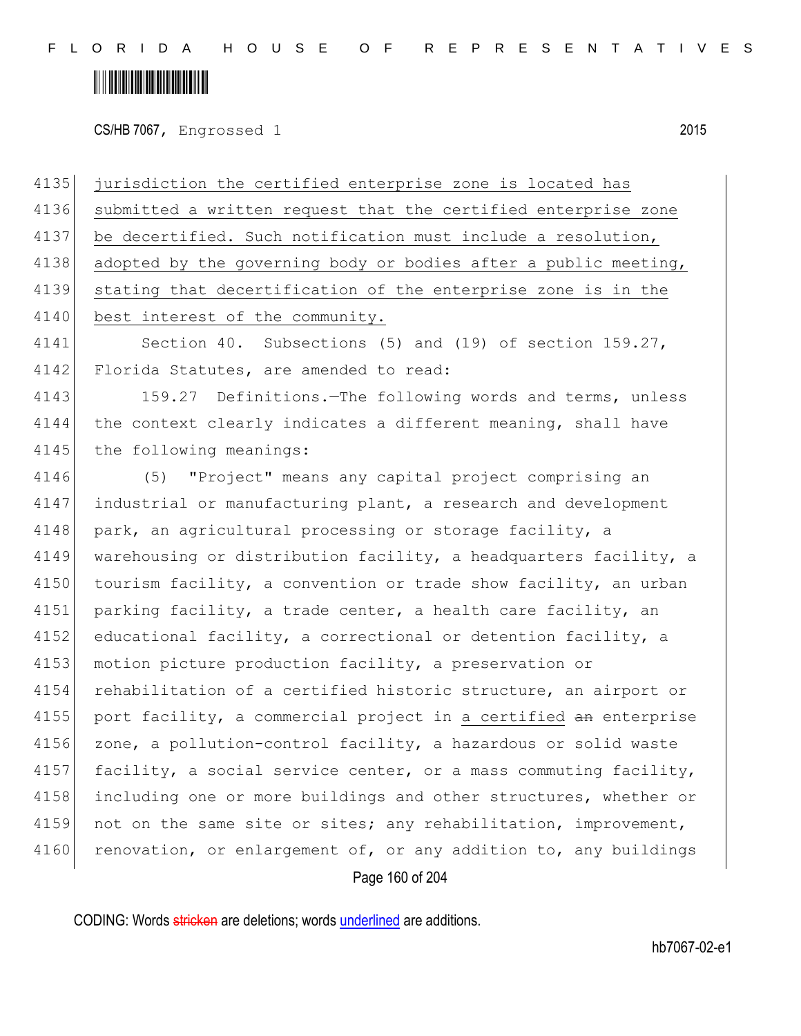jurisdiction the certified enterprise zone is located has submitted a written request that the certified enterprise zone be decertified. Such notification must include a resolution, adopted by the governing body or bodies after a public meeting, stating that decertification of the enterprise zone is in the best interest of the community.

Section 40. Subsections (5) and (19) of section 159.27, Florida Statutes, are amended to read:

159.27 Definitions.—The following words and terms, unless the context clearly indicates a different meaning, shall have the following meanings:

(5) "Project" means any capital project comprising an industrial or manufacturing plant, a research and development park, an agricultural processing or storage facility, a warehousing or distribution facility, a headquarters facility, a tourism facility, a convention or trade show facility, an urban parking facility, a trade center, a health care facility, an educational facility, a correctional or detention facility, a motion picture production facility, a preservation or rehabilitation of a certified historic structure, an airport or port facility, a commercial project in a certified ~~an~~ enterprise zone, a pollution-control facility, a hazardous or solid waste facility, a social service center, or a mass commuting facility, including one or more buildings and other structures, whether or not on the same site or sites; any rehabilitation, improvement, renovation, or enlargement of, or any addition to, any buildings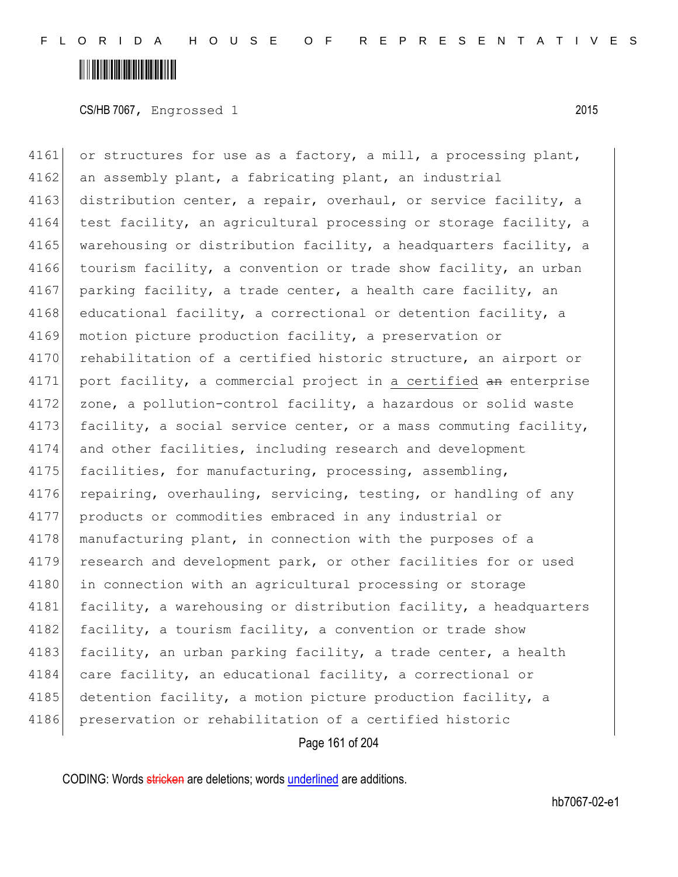4161 or structures for use as a factory, a mill, a processing plant,
4162 an assembly plant, a fabricating plant, an industrial
4163 distribution center, a repair, overhaul, or service facility, a
4164 test facility, an agricultural processing or storage facility, a
4165 warehousing or distribution facility, a headquarters facility, a
4166 tourism facility, a convention or trade show facility, an urban
4167 parking facility, a trade center, a health care facility, an
4168 educational facility, a correctional or detention facility, a
4169 motion picture production facility, a preservation or
4170 rehabilitation of a certified historic structure, an airport or
4171 port facility, a commercial project in <u>a certified</u> ~~an~~ enterprise
4172 zone, a pollution-control facility, a hazardous or solid waste
4173 facility, a social service center, or a mass commuting facility,
4174 and other facilities, including research and development
4175 facilities, for manufacturing, processing, assembling,
4176 repairing, overhauling, servicing, testing, or handling of any
4177 products or commodities embraced in any industrial or
4178 manufacturing plant, in connection with the purposes of a
4179 research and development park, or other facilities for or used
4180 in connection with an agricultural processing or storage
4181 facility, a warehousing or distribution facility, a headquarters
4182 facility, a tourism facility, a convention or trade show
4183 facility, an urban parking facility, a trade center, a health
4184 care facility, an educational facility, a correctional or
4185 detention facility, a motion picture production facility, a
4186 preservation or rehabilitation of a certified historic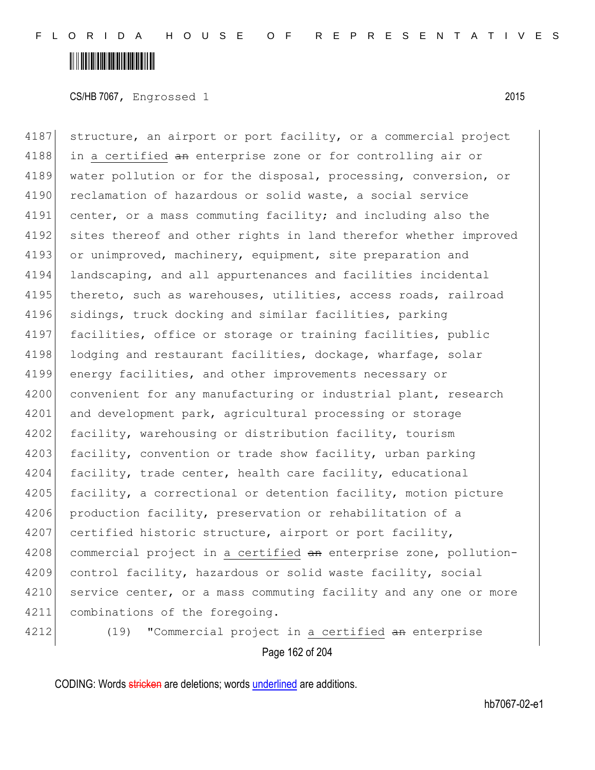4187 structure, an airport or port facility, or a commercial project
4188 in <u>a certified</u> ~~an~~ enterprise zone or for controlling air or
4189 water pollution or for the disposal, processing, conversion, or
4190 reclamation of hazardous or solid waste, a social service
4191 center, or a mass commuting facility; and including also the
4192 sites thereof and other rights in land therefor whether improved
4193 or unimproved, machinery, equipment, site preparation and
4194 landscaping, and all appurtenances and facilities incidental
4195 thereto, such as warehouses, utilities, access roads, railroad
4196 sidings, truck docking and similar facilities, parking
4197 facilities, office or storage or training facilities, public
4198 lodging and restaurant facilities, dockage, wharfage, solar
4199 energy facilities, and other improvements necessary or
4200 convenient for any manufacturing or industrial plant, research
4201 and development park, agricultural processing or storage
4202 facility, warehousing or distribution facility, tourism
4203 facility, convention or trade show facility, urban parking
4204 facility, trade center, health care facility, educational
4205 facility, a correctional or detention facility, motion picture
4206 production facility, preservation or rehabilitation of a
4207 certified historic structure, airport or port facility,
4208 commercial project in <u>a certified</u> ~~an~~ enterprise zone, pollution-
4209 control facility, hazardous or solid waste facility, social
4210 service center, or a mass commuting facility and any one or more
4211 combinations of the foregoing.
4212 (19) "Commercial project in <u>a certified</u> ~~an~~ enterprise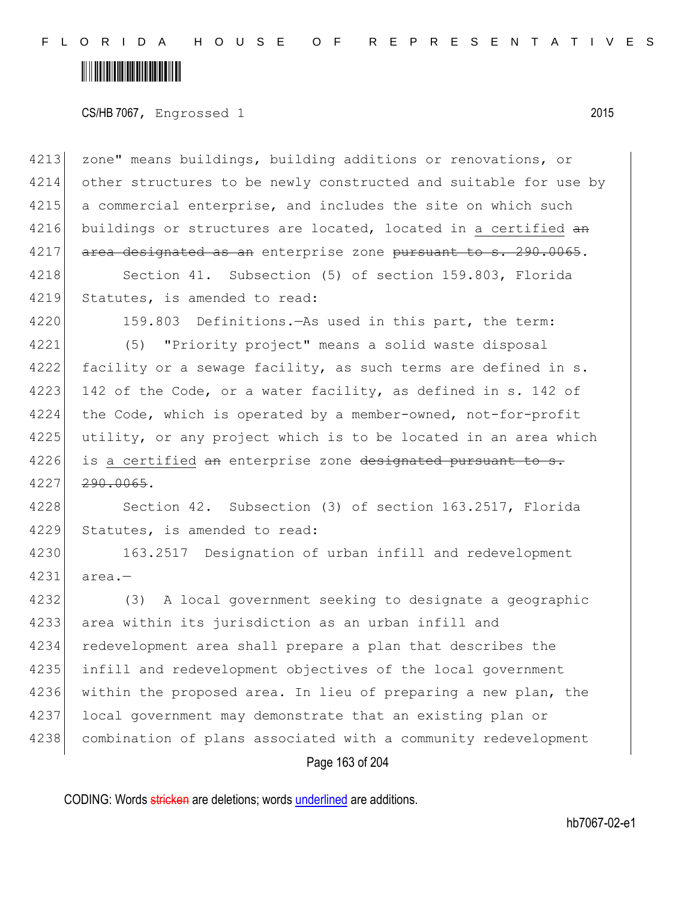zone" means buildings, building additions or renovations, or other structures to be newly constructed and suitable for use by a commercial enterprise, and includes the site on which such buildings or structures are located, located in <u>a certified</u> ~~an area designated as an~~ enterprise zone ~~pursuant to s. 290.0065~~.

Section 41. Subsection (5) of section 159.803, Florida Statutes, is amended to read:

159.803 Definitions.—As used in this part, the term:

(5) "Priority project" means a solid waste disposal facility or a sewage facility, as such terms are defined in s. 142 of the Code, or a water facility, as defined in s. 142 of the Code, which is operated by a member-owned, not-for-profit utility, or any project which is to be located in an area which is <u>a certified</u> ~~an~~ enterprise zone ~~designated pursuant to s. 290.0065~~.

Section 42. Subsection (3) of section 163.2517, Florida Statutes, is amended to read:

163.2517 Designation of urban infill and redevelopment area.—

(3) A local government seeking to designate a geographic area within its jurisdiction as an urban infill and redevelopment area shall prepare a plan that describes the infill and redevelopment objectives of the local government within the proposed area. In lieu of preparing a new plan, the local government may demonstrate that an existing plan or combination of plans associated with a community redevelopment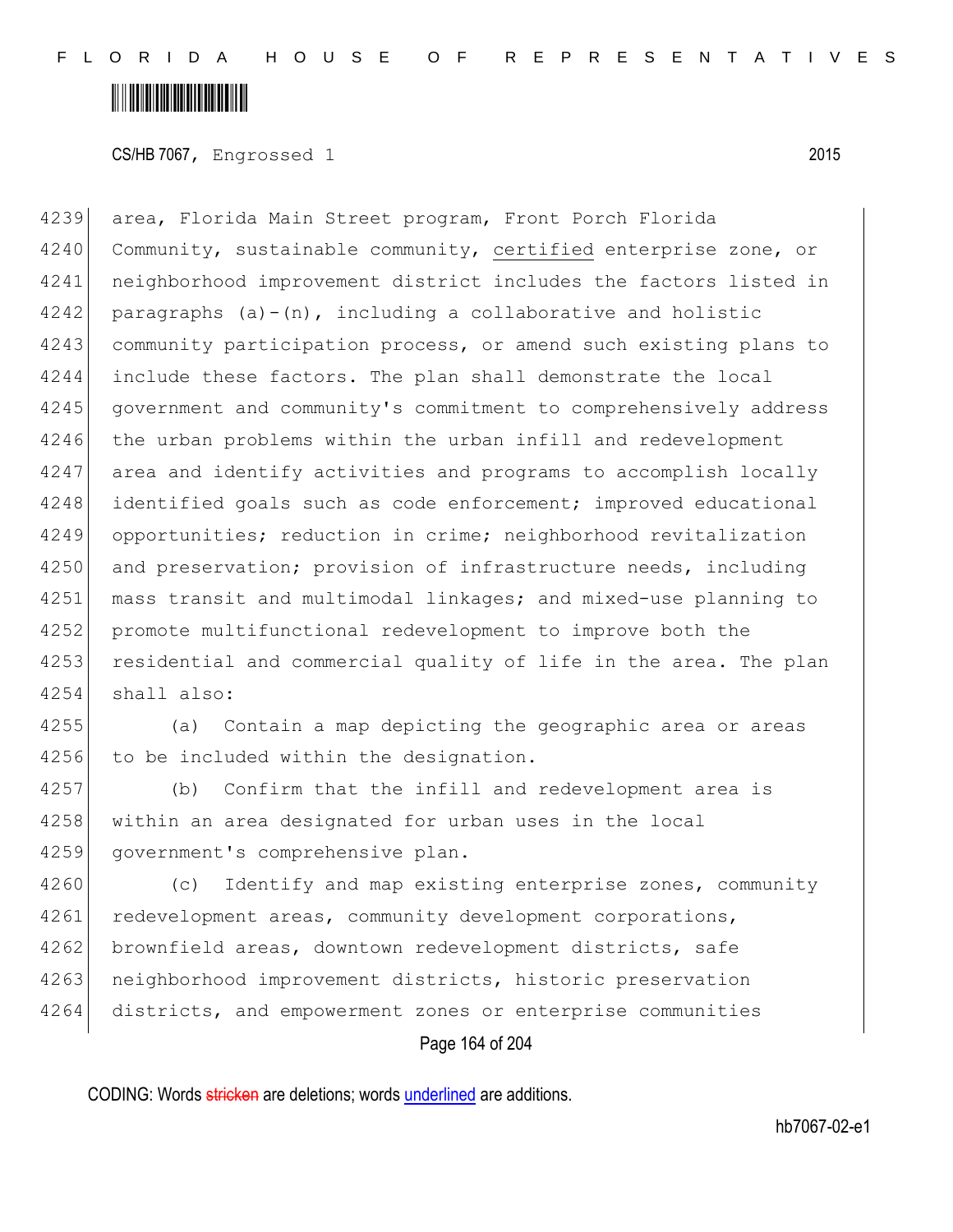area, Florida Main Street program, Front Porch Florida Community, sustainable community, <u>certified</u> enterprise zone, or neighborhood improvement district includes the factors listed in paragraphs (a)-(n), including a collaborative and holistic community participation process, or amend such existing plans to include these factors. The plan shall demonstrate the local government and community's commitment to comprehensively address the urban problems within the urban infill and redevelopment area and identify activities and programs to accomplish locally identified goals such as code enforcement; improved educational opportunities; reduction in crime; neighborhood revitalization and preservation; provision of infrastructure needs, including mass transit and multimodal linkages; and mixed-use planning to promote multifunctional redevelopment to improve both the residential and commercial quality of life in the area. The plan shall also:

(a) Contain a map depicting the geographic area or areas to be included within the designation.

(b) Confirm that the infill and redevelopment area is within an area designated for urban uses in the local government's comprehensive plan.

(c) Identify and map existing enterprise zones, community redevelopment areas, community development corporations, brownfield areas, downtown redevelopment districts, safe neighborhood improvement districts, historic preservation districts, and empowerment zones or enterprise communities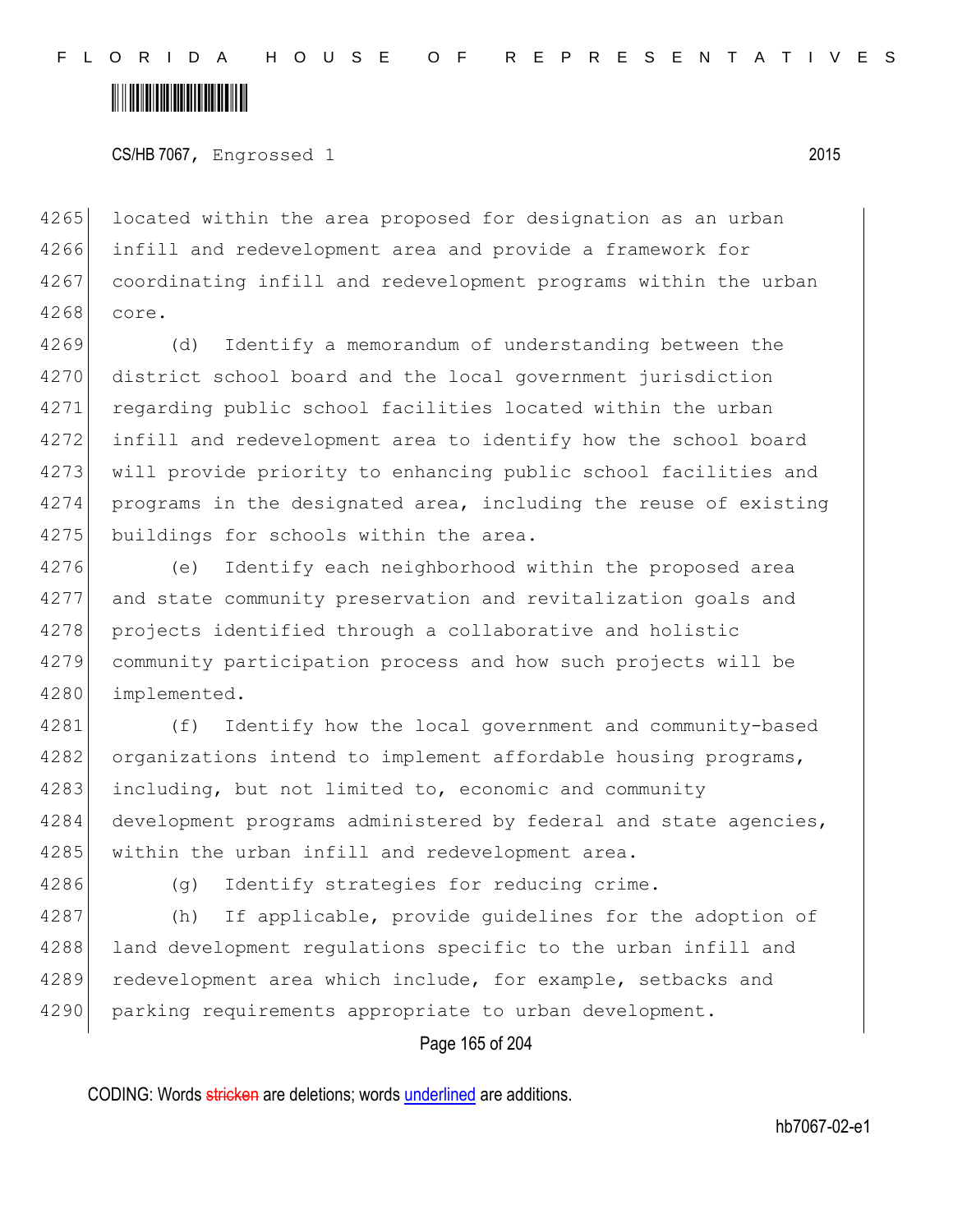located within the area proposed for designation as an urban infill and redevelopment area and provide a framework for coordinating infill and redevelopment programs within the urban core.

(d) Identify a memorandum of understanding between the district school board and the local government jurisdiction regarding public school facilities located within the urban infill and redevelopment area to identify how the school board will provide priority to enhancing public school facilities and programs in the designated area, including the reuse of existing buildings for schools within the area.

(e) Identify each neighborhood within the proposed area and state community preservation and revitalization goals and projects identified through a collaborative and holistic community participation process and how such projects will be implemented.

(f) Identify how the local government and community-based organizations intend to implement affordable housing programs, including, but not limited to, economic and community development programs administered by federal and state agencies, within the urban infill and redevelopment area.

(g) Identify strategies for reducing crime.

(h) If applicable, provide guidelines for the adoption of land development regulations specific to the urban infill and redevelopment area which include, for example, setbacks and parking requirements appropriate to urban development.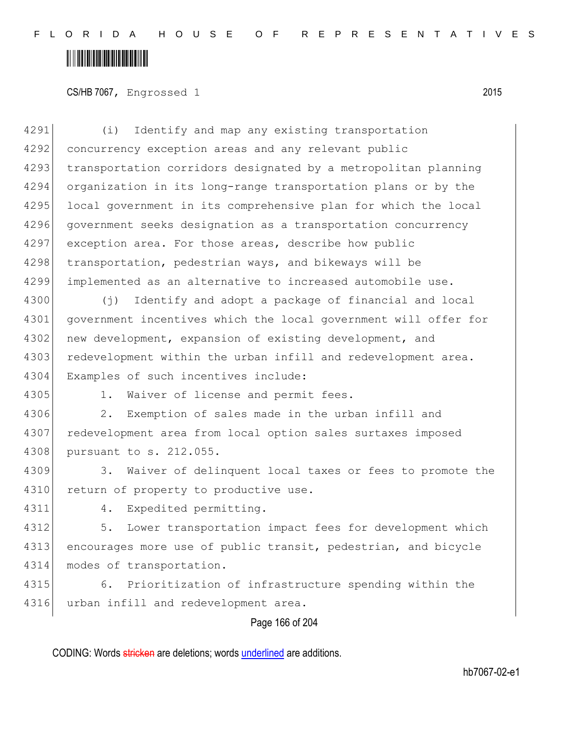(i) Identify and map any existing transportation concurrency exception areas and any relevant public transportation corridors designated by a metropolitan planning organization in its long-range transportation plans or by the local government in its comprehensive plan for which the local government seeks designation as a transportation concurrency exception area. For those areas, describe how public transportation, pedestrian ways, and bikeways will be implemented as an alternative to increased automobile use.

(j) Identify and adopt a package of financial and local government incentives which the local government will offer for new development, expansion of existing development, and redevelopment within the urban infill and redevelopment area. Examples of such incentives include:

1. Waiver of license and permit fees.

2. Exemption of sales made in the urban infill and redevelopment area from local option sales surtaxes imposed pursuant to s. 212.055.

3. Waiver of delinquent local taxes or fees to promote the return of property to productive use.

4. Expedited permitting.

5. Lower transportation impact fees for development which encourages more use of public transit, pedestrian, and bicycle modes of transportation.

6. Prioritization of infrastructure spending within the urban infill and redevelopment area.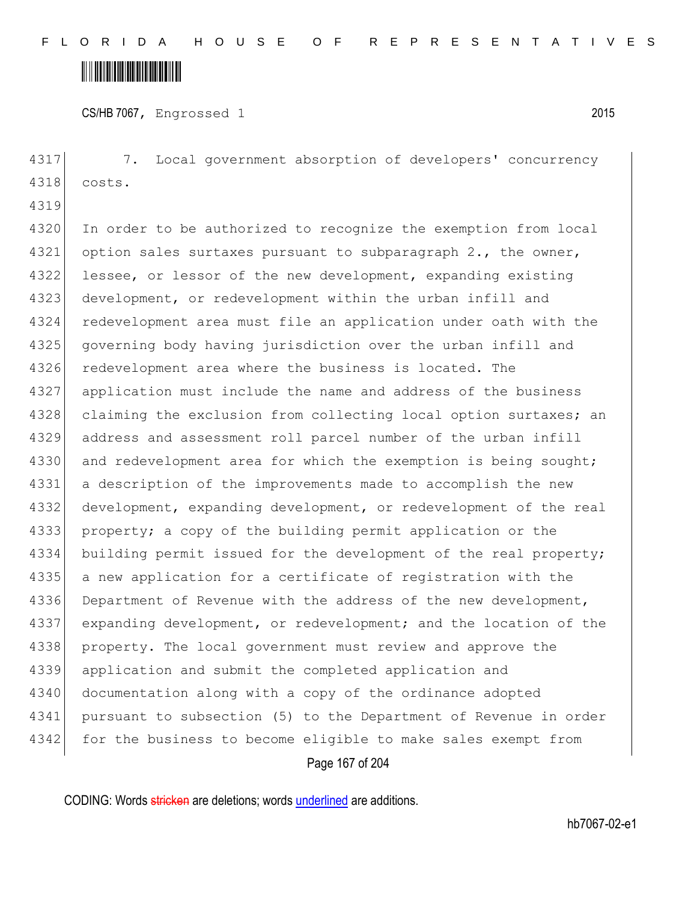7. Local government absorption of developers' concurrency costs.

In order to be authorized to recognize the exemption from local option sales surtaxes pursuant to subparagraph 2., the owner, lessee, or lessor of the new development, expanding existing development, or redevelopment within the urban infill and redevelopment area must file an application under oath with the governing body having jurisdiction over the urban infill and redevelopment area where the business is located. The application must include the name and address of the business claiming the exclusion from collecting local option surtaxes; an address and assessment roll parcel number of the urban infill and redevelopment area for which the exemption is being sought; a description of the improvements made to accomplish the new development, expanding development, or redevelopment of the real property; a copy of the building permit application or the building permit issued for the development of the real property; a new application for a certificate of registration with the Department of Revenue with the address of the new development, expanding development, or redevelopment; and the location of the property. The local government must review and approve the application and submit the completed application and documentation along with a copy of the ordinance adopted pursuant to subsection (5) to the Department of Revenue in order for the business to become eligible to make sales exempt from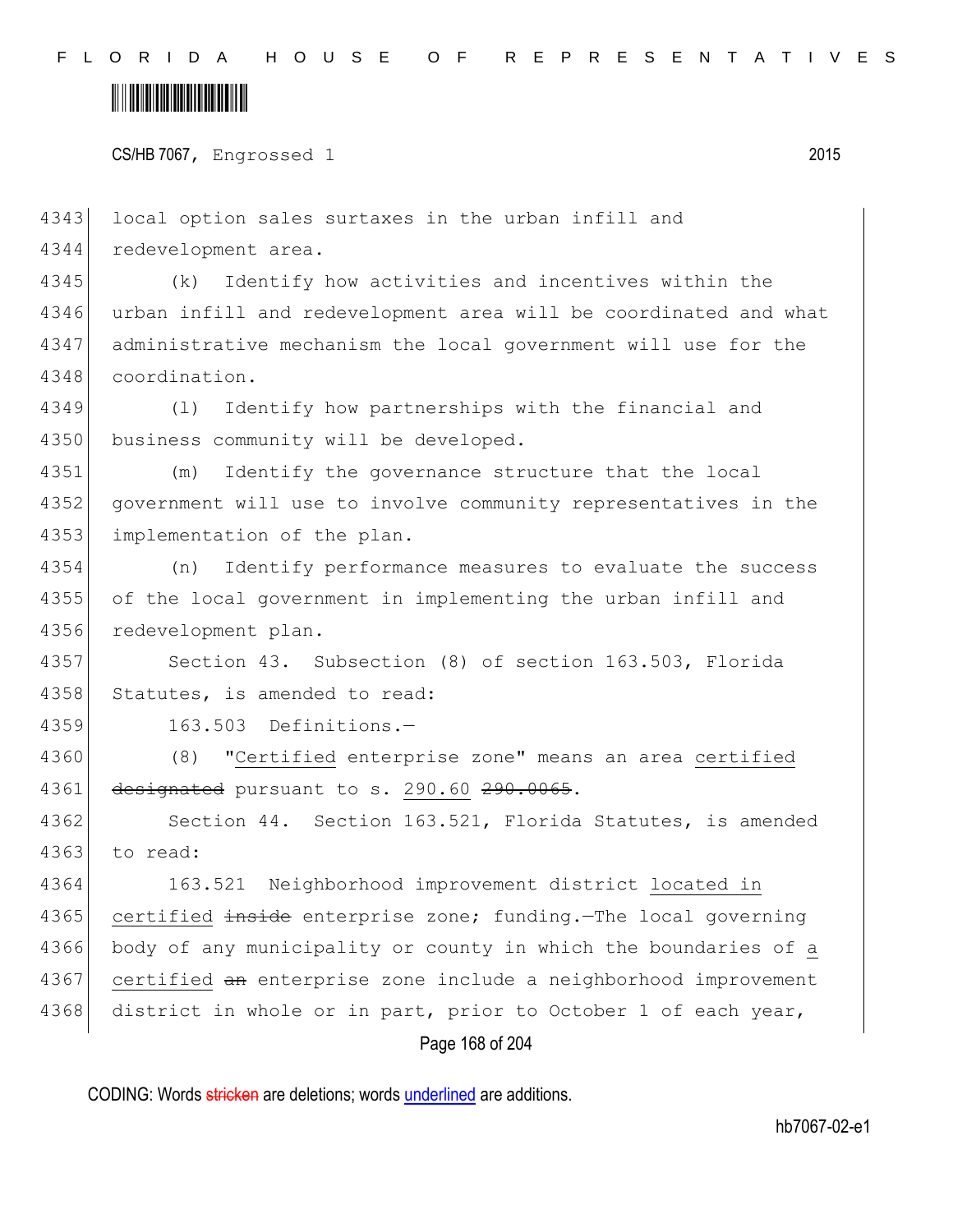local option sales surtaxes in the urban infill and redevelopment area.

(k) Identify how activities and incentives within the urban infill and redevelopment area will be coordinated and what administrative mechanism the local government will use for the coordination.

(l) Identify how partnerships with the financial and business community will be developed.

(m) Identify the governance structure that the local government will use to involve community representatives in the implementation of the plan.

(n) Identify performance measures to evaluate the success of the local government in implementing the urban infill and redevelopment plan.

Section 43. Subsection (8) of section 163.503, Florida Statutes, is amended to read:

163.503 Definitions.—

(8) "Certified enterprise zone" means an area certified ~~designated~~ pursuant to s. 290.60 ~~290.0065~~.

Section 44. Section 163.521, Florida Statutes, is amended to read:

163.521 Neighborhood improvement district located in certified ~~inside~~ enterprise zone; funding.—The local governing body of any municipality or county in which the boundaries of a certified ~~an~~ enterprise zone include a neighborhood improvement district in whole or in part, prior to October 1 of each year,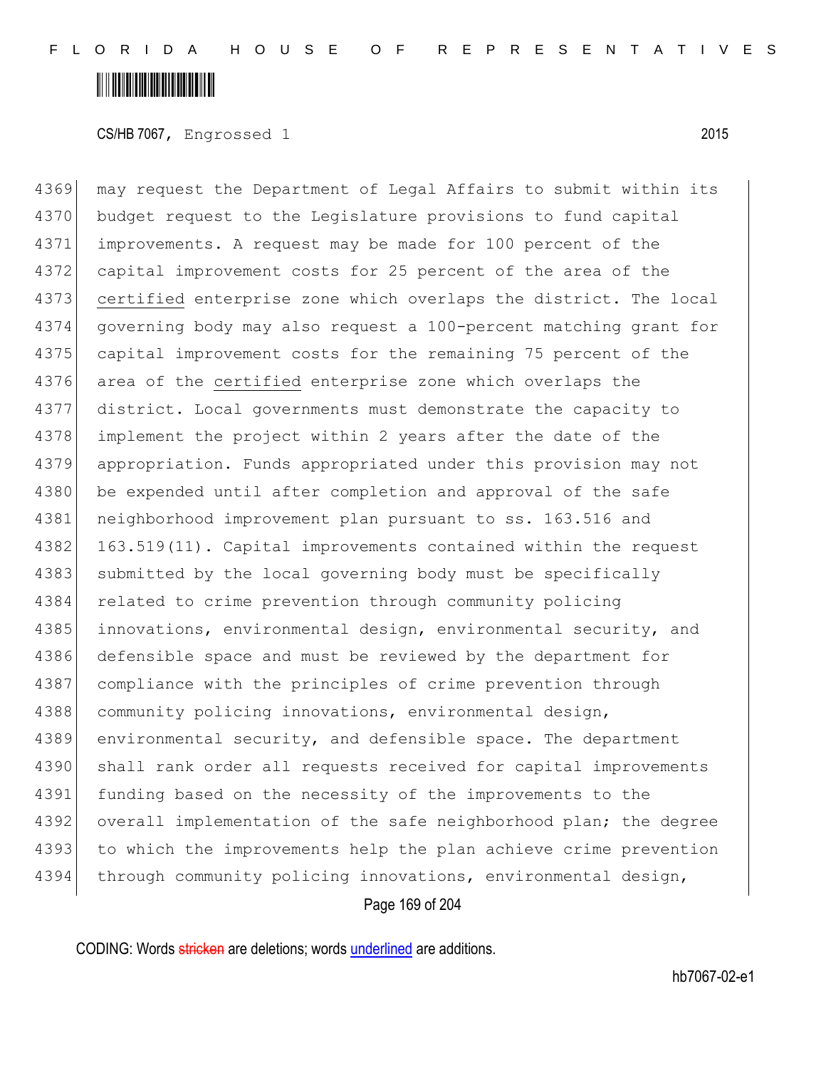may request the Department of Legal Affairs to submit within its budget request to the Legislature provisions to fund capital improvements. A request may be made for 100 percent of the capital improvement costs for 25 percent of the area of the <u>certified</u> enterprise zone which overlaps the district. The local governing body may also request a 100-percent matching grant for capital improvement costs for the remaining 75 percent of the area of the <u>certified</u> enterprise zone which overlaps the district. Local governments must demonstrate the capacity to implement the project within 2 years after the date of the appropriation. Funds appropriated under this provision may not be expended until after completion and approval of the safe neighborhood improvement plan pursuant to ss. 163.516 and 163.519(11). Capital improvements contained within the request submitted by the local governing body must be specifically related to crime prevention through community policing innovations, environmental design, environmental security, and defensible space and must be reviewed by the department for compliance with the principles of crime prevention through community policing innovations, environmental design, environmental security, and defensible space. The department shall rank order all requests received for capital improvements funding based on the necessity of the improvements to the overall implementation of the safe neighborhood plan; the degree to which the improvements help the plan achieve crime prevention through community policing innovations, environmental design,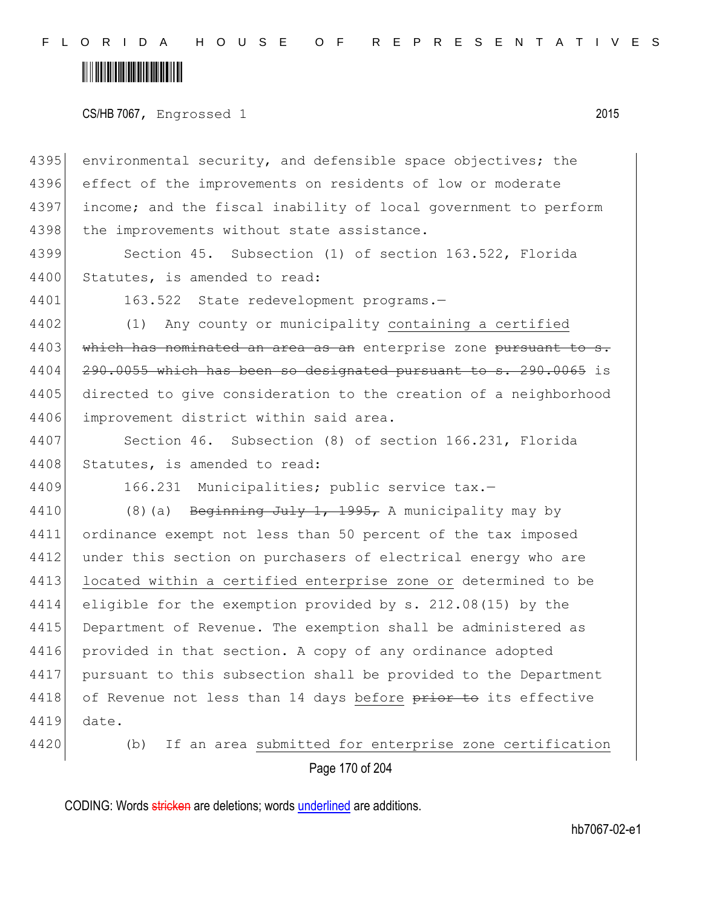environmental security, and defensible space objectives; the effect of the improvements on residents of low or moderate income; and the fiscal inability of local government to perform the improvements without state assistance.

Section 45. Subsection (1) of section 163.522, Florida Statutes, is amended to read:

163.522 State redevelopment programs.—

(1) Any county or municipality containing a certified ~~which has nominated an area as an~~ enterprise zone ~~pursuant to s. 290.0055 which has been so designated pursuant to s. 290.0065~~ is directed to give consideration to the creation of a neighborhood improvement district within said area.

Section 46. Subsection (8) of section 166.231, Florida Statutes, is amended to read:

166.231 Municipalities; public service tax.—

(8)(a) ~~Beginning July 1, 1995,~~ A municipality may by ordinance exempt not less than 50 percent of the tax imposed under this section on purchasers of electrical energy who are located within a certified enterprise zone or determined to be eligible for the exemption provided by s. 212.08(15) by the Department of Revenue. The exemption shall be administered as provided in that section. A copy of any ordinance adopted pursuant to this subsection shall be provided to the Department of Revenue not less than 14 days before ~~prior to~~ its effective date.

(b) If an area submitted for enterprise zone certification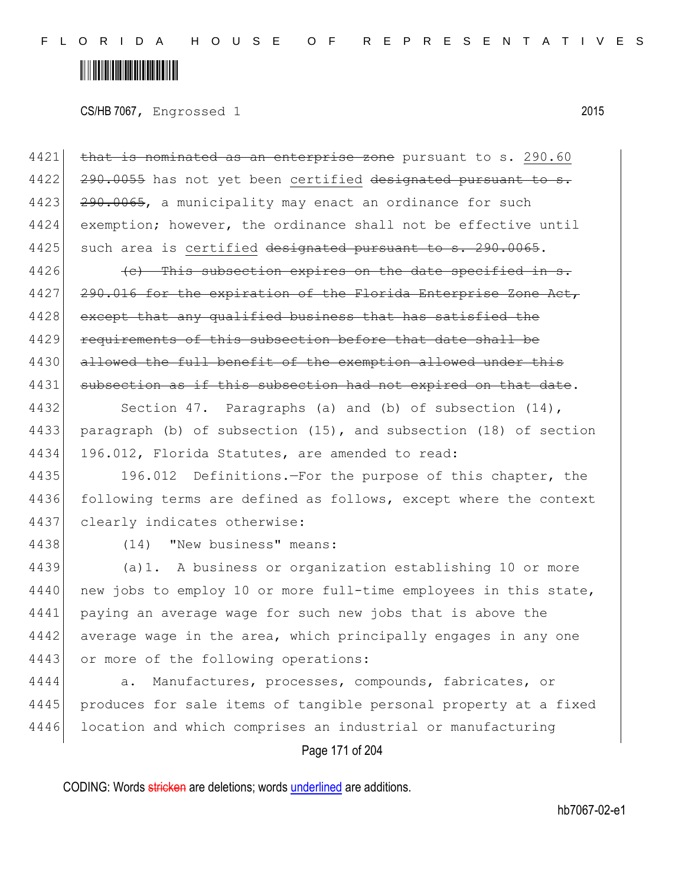~~that is nominated as an enterprise zone~~ pursuant to s. <u>290.60</u> ~~290.0055~~ has not yet been <u>certified</u> ~~designated pursuant to s. 290.0065~~, a municipality may enact an ordinance for such exemption; however, the ordinance shall not be effective until such area is <u>certified</u> ~~designated pursuant to s. 290.0065~~.

~~(c) This subsection expires on the date specified in s. 290.016 for the expiration of the Florida Enterprise Zone Act, except that any qualified business that has satisfied the requirements of this subsection before that date shall be allowed the full benefit of the exemption allowed under this subsection as if this subsection had not expired on that date~~.

Section 47. Paragraphs (a) and (b) of subsection (14), paragraph (b) of subsection (15), and subsection (18) of section 196.012, Florida Statutes, are amended to read:

196.012 Definitions.—For the purpose of this chapter, the following terms are defined as follows, except where the context clearly indicates otherwise:

(14) "New business" means:

(a)1. A business or organization establishing 10 or more new jobs to employ 10 or more full-time employees in this state, paying an average wage for such new jobs that is above the average wage in the area, which principally engages in any one or more of the following operations:

a. Manufactures, processes, compounds, fabricates, or produces for sale items of tangible personal property at a fixed location and which comprises an industrial or manufacturing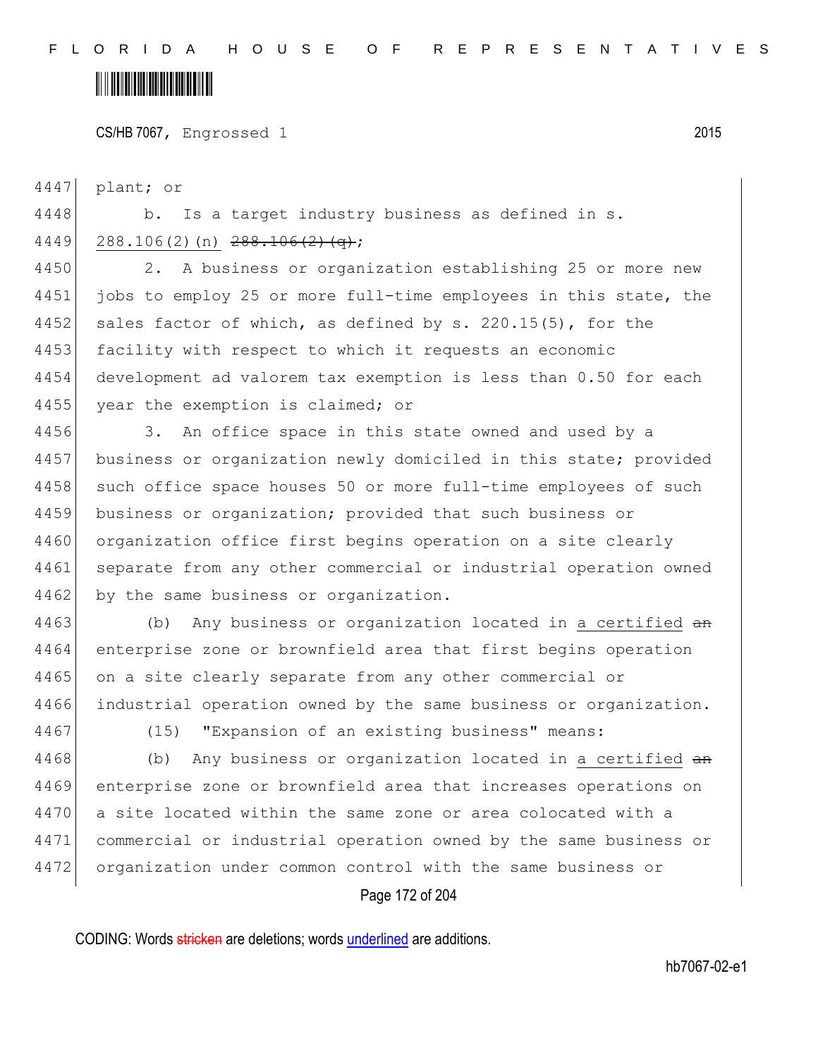plant; or

b. Is a target industry business as defined in s. 288.106(2)(n) ~~288.106(2)(q)~~;

2. A business or organization establishing 25 or more new jobs to employ 25 or more full-time employees in this state, the sales factor of which, as defined by s. 220.15(5), for the facility with respect to which it requests an economic development ad valorem tax exemption is less than 0.50 for each year the exemption is claimed; or

3. An office space in this state owned and used by a business or organization newly domiciled in this state; provided such office space houses 50 or more full-time employees of such business or organization; provided that such business or organization office first begins operation on a site clearly separate from any other commercial or industrial operation owned by the same business or organization.

(b) Any business or organization located in a certified ~~an~~ enterprise zone or brownfield area that first begins operation on a site clearly separate from any other commercial or industrial operation owned by the same business or organization.

(15) "Expansion of an existing business" means:

(b) Any business or organization located in a certified ~~an~~ enterprise zone or brownfield area that increases operations on a site located within the same zone or area colocated with a commercial or industrial operation owned by the same business or organization under common control with the same business or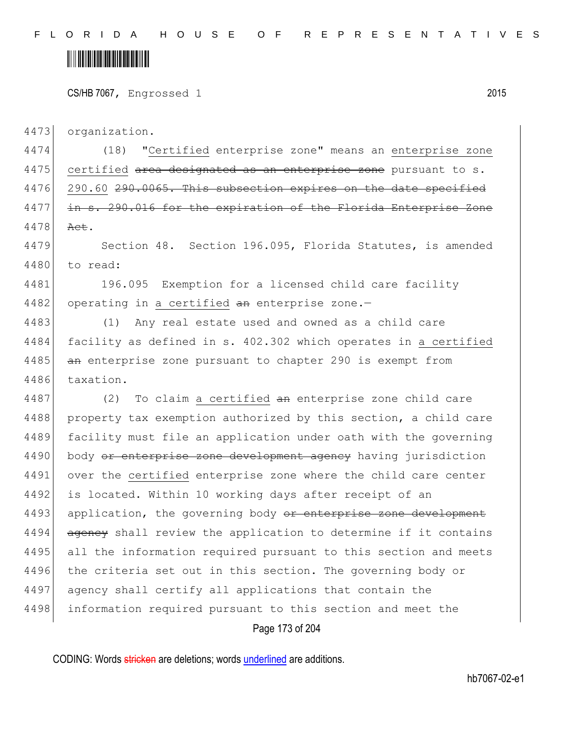4473 organization.

4474 (18) "<u>Certified</u> enterprise zone" means an <u>enterprise zone</u>
4475 <u>certified</u> ~~area designated as an enterprise zone~~ pursuant to s.
4476 <u>290.60</u> ~~290.0065. This subsection expires on the date specified~~
4477 ~~in s. 290.016 for the expiration of the Florida Enterprise Zone~~
4478 ~~Act~~.

4479 Section 48. Section 196.095, Florida Statutes, is amended
4480 to read:

4481 196.095 Exemption for a licensed child care facility
4482 operating in <u>a certified</u> ~~an~~ enterprise zone.—

4483 (1) Any real estate used and owned as a child care
4484 facility as defined in s. 402.302 which operates in <u>a certified</u>
4485 ~~an~~ enterprise zone pursuant to chapter 290 is exempt from
4486 taxation.

4487 (2) To claim <u>a certified</u> ~~an~~ enterprise zone child care
4488 property tax exemption authorized by this section, a child care
4489 facility must file an application under oath with the governing
4490 body ~~or enterprise zone development agency~~ having jurisdiction
4491 over the <u>certified</u> enterprise zone where the child care center
4492 is located. Within 10 working days after receipt of an
4493 application, the governing body ~~or enterprise zone development~~
4494 ~~agency~~ shall review the application to determine if it contains
4495 all the information required pursuant to this section and meets
4496 the criteria set out in this section. The governing body or
4497 agency shall certify all applications that contain the
4498 information required pursuant to this section and meet the

CODING: Words ~~stricken~~ are deletions; words <u>underlined</u> are additions.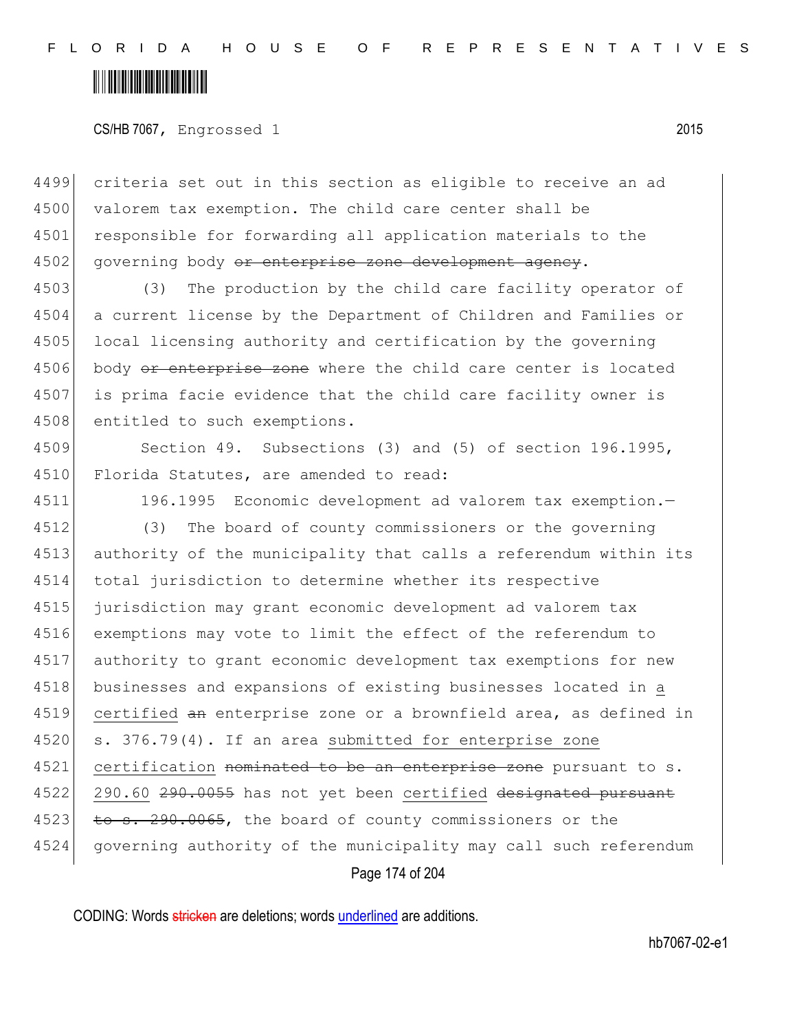criteria set out in this section as eligible to receive an ad valorem tax exemption. The child care center shall be responsible for forwarding all application materials to the governing body ~~or enterprise zone development agency~~.

(3) The production by the child care facility operator of a current license by the Department of Children and Families or local licensing authority and certification by the governing body ~~or enterprise zone~~ where the child care center is located is prima facie evidence that the child care facility owner is entitled to such exemptions.

Section 49. Subsections (3) and (5) of section 196.1995, Florida Statutes, are amended to read:

196.1995 Economic development ad valorem tax exemption.—

(3) The board of county commissioners or the governing authority of the municipality that calls a referendum within its total jurisdiction to determine whether its respective jurisdiction may grant economic development ad valorem tax exemptions may vote to limit the effect of the referendum to authority to grant economic development tax exemptions for new businesses and expansions of existing businesses located in <u>a certified</u> ~~an~~ enterprise zone or a brownfield area, as defined in s. 376.79(4). If an area <u>submitted for enterprise zone certification</u> ~~nominated to be an enterprise zone~~ pursuant to s. <u>290.60</u> ~~290.0055~~ has not yet been <u>certified</u> ~~designated pursuant to s. 290.0065~~, the board of county commissioners or the governing authority of the municipality may call such referendum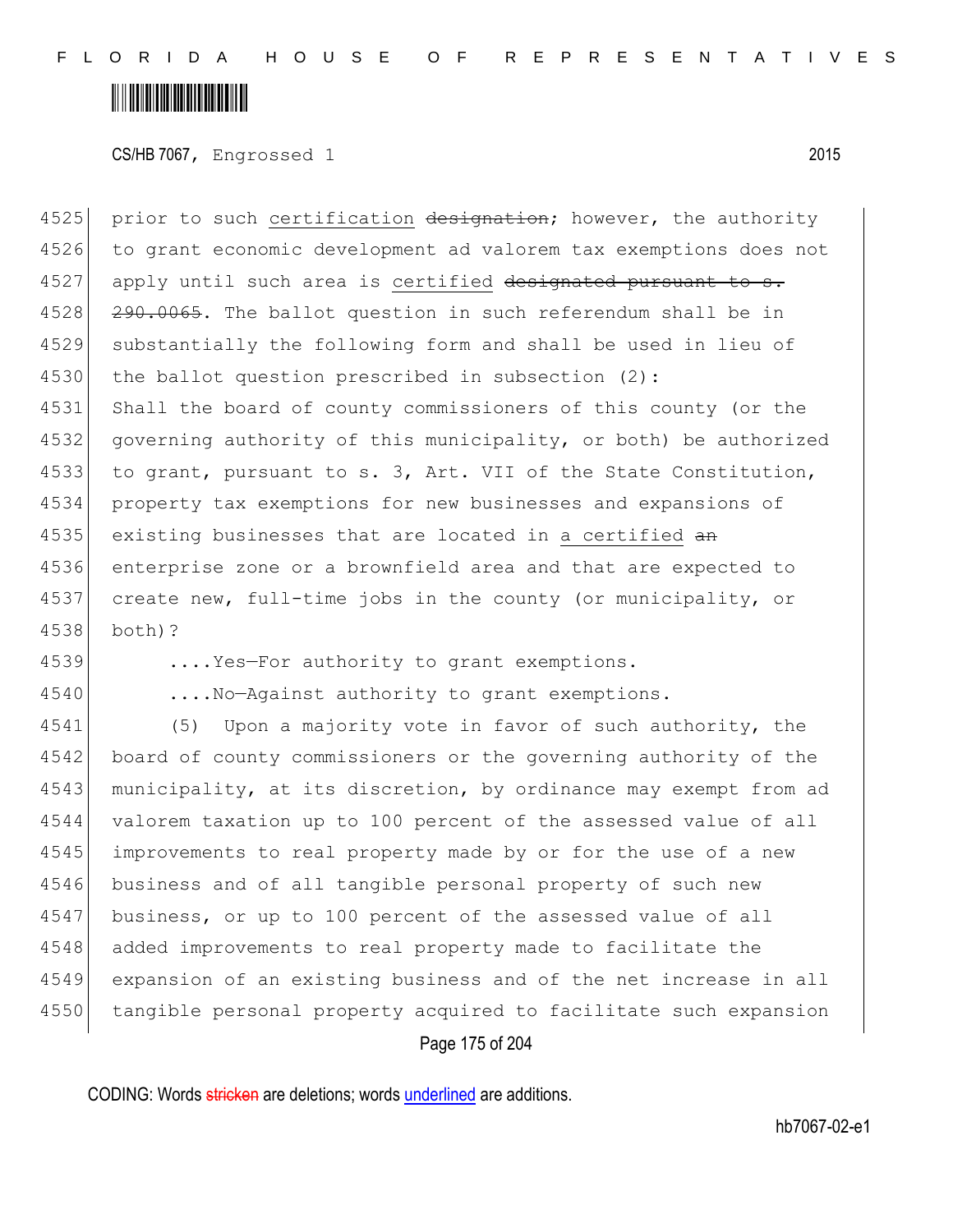prior to such <u>certification</u> ~~designation~~; however, the authority to grant economic development ad valorem tax exemptions does not apply until such area is <u>certified</u> ~~designated pursuant to s. 290.0065~~. The ballot question in such referendum shall be in substantially the following form and shall be used in lieu of the ballot question prescribed in subsection (2):

Shall the board of county commissioners of this county (or the governing authority of this municipality, or both) be authorized to grant, pursuant to s. 3, Art. VII of the State Constitution, property tax exemptions for new businesses and expansions of existing businesses that are located in <u>a certified</u> ~~an~~ enterprise zone or a brownfield area and that are expected to create new, full-time jobs in the county (or municipality, or both)?

....Yes—For authority to grant exemptions.

....No—Against authority to grant exemptions.

(5) Upon a majority vote in favor of such authority, the board of county commissioners or the governing authority of the municipality, at its discretion, by ordinance may exempt from ad valorem taxation up to 100 percent of the assessed value of all improvements to real property made by or for the use of a new business and of all tangible personal property of such new business, or up to 100 percent of the assessed value of all added improvements to real property made to facilitate the expansion of an existing business and of the net increase in all tangible personal property acquired to facilitate such expansion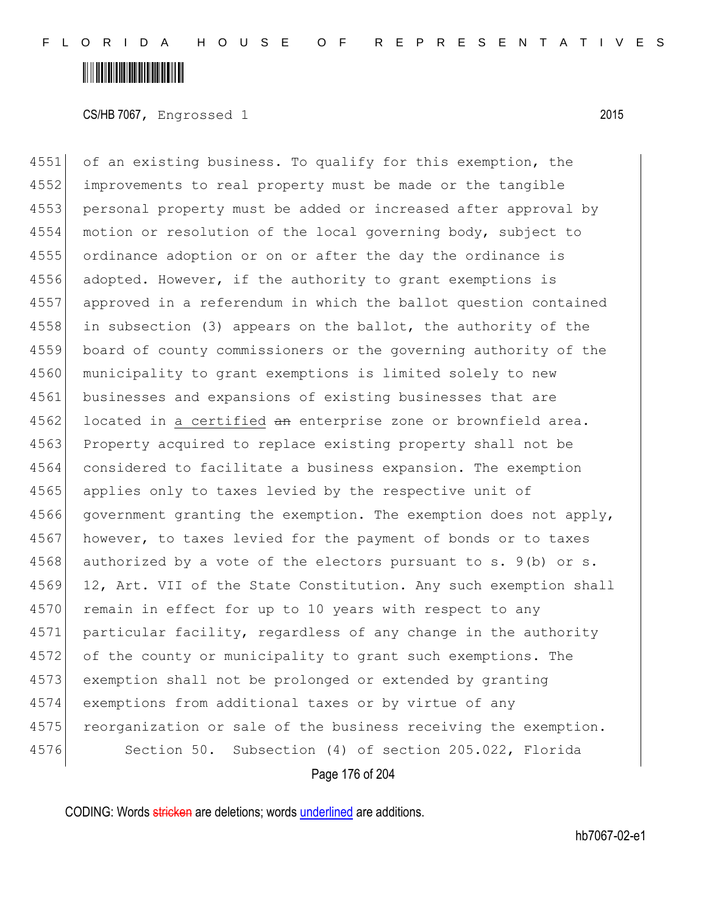of an existing business. To qualify for this exemption, the improvements to real property must be made or the tangible personal property must be added or increased after approval by motion or resolution of the local governing body, subject to ordinance adoption or on or after the day the ordinance is adopted. However, if the authority to grant exemptions is approved in a referendum in which the ballot question contained in subsection (3) appears on the ballot, the authority of the board of county commissioners or the governing authority of the municipality to grant exemptions is limited solely to new businesses and expansions of existing businesses that are located in <u>a certified</u> ~~an~~ enterprise zone or brownfield area. Property acquired to replace existing property shall not be considered to facilitate a business expansion. The exemption applies only to taxes levied by the respective unit of government granting the exemption. The exemption does not apply, however, to taxes levied for the payment of bonds or to taxes authorized by a vote of the electors pursuant to s. 9(b) or s. 12, Art. VII of the State Constitution. Any such exemption shall remain in effect for up to 10 years with respect to any particular facility, regardless of any change in the authority of the county or municipality to grant such exemptions. The exemption shall not be prolonged or extended by granting exemptions from additional taxes or by virtue of any reorganization or sale of the business receiving the exemption.

Section 50. Subsection (4) of section 205.022, Florida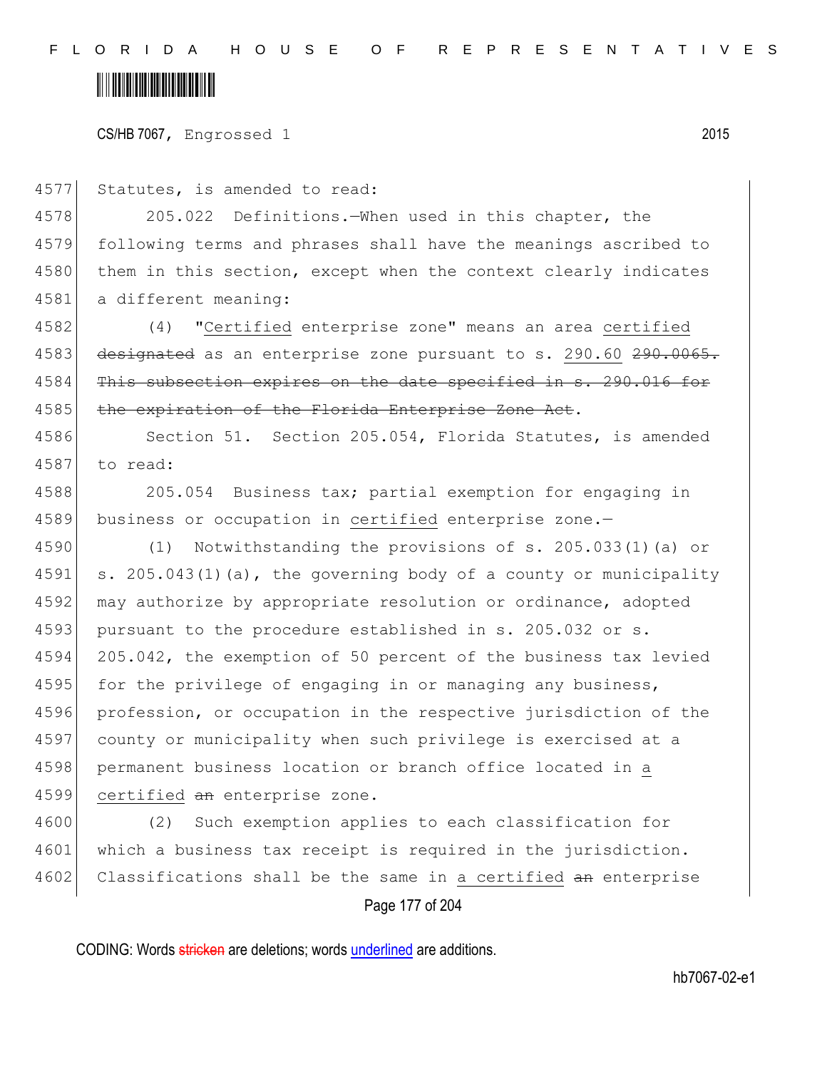CS/HB 7067, Engrossed 1 2015

4577 Statutes, is amended to read:

4578 205.022 Definitions.—When used in this chapter, the following terms and phrases shall have the meanings ascribed to them in this section, except when the context clearly indicates a different meaning:

4582 (4) "<u>Certified</u> enterprise zone" means an area <u>certified</u> ~~designated~~ as an enterprise zone pursuant to s. <u>290.60</u> ~~290.0065. This subsection expires on the date specified in s. 290.016 for the expiration of the Florida Enterprise Zone Act~~.

4586 Section 51. Section 205.054, Florida Statutes, is amended to read:

4588 205.054 Business tax; partial exemption for engaging in business or occupation in <u>certified</u> enterprise zone.—

4590 (1) Notwithstanding the provisions of s. 205.033(1)(a) or s. 205.043(1)(a), the governing body of a county or municipality may authorize by appropriate resolution or ordinance, adopted pursuant to the procedure established in s. 205.032 or s. 205.042, the exemption of 50 percent of the business tax levied for the privilege of engaging in or managing any business, profession, or occupation in the respective jurisdiction of the county or municipality when such privilege is exercised at a permanent business location or branch office located in <u>a certified</u> ~~an~~ enterprise zone.

4600 (2) Such exemption applies to each classification for which a business tax receipt is required in the jurisdiction. Classifications shall be the same in <u>a certified</u> ~~an~~ enterprise

CODING: Words ~~stricken~~ are deletions; words <u>underlined</u> are additions.

hb7067-02-e1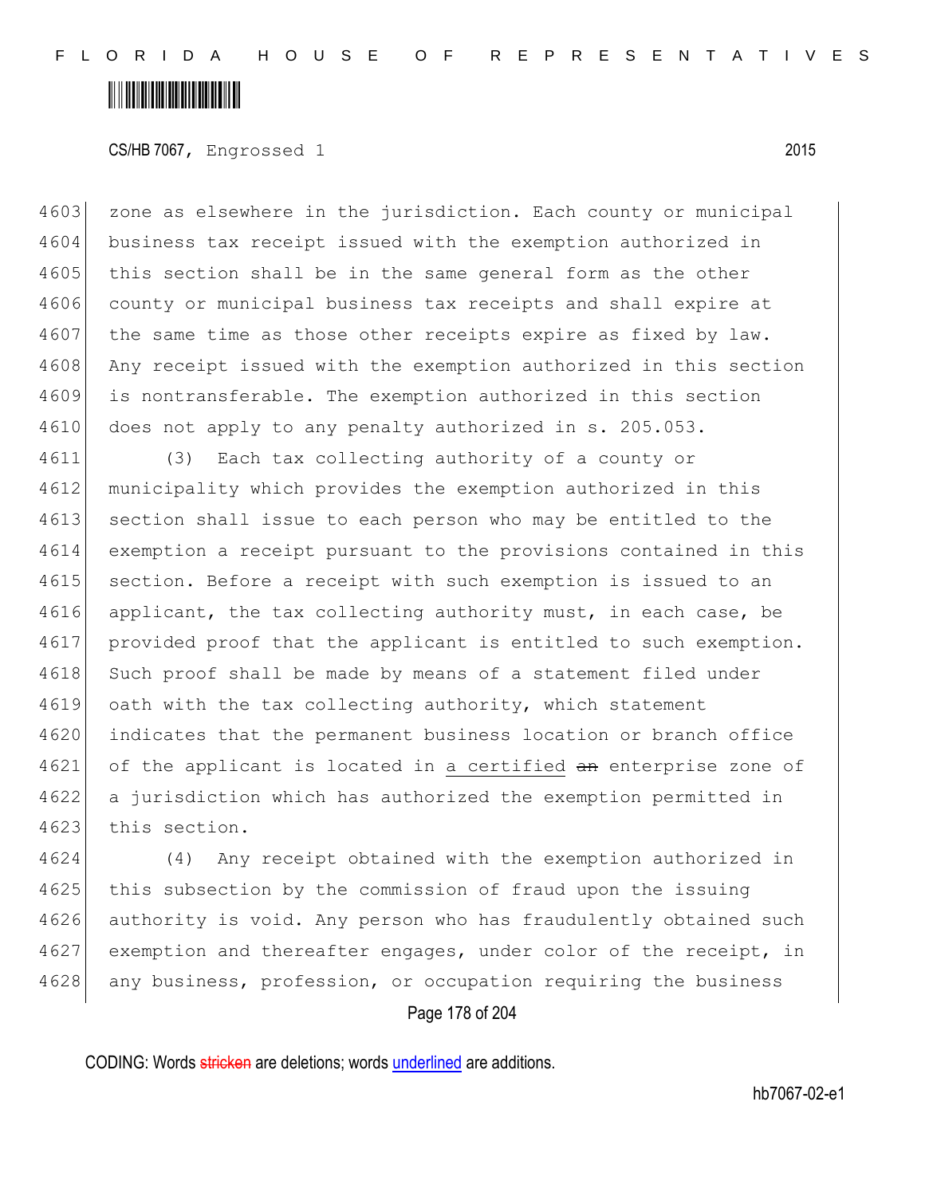zone as elsewhere in the jurisdiction. Each county or municipal business tax receipt issued with the exemption authorized in this section shall be in the same general form as the other county or municipal business tax receipts and shall expire at the same time as those other receipts expire as fixed by law. Any receipt issued with the exemption authorized in this section is nontransferable. The exemption authorized in this section does not apply to any penalty authorized in s. 205.053.

(3) Each tax collecting authority of a county or municipality which provides the exemption authorized in this section shall issue to each person who may be entitled to the exemption a receipt pursuant to the provisions contained in this section. Before a receipt with such exemption is issued to an applicant, the tax collecting authority must, in each case, be provided proof that the applicant is entitled to such exemption. Such proof shall be made by means of a statement filed under oath with the tax collecting authority, which statement indicates that the permanent business location or branch office of the applicant is located in <u>a certified</u> ~~an~~ enterprise zone of a jurisdiction which has authorized the exemption permitted in this section.

(4) Any receipt obtained with the exemption authorized in this subsection by the commission of fraud upon the issuing authority is void. Any person who has fraudulently obtained such exemption and thereafter engages, under color of the receipt, in any business, profession, or occupation requiring the business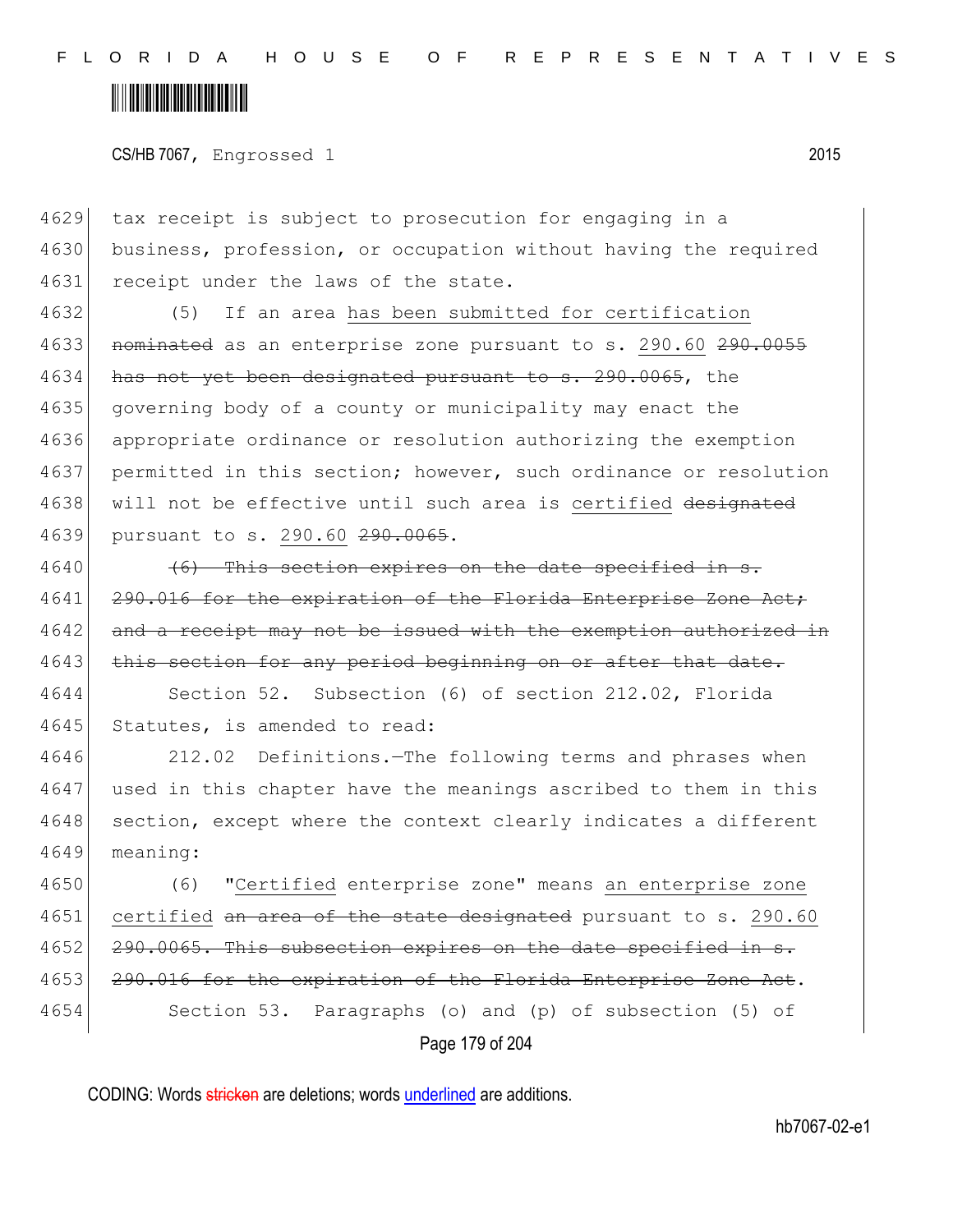tax receipt is subject to prosecution for engaging in a business, profession, or occupation without having the required receipt under the laws of the state.

(5) If an area has been submitted for certification ~~nominated~~ as an enterprise zone pursuant to s. 290.60 ~~290.0055 has not yet been designated pursuant to s. 290.0065~~, the governing body of a county or municipality may enact the appropriate ordinance or resolution authorizing the exemption permitted in this section; however, such ordinance or resolution will not be effective until such area is certified ~~designated~~ pursuant to s. 290.60 ~~290.0065~~.

~~(6) This section expires on the date specified in s. 290.016 for the expiration of the Florida Enterprise Zone Act; and a receipt may not be issued with the exemption authorized in this section for any period beginning on or after that date.~~

Section 52. Subsection (6) of section 212.02, Florida Statutes, is amended to read:

212.02 Definitions.—The following terms and phrases when used in this chapter have the meanings ascribed to them in this section, except where the context clearly indicates a different meaning:

(6) "Certified enterprise zone" means an enterprise zone certified ~~an area of the state designated~~ pursuant to s. 290.60 ~~290.0065. This subsection expires on the date specified in s. 290.016 for the expiration of the Florida Enterprise Zone Act~~.

Section 53. Paragraphs (o) and (p) of subsection (5) of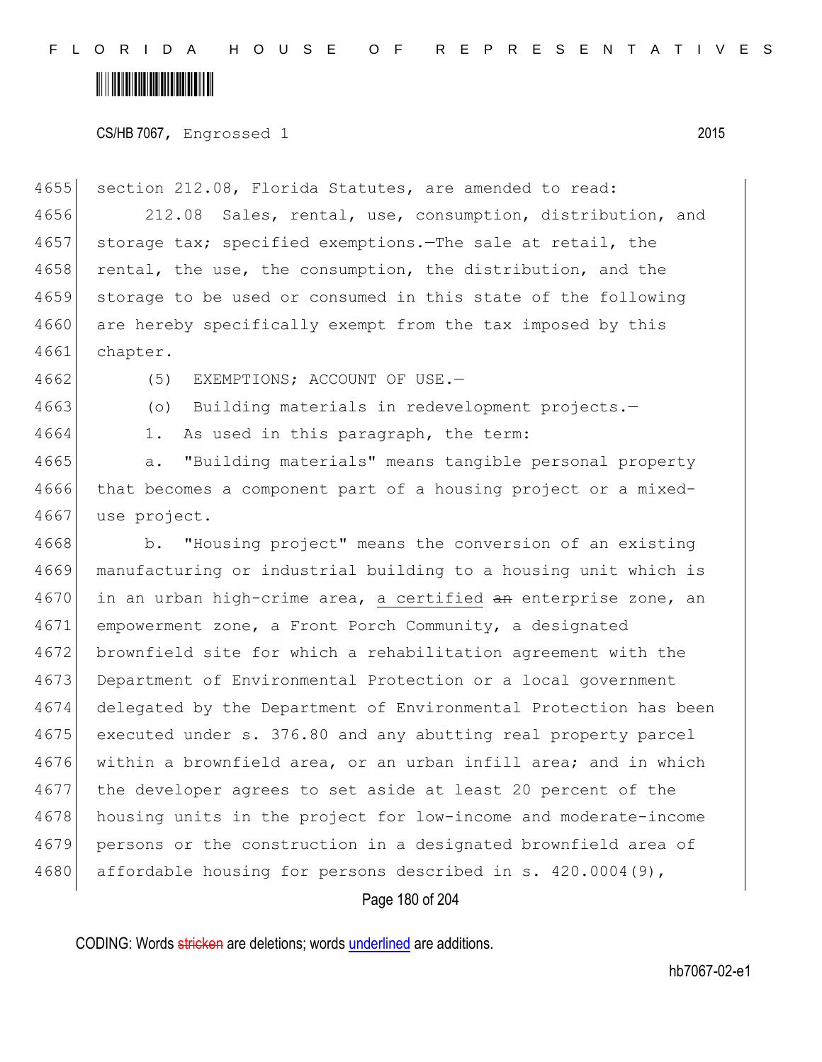section 212.08, Florida Statutes, are amended to read:

212.08 Sales, rental, use, consumption, distribution, and storage tax; specified exemptions.—The sale at retail, the rental, the use, the consumption, the distribution, and the storage to be used or consumed in this state of the following are hereby specifically exempt from the tax imposed by this chapter.

(5) EXEMPTIONS; ACCOUNT OF USE.—

(o) Building materials in redevelopment projects.—

1. As used in this paragraph, the term:

a. "Building materials" means tangible personal property that becomes a component part of a housing project or a mixed-use project.

b. "Housing project" means the conversion of an existing manufacturing or industrial building to a housing unit which is in an urban high-crime area, a certified ~~an~~ enterprise zone, an empowerment zone, a Front Porch Community, a designated brownfield site for which a rehabilitation agreement with the Department of Environmental Protection or a local government delegated by the Department of Environmental Protection has been executed under s. 376.80 and any abutting real property parcel within a brownfield area, or an urban infill area; and in which the developer agrees to set aside at least 20 percent of the housing units in the project for low-income and moderate-income persons or the construction in a designated brownfield area of affordable housing for persons described in s. 420.0004(9),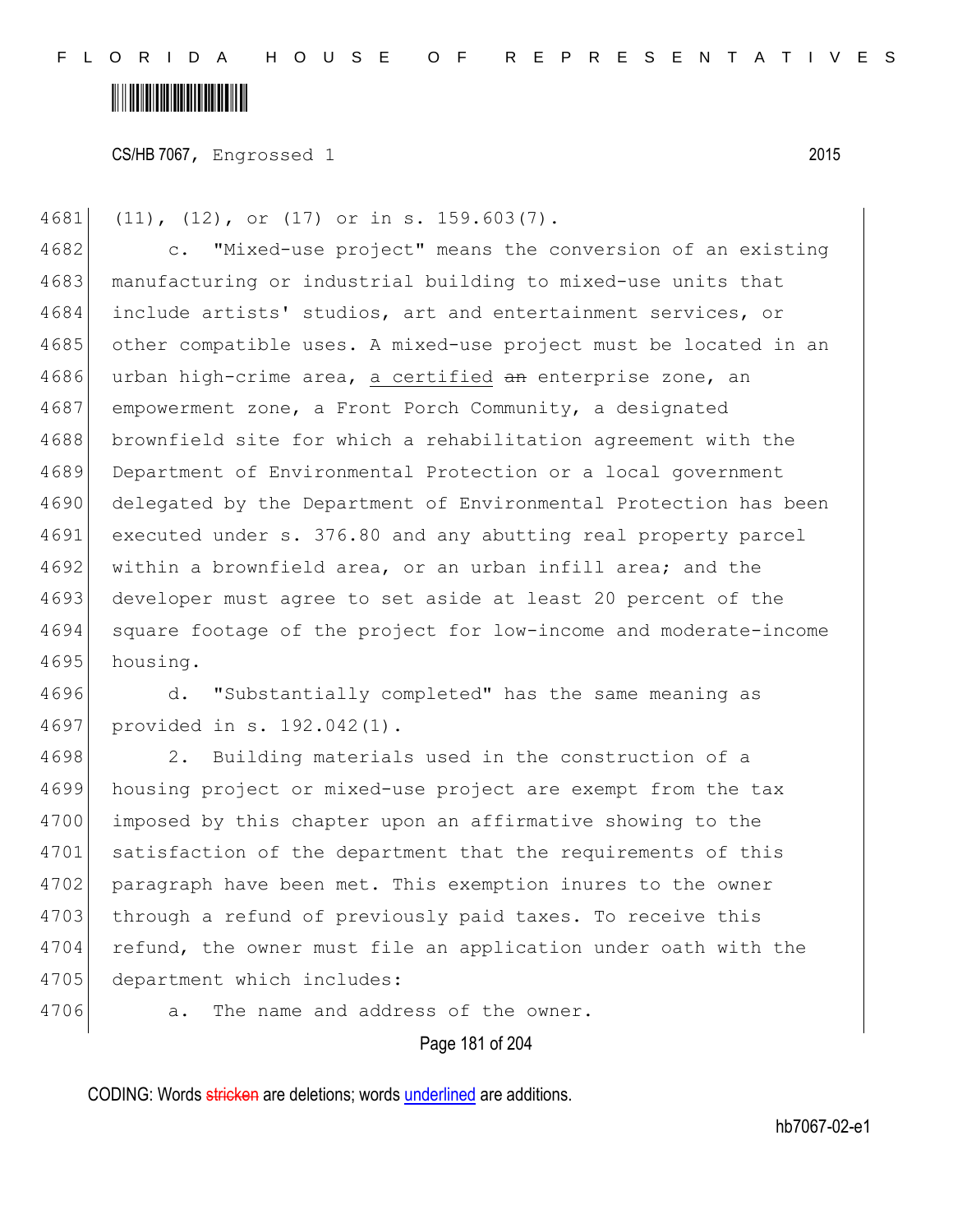(11), (12), or (17) or in s. 159.603(7).

c. "Mixed-use project" means the conversion of an existing manufacturing or industrial building to mixed-use units that include artists' studios, art and entertainment services, or other compatible uses. A mixed-use project must be located in an urban high-crime area, a certified ~~an~~ enterprise zone, an empowerment zone, a Front Porch Community, a designated brownfield site for which a rehabilitation agreement with the Department of Environmental Protection or a local government delegated by the Department of Environmental Protection has been executed under s. 376.80 and any abutting real property parcel within a brownfield area, or an urban infill area; and the developer must agree to set aside at least 20 percent of the square footage of the project for low-income and moderate-income housing.

d. "Substantially completed" has the same meaning as provided in s. 192.042(1).

2. Building materials used in the construction of a housing project or mixed-use project are exempt from the tax imposed by this chapter upon an affirmative showing to the satisfaction of the department that the requirements of this paragraph have been met. This exemption inures to the owner through a refund of previously paid taxes. To receive this refund, the owner must file an application under oath with the department which includes:

a. The name and address of the owner.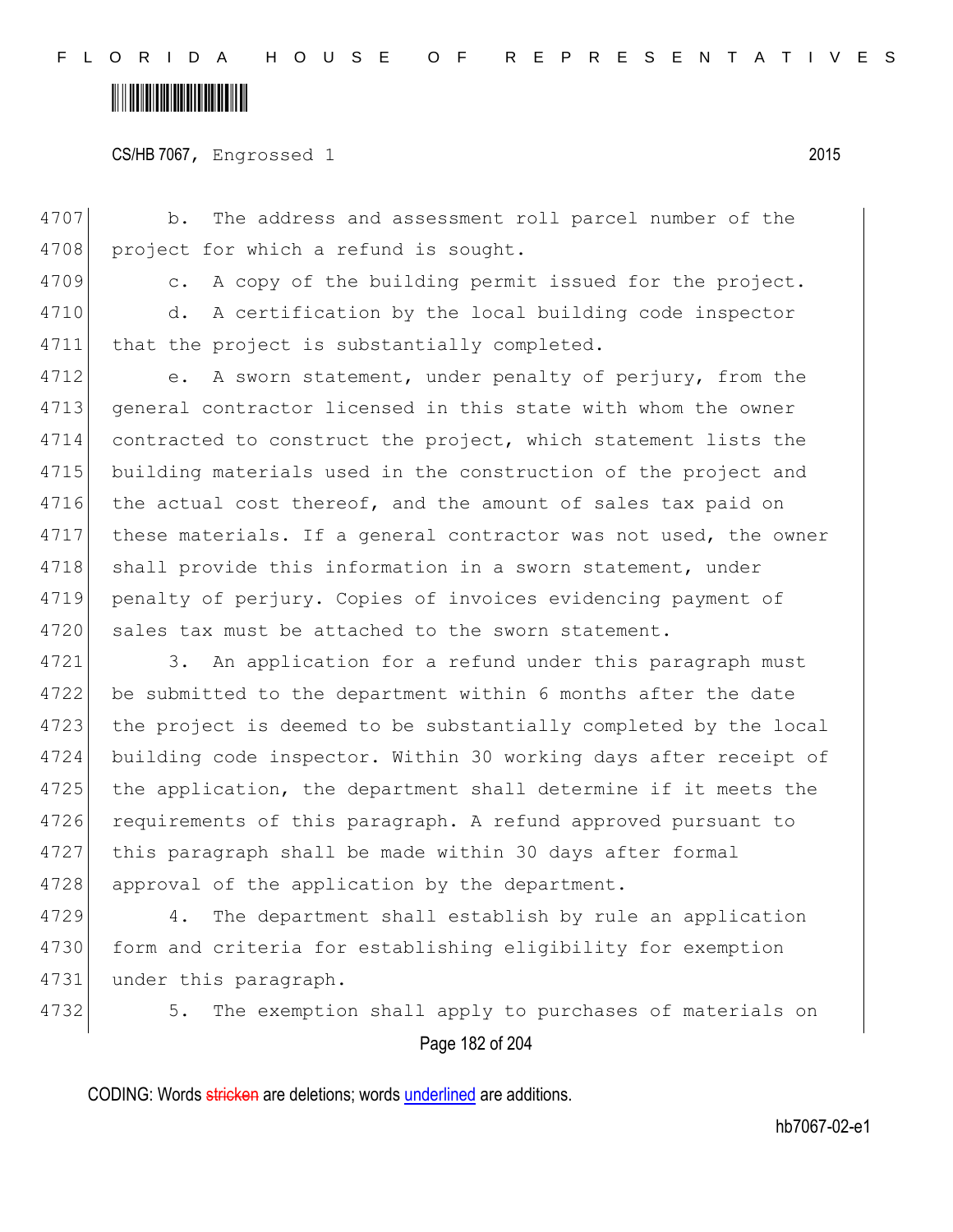b. The address and assessment roll parcel number of the project for which a refund is sought.

c. A copy of the building permit issued for the project.

d. A certification by the local building code inspector that the project is substantially completed.

e. A sworn statement, under penalty of perjury, from the general contractor licensed in this state with whom the owner contracted to construct the project, which statement lists the building materials used in the construction of the project and the actual cost thereof, and the amount of sales tax paid on these materials. If a general contractor was not used, the owner shall provide this information in a sworn statement, under penalty of perjury. Copies of invoices evidencing payment of sales tax must be attached to the sworn statement.

3. An application for a refund under this paragraph must be submitted to the department within 6 months after the date the project is deemed to be substantially completed by the local building code inspector. Within 30 working days after receipt of the application, the department shall determine if it meets the requirements of this paragraph. A refund approved pursuant to this paragraph shall be made within 30 days after formal approval of the application by the department.

4. The department shall establish by rule an application form and criteria for establishing eligibility for exemption under this paragraph.

5. The exemption shall apply to purchases of materials on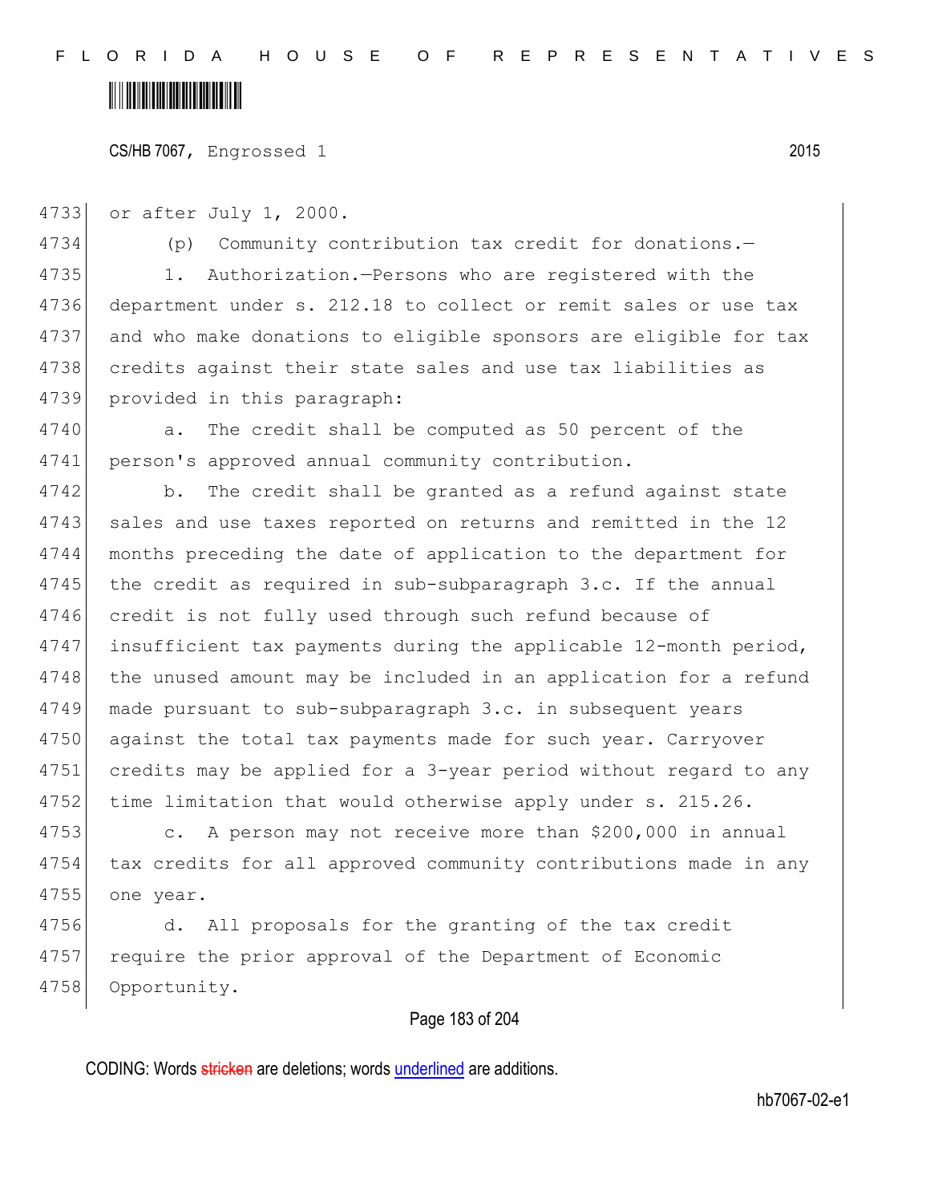or after July 1, 2000.

(p) Community contribution tax credit for donations.—

1. Authorization.—Persons who are registered with the department under s. 212.18 to collect or remit sales or use tax and who make donations to eligible sponsors are eligible for tax credits against their state sales and use tax liabilities as provided in this paragraph:

a. The credit shall be computed as 50 percent of the person's approved annual community contribution.

b. The credit shall be granted as a refund against state sales and use taxes reported on returns and remitted in the 12 months preceding the date of application to the department for the credit as required in sub-subparagraph 3.c. If the annual credit is not fully used through such refund because of insufficient tax payments during the applicable 12-month period, the unused amount may be included in an application for a refund made pursuant to sub-subparagraph 3.c. in subsequent years against the total tax payments made for such year. Carryover credits may be applied for a 3-year period without regard to any time limitation that would otherwise apply under s. 215.26.

c. A person may not receive more than $200,000 in annual tax credits for all approved community contributions made in any one year.

d. All proposals for the granting of the tax credit require the prior approval of the Department of Economic Opportunity.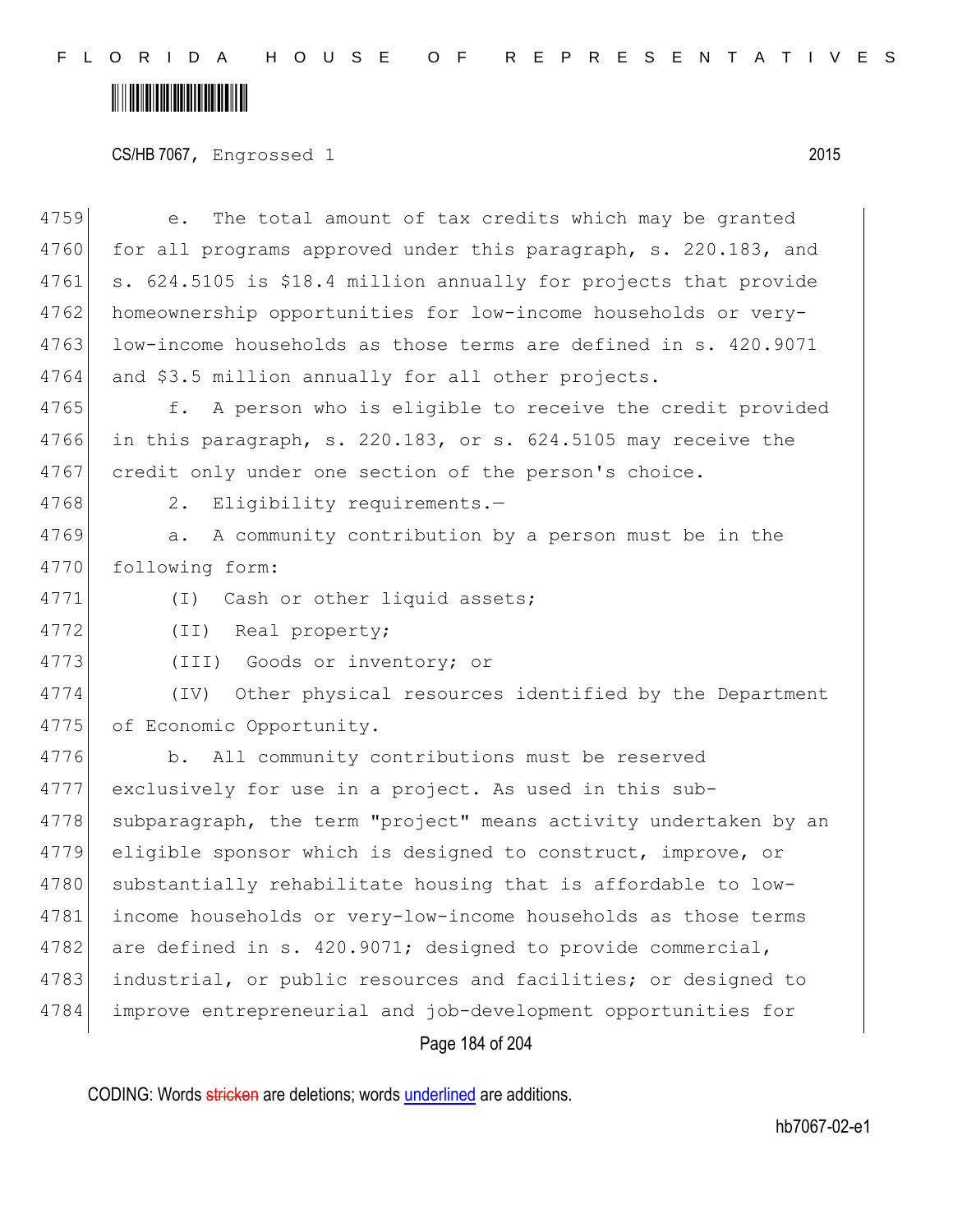e. The total amount of tax credits which may be granted for all programs approved under this paragraph, s. 220.183, and s. 624.5105 is $18.4 million annually for projects that provide homeownership opportunities for low-income households or very-low-income households as those terms are defined in s. 420.9071 and $3.5 million annually for all other projects.

f. A person who is eligible to receive the credit provided in this paragraph, s. 220.183, or s. 624.5105 may receive the credit only under one section of the person's choice.

2. Eligibility requirements.—

a. A community contribution by a person must be in the following form:

(I) Cash or other liquid assets;

(II) Real property;

(III) Goods or inventory; or

(IV) Other physical resources identified by the Department of Economic Opportunity.

b. All community contributions must be reserved exclusively for use in a project. As used in this sub-subparagraph, the term "project" means activity undertaken by an eligible sponsor which is designed to construct, improve, or substantially rehabilitate housing that is affordable to low-income households or very-low-income households as those terms are defined in s. 420.9071; designed to provide commercial, industrial, or public resources and facilities; or designed to improve entrepreneurial and job-development opportunities for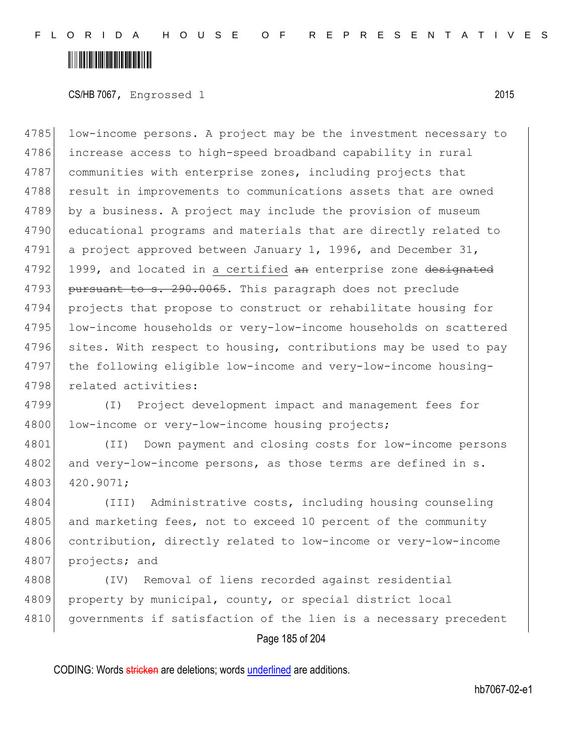low-income persons. A project may be the investment necessary to increase access to high-speed broadband capability in rural communities with enterprise zones, including projects that result in improvements to communications assets that are owned by a business. A project may include the provision of museum educational programs and materials that are directly related to a project approved between January 1, 1996, and December 31, 1999, and located in a certified ~~an~~ enterprise zone ~~designated pursuant to s. 290.0065~~. This paragraph does not preclude projects that propose to construct or rehabilitate housing for low-income households or very-low-income households on scattered sites. With respect to housing, contributions may be used to pay the following eligible low-income and very-low-income housing-related activities:

(I) Project development impact and management fees for low-income or very-low-income housing projects;

(II) Down payment and closing costs for low-income persons and very-low-income persons, as those terms are defined in s. 420.9071;

(III) Administrative costs, including housing counseling and marketing fees, not to exceed 10 percent of the community contribution, directly related to low-income or very-low-income projects; and

(IV) Removal of liens recorded against residential property by municipal, county, or special district local governments if satisfaction of the lien is a necessary precedent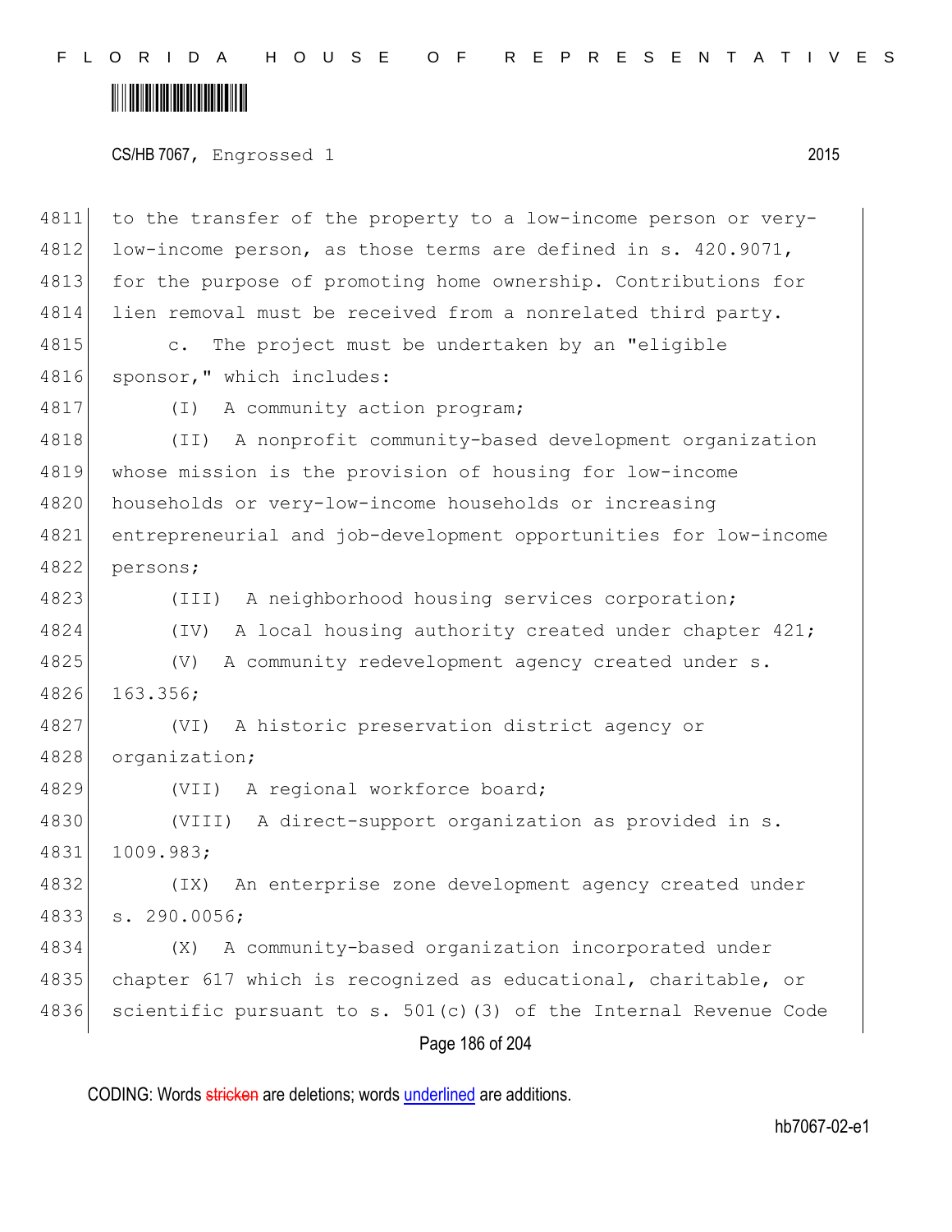to the transfer of the property to a low-income person or very-low-income person, as those terms are defined in s. 420.9071, for the purpose of promoting home ownership. Contributions for lien removal must be received from a nonrelated third party.

c. The project must be undertaken by an "eligible sponsor," which includes:

(I) A community action program;

(II) A nonprofit community-based development organization whose mission is the provision of housing for low-income households or very-low-income households or increasing entrepreneurial and job-development opportunities for low-income persons;

(III) A neighborhood housing services corporation;

(IV) A local housing authority created under chapter 421;

(V) A community redevelopment agency created under s. 163.356;

(VI) A historic preservation district agency or organization;

(VII) A regional workforce board;

(VIII) A direct-support organization as provided in s. 1009.983;

(IX) An enterprise zone development agency created under s. 290.0056;

(X) A community-based organization incorporated under chapter 617 which is recognized as educational, charitable, or scientific pursuant to s. 501(c)(3) of the Internal Revenue Code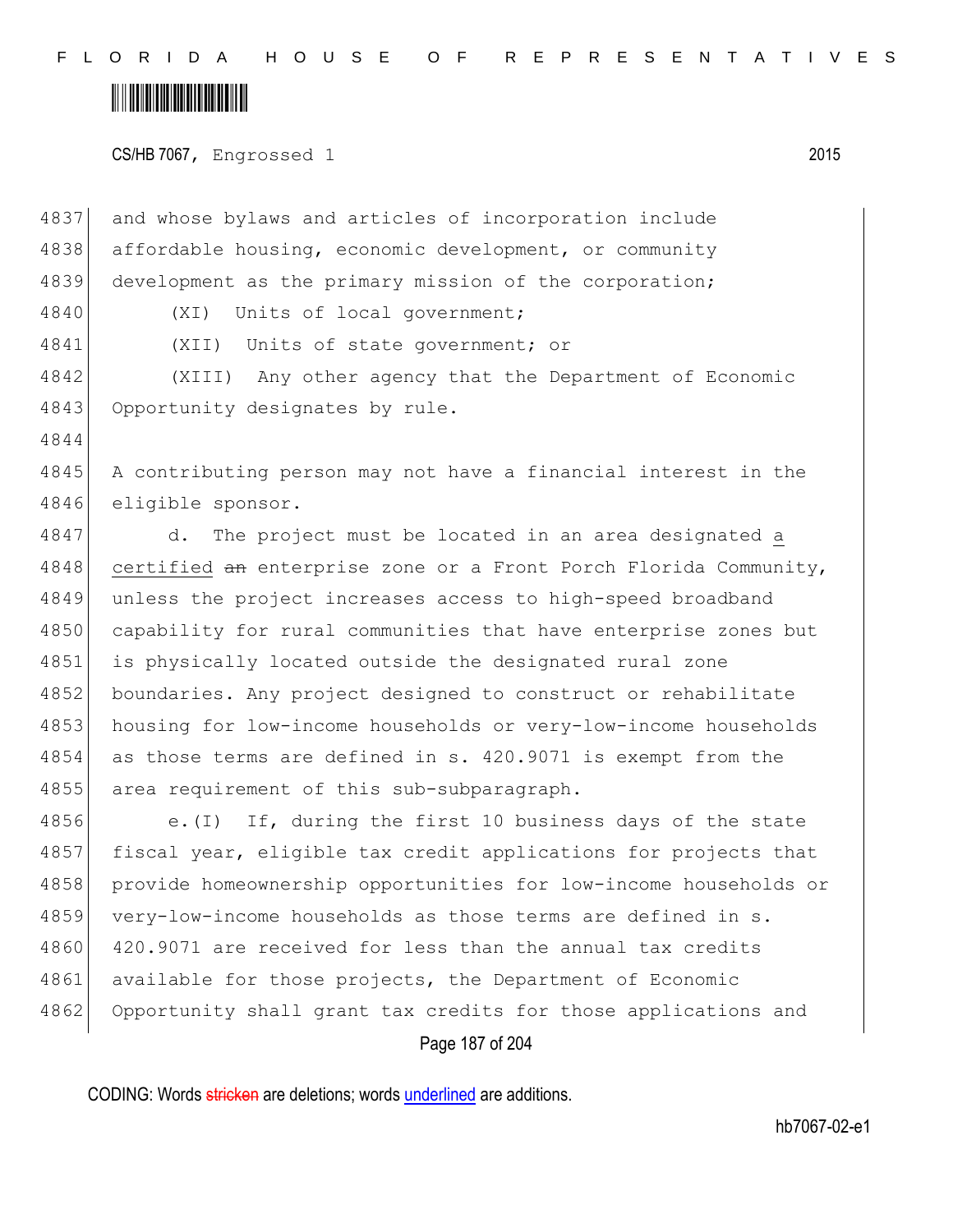and whose bylaws and articles of incorporation include affordable housing, economic development, or community development as the primary mission of the corporation;

(XI) Units of local government;

(XII) Units of state government; or

(XIII) Any other agency that the Department of Economic Opportunity designates by rule.

A contributing person may not have a financial interest in the eligible sponsor.

d. The project must be located in an area designated a certified ~~an~~ enterprise zone or a Front Porch Florida Community, unless the project increases access to high-speed broadband capability for rural communities that have enterprise zones but is physically located outside the designated rural zone boundaries. Any project designed to construct or rehabilitate housing for low-income households or very-low-income households as those terms are defined in s. 420.9071 is exempt from the area requirement of this sub-subparagraph.

e.(I) If, during the first 10 business days of the state fiscal year, eligible tax credit applications for projects that provide homeownership opportunities for low-income households or very-low-income households as those terms are defined in s. 420.9071 are received for less than the annual tax credits available for those projects, the Department of Economic Opportunity shall grant tax credits for those applications and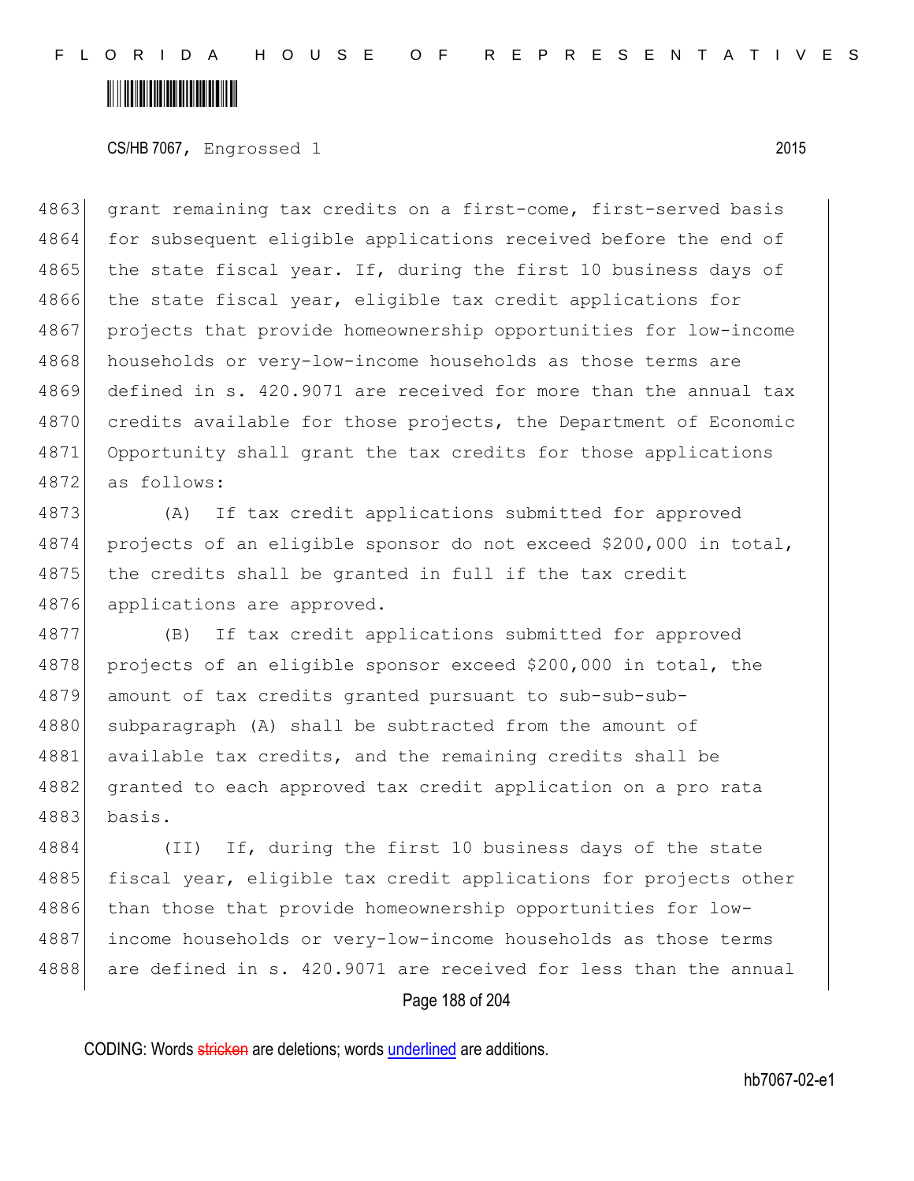grant remaining tax credits on a first-come, first-served basis for subsequent eligible applications received before the end of the state fiscal year. If, during the first 10 business days of the state fiscal year, eligible tax credit applications for projects that provide homeownership opportunities for low-income households or very-low-income households as those terms are defined in s. 420.9071 are received for more than the annual tax credits available for those projects, the Department of Economic Opportunity shall grant the tax credits for those applications as follows:

(A) If tax credit applications submitted for approved projects of an eligible sponsor do not exceed $200,000 in total, the credits shall be granted in full if the tax credit applications are approved.

(B) If tax credit applications submitted for approved projects of an eligible sponsor exceed $200,000 in total, the amount of tax credits granted pursuant to sub-sub-sub-subparagraph (A) shall be subtracted from the amount of available tax credits, and the remaining credits shall be granted to each approved tax credit application on a pro rata basis.

(II) If, during the first 10 business days of the state fiscal year, eligible tax credit applications for projects other than those that provide homeownership opportunities for low-income households or very-low-income households as those terms are defined in s. 420.9071 are received for less than the annual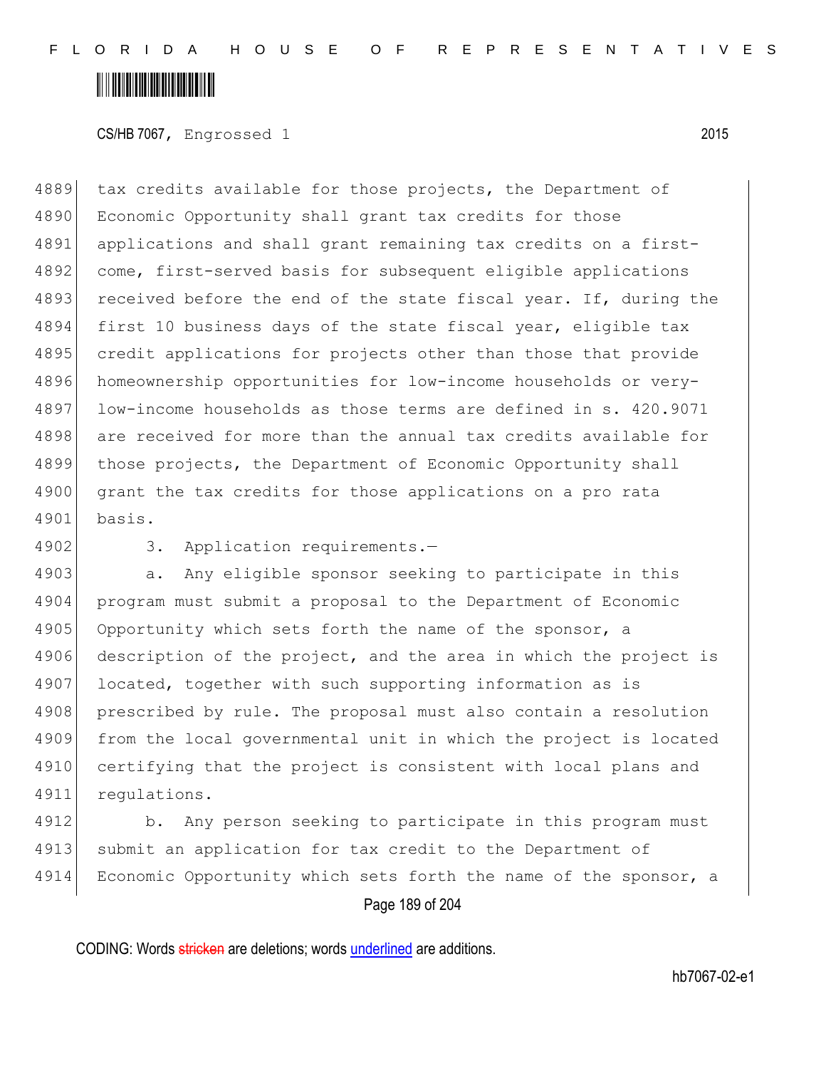tax credits available for those projects, the Department of Economic Opportunity shall grant tax credits for those applications and shall grant remaining tax credits on a first-come, first-served basis for subsequent eligible applications received before the end of the state fiscal year. If, during the first 10 business days of the state fiscal year, eligible tax credit applications for projects other than those that provide homeownership opportunities for low-income households or very-low-income households as those terms are defined in s. 420.9071 are received for more than the annual tax credits available for those projects, the Department of Economic Opportunity shall grant the tax credits for those applications on a pro rata basis.

3. Application requirements.—

a. Any eligible sponsor seeking to participate in this program must submit a proposal to the Department of Economic Opportunity which sets forth the name of the sponsor, a description of the project, and the area in which the project is located, together with such supporting information as is prescribed by rule. The proposal must also contain a resolution from the local governmental unit in which the project is located certifying that the project is consistent with local plans and regulations.

b. Any person seeking to participate in this program must submit an application for tax credit to the Department of Economic Opportunity which sets forth the name of the sponsor, a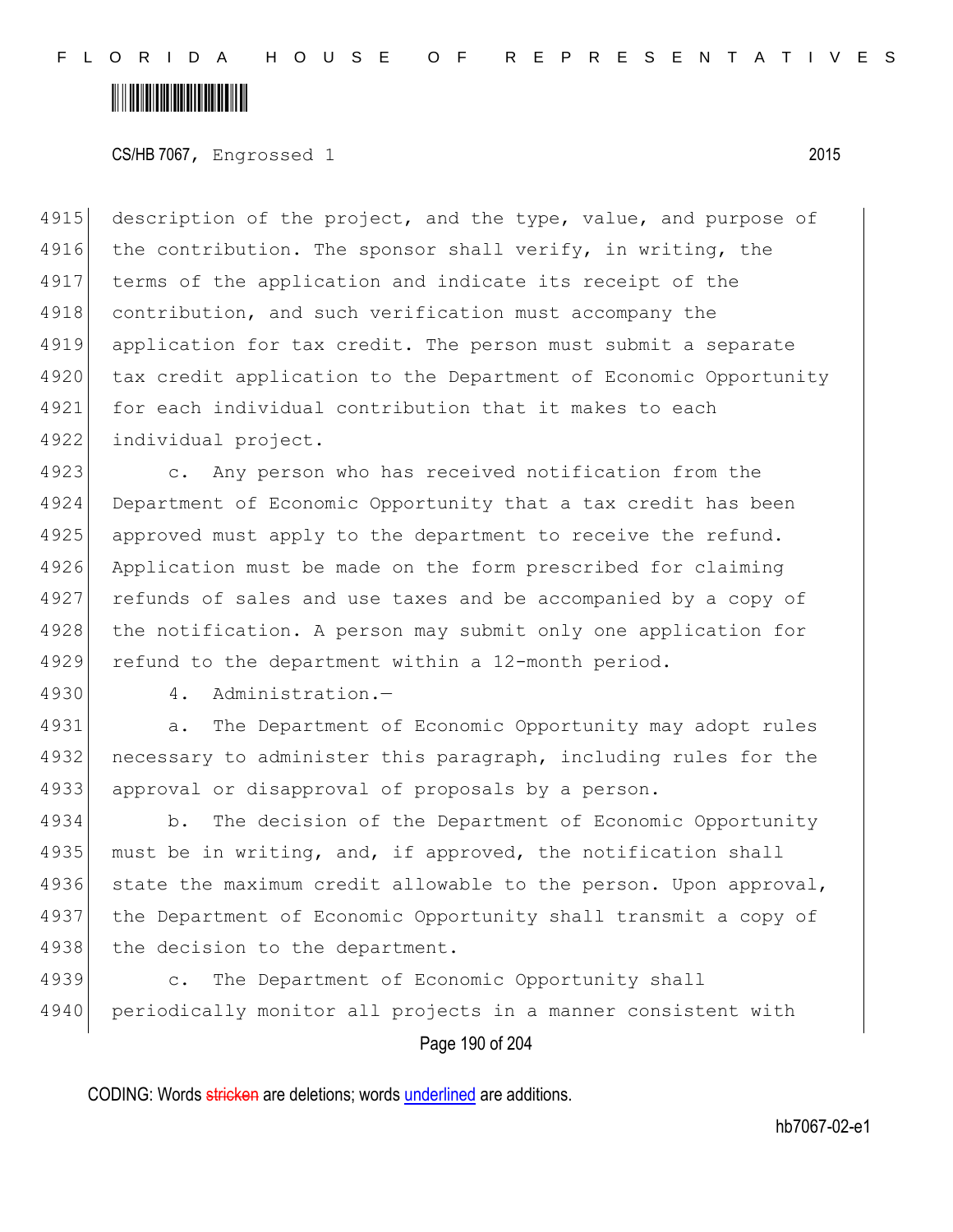description of the project, and the type, value, and purpose of the contribution. The sponsor shall verify, in writing, the terms of the application and indicate its receipt of the contribution, and such verification must accompany the application for tax credit. The person must submit a separate tax credit application to the Department of Economic Opportunity for each individual contribution that it makes to each individual project.

c. Any person who has received notification from the Department of Economic Opportunity that a tax credit has been approved must apply to the department to receive the refund. Application must be made on the form prescribed for claiming refunds of sales and use taxes and be accompanied by a copy of the notification. A person may submit only one application for refund to the department within a 12-month period.

4. Administration.—

a. The Department of Economic Opportunity may adopt rules necessary to administer this paragraph, including rules for the approval or disapproval of proposals by a person.

b. The decision of the Department of Economic Opportunity must be in writing, and, if approved, the notification shall state the maximum credit allowable to the person. Upon approval, the Department of Economic Opportunity shall transmit a copy of the decision to the department.

c. The Department of Economic Opportunity shall periodically monitor all projects in a manner consistent with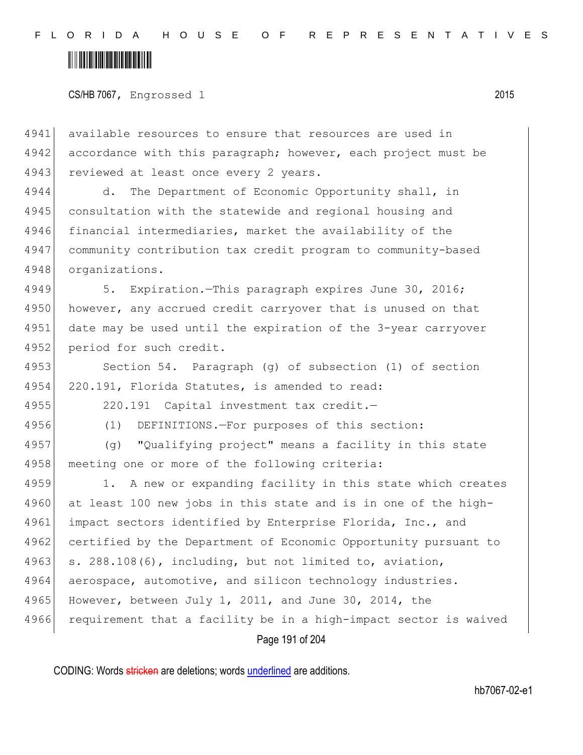available resources to ensure that resources are used in accordance with this paragraph; however, each project must be reviewed at least once every 2 years.

d. The Department of Economic Opportunity shall, in consultation with the statewide and regional housing and financial intermediaries, market the availability of the community contribution tax credit program to community-based organizations.

5. Expiration.—This paragraph expires June 30, 2016; however, any accrued credit carryover that is unused on that date may be used until the expiration of the 3-year carryover period for such credit.

Section 54. Paragraph (g) of subsection (1) of section 220.191, Florida Statutes, is amended to read:

220.191 Capital investment tax credit.—

(1) DEFINITIONS.—For purposes of this section:

(g) "Qualifying project" means a facility in this state meeting one or more of the following criteria:

1. A new or expanding facility in this state which creates at least 100 new jobs in this state and is in one of the high-impact sectors identified by Enterprise Florida, Inc., and certified by the Department of Economic Opportunity pursuant to s. 288.108(6), including, but not limited to, aviation, aerospace, automotive, and silicon technology industries. However, between July 1, 2011, and June 30, 2014, the requirement that a facility be in a high-impact sector is waived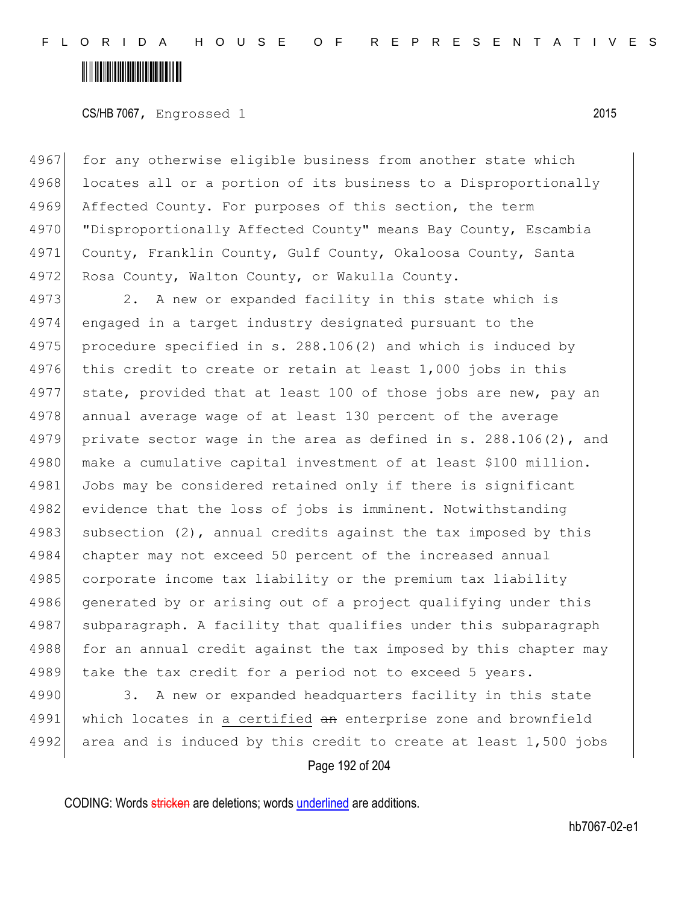for any otherwise eligible business from another state which locates all or a portion of its business to a Disproportionally Affected County. For purposes of this section, the term "Disproportionally Affected County" means Bay County, Escambia County, Franklin County, Gulf County, Okaloosa County, Santa Rosa County, Walton County, or Wakulla County.

2. A new or expanded facility in this state which is engaged in a target industry designated pursuant to the procedure specified in s. 288.106(2) and which is induced by this credit to create or retain at least 1,000 jobs in this state, provided that at least 100 of those jobs are new, pay an annual average wage of at least 130 percent of the average private sector wage in the area as defined in s. 288.106(2), and make a cumulative capital investment of at least $100 million. Jobs may be considered retained only if there is significant evidence that the loss of jobs is imminent. Notwithstanding subsection (2), annual credits against the tax imposed by this chapter may not exceed 50 percent of the increased annual corporate income tax liability or the premium tax liability generated by or arising out of a project qualifying under this subparagraph. A facility that qualifies under this subparagraph for an annual credit against the tax imposed by this chapter may take the tax credit for a period not to exceed 5 years.

3. A new or expanded headquarters facility in this state which locates in a certified ~~an~~ enterprise zone and brownfield area and is induced by this credit to create at least 1,500 jobs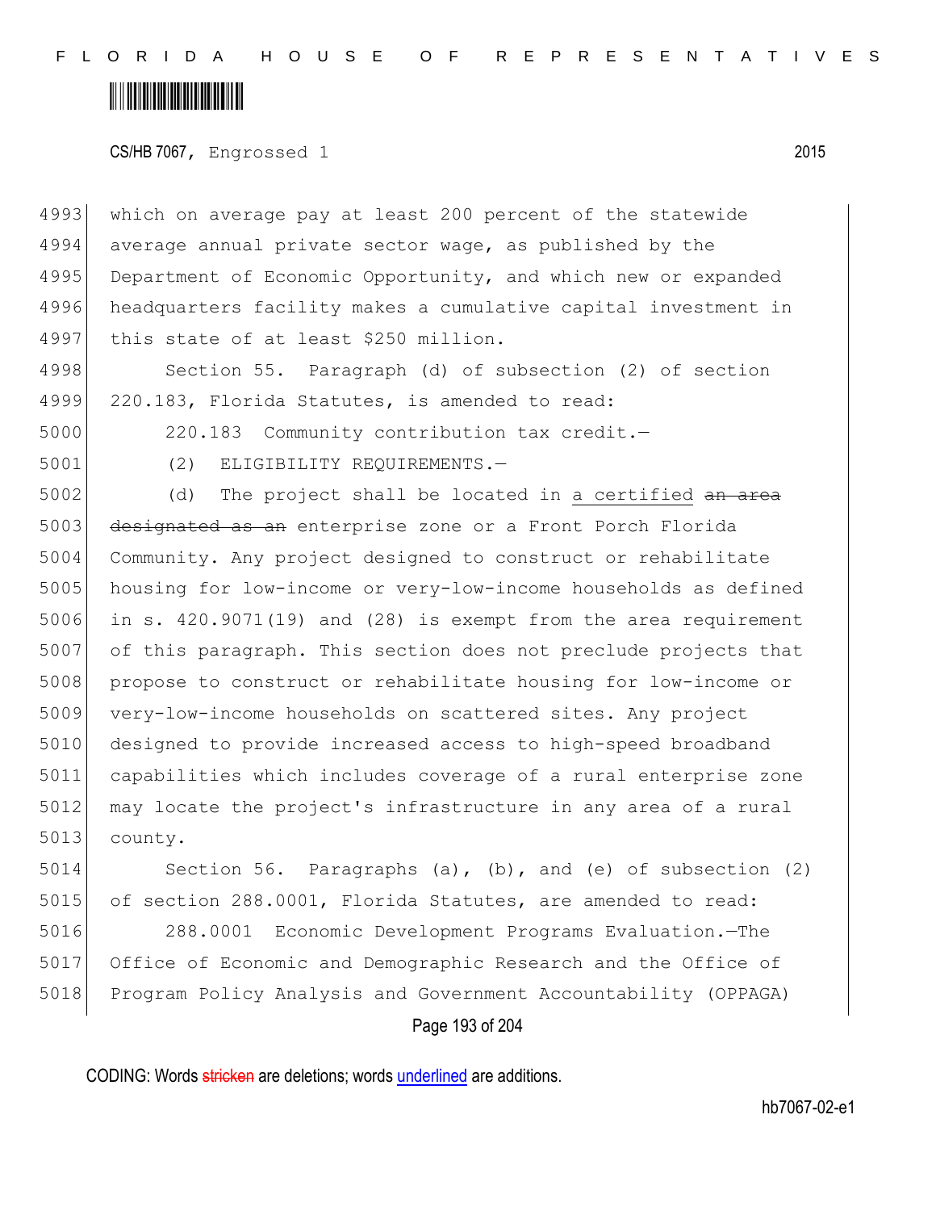which on average pay at least 200 percent of the statewide average annual private sector wage, as published by the Department of Economic Opportunity, and which new or expanded headquarters facility makes a cumulative capital investment in this state of at least $250 million.

Section 55. Paragraph (d) of subsection (2) of section 220.183, Florida Statutes, is amended to read:

220.183 Community contribution tax credit.—

(2) ELIGIBILITY REQUIREMENTS.—

(d) The project shall be located in <u>a certified</u> ~~an area designated as an~~ enterprise zone or a Front Porch Florida Community. Any project designed to construct or rehabilitate housing for low-income or very-low-income households as defined in s. 420.9071(19) and (28) is exempt from the area requirement of this paragraph. This section does not preclude projects that propose to construct or rehabilitate housing for low-income or very-low-income households on scattered sites. Any project designed to provide increased access to high-speed broadband capabilities which includes coverage of a rural enterprise zone may locate the project's infrastructure in any area of a rural county.

Section 56. Paragraphs (a), (b), and (e) of subsection (2) of section 288.0001, Florida Statutes, are amended to read:

288.0001 Economic Development Programs Evaluation.—The Office of Economic and Demographic Research and the Office of Program Policy Analysis and Government Accountability (OPPAGA)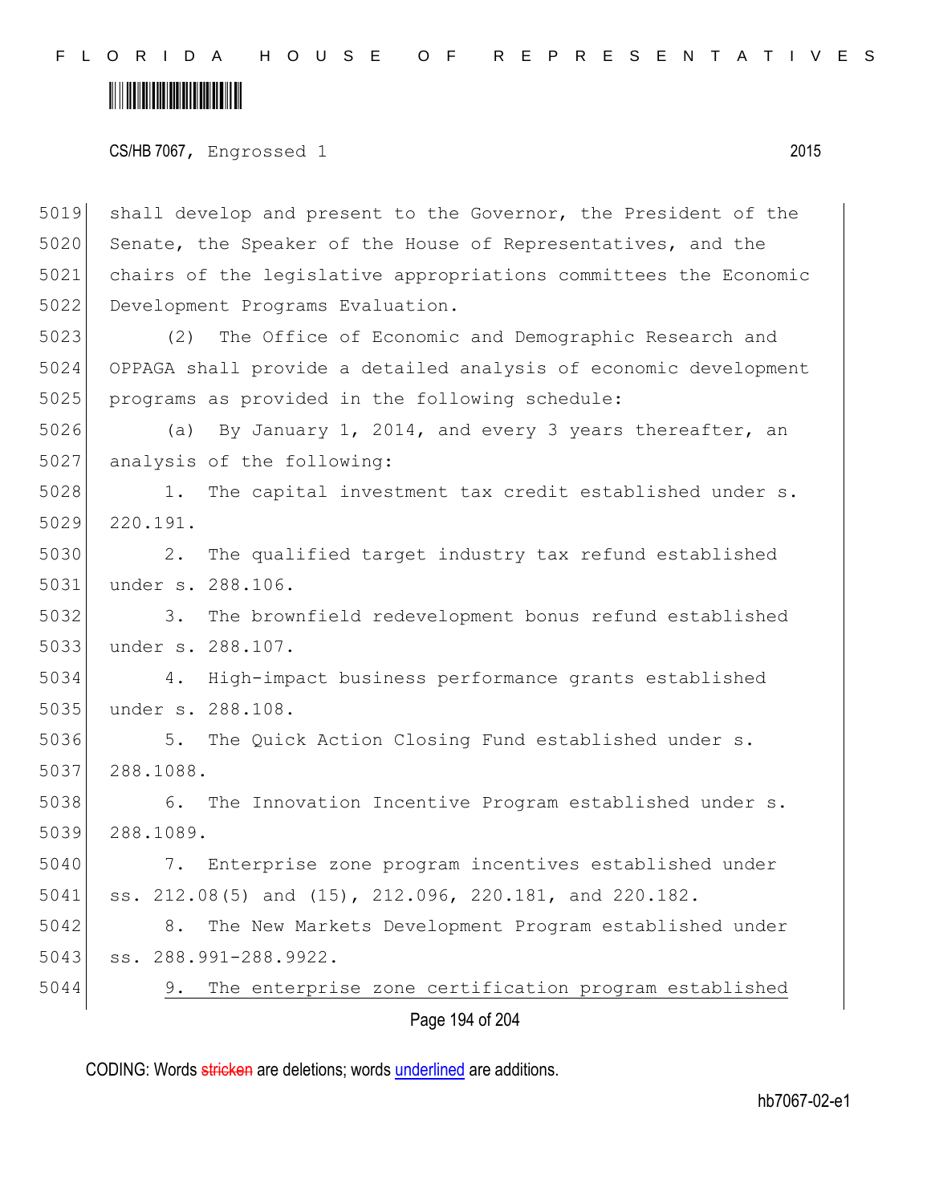shall develop and present to the Governor, the President of the Senate, the Speaker of the House of Representatives, and the chairs of the legislative appropriations committees the Economic Development Programs Evaluation.

(2) The Office of Economic and Demographic Research and OPPAGA shall provide a detailed analysis of economic development programs as provided in the following schedule:

(a) By January 1, 2014, and every 3 years thereafter, an analysis of the following:

1. The capital investment tax credit established under s. 220.191.

2. The qualified target industry tax refund established under s. 288.106.

3. The brownfield redevelopment bonus refund established under s. 288.107.

4. High-impact business performance grants established under s. 288.108.

5. The Quick Action Closing Fund established under s. 288.1088.

6. The Innovation Incentive Program established under s. 288.1089.

7. Enterprise zone program incentives established under ss. 212.08(5) and (15), 212.096, 220.181, and 220.182.

8. The New Markets Development Program established under ss. 288.991-288.9922.

<u>9. The enterprise zone certification program established</u>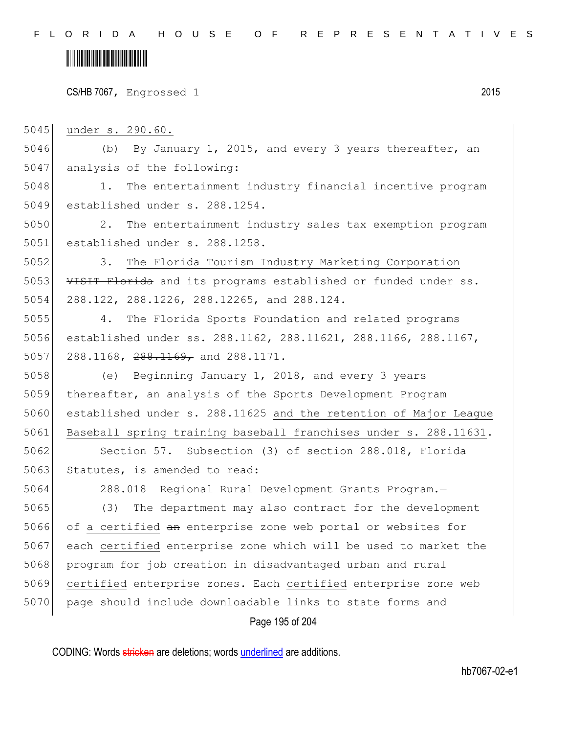under s. 290.60.

(b) By January 1, 2015, and every 3 years thereafter, an analysis of the following:

1. The entertainment industry financial incentive program established under s. 288.1254.

2. The entertainment industry sales tax exemption program established under s. 288.1258.

3. The Florida Tourism Industry Marketing Corporation ~~VISIT Florida~~ and its programs established or funded under ss. 288.122, 288.1226, 288.12265, and 288.124.

4. The Florida Sports Foundation and related programs established under ss. 288.1162, 288.11621, 288.1166, 288.1167, 288.1168, ~~288.1169,~~ and 288.1171.

(e) Beginning January 1, 2018, and every 3 years thereafter, an analysis of the Sports Development Program established under s. 288.11625 and the retention of Major League Baseball spring training baseball franchises under s. 288.11631.

Section 57. Subsection (3) of section 288.018, Florida Statutes, is amended to read:

288.018 Regional Rural Development Grants Program.—

(3) The department may also contract for the development of a certified ~~an~~ enterprise zone web portal or websites for each certified enterprise zone which will be used to market the program for job creation in disadvantaged urban and rural certified enterprise zones. Each certified enterprise zone web page should include downloadable links to state forms and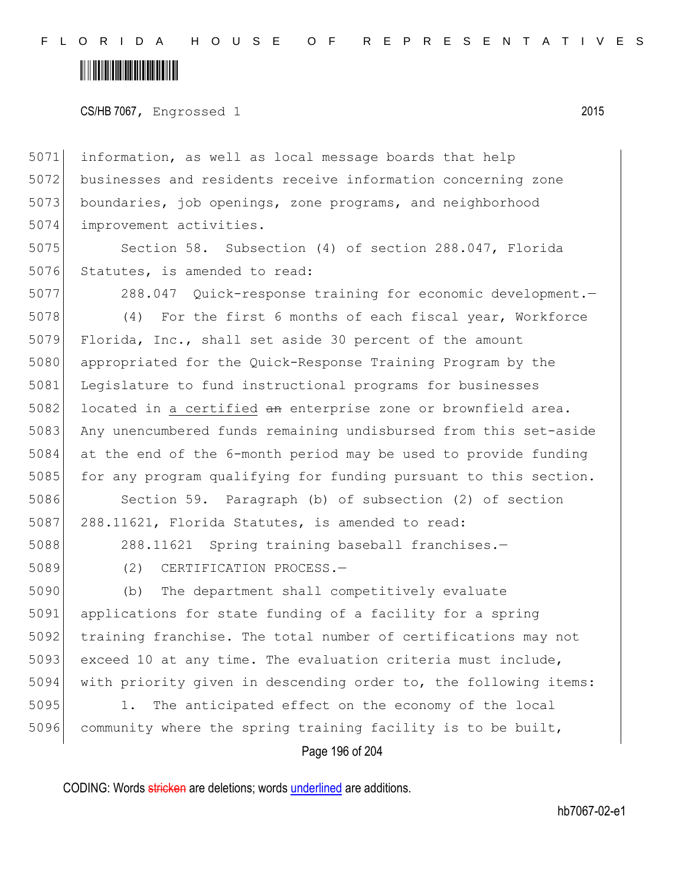information, as well as local message boards that help businesses and residents receive information concerning zone boundaries, job openings, zone programs, and neighborhood improvement activities.

Section 58. Subsection (4) of section 288.047, Florida Statutes, is amended to read:

288.047 Quick-response training for economic development.—

(4) For the first 6 months of each fiscal year, Workforce Florida, Inc., shall set aside 30 percent of the amount appropriated for the Quick-Response Training Program by the Legislature to fund instructional programs for businesses located in <u>a certified</u> ~~an~~ enterprise zone or brownfield area. Any unencumbered funds remaining undisbursed from this set-aside at the end of the 6-month period may be used to provide funding for any program qualifying for funding pursuant to this section.

Section 59. Paragraph (b) of subsection (2) of section 288.11621, Florida Statutes, is amended to read:

288.11621 Spring training baseball franchises.—

(2) CERTIFICATION PROCESS.—

(b) The department shall competitively evaluate applications for state funding of a facility for a spring training franchise. The total number of certifications may not exceed 10 at any time. The evaluation criteria must include, with priority given in descending order to, the following items:

1. The anticipated effect on the economy of the local community where the spring training facility is to be built,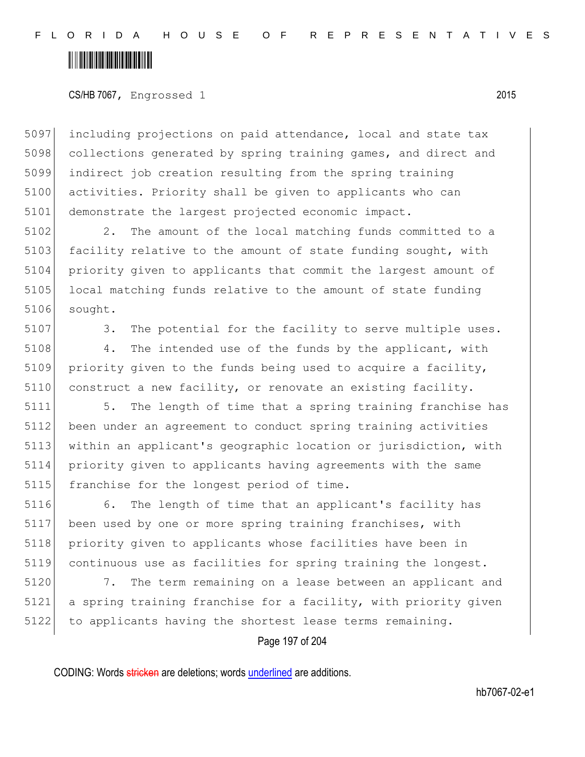including projections on paid attendance, local and state tax collections generated by spring training games, and direct and indirect job creation resulting from the spring training activities. Priority shall be given to applicants who can demonstrate the largest projected economic impact.

2. The amount of the local matching funds committed to a facility relative to the amount of state funding sought, with priority given to applicants that commit the largest amount of local matching funds relative to the amount of state funding sought.

3. The potential for the facility to serve multiple uses.

4. The intended use of the funds by the applicant, with priority given to the funds being used to acquire a facility, construct a new facility, or renovate an existing facility.

5. The length of time that a spring training franchise has been under an agreement to conduct spring training activities within an applicant's geographic location or jurisdiction, with priority given to applicants having agreements with the same franchise for the longest period of time.

6. The length of time that an applicant's facility has been used by one or more spring training franchises, with priority given to applicants whose facilities have been in continuous use as facilities for spring training the longest.

7. The term remaining on a lease between an applicant and a spring training franchise for a facility, with priority given to applicants having the shortest lease terms remaining.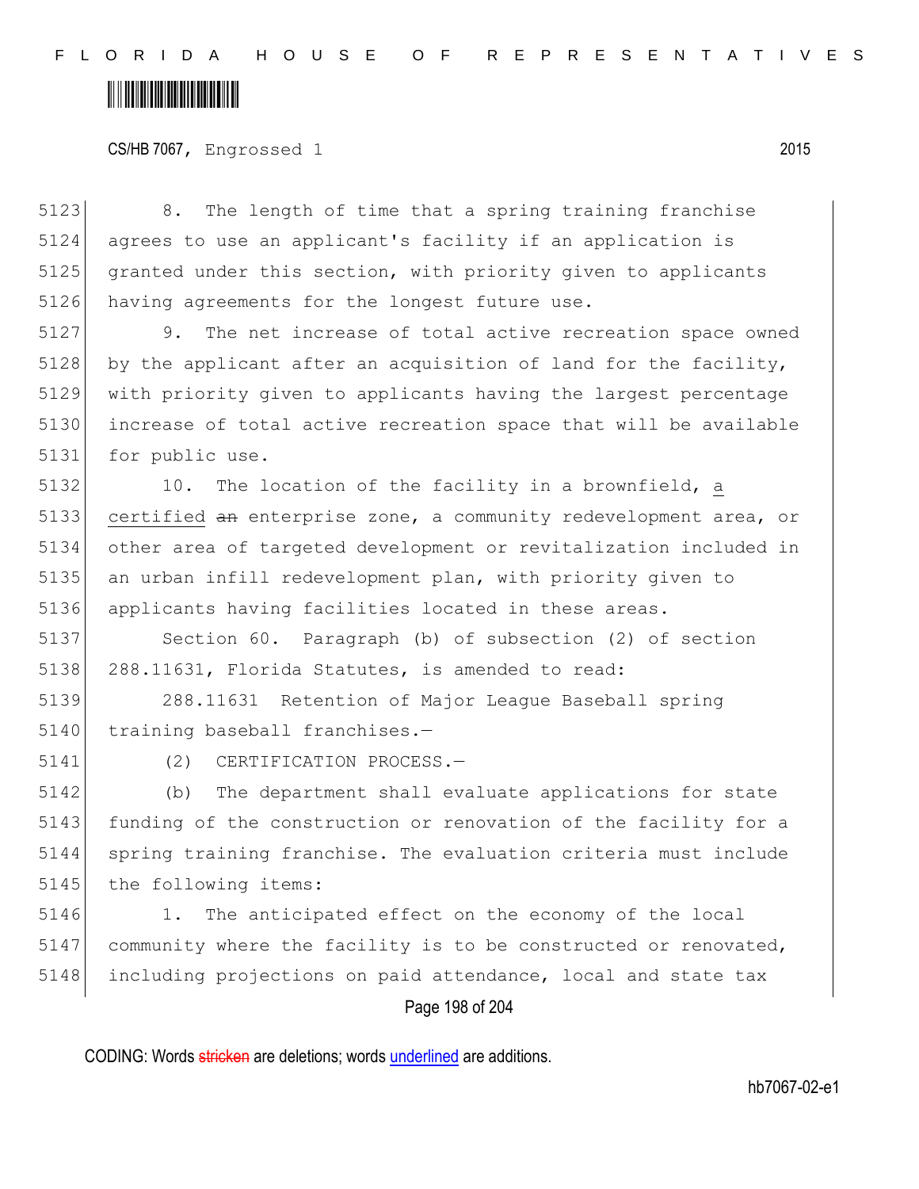8. The length of time that a spring training franchise agrees to use an applicant's facility if an application is granted under this section, with priority given to applicants having agreements for the longest future use.

9. The net increase of total active recreation space owned by the applicant after an acquisition of land for the facility, with priority given to applicants having the largest percentage increase of total active recreation space that will be available for public use.

10. The location of the facility in a brownfield, a certified ~~an~~ enterprise zone, a community redevelopment area, or other area of targeted development or revitalization included in an urban infill redevelopment plan, with priority given to applicants having facilities located in these areas.

Section 60. Paragraph (b) of subsection (2) of section 288.11631, Florida Statutes, is amended to read:

288.11631 Retention of Major League Baseball spring training baseball franchises.—

(2) CERTIFICATION PROCESS.—

(b) The department shall evaluate applications for state funding of the construction or renovation of the facility for a spring training franchise. The evaluation criteria must include the following items:

1. The anticipated effect on the economy of the local community where the facility is to be constructed or renovated, including projections on paid attendance, local and state tax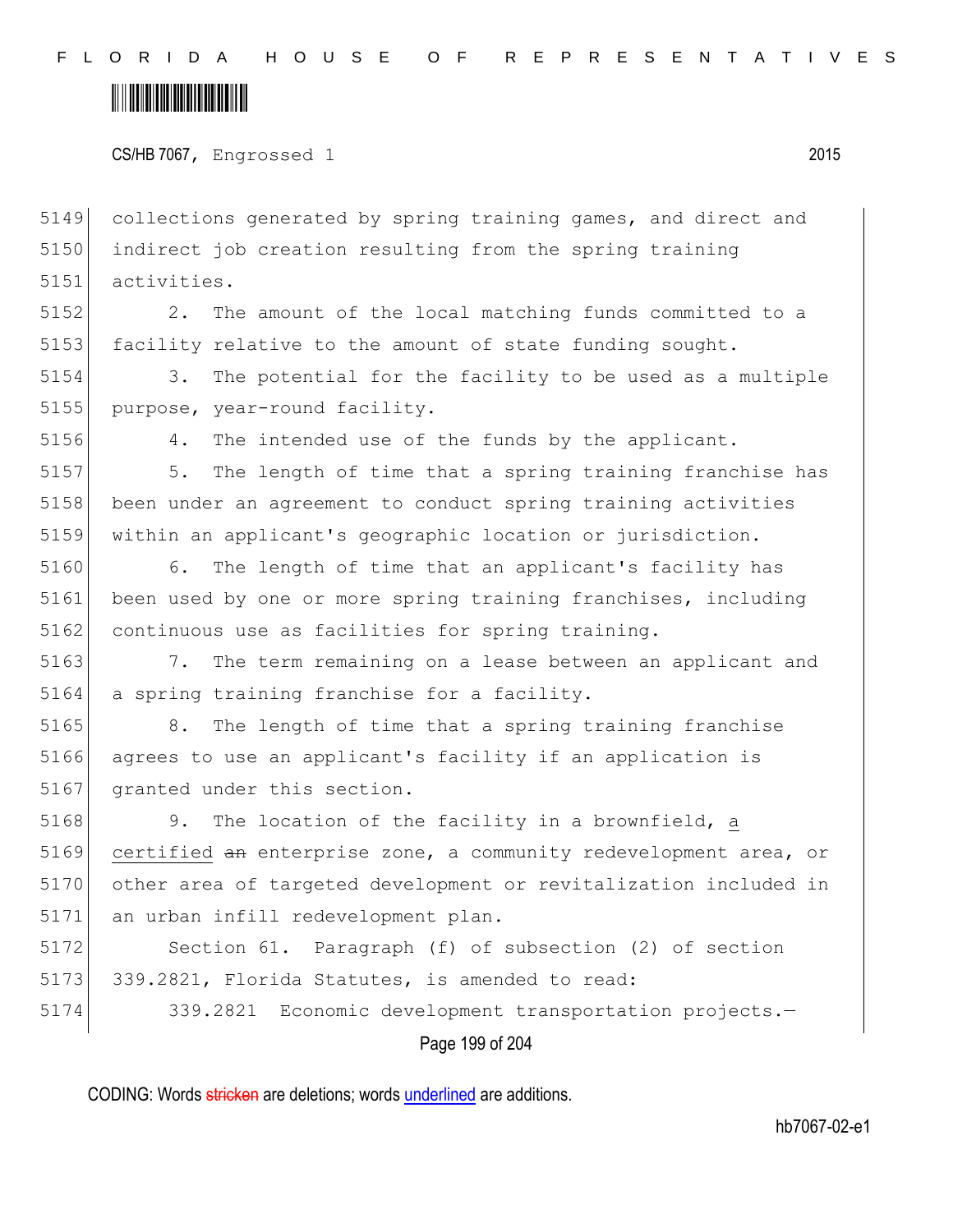collections generated by spring training games, and direct and indirect job creation resulting from the spring training activities.

2. The amount of the local matching funds committed to a facility relative to the amount of state funding sought.

3. The potential for the facility to be used as a multiple purpose, year-round facility.

4. The intended use of the funds by the applicant.

5. The length of time that a spring training franchise has been under an agreement to conduct spring training activities within an applicant's geographic location or jurisdiction.

6. The length of time that an applicant's facility has been used by one or more spring training franchises, including continuous use as facilities for spring training.

7. The term remaining on a lease between an applicant and a spring training franchise for a facility.

8. The length of time that a spring training franchise agrees to use an applicant's facility if an application is granted under this section.

9. The location of the facility in a brownfield, a certified ~~an~~ enterprise zone, a community redevelopment area, or other area of targeted development or revitalization included in an urban infill redevelopment plan.

Section 61. Paragraph (f) of subsection (2) of section 339.2821, Florida Statutes, is amended to read:

339.2821 Economic development transportation projects.—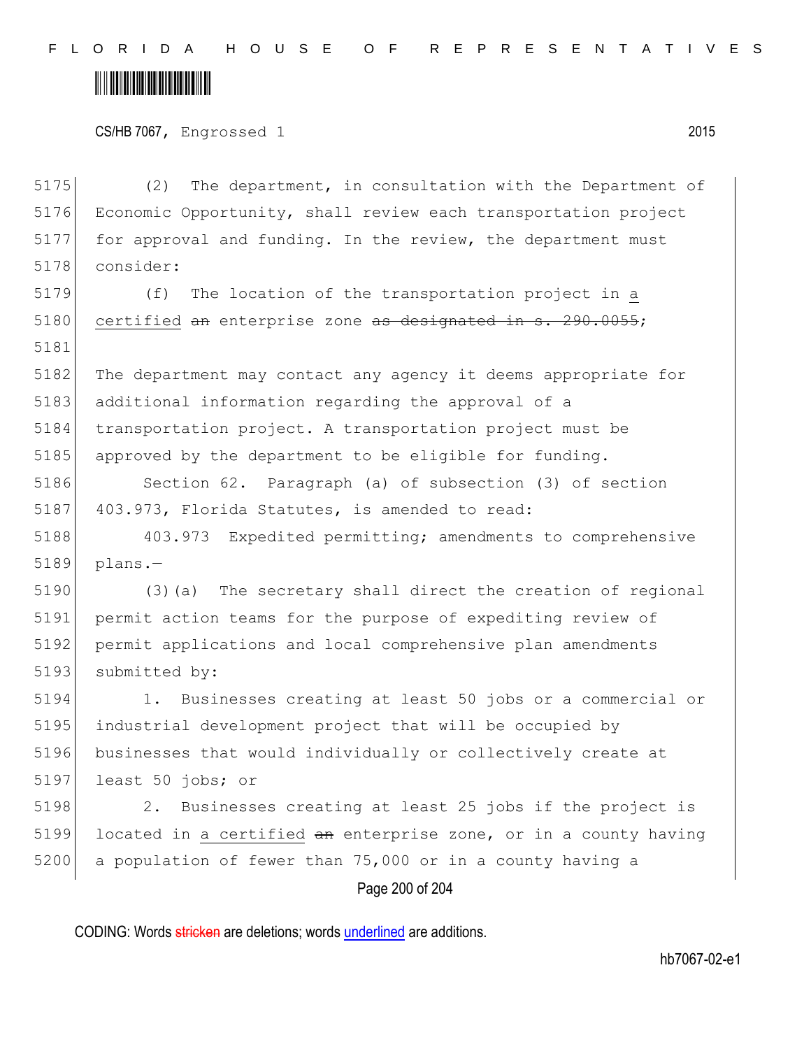(2) The department, in consultation with the Department of Economic Opportunity, shall review each transportation project for approval and funding. In the review, the department must consider:

(f) The location of the transportation project in a certified ~~an~~ enterprise zone ~~as designated in s. 290.0055~~;

The department may contact any agency it deems appropriate for additional information regarding the approval of a transportation project. A transportation project must be approved by the department to be eligible for funding.

Section 62. Paragraph (a) of subsection (3) of section 403.973, Florida Statutes, is amended to read:

403.973 Expedited permitting; amendments to comprehensive plans.—

(3)(a) The secretary shall direct the creation of regional permit action teams for the purpose of expediting review of permit applications and local comprehensive plan amendments submitted by:

1. Businesses creating at least 50 jobs or a commercial or industrial development project that will be occupied by businesses that would individually or collectively create at least 50 jobs; or

2. Businesses creating at least 25 jobs if the project is located in a certified ~~an~~ enterprise zone, or in a county having a population of fewer than 75,000 or in a county having a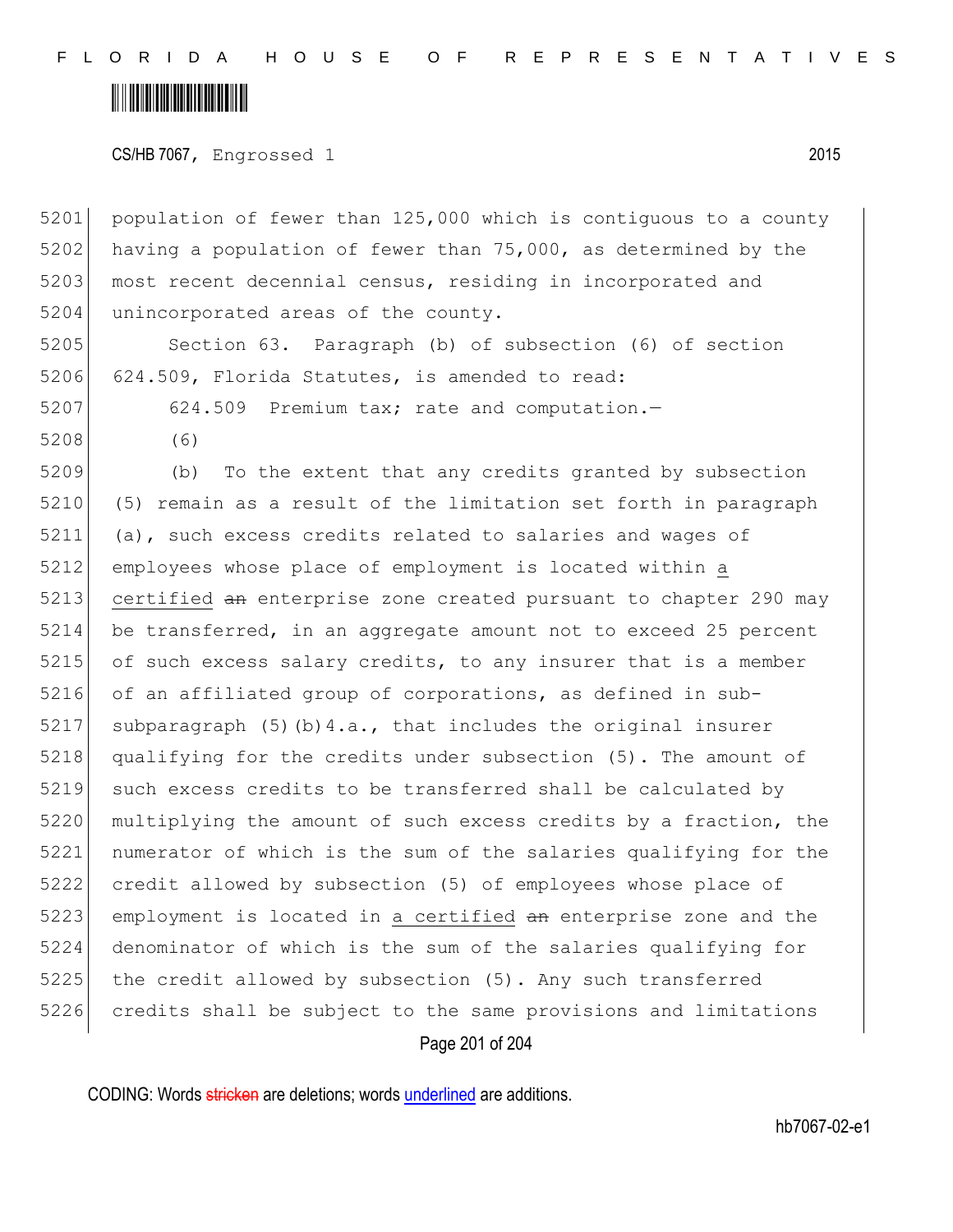population of fewer than 125,000 which is contiguous to a county having a population of fewer than 75,000, as determined by the most recent decennial census, residing in incorporated and unincorporated areas of the county.

Section 63. Paragraph (b) of subsection (6) of section 624.509, Florida Statutes, is amended to read:

624.509 Premium tax; rate and computation.—

(6)

(b) To the extent that any credits granted by subsection (5) remain as a result of the limitation set forth in paragraph (a), such excess credits related to salaries and wages of employees whose place of employment is located within a certified ~~an~~ enterprise zone created pursuant to chapter 290 may be transferred, in an aggregate amount not to exceed 25 percent of such excess salary credits, to any insurer that is a member of an affiliated group of corporations, as defined in sub-subparagraph (5)(b)4.a., that includes the original insurer qualifying for the credits under subsection (5). The amount of such excess credits to be transferred shall be calculated by multiplying the amount of such excess credits by a fraction, the numerator of which is the sum of the salaries qualifying for the credit allowed by subsection (5) of employees whose place of employment is located in a certified ~~an~~ enterprise zone and the denominator of which is the sum of the salaries qualifying for the credit allowed by subsection (5). Any such transferred credits shall be subject to the same provisions and limitations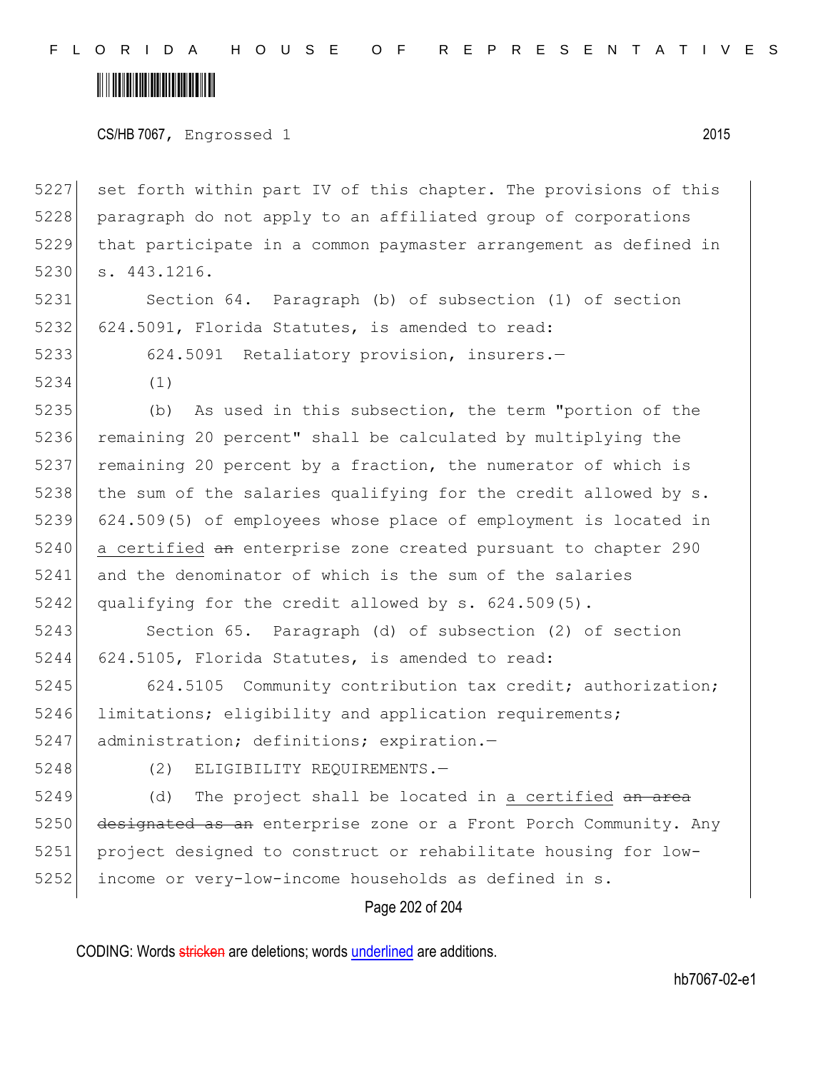set forth within part IV of this chapter. The provisions of this paragraph do not apply to an affiliated group of corporations that participate in a common paymaster arrangement as defined in s. 443.1216.

Section 64. Paragraph (b) of subsection (1) of section 624.5091, Florida Statutes, is amended to read:

624.5091 Retaliatory provision, insurers.—

(1)

(b) As used in this subsection, the term "portion of the remaining 20 percent" shall be calculated by multiplying the remaining 20 percent by a fraction, the numerator of which is the sum of the salaries qualifying for the credit allowed by s. 624.509(5) of employees whose place of employment is located in <u>a certified</u> ~~an~~ enterprise zone created pursuant to chapter 290 and the denominator of which is the sum of the salaries qualifying for the credit allowed by s. 624.509(5).

Section 65. Paragraph (d) of subsection (2) of section 624.5105, Florida Statutes, is amended to read:

624.5105 Community contribution tax credit; authorization; limitations; eligibility and application requirements; administration; definitions; expiration.—

(2) ELIGIBILITY REQUIREMENTS.—

(d) The project shall be located in <u>a certified</u> ~~an area designated as an~~ enterprise zone or a Front Porch Community. Any project designed to construct or rehabilitate housing for low-income or very-low-income households as defined in s.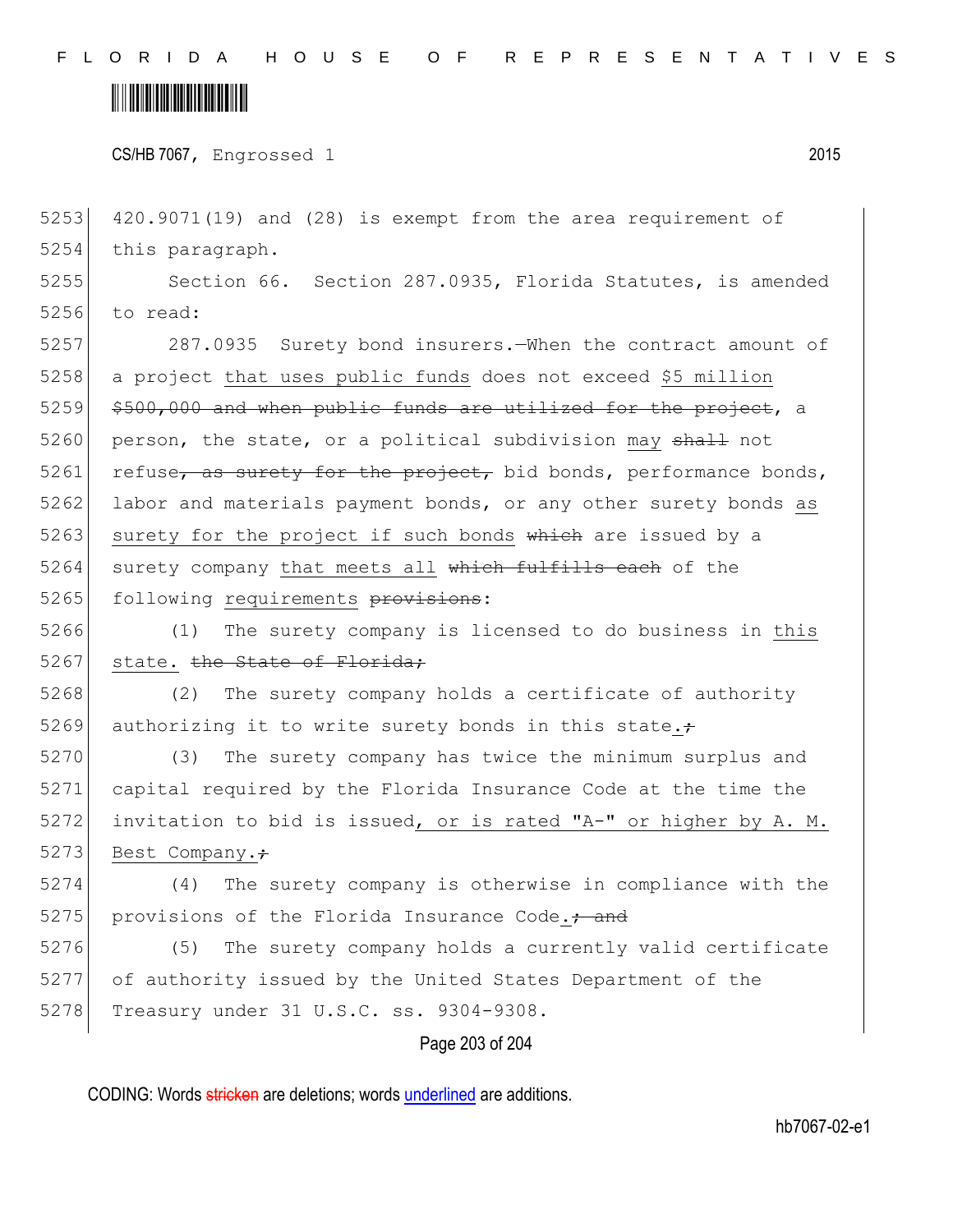420.9071(19) and (28) is exempt from the area requirement of this paragraph.

Section 66. Section 287.0935, Florida Statutes, is amended to read:

287.0935 Surety bond insurers.—When the contract amount of a project <u>that uses public funds</u> does not exceed <u>$5 million</u> ~~$500,000 and when public funds are utilized for the project~~, a person, the state, or a political subdivision <u>may</u> ~~shall~~ not refuse~~, as surety for the project,~~ bid bonds, performance bonds, labor and materials payment bonds, or any other surety bonds <u>as surety for the project if such bonds</u> ~~which~~ are issued by a surety company <u>that meets all</u> ~~which fulfills each~~ of the following <u>requirements</u> ~~provisions~~:

(1) The surety company is licensed to do business in <u>this state.</u> ~~the State of Florida;~~

(2) The surety company holds a certificate of authority authorizing it to write surety bonds in this state<u>.</u>~~;~~

(3) The surety company has twice the minimum surplus and capital required by the Florida Insurance Code at the time the invitation to bid is issued<u>, or is rated "A-" or higher by A. M. Best Company.</u>~~;~~

(4) The surety company is otherwise in compliance with the provisions of the Florida Insurance Code<u>.</u>~~; and~~

(5) The surety company holds a currently valid certificate of authority issued by the United States Department of the Treasury under 31 U.S.C. ss. 9304-9308.

CODING: Words ~~stricken~~ are deletions; words <u>underlined</u> are additions.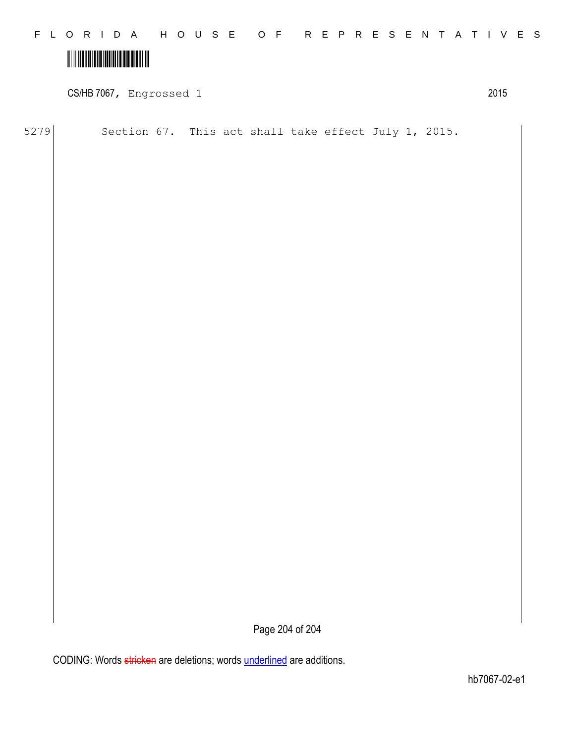5279 Section 67. This act shall take effect July 1, 2015.